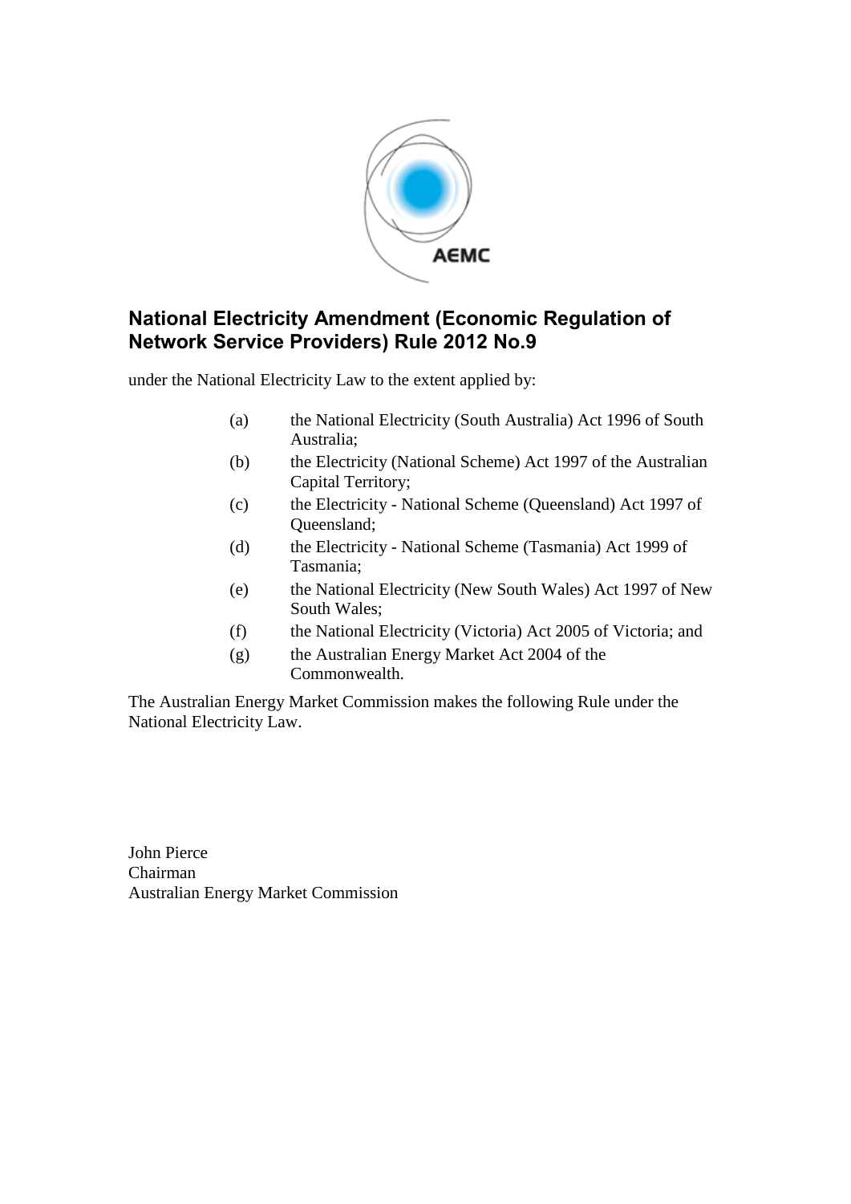# National Electricity Amendment (Economic Regulation of Network Service Providers) Rule 2012 No.9

under the National Electricity Law to the extent applied by:

(a) the National Electricity (South Australia) Act 1996 of South Australia;

(b) the Electricity (National Scheme) Act 1997 of the Australian Capital Territory;

(c) the Electricity - National Scheme (Queensland) Act 1997 of Queensland;

(d) the Electricity - National Scheme (Tasmania) Act 1999 of Tasmania;

(e) the National Electricity (New South Wales) Act 1997 of New South Wales;

(f) the National Electricity (Victoria) Act 2005 of Victoria; and

(g) the Australian Energy Market Act 2004 of the Commonwealth.

The Australian Energy Market Commission makes the following Rule under the National Electricity Law.

John Pierce
Chairman
Australian Energy Market Commission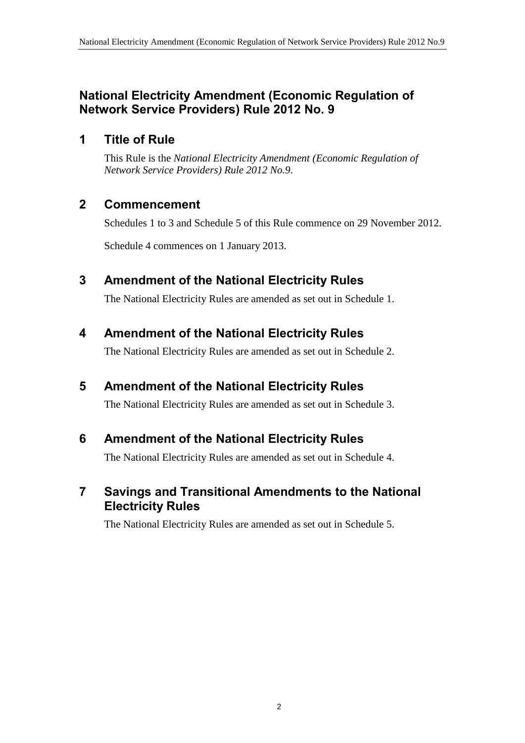# National Electricity Amendment (Economic Regulation of Network Service Providers) Rule 2012 No. 9

## 1 Title of Rule

This Rule is the *National Electricity Amendment (Economic Regulation of Network Service Providers) Rule 2012 No.9*.

## 2 Commencement

Schedules 1 to 3 and Schedule 5 of this Rule commence on 29 November 2012.

Schedule 4 commences on 1 January 2013.

## 3 Amendment of the National Electricity Rules

The National Electricity Rules are amended as set out in Schedule 1.

## 4 Amendment of the National Electricity Rules

The National Electricity Rules are amended as set out in Schedule 2.

## 5 Amendment of the National Electricity Rules

The National Electricity Rules are amended as set out in Schedule 3.

## 6 Amendment of the National Electricity Rules

The National Electricity Rules are amended as set out in Schedule 4.

## 7 Savings and Transitional Amendments to the National Electricity Rules

The National Electricity Rules are amended as set out in Schedule 5.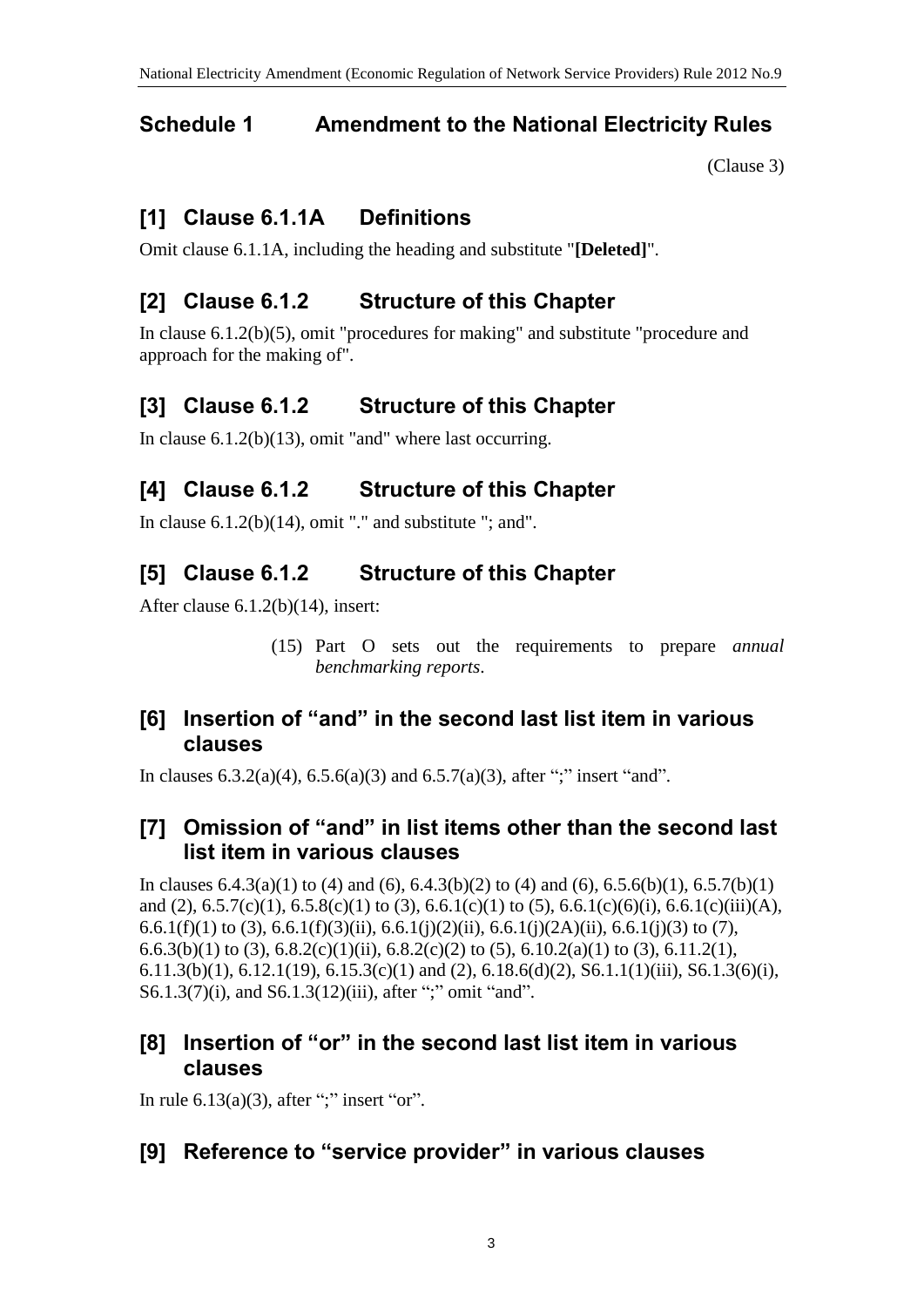## Schedule 1 Amendment to the National Electricity Rules

(Clause 3)

## [1] Clause 6.1.1A Definitions

Omit clause 6.1.1A, including the heading and substitute "**[Deleted]**".

## [2] Clause 6.1.2 Structure of this Chapter

In clause 6.1.2(b)(5), omit "procedures for making" and substitute "procedure and approach for the making of".

## [3] Clause 6.1.2 Structure of this Chapter

In clause 6.1.2(b)(13), omit "and" where last occurring.

## [4] Clause 6.1.2 Structure of this Chapter

In clause 6.1.2(b)(14), omit "." and substitute "; and".

## [5] Clause 6.1.2 Structure of this Chapter

After clause 6.1.2(b)(14), insert:

> (15) Part O sets out the requirements to prepare *annual benchmarking reports*.

## [6] Insertion of "and" in the second last list item in various clauses

In clauses 6.3.2(a)(4), 6.5.6(a)(3) and 6.5.7(a)(3), after ";" insert "and".

## [7] Omission of "and" in list items other than the second last list item in various clauses

In clauses 6.4.3(a)(1) to (4) and (6), 6.4.3(b)(2) to (4) and (6), 6.5.6(b)(1), 6.5.7(b)(1) and (2), 6.5.7(c)(1), 6.5.8(c)(1) to (3), 6.6.1(c)(1) to (5), 6.6.1(c)(6)(i), 6.6.1(c)(iii)(A), 6.6.1(f)(1) to (3), 6.6.1(f)(3)(ii), 6.6.1(j)(2)(ii), 6.6.1(j)(2A)(ii), 6.6.1(j)(3) to (7), 6.6.3(b)(1) to (3), 6.8.2(c)(1)(ii), 6.8.2(c)(2) to (5), 6.10.2(a)(1) to (3), 6.11.2(1), 6.11.3(b)(1), 6.12.1(19), 6.15.3(c)(1) and (2), 6.18.6(d)(2), S6.1.1(1)(iii), S6.1.3(6)(i), S6.1.3(7)(i), and S6.1.3(12)(iii), after ";" omit "and".

## [8] Insertion of "or" in the second last list item in various clauses

In rule 6.13(a)(3), after ";" insert "or".

## [9] Reference to "service provider" in various clauses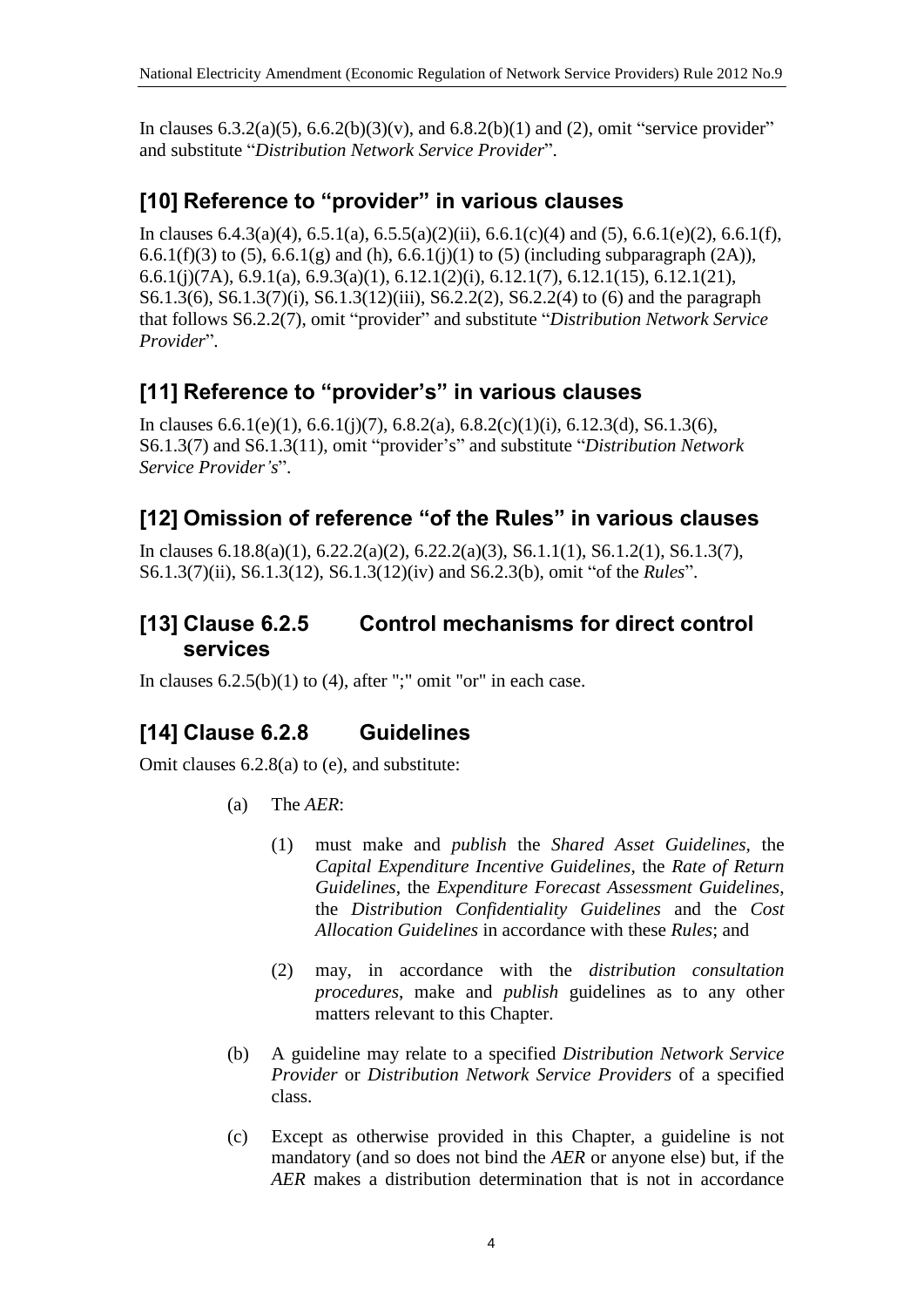In clauses 6.3.2(a)(5), 6.6.2(b)(3)(v), and 6.8.2(b)(1) and (2), omit "service provider" and substitute "*Distribution Network Service Provider*".

## [10] Reference to "provider" in various clauses

In clauses 6.4.3(a)(4), 6.5.1(a), 6.5.5(a)(2)(ii), 6.6.1(c)(4) and (5), 6.6.1(e)(2), 6.6.1(f), 6.6.1(f)(3) to (5), 6.6.1(g) and (h), 6.6.1(j)(1) to (5) (including subparagraph (2A)), 6.6.1(j)(7A), 6.9.1(a), 6.9.3(a)(1), 6.12.1(2)(i), 6.12.1(7), 6.12.1(15), 6.12.1(21), S6.1.3(6), S6.1.3(7)(i), S6.1.3(12)(iii), S6.2.2(2), S6.2.2(4) to (6) and the paragraph that follows S6.2.2(7), omit "provider" and substitute "*Distribution Network Service Provider*".

## [11] Reference to "provider's" in various clauses

In clauses 6.6.1(e)(1), 6.6.1(j)(7), 6.8.2(a), 6.8.2(c)(1)(i), 6.12.3(d), S6.1.3(6), S6.1.3(7) and S6.1.3(11), omit "provider's" and substitute "*Distribution Network Service Provider's*".

## [12] Omission of reference "of the Rules" in various clauses

In clauses 6.18.8(a)(1), 6.22.2(a)(2), 6.22.2(a)(3), S6.1.1(1), S6.1.2(1), S6.1.3(7), S6.1.3(7)(ii), S6.1.3(12), S6.1.3(12)(iv) and S6.2.3(b), omit "of the *Rules*".

## [13] Clause 6.2.5 Control mechanisms for direct control services

In clauses 6.2.5(b)(1) to (4), after ";" omit "or" in each case.

## [14] Clause 6.2.8 Guidelines

Omit clauses 6.2.8(a) to (e), and substitute:

(a) The *AER*:

(1) must make and *publish* the *Shared Asset Guidelines*, the *Capital Expenditure Incentive Guidelines*, the *Rate of Return Guidelines*, the *Expenditure Forecast Assessment Guidelines*, the *Distribution Confidentiality Guidelines* and the *Cost Allocation Guidelines* in accordance with these *Rules*; and

(2) may, in accordance with the *distribution consultation procedures*, make and *publish* guidelines as to any other matters relevant to this Chapter.

(b) A guideline may relate to a specified *Distribution Network Service Provider* or *Distribution Network Service Providers* of a specified class.

(c) Except as otherwise provided in this Chapter, a guideline is not mandatory (and so does not bind the *AER* or anyone else) but, if the *AER* makes a distribution determination that is not in accordance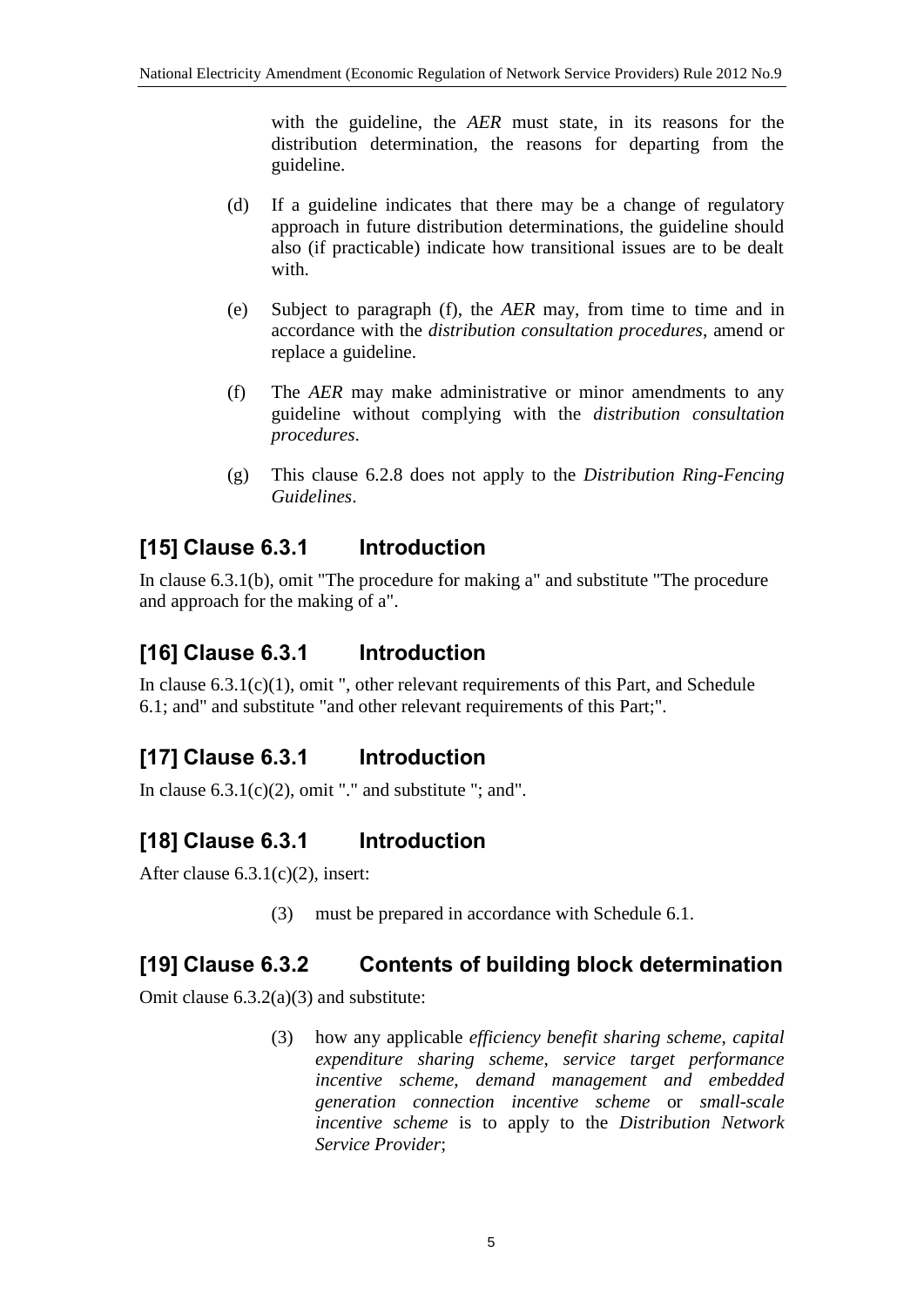with the guideline, the *AER* must state, in its reasons for the distribution determination, the reasons for departing from the guideline.

(d) If a guideline indicates that there may be a change of regulatory approach in future distribution determinations, the guideline should also (if practicable) indicate how transitional issues are to be dealt with.

(e) Subject to paragraph (f), the *AER* may, from time to time and in accordance with the *distribution consultation procedures*, amend or replace a guideline.

(f) The *AER* may make administrative or minor amendments to any guideline without complying with the *distribution consultation procedures*.

(g) This clause 6.2.8 does not apply to the *Distribution Ring-Fencing Guidelines*.

## [15] Clause 6.3.1 Introduction

In clause 6.3.1(b), omit "The procedure for making a" and substitute "The procedure and approach for the making of a".

## [16] Clause 6.3.1 Introduction

In clause 6.3.1(c)(1), omit ", other relevant requirements of this Part, and Schedule 6.1; and" and substitute "and other relevant requirements of this Part;".

## [17] Clause 6.3.1 Introduction

In clause 6.3.1(c)(2), omit "." and substitute "; and".

## [18] Clause 6.3.1 Introduction

After clause 6.3.1(c)(2), insert:

(3) must be prepared in accordance with Schedule 6.1.

## [19] Clause 6.3.2 Contents of building block determination

Omit clause 6.3.2(a)(3) and substitute:

(3) how any applicable *efficiency benefit sharing scheme*, *capital expenditure sharing scheme*, *service target performance incentive scheme*, *demand management and embedded generation connection incentive scheme* or *small-scale incentive scheme* is to apply to the *Distribution Network Service Provider*;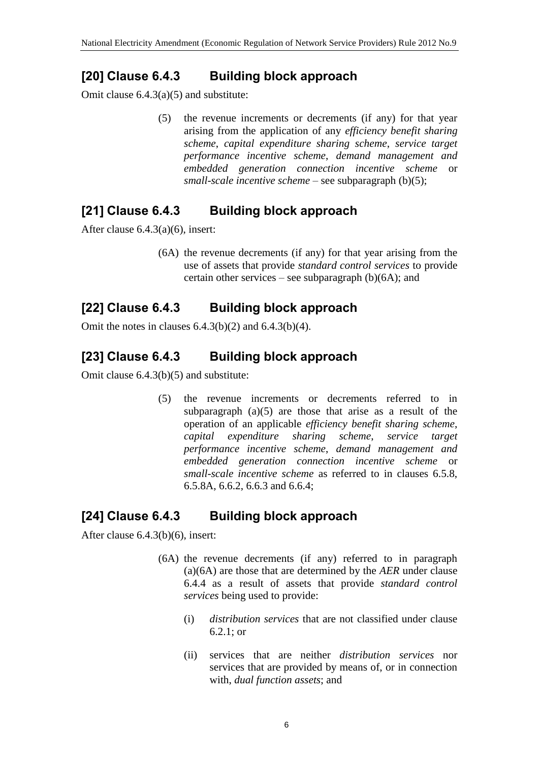## [20] Clause 6.4.3 Building block approach

Omit clause 6.4.3(a)(5) and substitute:

> (5) the revenue increments or decrements (if any) for that year arising from the application of any *efficiency benefit sharing scheme*, *capital expenditure sharing scheme*, *service target performance incentive scheme*, *demand management and embedded generation connection incentive scheme* or *small-scale incentive scheme* – see subparagraph (b)(5);

## [21] Clause 6.4.3 Building block approach

After clause 6.4.3(a)(6), insert:

> (6A) the revenue decrements (if any) for that year arising from the use of assets that provide *standard control services* to provide certain other services – see subparagraph (b)(6A); and

## [22] Clause 6.4.3 Building block approach

Omit the notes in clauses 6.4.3(b)(2) and 6.4.3(b)(4).

## [23] Clause 6.4.3 Building block approach

Omit clause 6.4.3(b)(5) and substitute:

> (5) the revenue increments or decrements referred to in subparagraph (a)(5) are those that arise as a result of the operation of an applicable *efficiency benefit sharing scheme*, *capital expenditure sharing scheme*, *service target performance incentive scheme*, *demand management and embedded generation connection incentive scheme* or *small-scale incentive scheme* as referred to in clauses 6.5.8, 6.5.8A, 6.6.2, 6.6.3 and 6.6.4;

## [24] Clause 6.4.3 Building block approach

After clause 6.4.3(b)(6), insert:

> (6A) the revenue decrements (if any) referred to in paragraph (a)(6A) are those that are determined by the *AER* under clause 6.4.4 as a result of assets that provide *standard control services* being used to provide:
>
> (i) *distribution services* that are not classified under clause 6.2.1; or
>
> (ii) services that are neither *distribution services* nor services that are provided by means of, or in connection with, *dual function assets*; and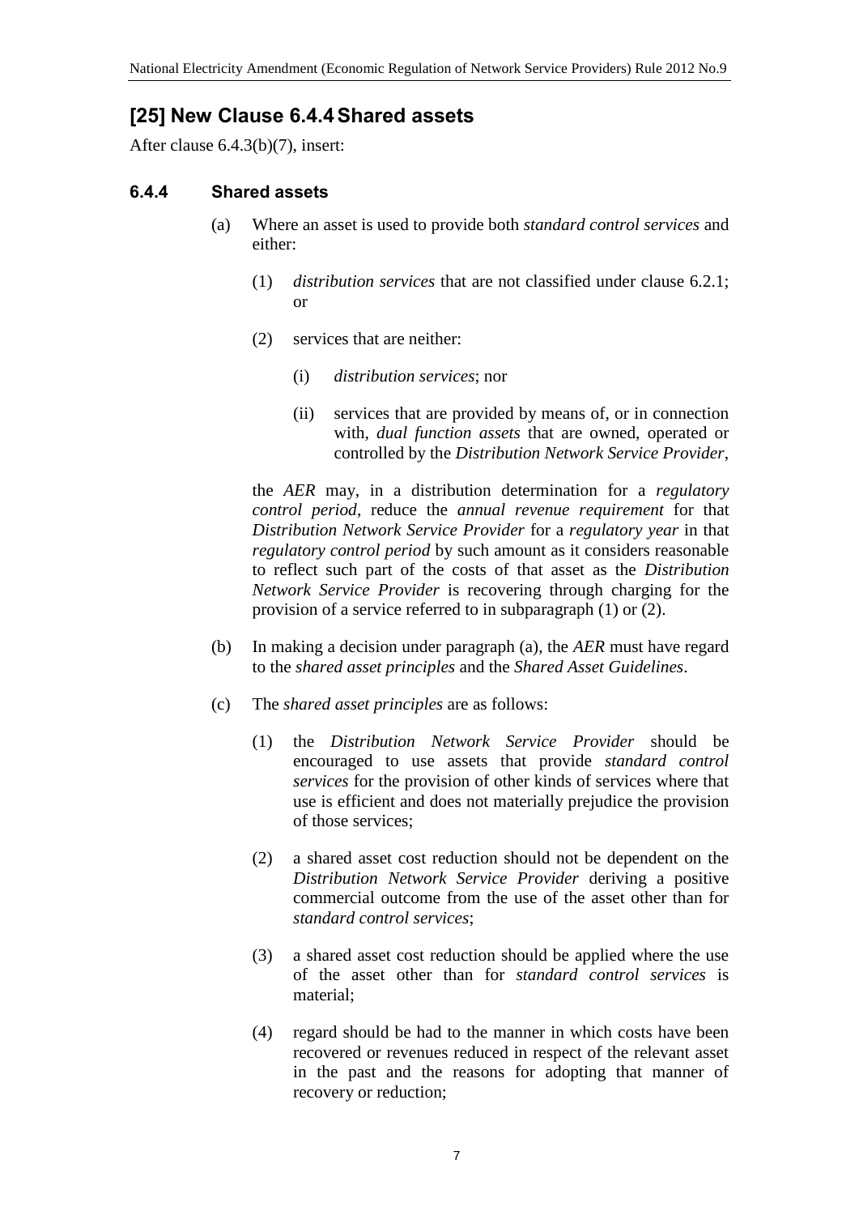## [25] New Clause 6.4.4 Shared assets

After clause 6.4.3(b)(7), insert:

### 6.4.4 Shared assets

(a) Where an asset is used to provide both *standard control services* and either:

(1) *distribution services* that are not classified under clause 6.2.1; or

(2) services that are neither:

(i) *distribution services*; nor

(ii) services that are provided by means of, or in connection with, *dual function assets* that are owned, operated or controlled by the *Distribution Network Service Provider*,

the *AER* may, in a distribution determination for a *regulatory control period*, reduce the *annual revenue requirement* for that *Distribution Network Service Provider* for a *regulatory year* in that *regulatory control period* by such amount as it considers reasonable to reflect such part of the costs of that asset as the *Distribution Network Service Provider* is recovering through charging for the provision of a service referred to in subparagraph (1) or (2).

(b) In making a decision under paragraph (a), the *AER* must have regard to the *shared asset principles* and the *Shared Asset Guidelines*.

(c) The *shared asset principles* are as follows:

(1) the *Distribution Network Service Provider* should be encouraged to use assets that provide *standard control services* for the provision of other kinds of services where that use is efficient and does not materially prejudice the provision of those services;

(2) a shared asset cost reduction should not be dependent on the *Distribution Network Service Provider* deriving a positive commercial outcome from the use of the asset other than for *standard control services*;

(3) a shared asset cost reduction should be applied where the use of the asset other than for *standard control services* is material;

(4) regard should be had to the manner in which costs have been recovered or revenues reduced in respect of the relevant asset in the past and the reasons for adopting that manner of recovery or reduction;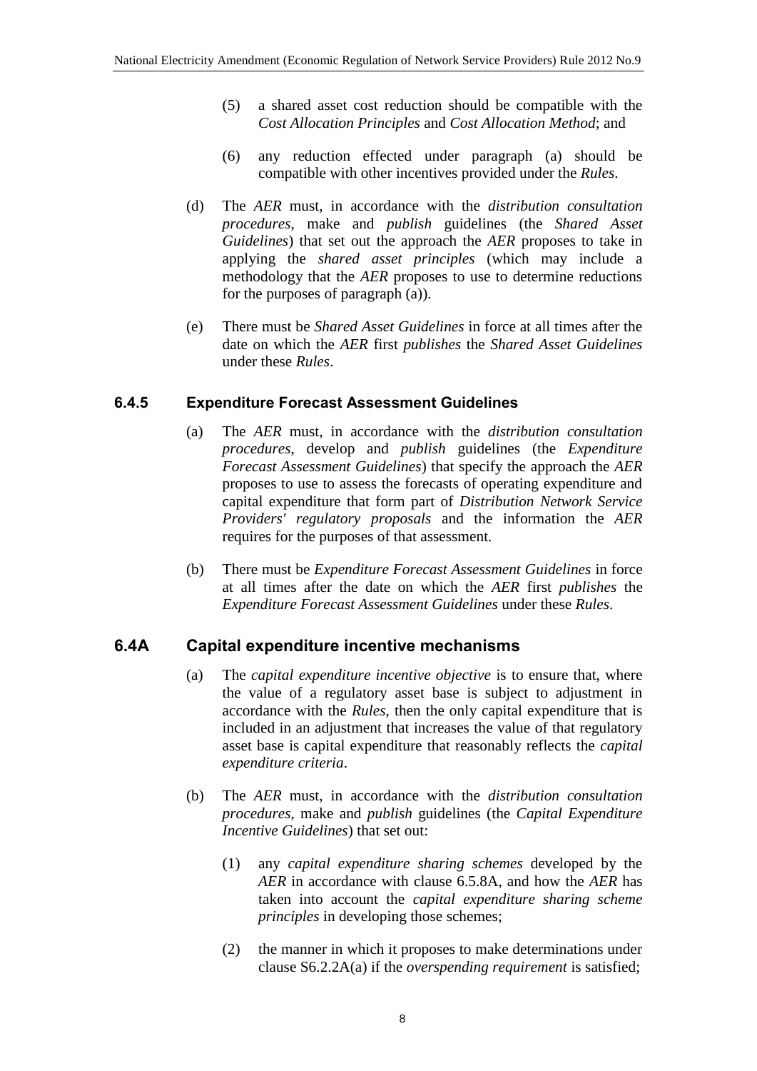(5) a shared asset cost reduction should be compatible with the *Cost Allocation Principles* and *Cost Allocation Method*; and

(6) any reduction effected under paragraph (a) should be compatible with other incentives provided under the *Rules*.

(d) The *AER* must, in accordance with the *distribution consultation procedures*, make and *publish* guidelines (the *Shared Asset Guidelines*) that set out the approach the *AER* proposes to take in applying the *shared asset principles* (which may include a methodology that the *AER* proposes to use to determine reductions for the purposes of paragraph (a)).

(e) There must be *Shared Asset Guidelines* in force at all times after the date on which the *AER* first *publishes* the *Shared Asset Guidelines* under these *Rules*.

### 6.4.5 Expenditure Forecast Assessment Guidelines

(a) The *AER* must, in accordance with the *distribution consultation procedures*, develop and *publish* guidelines (the *Expenditure Forecast Assessment Guidelines*) that specify the approach the *AER* proposes to use to assess the forecasts of operating expenditure and capital expenditure that form part of *Distribution Network Service Providers' regulatory proposals* and the information the *AER* requires for the purposes of that assessment.

(b) There must be *Expenditure Forecast Assessment Guidelines* in force at all times after the date on which the *AER* first *publishes* the *Expenditure Forecast Assessment Guidelines* under these *Rules*.

## 6.4A Capital expenditure incentive mechanisms

(a) The *capital expenditure incentive objective* is to ensure that, where the value of a regulatory asset base is subject to adjustment in accordance with the *Rules*, then the only capital expenditure that is included in an adjustment that increases the value of that regulatory asset base is capital expenditure that reasonably reflects the *capital expenditure criteria*.

(b) The *AER* must, in accordance with the *distribution consultation procedures*, make and *publish* guidelines (the *Capital Expenditure Incentive Guidelines*) that set out:

(1) any *capital expenditure sharing schemes* developed by the *AER* in accordance with clause 6.5.8A, and how the *AER* has taken into account the *capital expenditure sharing scheme principles* in developing those schemes;

(2) the manner in which it proposes to make determinations under clause S6.2.2A(a) if the *overspending requirement* is satisfied;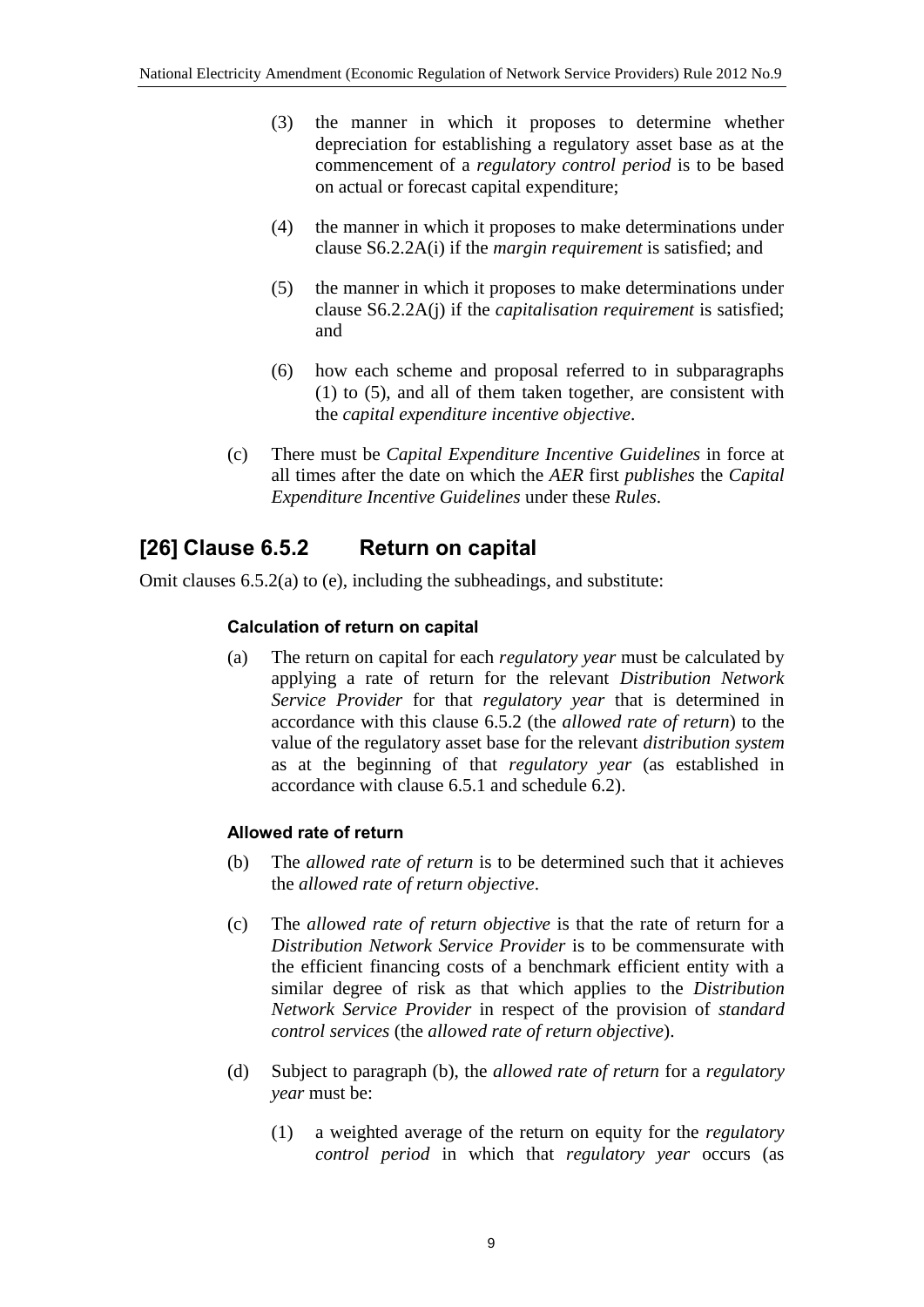(3) the manner in which it proposes to determine whether depreciation for establishing a regulatory asset base as at the commencement of a *regulatory control period* is to be based on actual or forecast capital expenditure;

(4) the manner in which it proposes to make determinations under clause S6.2.2A(i) if the *margin requirement* is satisfied; and

(5) the manner in which it proposes to make determinations under clause S6.2.2A(j) if the *capitalisation requirement* is satisfied; and

(6) how each scheme and proposal referred to in subparagraphs (1) to (5), and all of them taken together, are consistent with the *capital expenditure incentive objective*.

(c) There must be *Capital Expenditure Incentive Guidelines* in force at all times after the date on which the *AER* first *publishes* the *Capital Expenditure Incentive Guidelines* under these *Rules*.

## [26] Clause 6.5.2 Return on capital

Omit clauses 6.5.2(a) to (e), including the subheadings, and substitute:

#### Calculation of return on capital

(a) The return on capital for each *regulatory year* must be calculated by applying a rate of return for the relevant *Distribution Network Service Provider* for that *regulatory year* that is determined in accordance with this clause 6.5.2 (the *allowed rate of return*) to the value of the regulatory asset base for the relevant *distribution system* as at the beginning of that *regulatory year* (as established in accordance with clause 6.5.1 and schedule 6.2).

#### Allowed rate of return

(b) The *allowed rate of return* is to be determined such that it achieves the *allowed rate of return objective*.

(c) The *allowed rate of return objective* is that the rate of return for a *Distribution Network Service Provider* is to be commensurate with the efficient financing costs of a benchmark efficient entity with a similar degree of risk as that which applies to the *Distribution Network Service Provider* in respect of the provision of *standard control services* (the *allowed rate of return objective*).

(d) Subject to paragraph (b), the *allowed rate of return* for a *regulatory year* must be:

(1) a weighted average of the return on equity for the *regulatory control period* in which that *regulatory year* occurs (as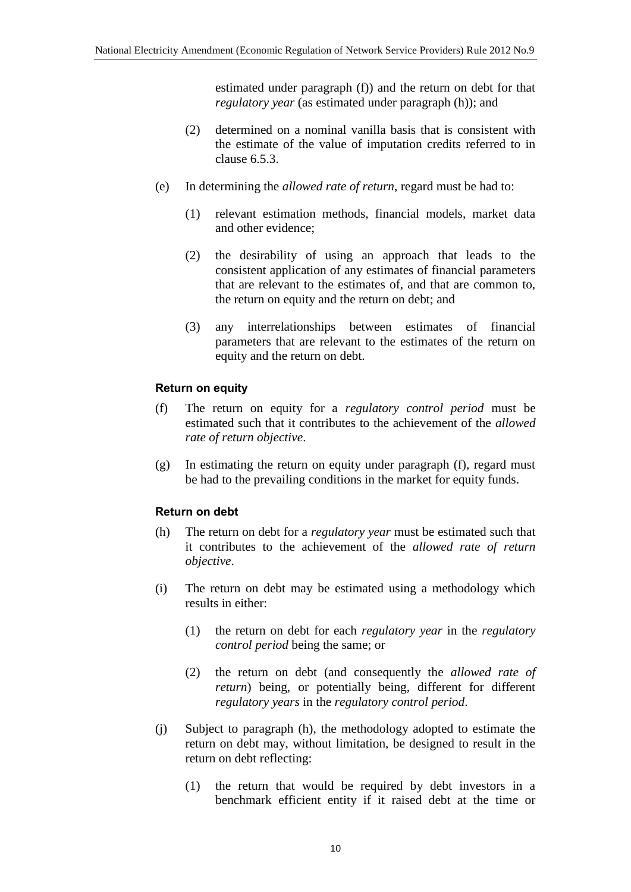estimated under paragraph (f)) and the return on debt for that *regulatory year* (as estimated under paragraph (h)); and

(2) determined on a nominal vanilla basis that is consistent with the estimate of the value of imputation credits referred to in clause 6.5.3.

(e) In determining the *allowed rate of return*, regard must be had to:

(1) relevant estimation methods, financial models, market data and other evidence;

(2) the desirability of using an approach that leads to the consistent application of any estimates of financial parameters that are relevant to the estimates of, and that are common to, the return on equity and the return on debt; and

(3) any interrelationships between estimates of financial parameters that are relevant to the estimates of the return on equity and the return on debt.

#### Return on equity

(f) The return on equity for a *regulatory control period* must be estimated such that it contributes to the achievement of the *allowed rate of return objective*.

(g) In estimating the return on equity under paragraph (f), regard must be had to the prevailing conditions in the market for equity funds.

#### Return on debt

(h) The return on debt for a *regulatory year* must be estimated such that it contributes to the achievement of the *allowed rate of return objective*.

(i) The return on debt may be estimated using a methodology which results in either:

(1) the return on debt for each *regulatory year* in the *regulatory control period* being the same; or

(2) the return on debt (and consequently the *allowed rate of return*) being, or potentially being, different for different *regulatory years* in the *regulatory control period*.

(j) Subject to paragraph (h), the methodology adopted to estimate the return on debt may, without limitation, be designed to result in the return on debt reflecting:

(1) the return that would be required by debt investors in a benchmark efficient entity if it raised debt at the time or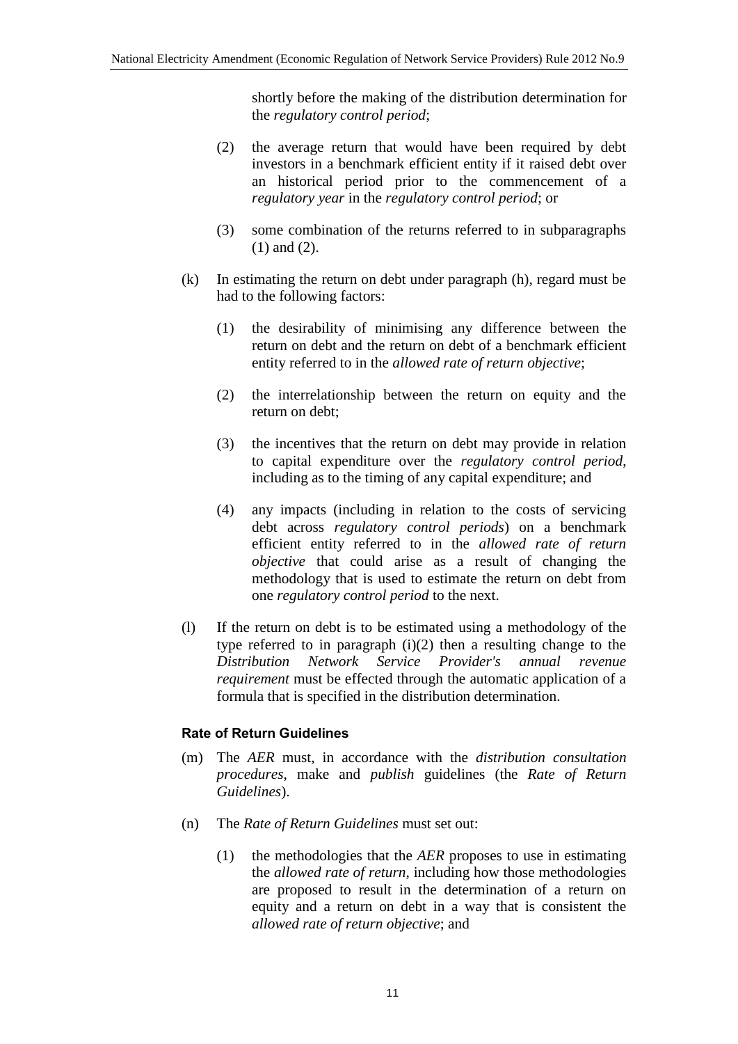shortly before the making of the distribution determination for the *regulatory control period*;

(2) the average return that would have been required by debt investors in a benchmark efficient entity if it raised debt over an historical period prior to the commencement of a *regulatory year* in the *regulatory control period*; or

(3) some combination of the returns referred to in subparagraphs (1) and (2).

(k) In estimating the return on debt under paragraph (h), regard must be had to the following factors:

(1) the desirability of minimising any difference between the return on debt and the return on debt of a benchmark efficient entity referred to in the *allowed rate of return objective*;

(2) the interrelationship between the return on equity and the return on debt;

(3) the incentives that the return on debt may provide in relation to capital expenditure over the *regulatory control period*, including as to the timing of any capital expenditure; and

(4) any impacts (including in relation to the costs of servicing debt across *regulatory control periods*) on a benchmark efficient entity referred to in the *allowed rate of return objective* that could arise as a result of changing the methodology that is used to estimate the return on debt from one *regulatory control period* to the next.

(l) If the return on debt is to be estimated using a methodology of the type referred to in paragraph (i)(2) then a resulting change to the *Distribution Network Service Provider's annual revenue requirement* must be effected through the automatic application of a formula that is specified in the distribution determination.

#### Rate of Return Guidelines

(m) The *AER* must, in accordance with the *distribution consultation procedures*, make and *publish* guidelines (the *Rate of Return Guidelines*).

(n) The *Rate of Return Guidelines* must set out:

(1) the methodologies that the *AER* proposes to use in estimating the *allowed rate of return*, including how those methodologies are proposed to result in the determination of a return on equity and a return on debt in a way that is consistent the *allowed rate of return objective*; and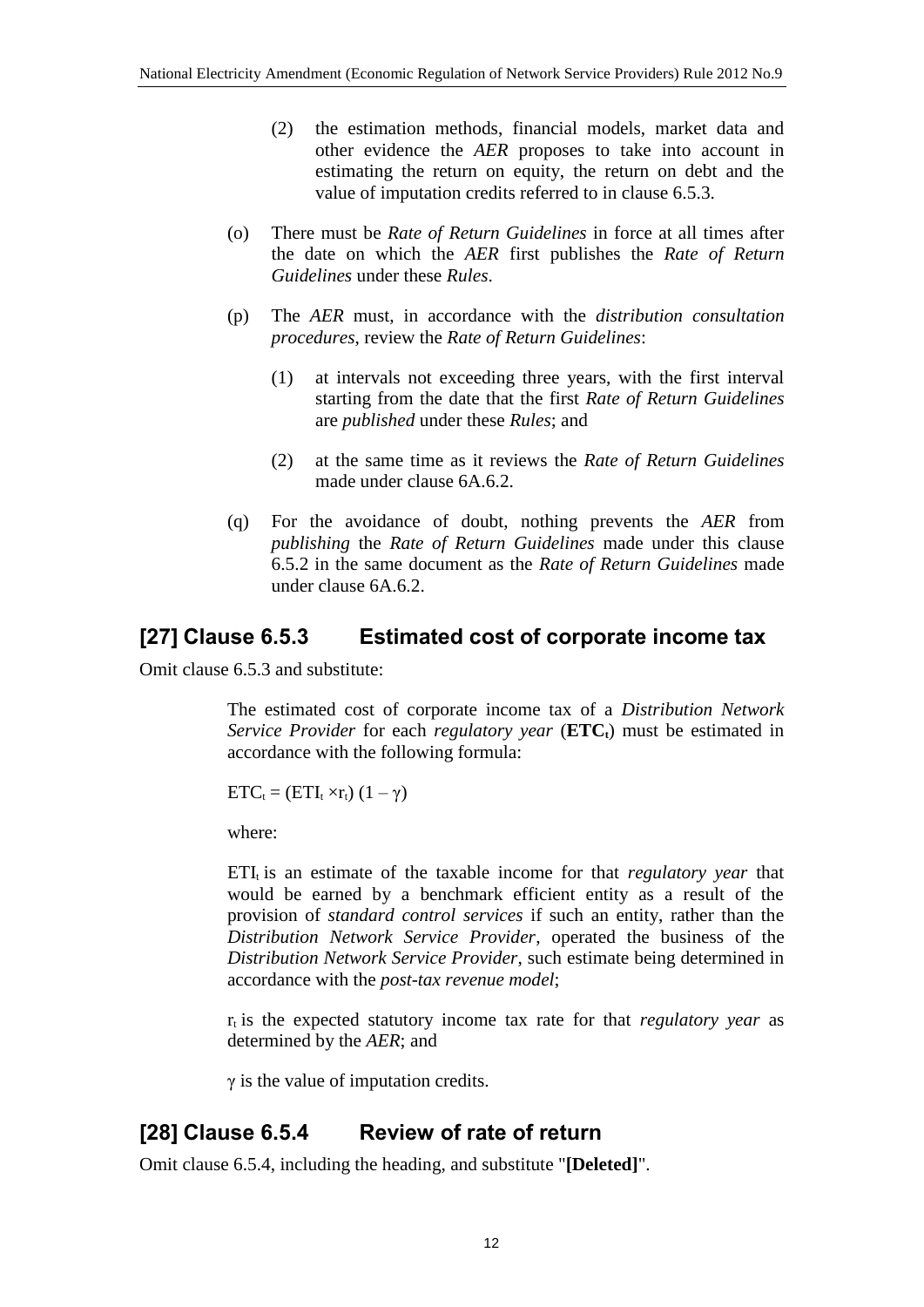(2) the estimation methods, financial models, market data and other evidence the *AER* proposes to take into account in estimating the return on equity, the return on debt and the value of imputation credits referred to in clause 6.5.3.

(o) There must be *Rate of Return Guidelines* in force at all times after the date on which the *AER* first publishes the *Rate of Return Guidelines* under these *Rules*.

(p) The *AER* must, in accordance with the *distribution consultation procedures*, review the *Rate of Return Guidelines*:

(1) at intervals not exceeding three years, with the first interval starting from the date that the first *Rate of Return Guidelines* are *published* under these *Rules*; and

(2) at the same time as it reviews the *Rate of Return Guidelines* made under clause 6A.6.2.

(q) For the avoidance of doubt, nothing prevents the *AER* from *publishing* the *Rate of Return Guidelines* made under this clause 6.5.2 in the same document as the *Rate of Return Guidelines* made under clause 6A.6.2.

## [27] Clause 6.5.3 Estimated cost of corporate income tax

Omit clause 6.5.3 and substitute:

The estimated cost of corporate income tax of a *Distribution Network Service Provider* for each *regulatory year* (**$ETC_t$**) must be estimated in accordance with the following formula:

$$ETC_t = (ETI_t \times r_t)\,(1 - \gamma)$$

where:

$ETI_t$ is an estimate of the taxable income for that *regulatory year* that would be earned by a benchmark efficient entity as a result of the provision of *standard control services* if such an entity, rather than the *Distribution Network Service Provider*, operated the business of the *Distribution Network Service Provider*, such estimate being determined in accordance with the *post-tax revenue model*;

$r_t$ is the expected statutory income tax rate for that *regulatory year* as determined by the *AER*; and

$\gamma$ is the value of imputation credits.

## [28] Clause 6.5.4 Review of rate of return

Omit clause 6.5.4, including the heading, and substitute "**[Deleted]**".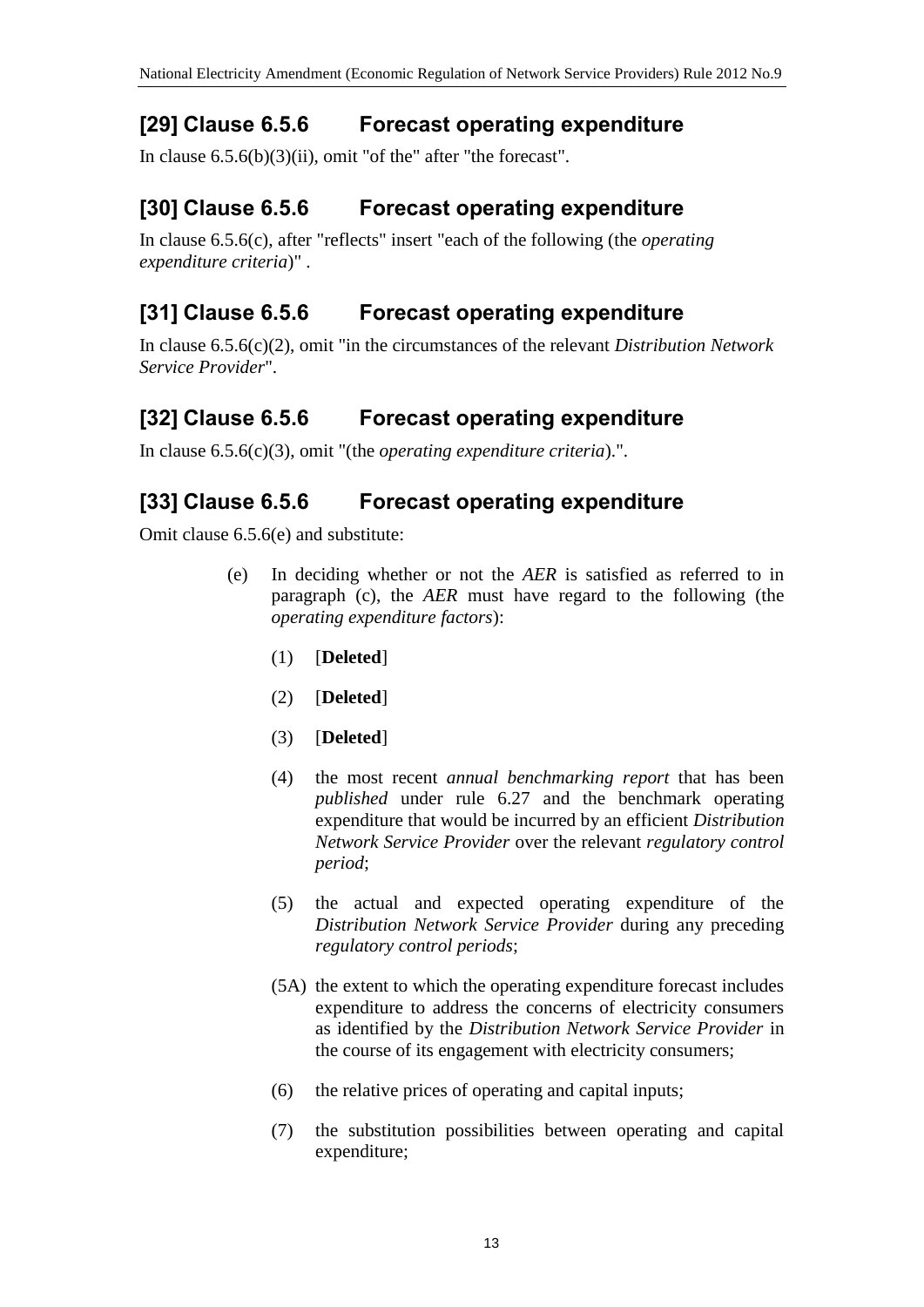## [29] Clause 6.5.6 Forecast operating expenditure

In clause 6.5.6(b)(3)(ii), omit "of the" after "the forecast".

## [30] Clause 6.5.6 Forecast operating expenditure

In clause 6.5.6(c), after "reflects" insert "each of the following (the *operating expenditure criteria*)" .

## [31] Clause 6.5.6 Forecast operating expenditure

In clause 6.5.6(c)(2), omit "in the circumstances of the relevant *Distribution Network Service Provider*".

## [32] Clause 6.5.6 Forecast operating expenditure

In clause 6.5.6(c)(3), omit "(the *operating expenditure criteria*).".

## [33] Clause 6.5.6 Forecast operating expenditure

Omit clause 6.5.6(e) and substitute:

(e) In deciding whether or not the *AER* is satisfied as referred to in paragraph (c), the *AER* must have regard to the following (the *operating expenditure factors*):

(1) [**Deleted**]

(2) [**Deleted**]

(3) [**Deleted**]

(4) the most recent *annual benchmarking report* that has been *published* under rule 6.27 and the benchmark operating expenditure that would be incurred by an efficient *Distribution Network Service Provider* over the relevant *regulatory control period*;

(5) the actual and expected operating expenditure of the *Distribution Network Service Provider* during any preceding *regulatory control periods*;

(5A) the extent to which the operating expenditure forecast includes expenditure to address the concerns of electricity consumers as identified by the *Distribution Network Service Provider* in the course of its engagement with electricity consumers;

(6) the relative prices of operating and capital inputs;

(7) the substitution possibilities between operating and capital expenditure;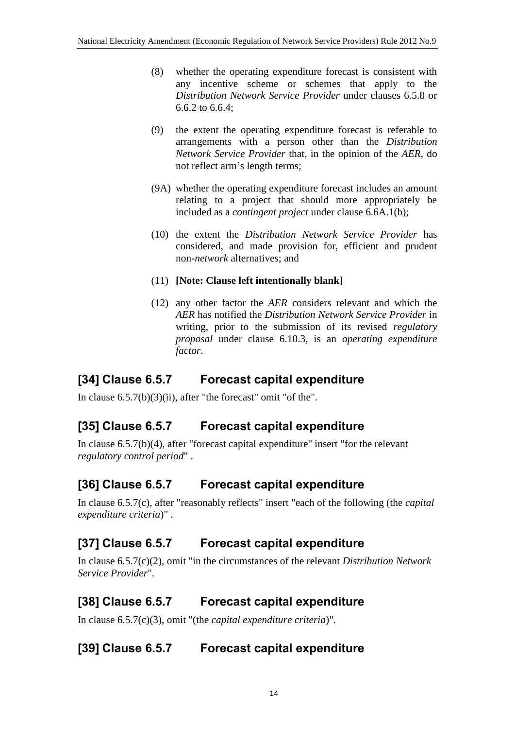(8) whether the operating expenditure forecast is consistent with any incentive scheme or schemes that apply to the *Distribution Network Service Provider* under clauses 6.5.8 or 6.6.2 to 6.6.4;

(9) the extent the operating expenditure forecast is referable to arrangements with a person other than the *Distribution Network Service Provider* that, in the opinion of the *AER*, do not reflect arm's length terms;

(9A) whether the operating expenditure forecast includes an amount relating to a project that should more appropriately be included as a *contingent project* under clause 6.6A.1(b);

(10) the extent the *Distribution Network Service Provider* has considered, and made provision for, efficient and prudent non-*network* alternatives; and

(11) **[Note: Clause left intentionally blank]**

(12) any other factor the *AER* considers relevant and which the *AER* has notified the *Distribution Network Service Provider* in writing, prior to the submission of its revised *regulatory proposal* under clause 6.10.3, is an *operating expenditure factor*.

## [34] Clause 6.5.7 Forecast capital expenditure

In clause 6.5.7(b)(3)(ii), after "the forecast" omit "of the".

## [35] Clause 6.5.7 Forecast capital expenditure

In clause 6.5.7(b)(4), after "forecast capital expenditure" insert "for the relevant *regulatory control period*" .

## [36] Clause 6.5.7 Forecast capital expenditure

In clause 6.5.7(c), after "reasonably reflects" insert "each of the following (the *capital expenditure criteria*)" .

## [37] Clause 6.5.7 Forecast capital expenditure

In clause 6.5.7(c)(2), omit "in the circumstances of the relevant *Distribution Network Service Provider*".

## [38] Clause 6.5.7 Forecast capital expenditure

In clause 6.5.7(c)(3), omit "(the *capital expenditure criteria*)".

## [39] Clause 6.5.7 Forecast capital expenditure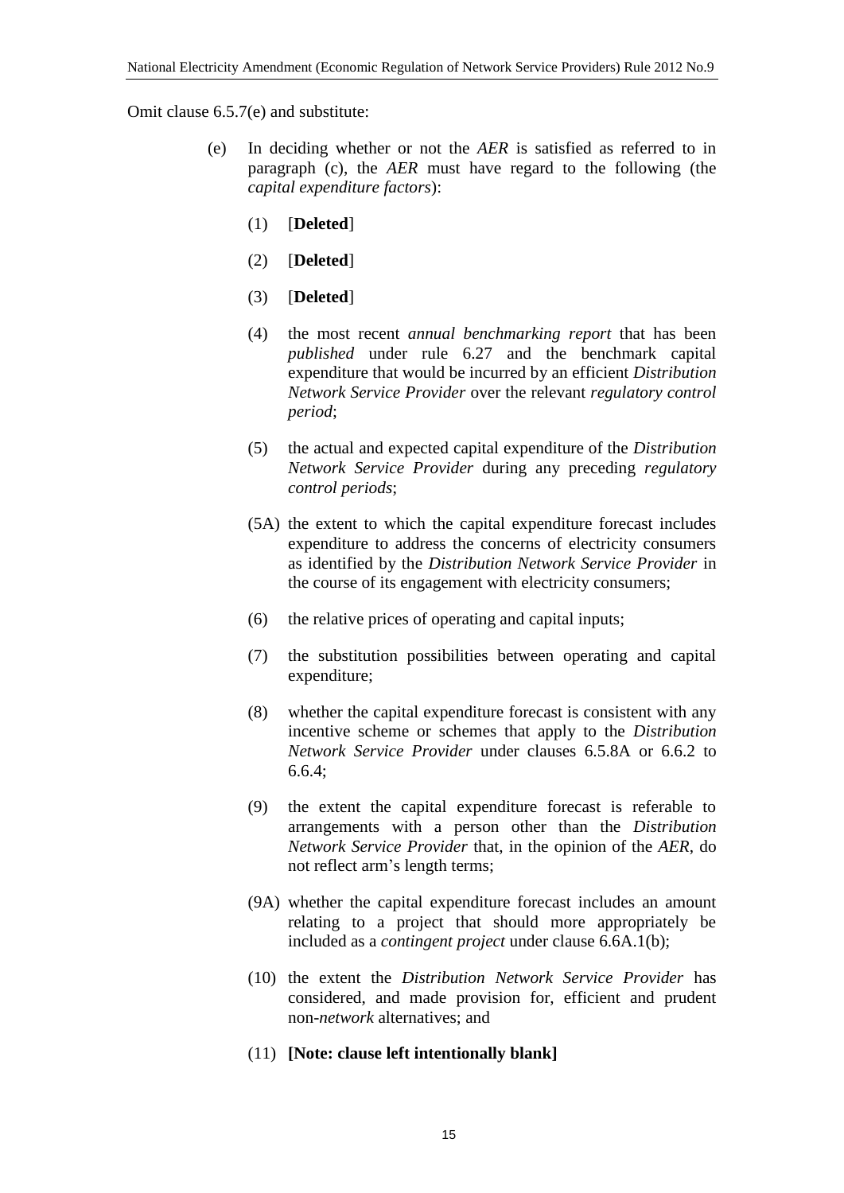Omit clause 6.5.7(e) and substitute:

(e) In deciding whether or not the *AER* is satisfied as referred to in paragraph (c), the *AER* must have regard to the following (the *capital expenditure factors*):

(1) [**Deleted**]

(2) [**Deleted**]

(3) [**Deleted**]

(4) the most recent *annual benchmarking report* that has been *published* under rule 6.27 and the benchmark capital expenditure that would be incurred by an efficient *Distribution Network Service Provider* over the relevant *regulatory control period*;

(5) the actual and expected capital expenditure of the *Distribution Network Service Provider* during any preceding *regulatory control periods*;

(5A) the extent to which the capital expenditure forecast includes expenditure to address the concerns of electricity consumers as identified by the *Distribution Network Service Provider* in the course of its engagement with electricity consumers;

(6) the relative prices of operating and capital inputs;

(7) the substitution possibilities between operating and capital expenditure;

(8) whether the capital expenditure forecast is consistent with any incentive scheme or schemes that apply to the *Distribution Network Service Provider* under clauses 6.5.8A or 6.6.2 to 6.6.4;

(9) the extent the capital expenditure forecast is referable to arrangements with a person other than the *Distribution Network Service Provider* that, in the opinion of the *AER*, do not reflect arm's length terms;

(9A) whether the capital expenditure forecast includes an amount relating to a project that should more appropriately be included as a *contingent project* under clause 6.6A.1(b);

(10) the extent the *Distribution Network Service Provider* has considered, and made provision for, efficient and prudent non-*network* alternatives; and

(11) **[Note: clause left intentionally blank]**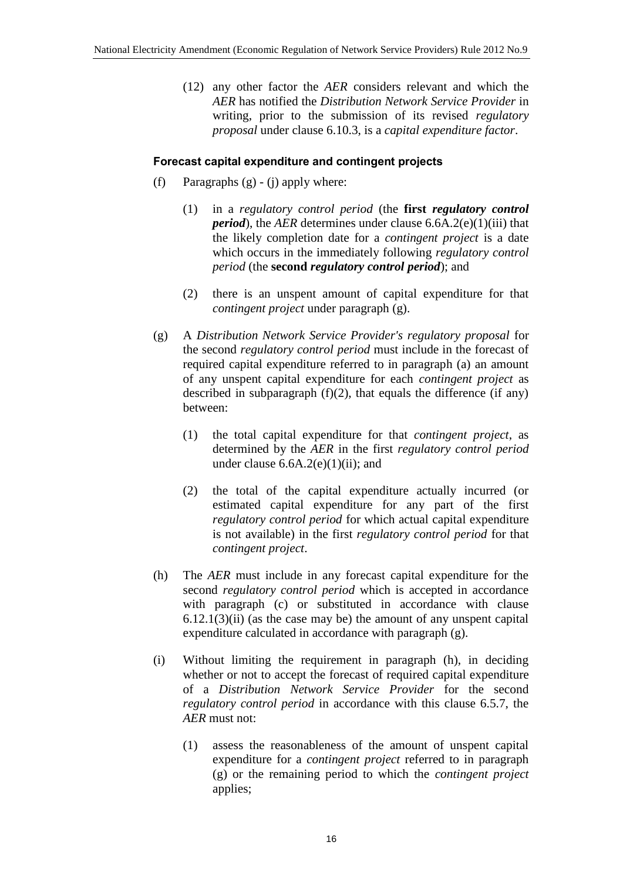(12) any other factor the *AER* considers relevant and which the *AER* has notified the *Distribution Network Service Provider* in writing, prior to the submission of its revised *regulatory proposal* under clause 6.10.3, is a *capital expenditure factor*.

**Forecast capital expenditure and contingent projects**

(f) Paragraphs (g) - (j) apply where:

(1) in a *regulatory control period* (the **first *regulatory control period***), the *AER* determines under clause 6.6A.2(e)(1)(iii) that the likely completion date for a *contingent project* is a date which occurs in the immediately following *regulatory control period* (the **second *regulatory control period***); and

(2) there is an unspent amount of capital expenditure for that *contingent project* under paragraph (g).

(g) A *Distribution Network Service Provider's regulatory proposal* for the second *regulatory control period* must include in the forecast of required capital expenditure referred to in paragraph (a) an amount of any unspent capital expenditure for each *contingent project* as described in subparagraph (f)(2), that equals the difference (if any) between:

(1) the total capital expenditure for that *contingent project*, as determined by the *AER* in the first *regulatory control period* under clause 6.6A.2(e)(1)(ii); and

(2) the total of the capital expenditure actually incurred (or estimated capital expenditure for any part of the first *regulatory control period* for which actual capital expenditure is not available) in the first *regulatory control period* for that *contingent project*.

(h) The *AER* must include in any forecast capital expenditure for the second *regulatory control period* which is accepted in accordance with paragraph (c) or substituted in accordance with clause 6.12.1(3)(ii) (as the case may be) the amount of any unspent capital expenditure calculated in accordance with paragraph (g).

(i) Without limiting the requirement in paragraph (h), in deciding whether or not to accept the forecast of required capital expenditure of a *Distribution Network Service Provider* for the second *regulatory control period* in accordance with this clause 6.5.7, the *AER* must not:

(1) assess the reasonableness of the amount of unspent capital expenditure for a *contingent project* referred to in paragraph (g) or the remaining period to which the *contingent project* applies;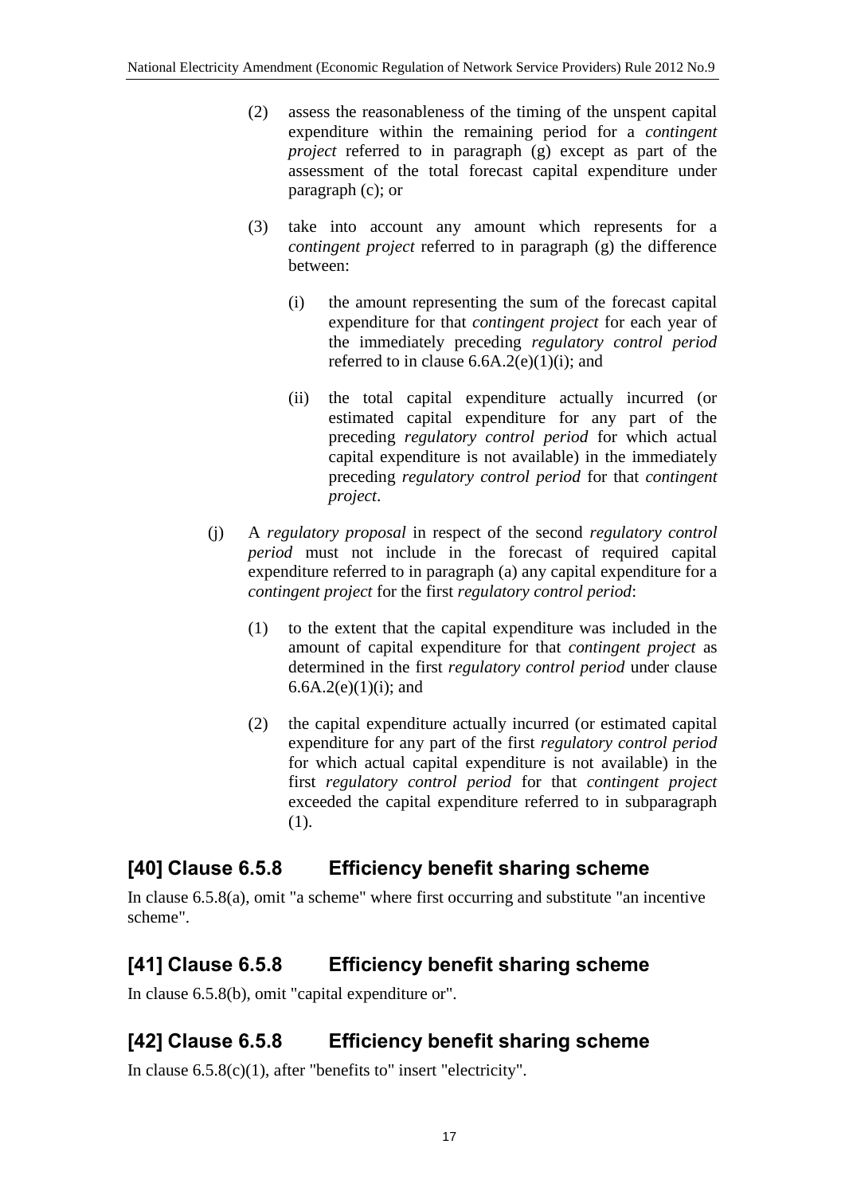(2) assess the reasonableness of the timing of the unspent capital expenditure within the remaining period for a *contingent project* referred to in paragraph (g) except as part of the assessment of the total forecast capital expenditure under paragraph (c); or

(3) take into account any amount which represents for a *contingent project* referred to in paragraph (g) the difference between:

(i) the amount representing the sum of the forecast capital expenditure for that *contingent project* for each year of the immediately preceding *regulatory control period* referred to in clause 6.6A.2(e)(1)(i); and

(ii) the total capital expenditure actually incurred (or estimated capital expenditure for any part of the preceding *regulatory control period* for which actual capital expenditure is not available) in the immediately preceding *regulatory control period* for that *contingent project*.

(j) A *regulatory proposal* in respect of the second *regulatory control period* must not include in the forecast of required capital expenditure referred to in paragraph (a) any capital expenditure for a *contingent project* for the first *regulatory control period*:

(1) to the extent that the capital expenditure was included in the amount of capital expenditure for that *contingent project* as determined in the first *regulatory control period* under clause 6.6A.2(e)(1)(i); and

(2) the capital expenditure actually incurred (or estimated capital expenditure for any part of the first *regulatory control period* for which actual capital expenditure is not available) in the first *regulatory control period* for that *contingent project* exceeded the capital expenditure referred to in subparagraph (1).

## [40] Clause 6.5.8 Efficiency benefit sharing scheme

In clause 6.5.8(a), omit "a scheme" where first occurring and substitute "an incentive scheme".

## [41] Clause 6.5.8 Efficiency benefit sharing scheme

In clause 6.5.8(b), omit "capital expenditure or".

## [42] Clause 6.5.8 Efficiency benefit sharing scheme

In clause 6.5.8(c)(1), after "benefits to" insert "electricity".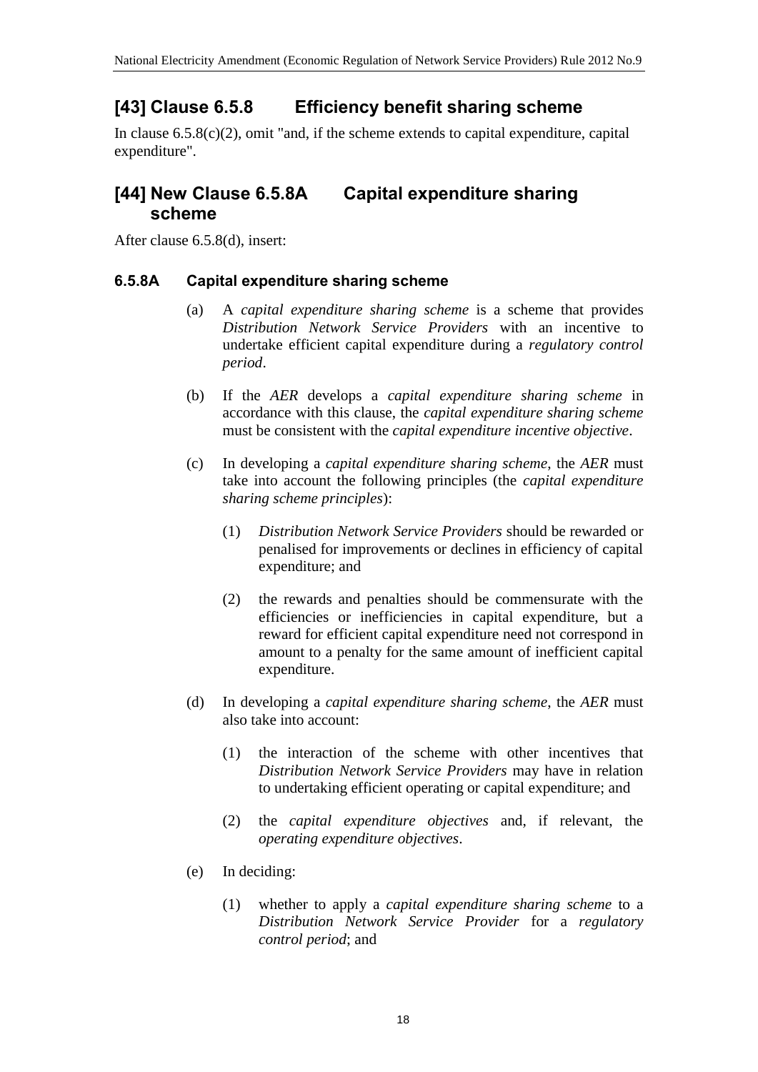## [43] Clause 6.5.8 Efficiency benefit sharing scheme

In clause 6.5.8(c)(2), omit "and, if the scheme extends to capital expenditure, capital expenditure".

## [44] New Clause 6.5.8A Capital expenditure sharing scheme

After clause 6.5.8(d), insert:

### 6.5.8A Capital expenditure sharing scheme

(a) A *capital expenditure sharing scheme* is a scheme that provides *Distribution Network Service Providers* with an incentive to undertake efficient capital expenditure during a *regulatory control period*.

(b) If the *AER* develops a *capital expenditure sharing scheme* in accordance with this clause, the *capital expenditure sharing scheme* must be consistent with the *capital expenditure incentive objective*.

(c) In developing a *capital expenditure sharing scheme*, the *AER* must take into account the following principles (the *capital expenditure sharing scheme principles*):

(1) *Distribution Network Service Providers* should be rewarded or penalised for improvements or declines in efficiency of capital expenditure; and

(2) the rewards and penalties should be commensurate with the efficiencies or inefficiencies in capital expenditure, but a reward for efficient capital expenditure need not correspond in amount to a penalty for the same amount of inefficient capital expenditure.

(d) In developing a *capital expenditure sharing scheme*, the *AER* must also take into account:

(1) the interaction of the scheme with other incentives that *Distribution Network Service Providers* may have in relation to undertaking efficient operating or capital expenditure; and

(2) the *capital expenditure objectives* and, if relevant, the *operating expenditure objectives*.

(e) In deciding:

(1) whether to apply a *capital expenditure sharing scheme* to a *Distribution Network Service Provider* for a *regulatory control period*; and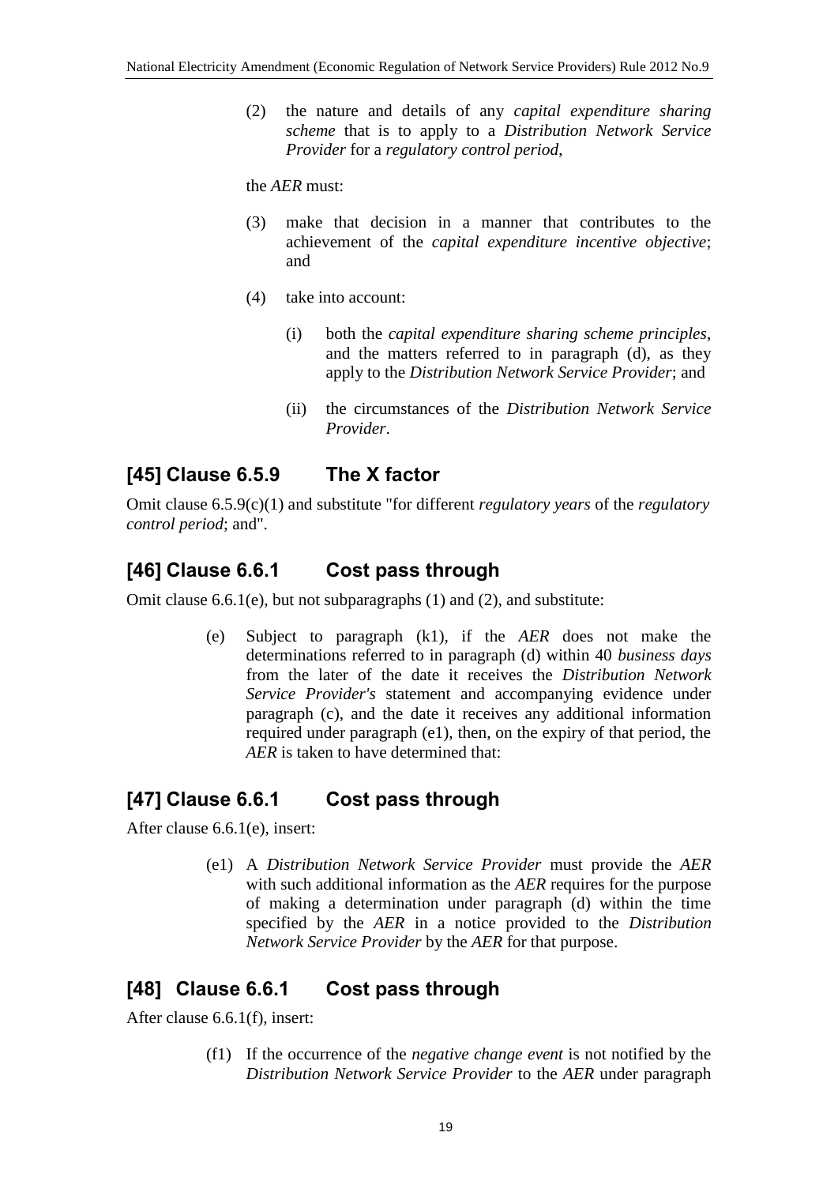(2) the nature and details of any *capital expenditure sharing scheme* that is to apply to a *Distribution Network Service Provider* for a *regulatory control period*,

the *AER* must:

(3) make that decision in a manner that contributes to the achievement of the *capital expenditure incentive objective*; and

(4) take into account:

(i) both the *capital expenditure sharing scheme principles*, and the matters referred to in paragraph (d), as they apply to the *Distribution Network Service Provider*; and

(ii) the circumstances of the *Distribution Network Service Provider*.

## [45] Clause 6.5.9 The X factor

Omit clause 6.5.9(c)(1) and substitute "for different *regulatory years* of the *regulatory control period*; and".

## [46] Clause 6.6.1 Cost pass through

Omit clause 6.6.1(e), but not subparagraphs (1) and (2), and substitute:

(e) Subject to paragraph (k1), if the *AER* does not make the determinations referred to in paragraph (d) within 40 *business days* from the later of the date it receives the *Distribution Network Service Provider's* statement and accompanying evidence under paragraph (c), and the date it receives any additional information required under paragraph (e1), then, on the expiry of that period, the *AER* is taken to have determined that:

## [47] Clause 6.6.1 Cost pass through

After clause 6.6.1(e), insert:

(e1) A *Distribution Network Service Provider* must provide the *AER* with such additional information as the *AER* requires for the purpose of making a determination under paragraph (d) within the time specified by the *AER* in a notice provided to the *Distribution Network Service Provider* by the *AER* for that purpose.

## [48] Clause 6.6.1 Cost pass through

After clause 6.6.1(f), insert:

(f1) If the occurrence of the *negative change event* is not notified by the *Distribution Network Service Provider* to the *AER* under paragraph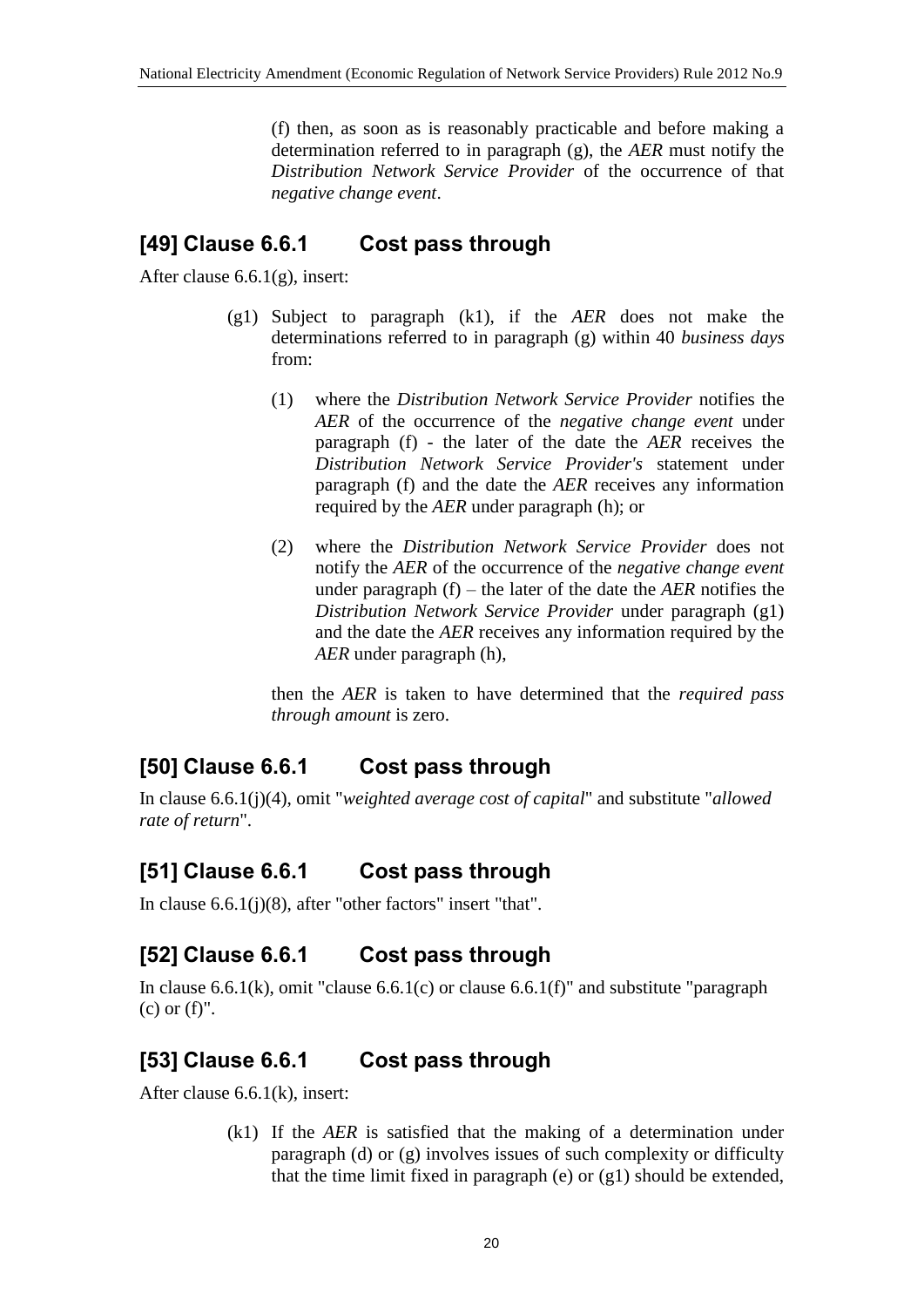(f) then, as soon as is reasonably practicable and before making a determination referred to in paragraph (g), the *AER* must notify the *Distribution Network Service Provider* of the occurrence of that *negative change event*.

## [49] Clause 6.6.1 Cost pass through

After clause 6.6.1(g), insert:

(g1) Subject to paragraph (k1), if the *AER* does not make the determinations referred to in paragraph (g) within 40 *business days* from:

(1) where the *Distribution Network Service Provider* notifies the *AER* of the occurrence of the *negative change event* under paragraph (f) - the later of the date the *AER* receives the *Distribution Network Service Provider's* statement under paragraph (f) and the date the *AER* receives any information required by the *AER* under paragraph (h); or

(2) where the *Distribution Network Service Provider* does not notify the *AER* of the occurrence of the *negative change event* under paragraph (f) – the later of the date the *AER* notifies the *Distribution Network Service Provider* under paragraph (g1) and the date the *AER* receives any information required by the *AER* under paragraph (h),

then the *AER* is taken to have determined that the *required pass through amount* is zero.

## [50] Clause 6.6.1 Cost pass through

In clause 6.6.1(j)(4), omit "*weighted average cost of capital*" and substitute "*allowed rate of return*".

## [51] Clause 6.6.1 Cost pass through

In clause 6.6.1(j)(8), after "other factors" insert "that".

## [52] Clause 6.6.1 Cost pass through

In clause 6.6.1(k), omit "clause 6.6.1(c) or clause 6.6.1(f)" and substitute "paragraph (c) or (f)".

## [53] Clause 6.6.1 Cost pass through

After clause 6.6.1(k), insert:

(k1) If the *AER* is satisfied that the making of a determination under paragraph (d) or (g) involves issues of such complexity or difficulty that the time limit fixed in paragraph (e) or (g1) should be extended,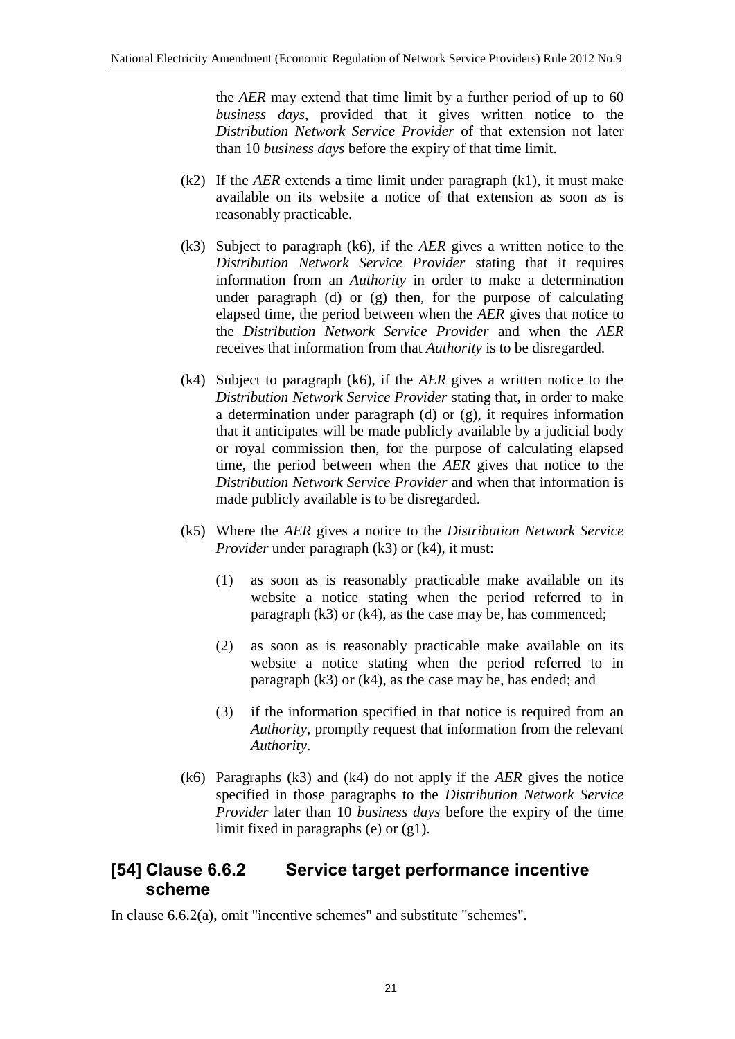the *AER* may extend that time limit by a further period of up to 60 *business days*, provided that it gives written notice to the *Distribution Network Service Provider* of that extension not later than 10 *business days* before the expiry of that time limit.

(k2) If the *AER* extends a time limit under paragraph (k1), it must make available on its website a notice of that extension as soon as is reasonably practicable.

(k3) Subject to paragraph (k6), if the *AER* gives a written notice to the *Distribution Network Service Provider* stating that it requires information from an *Authority* in order to make a determination under paragraph (d) or (g) then, for the purpose of calculating elapsed time, the period between when the *AER* gives that notice to the *Distribution Network Service Provider* and when the *AER* receives that information from that *Authority* is to be disregarded.

(k4) Subject to paragraph (k6), if the *AER* gives a written notice to the *Distribution Network Service Provider* stating that, in order to make a determination under paragraph (d) or (g), it requires information that it anticipates will be made publicly available by a judicial body or royal commission then, for the purpose of calculating elapsed time, the period between when the *AER* gives that notice to the *Distribution Network Service Provider* and when that information is made publicly available is to be disregarded.

(k5) Where the *AER* gives a notice to the *Distribution Network Service Provider* under paragraph (k3) or (k4), it must:

(1) as soon as is reasonably practicable make available on its website a notice stating when the period referred to in paragraph (k3) or (k4), as the case may be, has commenced;

(2) as soon as is reasonably practicable make available on its website a notice stating when the period referred to in paragraph (k3) or (k4), as the case may be, has ended; and

(3) if the information specified in that notice is required from an *Authority*, promptly request that information from the relevant *Authority*.

(k6) Paragraphs (k3) and (k4) do not apply if the *AER* gives the notice specified in those paragraphs to the *Distribution Network Service Provider* later than 10 *business days* before the expiry of the time limit fixed in paragraphs (e) or (g1).

## [54] Clause 6.6.2 Service target performance incentive scheme

In clause 6.6.2(a), omit "incentive schemes" and substitute "schemes".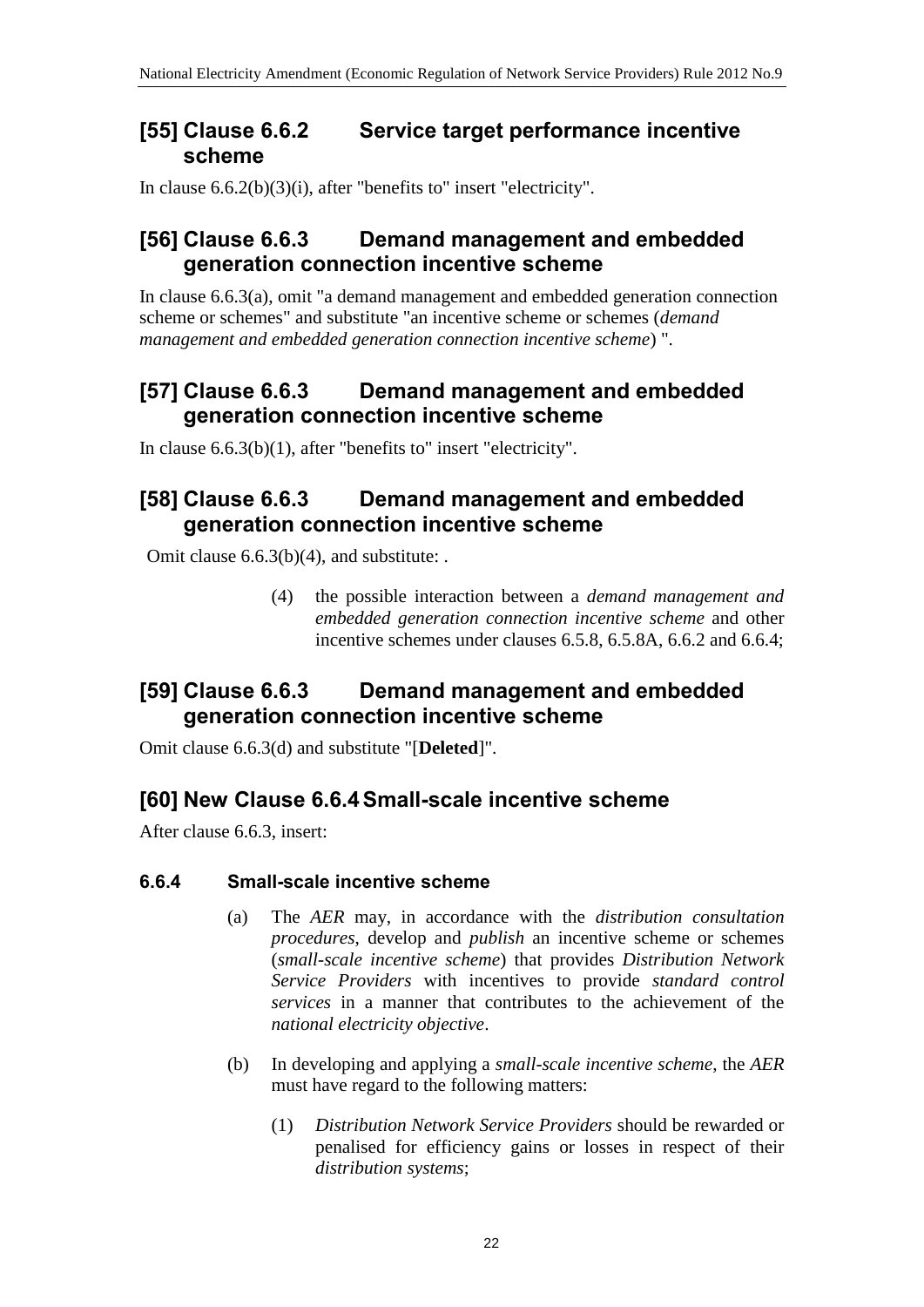## [55] Clause 6.6.2 Service target performance incentive scheme

In clause 6.6.2(b)(3)(i), after "benefits to" insert "electricity".

## [56] Clause 6.6.3 Demand management and embedded generation connection incentive scheme

In clause 6.6.3(a), omit "a demand management and embedded generation connection scheme or schemes" and substitute "an incentive scheme or schemes (*demand management and embedded generation connection incentive scheme*) ".

## [57] Clause 6.6.3 Demand management and embedded generation connection incentive scheme

In clause 6.6.3(b)(1), after "benefits to" insert "electricity".

## [58] Clause 6.6.3 Demand management and embedded generation connection incentive scheme

Omit clause 6.6.3(b)(4), and substitute: .

> (4) the possible interaction between a *demand management and embedded generation connection incentive scheme* and other incentive schemes under clauses 6.5.8, 6.5.8A, 6.6.2 and 6.6.4;

## [59] Clause 6.6.3 Demand management and embedded generation connection incentive scheme

Omit clause 6.6.3(d) and substitute "[**Deleted**]".

## [60] New Clause 6.6.4 Small-scale incentive scheme

After clause 6.6.3, insert:

### 6.6.4 Small-scale incentive scheme

(a) The *AER* may, in accordance with the *distribution consultation procedures*, develop and *publish* an incentive scheme or schemes (*small-scale incentive scheme*) that provides *Distribution Network Service Providers* with incentives to provide *standard control services* in a manner that contributes to the achievement of the *national electricity objective*.

(b) In developing and applying a *small-scale incentive scheme*, the *AER* must have regard to the following matters:

(1) *Distribution Network Service Providers* should be rewarded or penalised for efficiency gains or losses in respect of their *distribution systems*;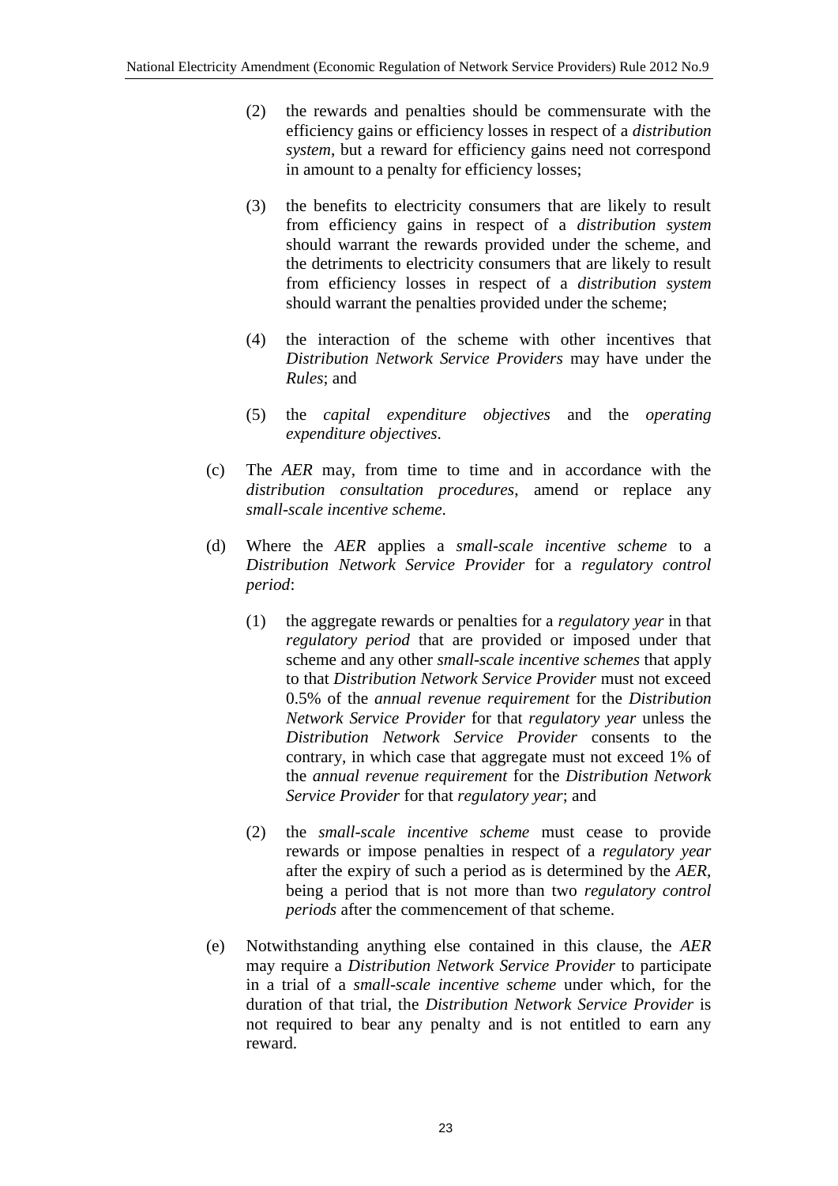(2) the rewards and penalties should be commensurate with the efficiency gains or efficiency losses in respect of a *distribution system*, but a reward for efficiency gains need not correspond in amount to a penalty for efficiency losses;

(3) the benefits to electricity consumers that are likely to result from efficiency gains in respect of a *distribution system* should warrant the rewards provided under the scheme, and the detriments to electricity consumers that are likely to result from efficiency losses in respect of a *distribution system* should warrant the penalties provided under the scheme;

(4) the interaction of the scheme with other incentives that *Distribution Network Service Providers* may have under the *Rules*; and

(5) the *capital expenditure objectives* and the *operating expenditure objectives*.

(c) The *AER* may, from time to time and in accordance with the *distribution consultation procedures*, amend or replace any *small-scale incentive scheme*.

(d) Where the *AER* applies a *small-scale incentive scheme* to a *Distribution Network Service Provider* for a *regulatory control period*:

(1) the aggregate rewards or penalties for a *regulatory year* in that *regulatory period* that are provided or imposed under that scheme and any other *small-scale incentive schemes* that apply to that *Distribution Network Service Provider* must not exceed 0.5% of the *annual revenue requirement* for the *Distribution Network Service Provider* for that *regulatory year* unless the *Distribution Network Service Provider* consents to the contrary, in which case that aggregate must not exceed 1% of the *annual revenue requirement* for the *Distribution Network Service Provider* for that *regulatory year*; and

(2) the *small-scale incentive scheme* must cease to provide rewards or impose penalties in respect of a *regulatory year* after the expiry of such a period as is determined by the *AER*, being a period that is not more than two *regulatory control periods* after the commencement of that scheme.

(e) Notwithstanding anything else contained in this clause, the *AER* may require a *Distribution Network Service Provider* to participate in a trial of a *small-scale incentive scheme* under which, for the duration of that trial, the *Distribution Network Service Provider* is not required to bear any penalty and is not entitled to earn any reward.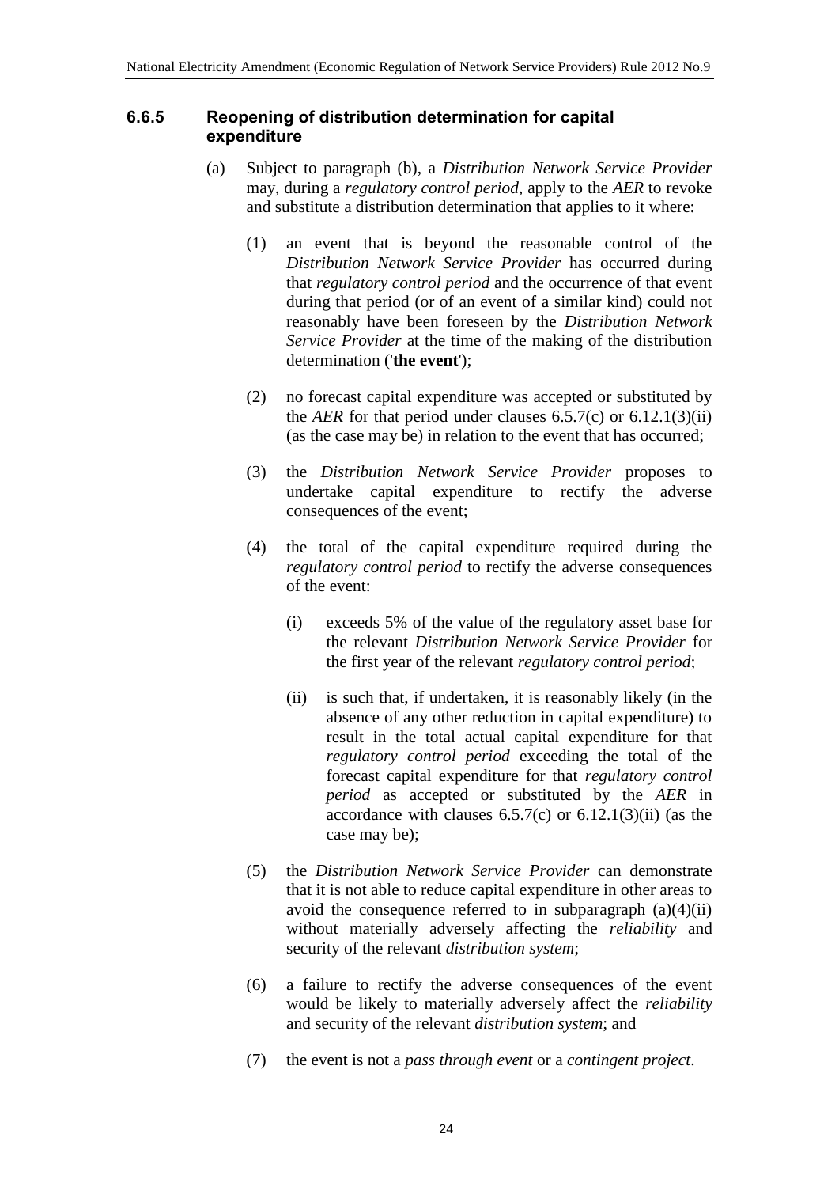### 6.6.5 Reopening of distribution determination for capital expenditure

(a) Subject to paragraph (b), a *Distribution Network Service Provider* may, during a *regulatory control period*, apply to the *AER* to revoke and substitute a distribution determination that applies to it where:

(1) an event that is beyond the reasonable control of the *Distribution Network Service Provider* has occurred during that *regulatory control period* and the occurrence of that event during that period (or of an event of a similar kind) could not reasonably have been foreseen by the *Distribution Network Service Provider* at the time of the making of the distribution determination ('**the event**');

(2) no forecast capital expenditure was accepted or substituted by the *AER* for that period under clauses 6.5.7(c) or 6.12.1(3)(ii) (as the case may be) in relation to the event that has occurred;

(3) the *Distribution Network Service Provider* proposes to undertake capital expenditure to rectify the adverse consequences of the event;

(4) the total of the capital expenditure required during the *regulatory control period* to rectify the adverse consequences of the event:

(i) exceeds 5% of the value of the regulatory asset base for the relevant *Distribution Network Service Provider* for the first year of the relevant *regulatory control period*;

(ii) is such that, if undertaken, it is reasonably likely (in the absence of any other reduction in capital expenditure) to result in the total actual capital expenditure for that *regulatory control period* exceeding the total of the forecast capital expenditure for that *regulatory control period* as accepted or substituted by the *AER* in accordance with clauses 6.5.7(c) or 6.12.1(3)(ii) (as the case may be);

(5) the *Distribution Network Service Provider* can demonstrate that it is not able to reduce capital expenditure in other areas to avoid the consequence referred to in subparagraph (a)(4)(ii) without materially adversely affecting the *reliability* and security of the relevant *distribution system*;

(6) a failure to rectify the adverse consequences of the event would be likely to materially adversely affect the *reliability* and security of the relevant *distribution system*; and

(7) the event is not a *pass through event* or a *contingent project*.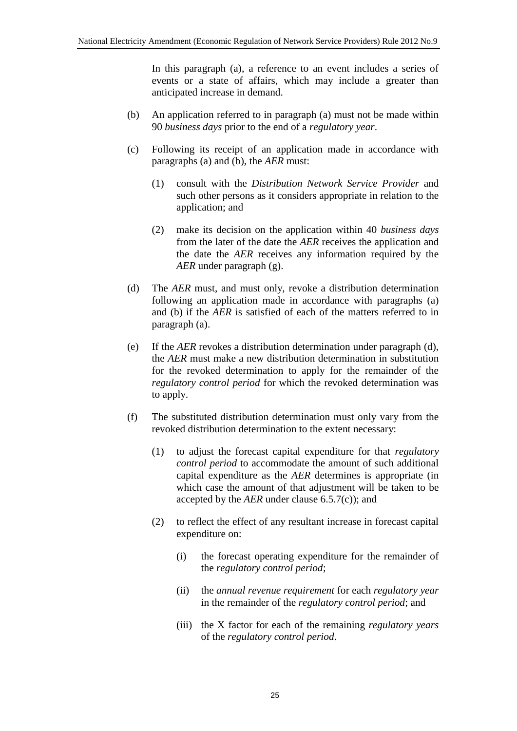In this paragraph (a), a reference to an event includes a series of events or a state of affairs, which may include a greater than anticipated increase in demand.

(b) An application referred to in paragraph (a) must not be made within 90 *business days* prior to the end of a *regulatory year*.

(c) Following its receipt of an application made in accordance with paragraphs (a) and (b), the *AER* must:

(1) consult with the *Distribution Network Service Provider* and such other persons as it considers appropriate in relation to the application; and

(2) make its decision on the application within 40 *business days* from the later of the date the *AER* receives the application and the date the *AER* receives any information required by the *AER* under paragraph (g).

(d) The *AER* must, and must only, revoke a distribution determination following an application made in accordance with paragraphs (a) and (b) if the *AER* is satisfied of each of the matters referred to in paragraph (a).

(e) If the *AER* revokes a distribution determination under paragraph (d), the *AER* must make a new distribution determination in substitution for the revoked determination to apply for the remainder of the *regulatory control period* for which the revoked determination was to apply.

(f) The substituted distribution determination must only vary from the revoked distribution determination to the extent necessary:

(1) to adjust the forecast capital expenditure for that *regulatory control period* to accommodate the amount of such additional capital expenditure as the *AER* determines is appropriate (in which case the amount of that adjustment will be taken to be accepted by the *AER* under clause 6.5.7(c)); and

(2) to reflect the effect of any resultant increase in forecast capital expenditure on:

(i) the forecast operating expenditure for the remainder of the *regulatory control period*;

(ii) the *annual revenue requirement* for each *regulatory year* in the remainder of the *regulatory control period*; and

(iii) the X factor for each of the remaining *regulatory years* of the *regulatory control period*.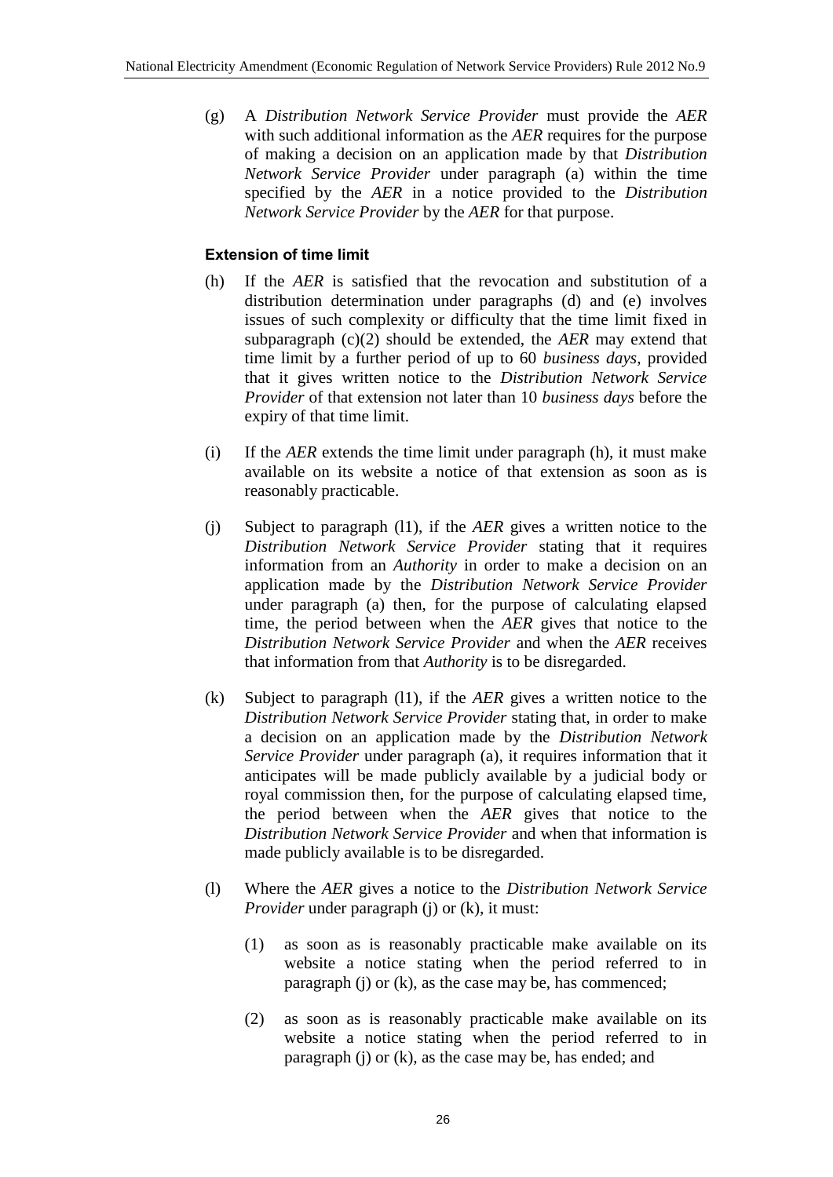(g) A *Distribution Network Service Provider* must provide the *AER* with such additional information as the *AER* requires for the purpose of making a decision on an application made by that *Distribution Network Service Provider* under paragraph (a) within the time specified by the *AER* in a notice provided to the *Distribution Network Service Provider* by the *AER* for that purpose.

**Extension of time limit**

(h) If the *AER* is satisfied that the revocation and substitution of a distribution determination under paragraphs (d) and (e) involves issues of such complexity or difficulty that the time limit fixed in subparagraph (c)(2) should be extended, the *AER* may extend that time limit by a further period of up to 60 *business days*, provided that it gives written notice to the *Distribution Network Service Provider* of that extension not later than 10 *business days* before the expiry of that time limit.

(i) If the *AER* extends the time limit under paragraph (h), it must make available on its website a notice of that extension as soon as is reasonably practicable.

(j) Subject to paragraph (l1), if the *AER* gives a written notice to the *Distribution Network Service Provider* stating that it requires information from an *Authority* in order to make a decision on an application made by the *Distribution Network Service Provider* under paragraph (a) then, for the purpose of calculating elapsed time, the period between when the *AER* gives that notice to the *Distribution Network Service Provider* and when the *AER* receives that information from that *Authority* is to be disregarded.

(k) Subject to paragraph (l1), if the *AER* gives a written notice to the *Distribution Network Service Provider* stating that, in order to make a decision on an application made by the *Distribution Network Service Provider* under paragraph (a), it requires information that it anticipates will be made publicly available by a judicial body or royal commission then, for the purpose of calculating elapsed time, the period between when the *AER* gives that notice to the *Distribution Network Service Provider* and when that information is made publicly available is to be disregarded.

(l) Where the *AER* gives a notice to the *Distribution Network Service Provider* under paragraph (j) or (k), it must:

(1) as soon as is reasonably practicable make available on its website a notice stating when the period referred to in paragraph (j) or (k), as the case may be, has commenced;

(2) as soon as is reasonably practicable make available on its website a notice stating when the period referred to in paragraph (j) or (k), as the case may be, has ended; and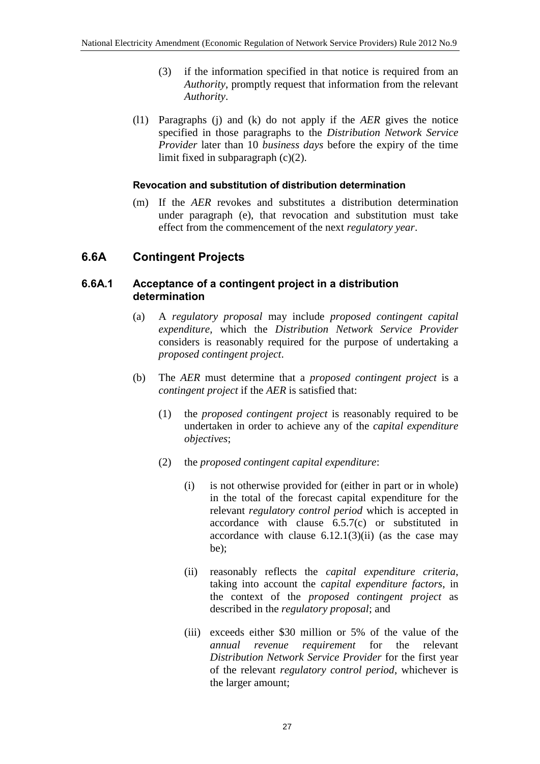(3) if the information specified in that notice is required from an *Authority*, promptly request that information from the relevant *Authority*.

(l1) Paragraphs (j) and (k) do not apply if the *AER* gives the notice specified in those paragraphs to the *Distribution Network Service Provider* later than 10 *business days* before the expiry of the time limit fixed in subparagraph (c)(2).

#### Revocation and substitution of distribution determination

(m) If the *AER* revokes and substitutes a distribution determination under paragraph (e), that revocation and substitution must take effect from the commencement of the next *regulatory year*.

## 6.6A Contingent Projects

### 6.6A.1 Acceptance of a contingent project in a distribution determination

(a) A *regulatory proposal* may include *proposed contingent capital expenditure*, which the *Distribution Network Service Provider* considers is reasonably required for the purpose of undertaking a *proposed contingent project*.

(b) The *AER* must determine that a *proposed contingent project* is a *contingent project* if the *AER* is satisfied that:

(1) the *proposed contingent project* is reasonably required to be undertaken in order to achieve any of the *capital expenditure objectives*;

(2) the *proposed contingent capital expenditure*:

(i) is not otherwise provided for (either in part or in whole) in the total of the forecast capital expenditure for the relevant *regulatory control period* which is accepted in accordance with clause 6.5.7(c) or substituted in accordance with clause 6.12.1(3)(ii) (as the case may be);

(ii) reasonably reflects the *capital expenditure criteria*, taking into account the *capital expenditure factors*, in the context of the *proposed contingent project* as described in the *regulatory proposal*; and

(iii) exceeds either $30 million or 5% of the value of the *annual revenue requirement* for the relevant *Distribution Network Service Provider* for the first year of the relevant *regulatory control period*, whichever is the larger amount;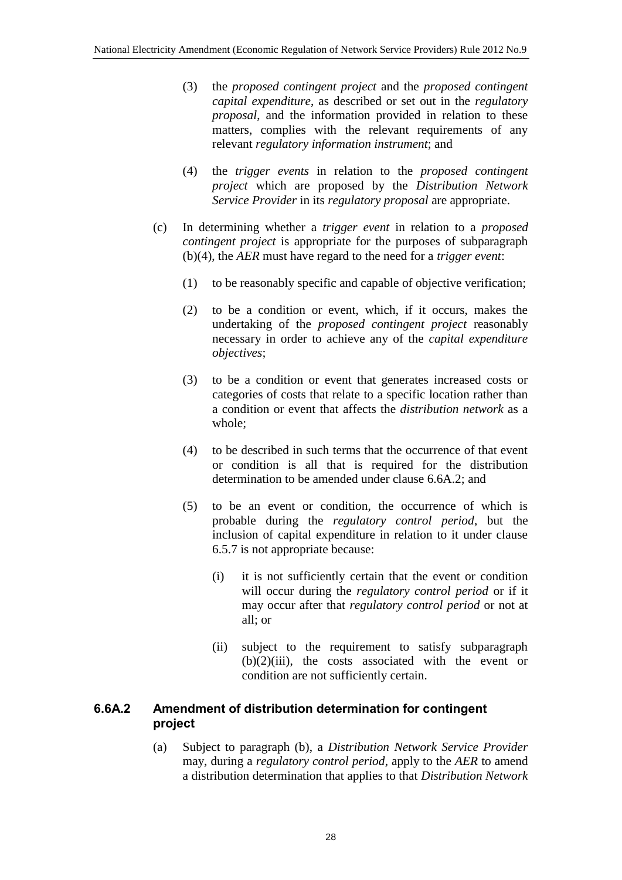(3) the *proposed contingent project* and the *proposed contingent capital expenditure*, as described or set out in the *regulatory proposal*, and the information provided in relation to these matters, complies with the relevant requirements of any relevant *regulatory information instrument*; and

(4) the *trigger events* in relation to the *proposed contingent project* which are proposed by the *Distribution Network Service Provider* in its *regulatory proposal* are appropriate.

(c) In determining whether a *trigger event* in relation to a *proposed contingent project* is appropriate for the purposes of subparagraph (b)(4), the *AER* must have regard to the need for a *trigger event*:

(1) to be reasonably specific and capable of objective verification;

(2) to be a condition or event, which, if it occurs, makes the undertaking of the *proposed contingent project* reasonably necessary in order to achieve any of the *capital expenditure objectives*;

(3) to be a condition or event that generates increased costs or categories of costs that relate to a specific location rather than a condition or event that affects the *distribution network* as a whole;

(4) to be described in such terms that the occurrence of that event or condition is all that is required for the distribution determination to be amended under clause 6.6A.2; and

(5) to be an event or condition, the occurrence of which is probable during the *regulatory control period*, but the inclusion of capital expenditure in relation to it under clause 6.5.7 is not appropriate because:

(i) it is not sufficiently certain that the event or condition will occur during the *regulatory control period* or if it may occur after that *regulatory control period* or not at all; or

(ii) subject to the requirement to satisfy subparagraph (b)(2)(iii), the costs associated with the event or condition are not sufficiently certain.

### 6.6A.2 Amendment of distribution determination for contingent project

(a) Subject to paragraph (b), a *Distribution Network Service Provider* may, during a *regulatory control period*, apply to the *AER* to amend a distribution determination that applies to that *Distribution Network*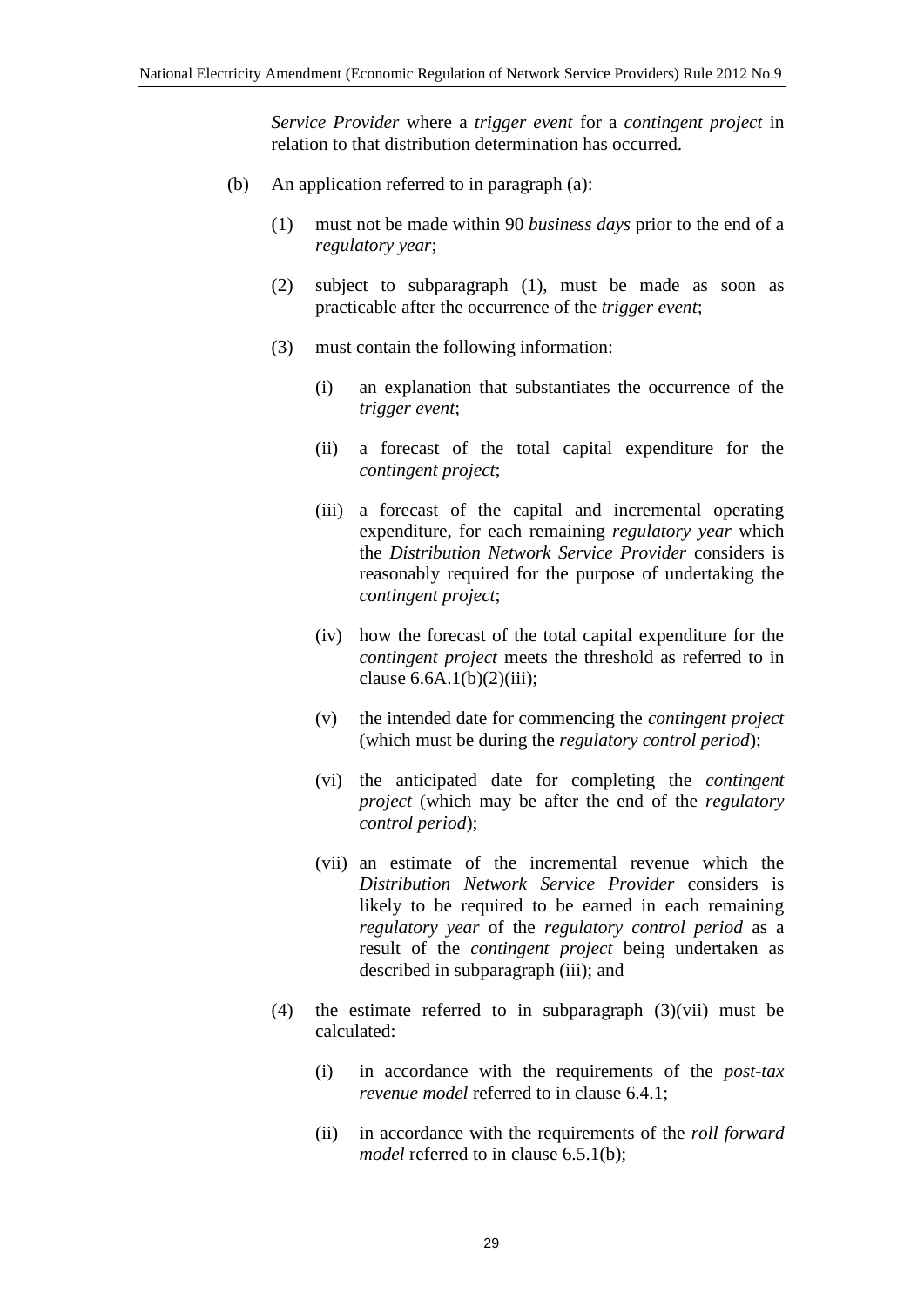*Service Provider* where a *trigger event* for a *contingent project* in relation to that distribution determination has occurred.

(b) An application referred to in paragraph (a):

(1) must not be made within 90 *business days* prior to the end of a *regulatory year*;

(2) subject to subparagraph (1), must be made as soon as practicable after the occurrence of the *trigger event*;

(3) must contain the following information:

(i) an explanation that substantiates the occurrence of the *trigger event*;

(ii) a forecast of the total capital expenditure for the *contingent project*;

(iii) a forecast of the capital and incremental operating expenditure, for each remaining *regulatory year* which the *Distribution Network Service Provider* considers is reasonably required for the purpose of undertaking the *contingent project*;

(iv) how the forecast of the total capital expenditure for the *contingent project* meets the threshold as referred to in clause 6.6A.1(b)(2)(iii);

(v) the intended date for commencing the *contingent project* (which must be during the *regulatory control period*);

(vi) the anticipated date for completing the *contingent project* (which may be after the end of the *regulatory control period*);

(vii) an estimate of the incremental revenue which the *Distribution Network Service Provider* considers is likely to be required to be earned in each remaining *regulatory year* of the *regulatory control period* as a result of the *contingent project* being undertaken as described in subparagraph (iii); and

(4) the estimate referred to in subparagraph (3)(vii) must be calculated:

(i) in accordance with the requirements of the *post-tax revenue model* referred to in clause 6.4.1;

(ii) in accordance with the requirements of the *roll forward model* referred to in clause 6.5.1(b);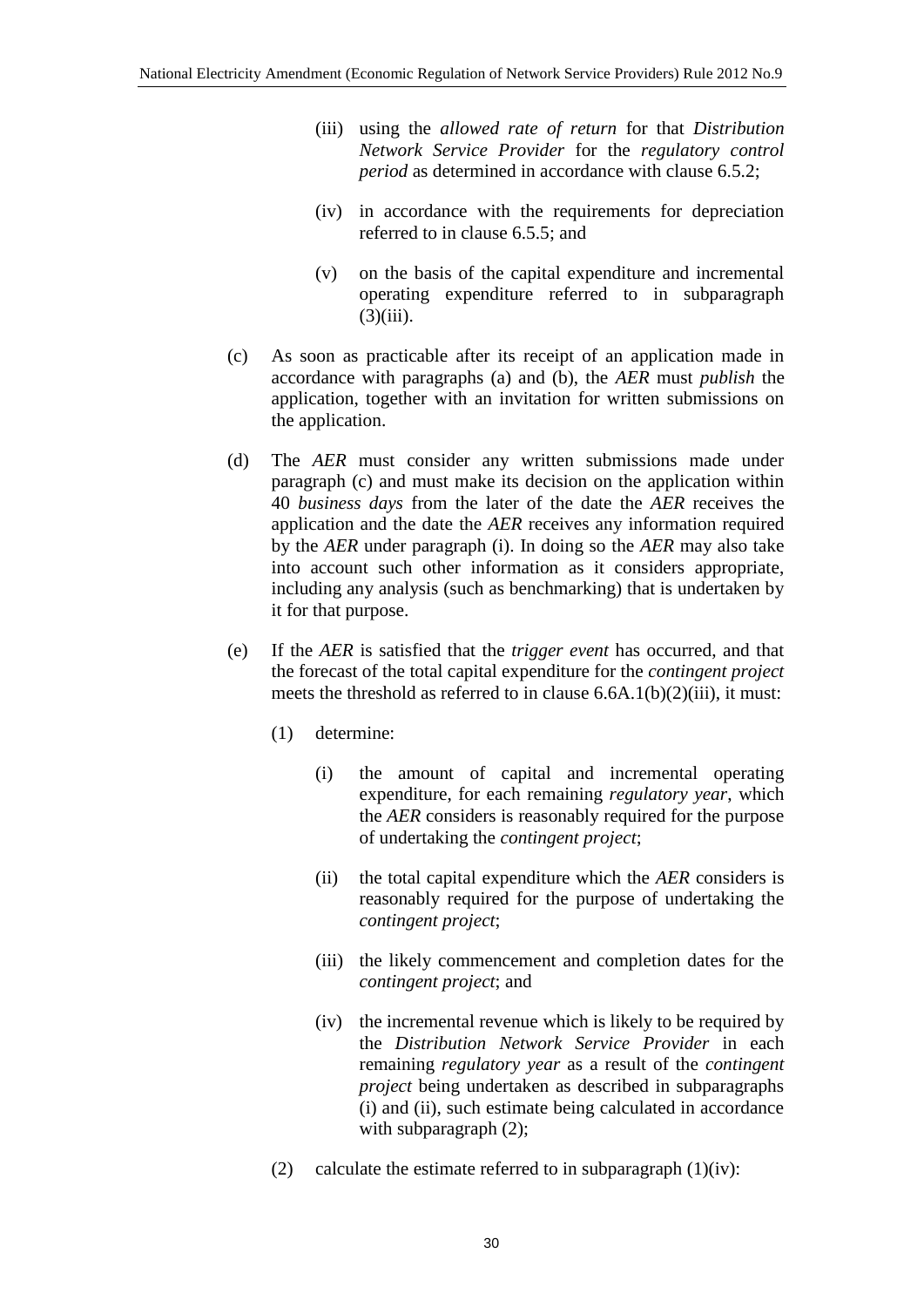(iii) using the *allowed rate of return* for that *Distribution Network Service Provider* for the *regulatory control period* as determined in accordance with clause 6.5.2;

(iv) in accordance with the requirements for depreciation referred to in clause 6.5.5; and

(v) on the basis of the capital expenditure and incremental operating expenditure referred to in subparagraph (3)(iii).

(c) As soon as practicable after its receipt of an application made in accordance with paragraphs (a) and (b), the *AER* must *publish* the application, together with an invitation for written submissions on the application.

(d) The *AER* must consider any written submissions made under paragraph (c) and must make its decision on the application within 40 *business days* from the later of the date the *AER* receives the application and the date the *AER* receives any information required by the *AER* under paragraph (i). In doing so the *AER* may also take into account such other information as it considers appropriate, including any analysis (such as benchmarking) that is undertaken by it for that purpose.

(e) If the *AER* is satisfied that the *trigger event* has occurred, and that the forecast of the total capital expenditure for the *contingent project* meets the threshold as referred to in clause 6.6A.1(b)(2)(iii), it must:

(1) determine:

(i) the amount of capital and incremental operating expenditure, for each remaining *regulatory year*, which the *AER* considers is reasonably required for the purpose of undertaking the *contingent project*;

(ii) the total capital expenditure which the *AER* considers is reasonably required for the purpose of undertaking the *contingent project*;

(iii) the likely commencement and completion dates for the *contingent project*; and

(iv) the incremental revenue which is likely to be required by the *Distribution Network Service Provider* in each remaining *regulatory year* as a result of the *contingent project* being undertaken as described in subparagraphs (i) and (ii), such estimate being calculated in accordance with subparagraph (2);

(2) calculate the estimate referred to in subparagraph (1)(iv):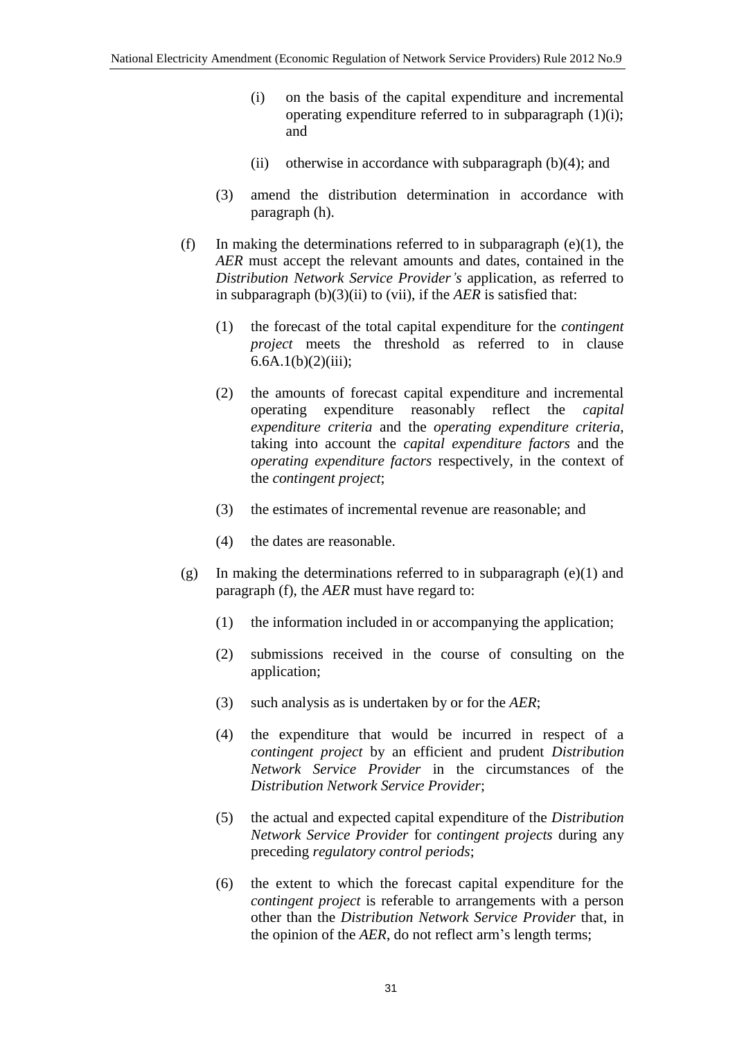(i) on the basis of the capital expenditure and incremental operating expenditure referred to in subparagraph (1)(i); and

(ii) otherwise in accordance with subparagraph (b)(4); and

(3) amend the distribution determination in accordance with paragraph (h).

(f) In making the determinations referred to in subparagraph (e)(1), the *AER* must accept the relevant amounts and dates, contained in the *Distribution Network Service Provider's* application, as referred to in subparagraph (b)(3)(ii) to (vii), if the *AER* is satisfied that:

(1) the forecast of the total capital expenditure for the *contingent project* meets the threshold as referred to in clause 6.6A.1(b)(2)(iii);

(2) the amounts of forecast capital expenditure and incremental operating expenditure reasonably reflect the *capital expenditure criteria* and the *operating expenditure criteria*, taking into account the *capital expenditure factors* and the *operating expenditure factors* respectively, in the context of the *contingent project*;

(3) the estimates of incremental revenue are reasonable; and

(4) the dates are reasonable.

(g) In making the determinations referred to in subparagraph (e)(1) and paragraph (f), the *AER* must have regard to:

(1) the information included in or accompanying the application;

(2) submissions received in the course of consulting on the application;

(3) such analysis as is undertaken by or for the *AER*;

(4) the expenditure that would be incurred in respect of a *contingent project* by an efficient and prudent *Distribution Network Service Provider* in the circumstances of the *Distribution Network Service Provider*;

(5) the actual and expected capital expenditure of the *Distribution Network Service Provider* for *contingent projects* during any preceding *regulatory control periods*;

(6) the extent to which the forecast capital expenditure for the *contingent project* is referable to arrangements with a person other than the *Distribution Network Service Provider* that, in the opinion of the *AER*, do not reflect arm's length terms;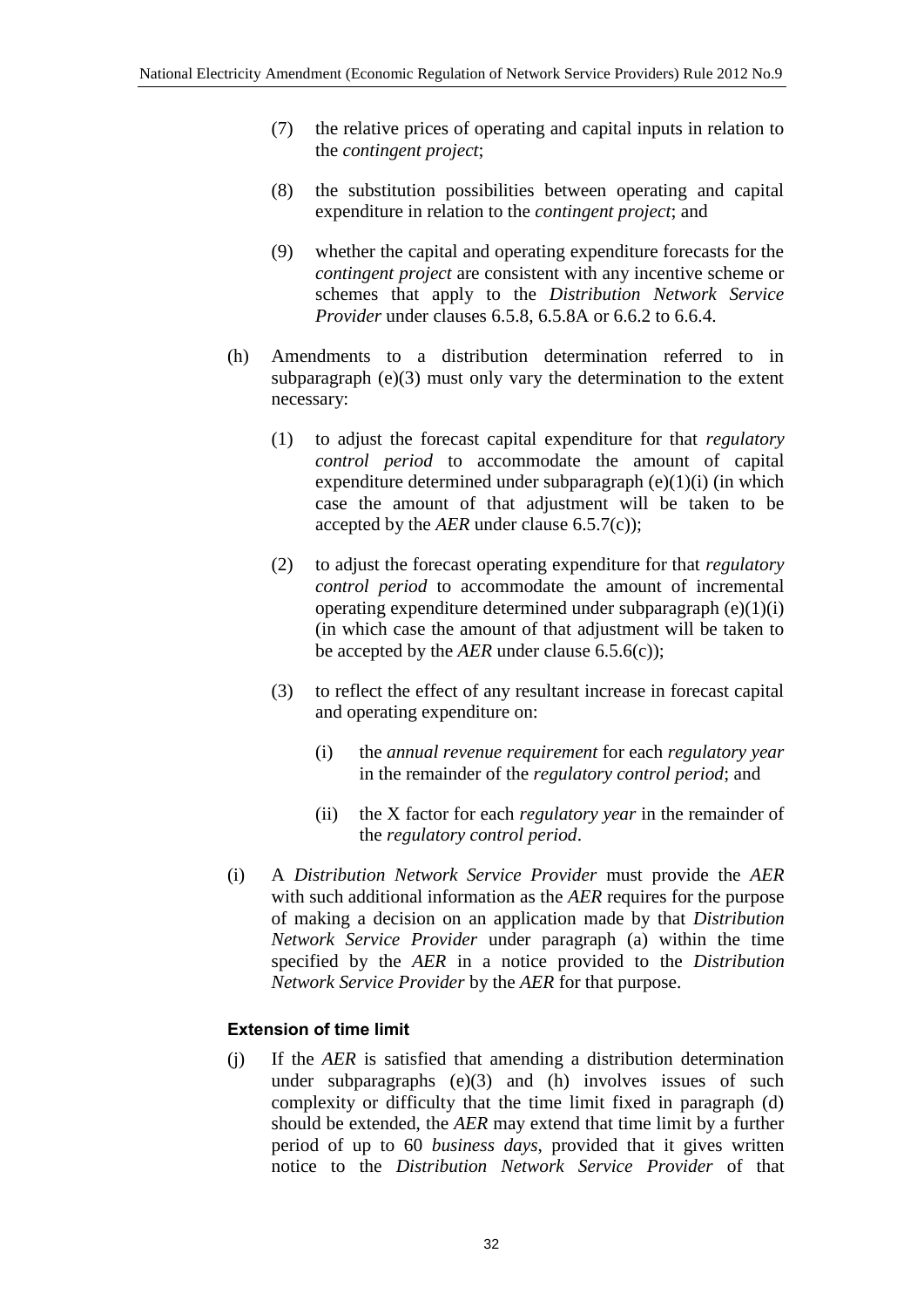(7) the relative prices of operating and capital inputs in relation to the *contingent project*;

(8) the substitution possibilities between operating and capital expenditure in relation to the *contingent project*; and

(9) whether the capital and operating expenditure forecasts for the *contingent project* are consistent with any incentive scheme or schemes that apply to the *Distribution Network Service Provider* under clauses 6.5.8, 6.5.8A or 6.6.2 to 6.6.4.

(h) Amendments to a distribution determination referred to in subparagraph (e)(3) must only vary the determination to the extent necessary:

(1) to adjust the forecast capital expenditure for that *regulatory control period* to accommodate the amount of capital expenditure determined under subparagraph (e)(1)(i) (in which case the amount of that adjustment will be taken to be accepted by the *AER* under clause 6.5.7(c));

(2) to adjust the forecast operating expenditure for that *regulatory control period* to accommodate the amount of incremental operating expenditure determined under subparagraph (e)(1)(i) (in which case the amount of that adjustment will be taken to be accepted by the *AER* under clause 6.5.6(c));

(3) to reflect the effect of any resultant increase in forecast capital and operating expenditure on:

(i) the *annual revenue requirement* for each *regulatory year* in the remainder of the *regulatory control period*; and

(ii) the X factor for each *regulatory year* in the remainder of the *regulatory control period*.

(i) A *Distribution Network Service Provider* must provide the *AER* with such additional information as the *AER* requires for the purpose of making a decision on an application made by that *Distribution Network Service Provider* under paragraph (a) within the time specified by the *AER* in a notice provided to the *Distribution Network Service Provider* by the *AER* for that purpose.

**Extension of time limit**

(j) If the *AER* is satisfied that amending a distribution determination under subparagraphs (e)(3) and (h) involves issues of such complexity or difficulty that the time limit fixed in paragraph (d) should be extended, the *AER* may extend that time limit by a further period of up to 60 *business days*, provided that it gives written notice to the *Distribution Network Service Provider* of that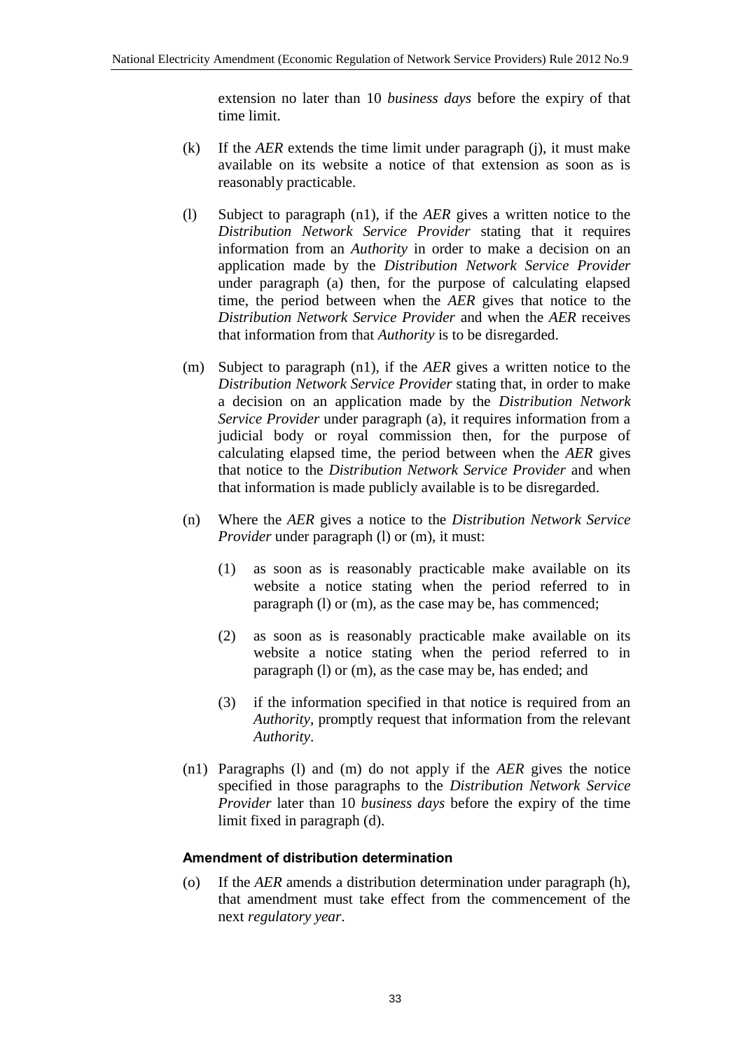extension no later than 10 *business days* before the expiry of that time limit.

(k) If the *AER* extends the time limit under paragraph (j), it must make available on its website a notice of that extension as soon as is reasonably practicable.

(l) Subject to paragraph (n1), if the *AER* gives a written notice to the *Distribution Network Service Provider* stating that it requires information from an *Authority* in order to make a decision on an application made by the *Distribution Network Service Provider* under paragraph (a) then, for the purpose of calculating elapsed time, the period between when the *AER* gives that notice to the *Distribution Network Service Provider* and when the *AER* receives that information from that *Authority* is to be disregarded.

(m) Subject to paragraph (n1), if the *AER* gives a written notice to the *Distribution Network Service Provider* stating that, in order to make a decision on an application made by the *Distribution Network Service Provider* under paragraph (a), it requires information from a judicial body or royal commission then, for the purpose of calculating elapsed time, the period between when the *AER* gives that notice to the *Distribution Network Service Provider* and when that information is made publicly available is to be disregarded.

(n) Where the *AER* gives a notice to the *Distribution Network Service Provider* under paragraph (l) or (m), it must:

  (1) as soon as is reasonably practicable make available on its website a notice stating when the period referred to in paragraph (l) or (m), as the case may be, has commenced;

  (2) as soon as is reasonably practicable make available on its website a notice stating when the period referred to in paragraph (l) or (m), as the case may be, has ended; and

  (3) if the information specified in that notice is required from an *Authority*, promptly request that information from the relevant *Authority*.

(n1) Paragraphs (l) and (m) do not apply if the *AER* gives the notice specified in those paragraphs to the *Distribution Network Service Provider* later than 10 *business days* before the expiry of the time limit fixed in paragraph (d).

**Amendment of distribution determination**

(o) If the *AER* amends a distribution determination under paragraph (h), that amendment must take effect from the commencement of the next *regulatory year*.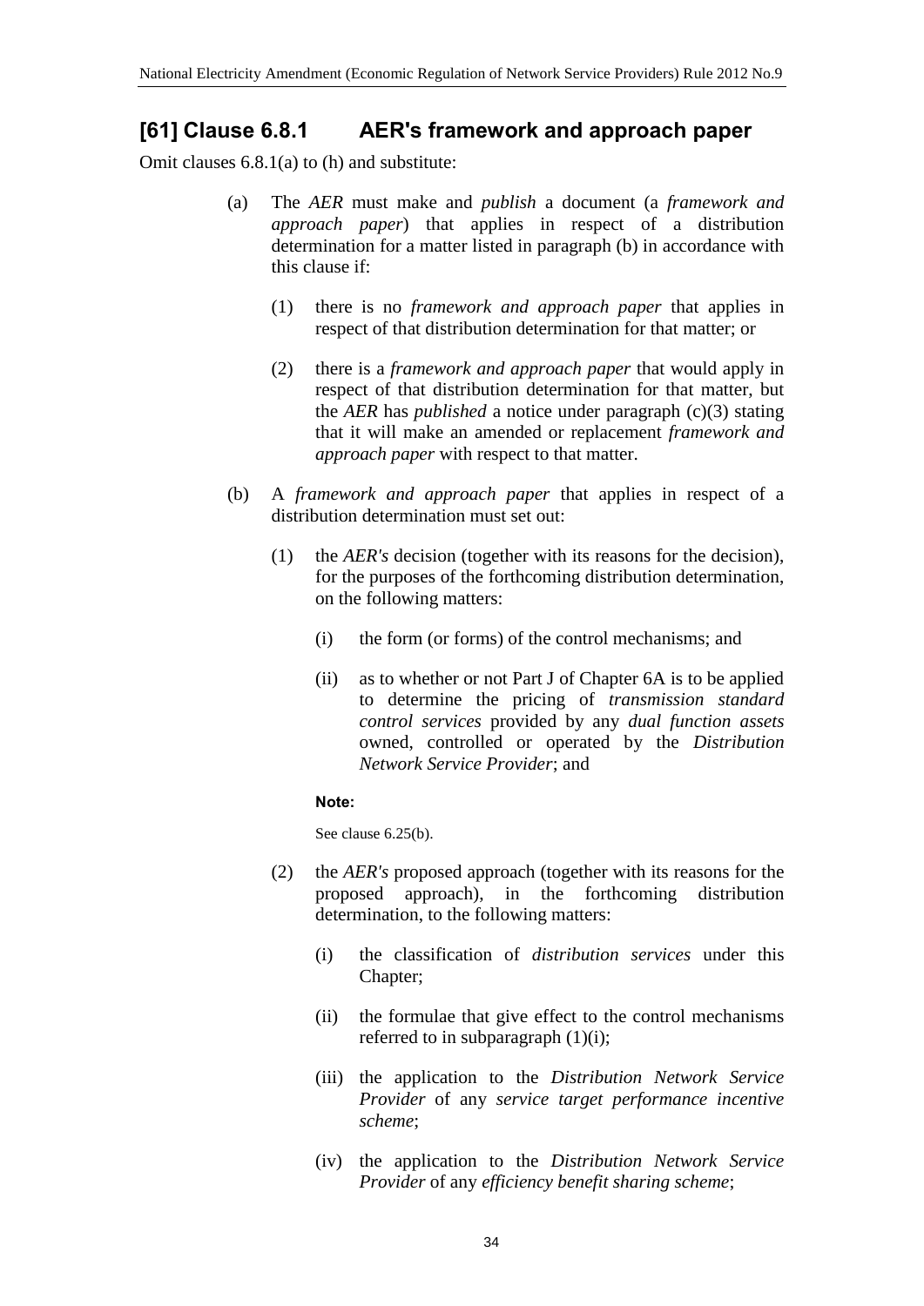## [61] Clause 6.8.1 AER's framework and approach paper

Omit clauses 6.8.1(a) to (h) and substitute:

(a) The *AER* must make and *publish* a document (a *framework and approach paper*) that applies in respect of a distribution determination for a matter listed in paragraph (b) in accordance with this clause if:

(1) there is no *framework and approach paper* that applies in respect of that distribution determination for that matter; or

(2) there is a *framework and approach paper* that would apply in respect of that distribution determination for that matter, but the *AER* has *published* a notice under paragraph (c)(3) stating that it will make an amended or replacement *framework and approach paper* with respect to that matter.

(b) A *framework and approach paper* that applies in respect of a distribution determination must set out:

(1) the *AER's* decision (together with its reasons for the decision), for the purposes of the forthcoming distribution determination, on the following matters:

(i) the form (or forms) of the control mechanisms; and

(ii) as to whether or not Part J of Chapter 6A is to be applied to determine the pricing of *transmission standard control services* provided by any *dual function assets* owned, controlled or operated by the *Distribution Network Service Provider*; and

**Note:**

See clause 6.25(b).

(2) the *AER's* proposed approach (together with its reasons for the proposed approach), in the forthcoming distribution determination, to the following matters:

(i) the classification of *distribution services* under this Chapter;

(ii) the formulae that give effect to the control mechanisms referred to in subparagraph (1)(i);

(iii) the application to the *Distribution Network Service Provider* of any *service target performance incentive scheme*;

(iv) the application to the *Distribution Network Service Provider* of any *efficiency benefit sharing scheme*;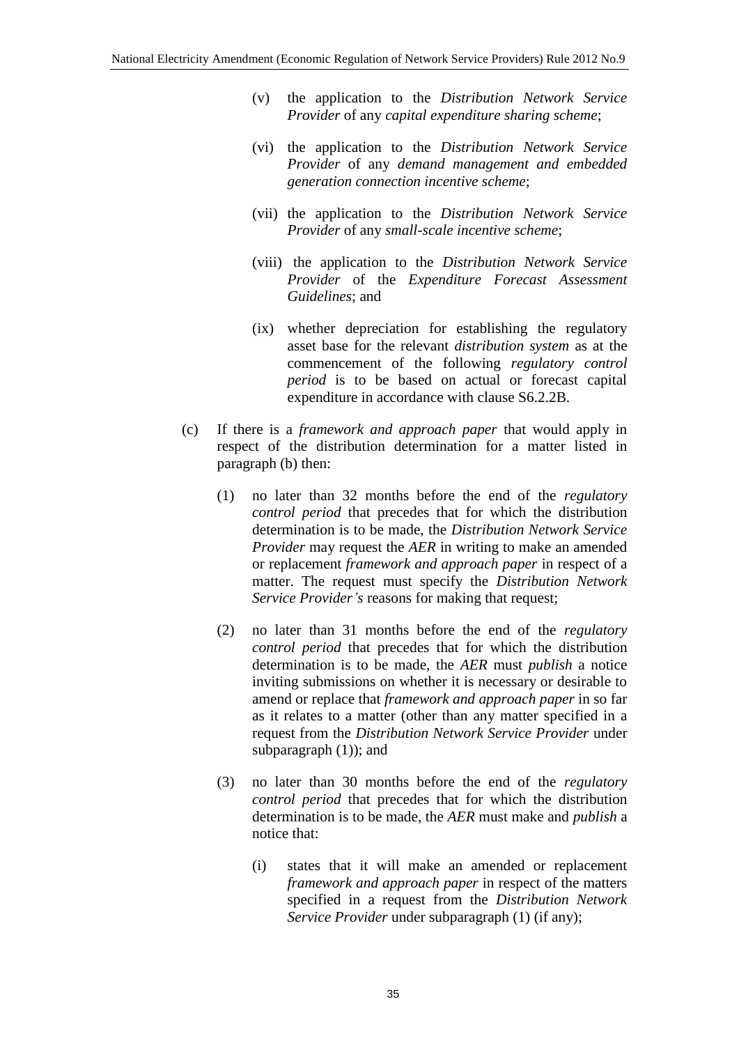(v) the application to the *Distribution Network Service Provider* of any *capital expenditure sharing scheme*;

(vi) the application to the *Distribution Network Service Provider* of any *demand management and embedded generation connection incentive scheme*;

(vii) the application to the *Distribution Network Service Provider* of any *small-scale incentive scheme*;

(viii) the application to the *Distribution Network Service Provider* of the *Expenditure Forecast Assessment Guidelines*; and

(ix) whether depreciation for establishing the regulatory asset base for the relevant *distribution system* as at the commencement of the following *regulatory control period* is to be based on actual or forecast capital expenditure in accordance with clause S6.2.2B.

(c) If there is a *framework and approach paper* that would apply in respect of the distribution determination for a matter listed in paragraph (b) then:

(1) no later than 32 months before the end of the *regulatory control period* that precedes that for which the distribution determination is to be made, the *Distribution Network Service Provider* may request the *AER* in writing to make an amended or replacement *framework and approach paper* in respect of a matter. The request must specify the *Distribution Network Service Provider's* reasons for making that request;

(2) no later than 31 months before the end of the *regulatory control period* that precedes that for which the distribution determination is to be made, the *AER* must *publish* a notice inviting submissions on whether it is necessary or desirable to amend or replace that *framework and approach paper* in so far as it relates to a matter (other than any matter specified in a request from the *Distribution Network Service Provider* under subparagraph (1)); and

(3) no later than 30 months before the end of the *regulatory control period* that precedes that for which the distribution determination is to be made, the *AER* must make and *publish* a notice that:

(i) states that it will make an amended or replacement *framework and approach paper* in respect of the matters specified in a request from the *Distribution Network Service Provider* under subparagraph (1) (if any);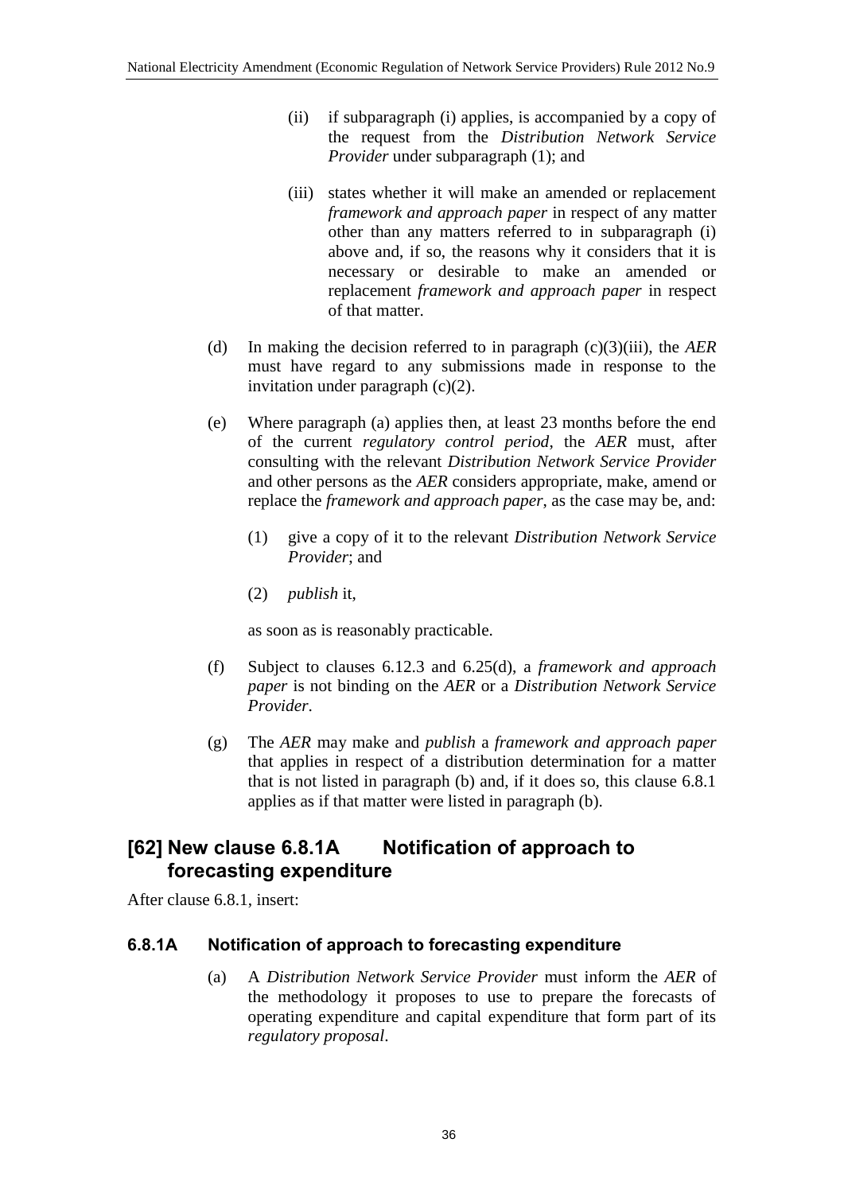(ii) if subparagraph (i) applies, is accompanied by a copy of the request from the *Distribution Network Service Provider* under subparagraph (1); and

(iii) states whether it will make an amended or replacement *framework and approach paper* in respect of any matter other than any matters referred to in subparagraph (i) above and, if so, the reasons why it considers that it is necessary or desirable to make an amended or replacement *framework and approach paper* in respect of that matter.

(d) In making the decision referred to in paragraph (c)(3)(iii), the *AER* must have regard to any submissions made in response to the invitation under paragraph (c)(2).

(e) Where paragraph (a) applies then, at least 23 months before the end of the current *regulatory control period*, the *AER* must, after consulting with the relevant *Distribution Network Service Provider* and other persons as the *AER* considers appropriate, make, amend or replace the *framework and approach paper*, as the case may be, and:

(1) give a copy of it to the relevant *Distribution Network Service Provider*; and

(2) *publish* it,

as soon as is reasonably practicable.

(f) Subject to clauses 6.12.3 and 6.25(d), a *framework and approach paper* is not binding on the *AER* or a *Distribution Network Service Provider*.

(g) The *AER* may make and *publish* a *framework and approach paper* that applies in respect of a distribution determination for a matter that is not listed in paragraph (b) and, if it does so, this clause 6.8.1 applies as if that matter were listed in paragraph (b).

## [62] New clause 6.8.1A Notification of approach to forecasting expenditure

After clause 6.8.1, insert:

### 6.8.1A Notification of approach to forecasting expenditure

(a) A *Distribution Network Service Provider* must inform the *AER* of the methodology it proposes to use to prepare the forecasts of operating expenditure and capital expenditure that form part of its *regulatory proposal*.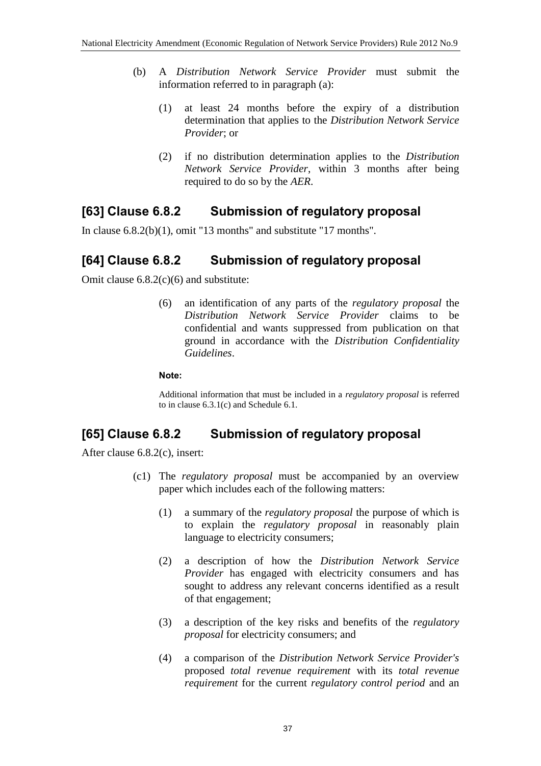(b) A *Distribution Network Service Provider* must submit the information referred to in paragraph (a):

(1) at least 24 months before the expiry of a distribution determination that applies to the *Distribution Network Service Provider*; or

(2) if no distribution determination applies to the *Distribution Network Service Provider*, within 3 months after being required to do so by the *AER*.

## [63] Clause 6.8.2 Submission of regulatory proposal

In clause 6.8.2(b)(1), omit "13 months" and substitute "17 months".

## [64] Clause 6.8.2 Submission of regulatory proposal

Omit clause 6.8.2(c)(6) and substitute:

(6) an identification of any parts of the *regulatory proposal* the *Distribution Network Service Provider* claims to be confidential and wants suppressed from publication on that ground in accordance with the *Distribution Confidentiality Guidelines*.

**Note:**

Additional information that must be included in a *regulatory proposal* is referred to in clause 6.3.1(c) and Schedule 6.1.

## [65] Clause 6.8.2 Submission of regulatory proposal

After clause 6.8.2(c), insert:

(c1) The *regulatory proposal* must be accompanied by an overview paper which includes each of the following matters:

(1) a summary of the *regulatory proposal* the purpose of which is to explain the *regulatory proposal* in reasonably plain language to electricity consumers;

(2) a description of how the *Distribution Network Service Provider* has engaged with electricity consumers and has sought to address any relevant concerns identified as a result of that engagement;

(3) a description of the key risks and benefits of the *regulatory proposal* for electricity consumers; and

(4) a comparison of the *Distribution Network Service Provider's* proposed *total revenue requirement* with its *total revenue requirement* for the current *regulatory control period* and an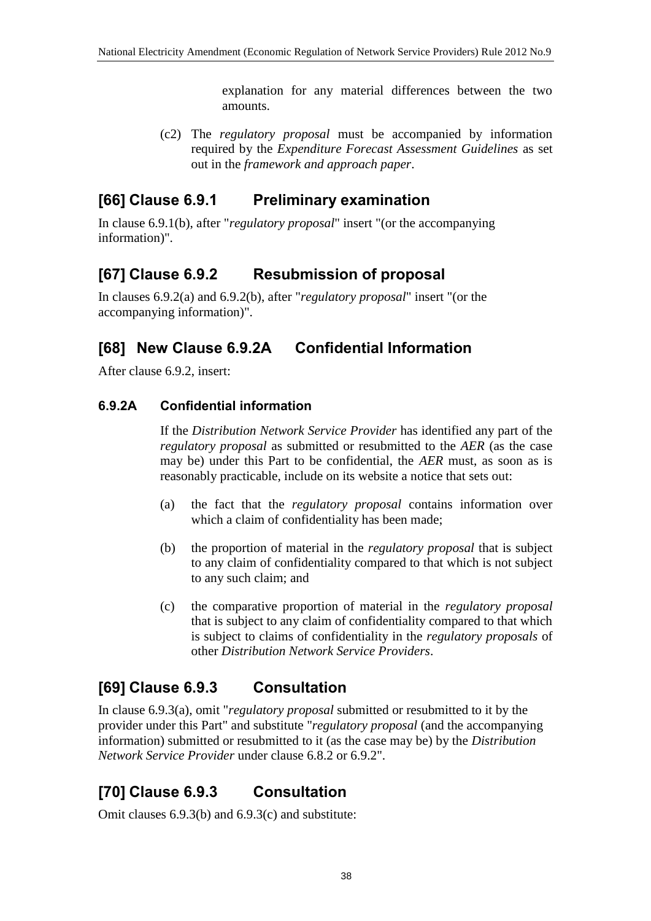explanation for any material differences between the two amounts.

(c2) The *regulatory proposal* must be accompanied by information required by the *Expenditure Forecast Assessment Guidelines* as set out in the *framework and approach paper*.

## [66] Clause 6.9.1 Preliminary examination

In clause 6.9.1(b), after "*regulatory proposal*" insert "(or the accompanying information)".

## [67] Clause 6.9.2 Resubmission of proposal

In clauses 6.9.2(a) and 6.9.2(b), after "*regulatory proposal*" insert "(or the accompanying information)".

## [68] New Clause 6.9.2A Confidential Information

After clause 6.9.2, insert:

### 6.9.2A Confidential information

If the *Distribution Network Service Provider* has identified any part of the *regulatory proposal* as submitted or resubmitted to the *AER* (as the case may be) under this Part to be confidential, the *AER* must, as soon as is reasonably practicable, include on its website a notice that sets out:

(a) the fact that the *regulatory proposal* contains information over which a claim of confidentiality has been made;

(b) the proportion of material in the *regulatory proposal* that is subject to any claim of confidentiality compared to that which is not subject to any such claim; and

(c) the comparative proportion of material in the *regulatory proposal* that is subject to any claim of confidentiality compared to that which is subject to claims of confidentiality in the *regulatory proposals* of other *Distribution Network Service Providers*.

## [69] Clause 6.9.3 Consultation

In clause 6.9.3(a), omit "*regulatory proposal* submitted or resubmitted to it by the provider under this Part" and substitute "*regulatory proposal* (and the accompanying information) submitted or resubmitted to it (as the case may be) by the *Distribution Network Service Provider* under clause 6.8.2 or 6.9.2".

## [70] Clause 6.9.3 Consultation

Omit clauses 6.9.3(b) and 6.9.3(c) and substitute: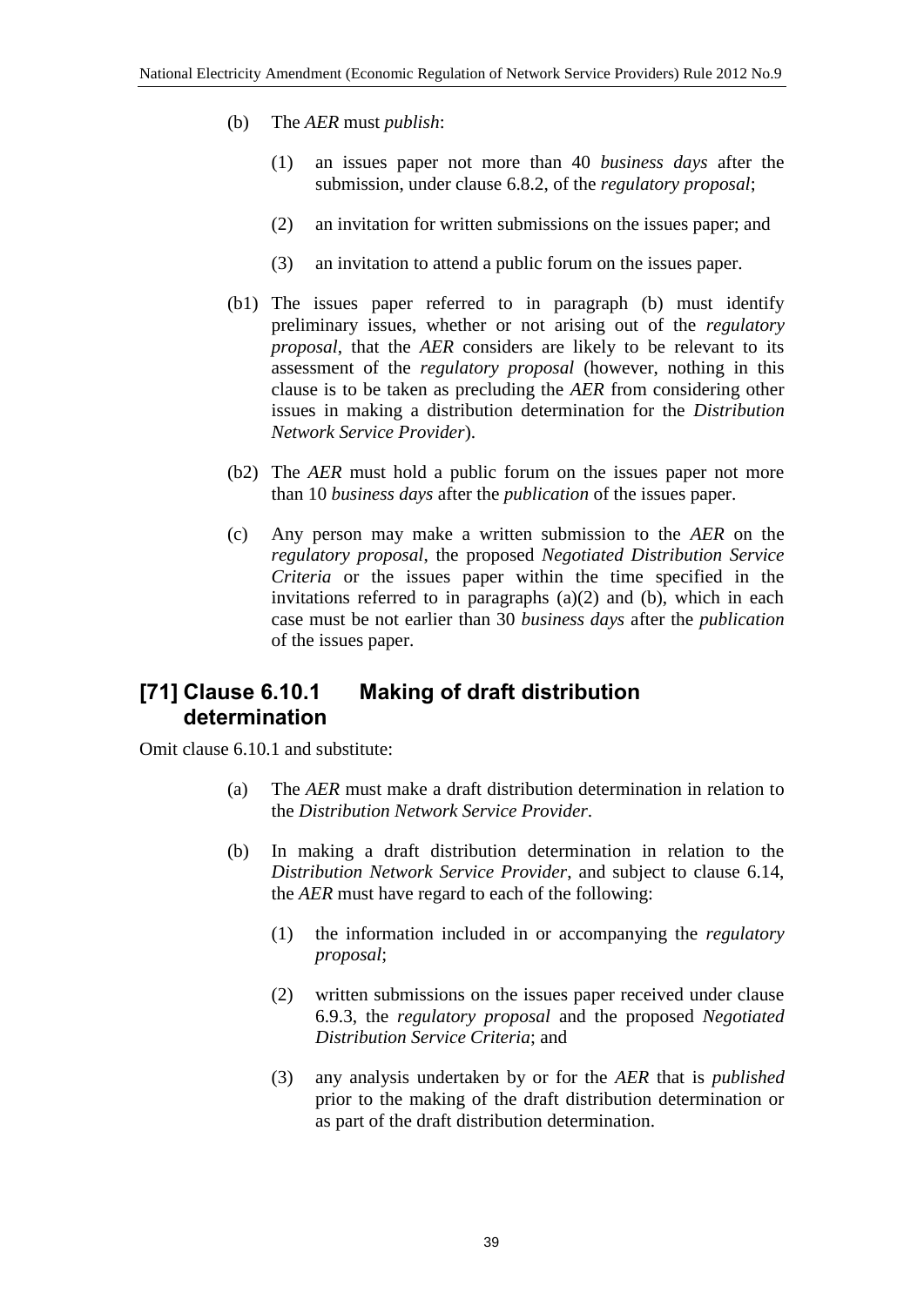(b) The *AER* must *publish*:

(1) an issues paper not more than 40 *business days* after the submission, under clause 6.8.2, of the *regulatory proposal*;

(2) an invitation for written submissions on the issues paper; and

(3) an invitation to attend a public forum on the issues paper.

(b1) The issues paper referred to in paragraph (b) must identify preliminary issues, whether or not arising out of the *regulatory proposal*, that the *AER* considers are likely to be relevant to its assessment of the *regulatory proposal* (however, nothing in this clause is to be taken as precluding the *AER* from considering other issues in making a distribution determination for the *Distribution Network Service Provider*).

(b2) The *AER* must hold a public forum on the issues paper not more than 10 *business days* after the *publication* of the issues paper.

(c) Any person may make a written submission to the *AER* on the *regulatory proposal*, the proposed *Negotiated Distribution Service Criteria* or the issues paper within the time specified in the invitations referred to in paragraphs (a)(2) and (b), which in each case must be not earlier than 30 *business days* after the *publication* of the issues paper.

## [71] Clause 6.10.1 Making of draft distribution determination

Omit clause 6.10.1 and substitute:

(a) The *AER* must make a draft distribution determination in relation to the *Distribution Network Service Provider*.

(b) In making a draft distribution determination in relation to the *Distribution Network Service Provider*, and subject to clause 6.14, the *AER* must have regard to each of the following:

(1) the information included in or accompanying the *regulatory proposal*;

(2) written submissions on the issues paper received under clause 6.9.3, the *regulatory proposal* and the proposed *Negotiated Distribution Service Criteria*; and

(3) any analysis undertaken by or for the *AER* that is *published* prior to the making of the draft distribution determination or as part of the draft distribution determination.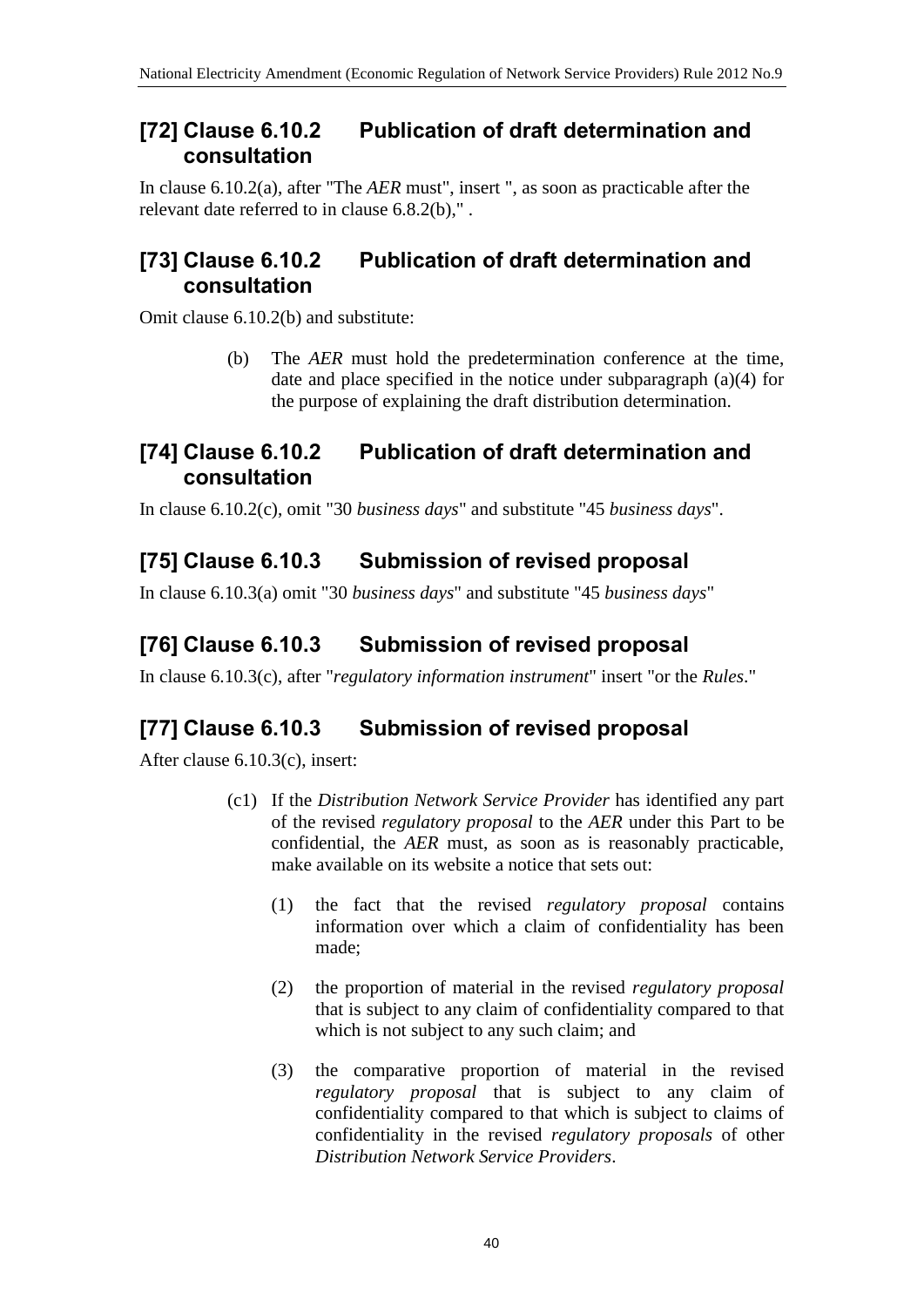## [72] Clause 6.10.2 Publication of draft determination and consultation

In clause 6.10.2(a), after "The *AER* must", insert ", as soon as practicable after the relevant date referred to in clause 6.8.2(b)," .

## [73] Clause 6.10.2 Publication of draft determination and consultation

Omit clause 6.10.2(b) and substitute:

> (b) The *AER* must hold the predetermination conference at the time, date and place specified in the notice under subparagraph (a)(4) for the purpose of explaining the draft distribution determination.

## [74] Clause 6.10.2 Publication of draft determination and consultation

In clause 6.10.2(c), omit "30 *business days*" and substitute "45 *business days*".

## [75] Clause 6.10.3 Submission of revised proposal

In clause 6.10.3(a) omit "30 *business days*" and substitute "45 *business days*"

## [76] Clause 6.10.3 Submission of revised proposal

In clause 6.10.3(c), after "*regulatory information instrument*" insert "or the *Rules*."

## [77] Clause 6.10.3 Submission of revised proposal

After clause 6.10.3(c), insert:

> (c1) If the *Distribution Network Service Provider* has identified any part of the revised *regulatory proposal* to the *AER* under this Part to be confidential, the *AER* must, as soon as is reasonably practicable, make available on its website a notice that sets out:
>
> (1) the fact that the revised *regulatory proposal* contains information over which a claim of confidentiality has been made;
>
> (2) the proportion of material in the revised *regulatory proposal* that is subject to any claim of confidentiality compared to that which is not subject to any such claim; and
>
> (3) the comparative proportion of material in the revised *regulatory proposal* that is subject to any claim of confidentiality compared to that which is subject to claims of confidentiality in the revised *regulatory proposals* of other *Distribution Network Service Providers*.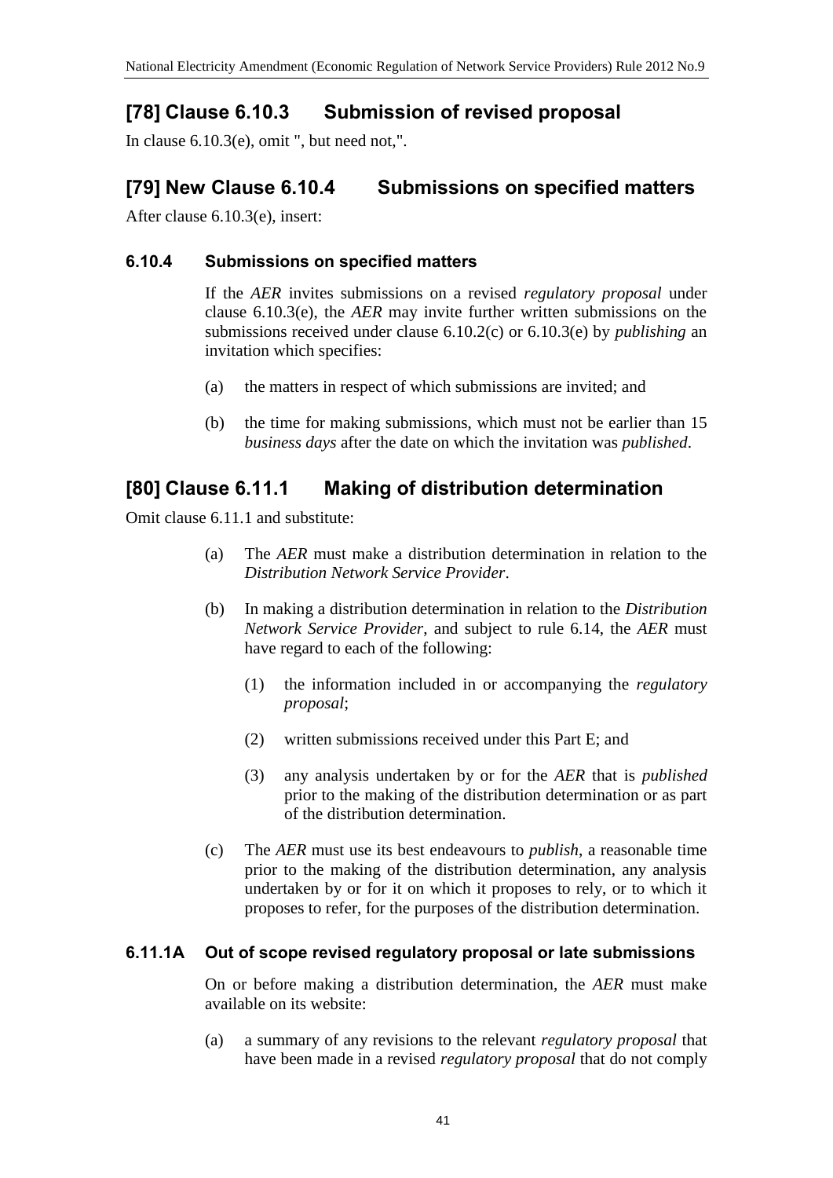## [78] Clause 6.10.3 Submission of revised proposal

In clause 6.10.3(e), omit ", but need not,".

## [79] New Clause 6.10.4 Submissions on specified matters

After clause 6.10.3(e), insert:

### 6.10.4 Submissions on specified matters

If the *AER* invites submissions on a revised *regulatory proposal* under clause 6.10.3(e), the *AER* may invite further written submissions on the submissions received under clause 6.10.2(c) or 6.10.3(e) by *publishing* an invitation which specifies:

(a) the matters in respect of which submissions are invited; and

(b) the time for making submissions, which must not be earlier than 15 *business days* after the date on which the invitation was *published*.

## [80] Clause 6.11.1 Making of distribution determination

Omit clause 6.11.1 and substitute:

(a) The *AER* must make a distribution determination in relation to the *Distribution Network Service Provider*.

(b) In making a distribution determination in relation to the *Distribution Network Service Provider*, and subject to rule 6.14, the *AER* must have regard to each of the following:

(1) the information included in or accompanying the *regulatory proposal*;

(2) written submissions received under this Part E; and

(3) any analysis undertaken by or for the *AER* that is *published* prior to the making of the distribution determination or as part of the distribution determination.

(c) The *AER* must use its best endeavours to *publish*, a reasonable time prior to the making of the distribution determination, any analysis undertaken by or for it on which it proposes to rely, or to which it proposes to refer, for the purposes of the distribution determination.

### 6.11.1A Out of scope revised regulatory proposal or late submissions

On or before making a distribution determination, the *AER* must make available on its website:

(a) a summary of any revisions to the relevant *regulatory proposal* that have been made in a revised *regulatory proposal* that do not comply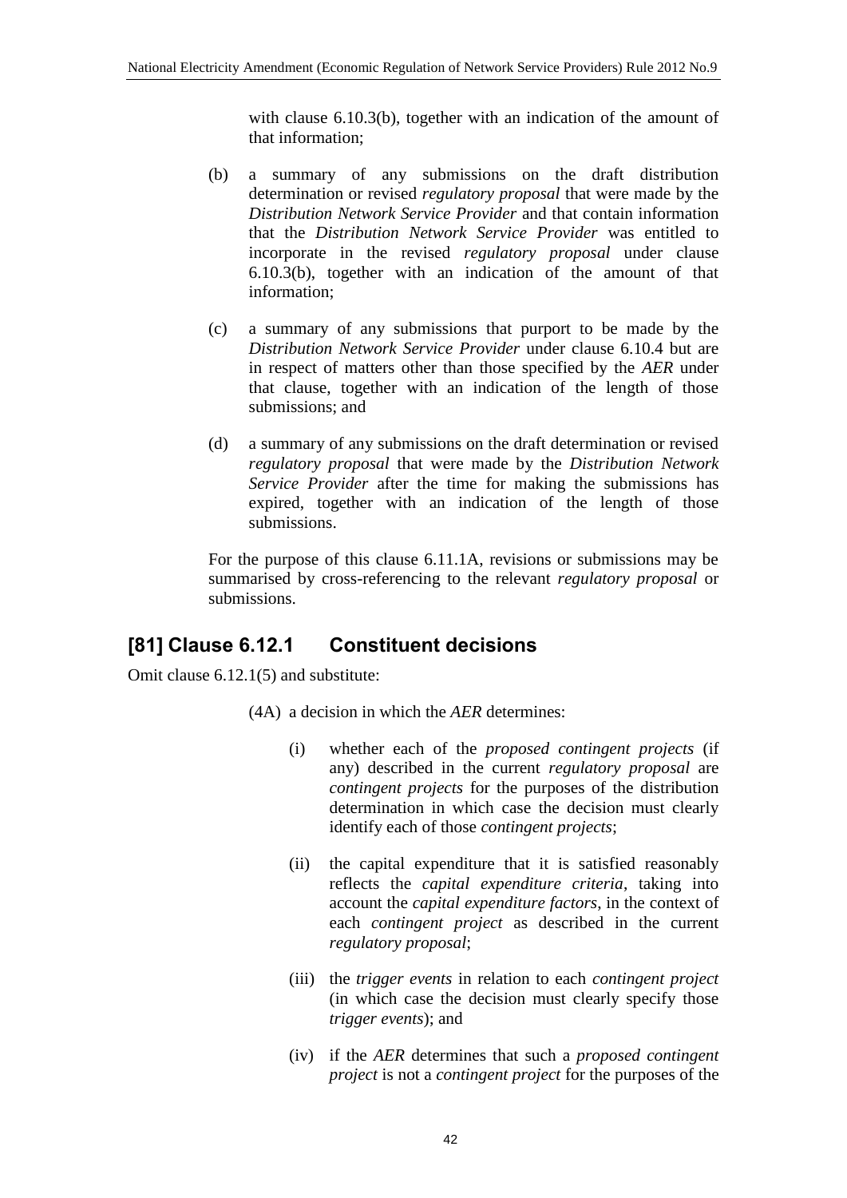with clause 6.10.3(b), together with an indication of the amount of that information;

(b) a summary of any submissions on the draft distribution determination or revised *regulatory proposal* that were made by the *Distribution Network Service Provider* and that contain information that the *Distribution Network Service Provider* was entitled to incorporate in the revised *regulatory proposal* under clause 6.10.3(b), together with an indication of the amount of that information;

(c) a summary of any submissions that purport to be made by the *Distribution Network Service Provider* under clause 6.10.4 but are in respect of matters other than those specified by the *AER* under that clause, together with an indication of the length of those submissions; and

(d) a summary of any submissions on the draft determination or revised *regulatory proposal* that were made by the *Distribution Network Service Provider* after the time for making the submissions has expired, together with an indication of the length of those submissions.

For the purpose of this clause 6.11.1A, revisions or submissions may be summarised by cross-referencing to the relevant *regulatory proposal* or submissions.

## [81] Clause 6.12.1 Constituent decisions

Omit clause 6.12.1(5) and substitute:

(4A) a decision in which the *AER* determines:

(i) whether each of the *proposed contingent projects* (if any) described in the current *regulatory proposal* are *contingent projects* for the purposes of the distribution determination in which case the decision must clearly identify each of those *contingent projects*;

(ii) the capital expenditure that it is satisfied reasonably reflects the *capital expenditure criteria*, taking into account the *capital expenditure factors*, in the context of each *contingent project* as described in the current *regulatory proposal*;

(iii) the *trigger events* in relation to each *contingent project* (in which case the decision must clearly specify those *trigger events*); and

(iv) if the *AER* determines that such a *proposed contingent project* is not a *contingent project* for the purposes of the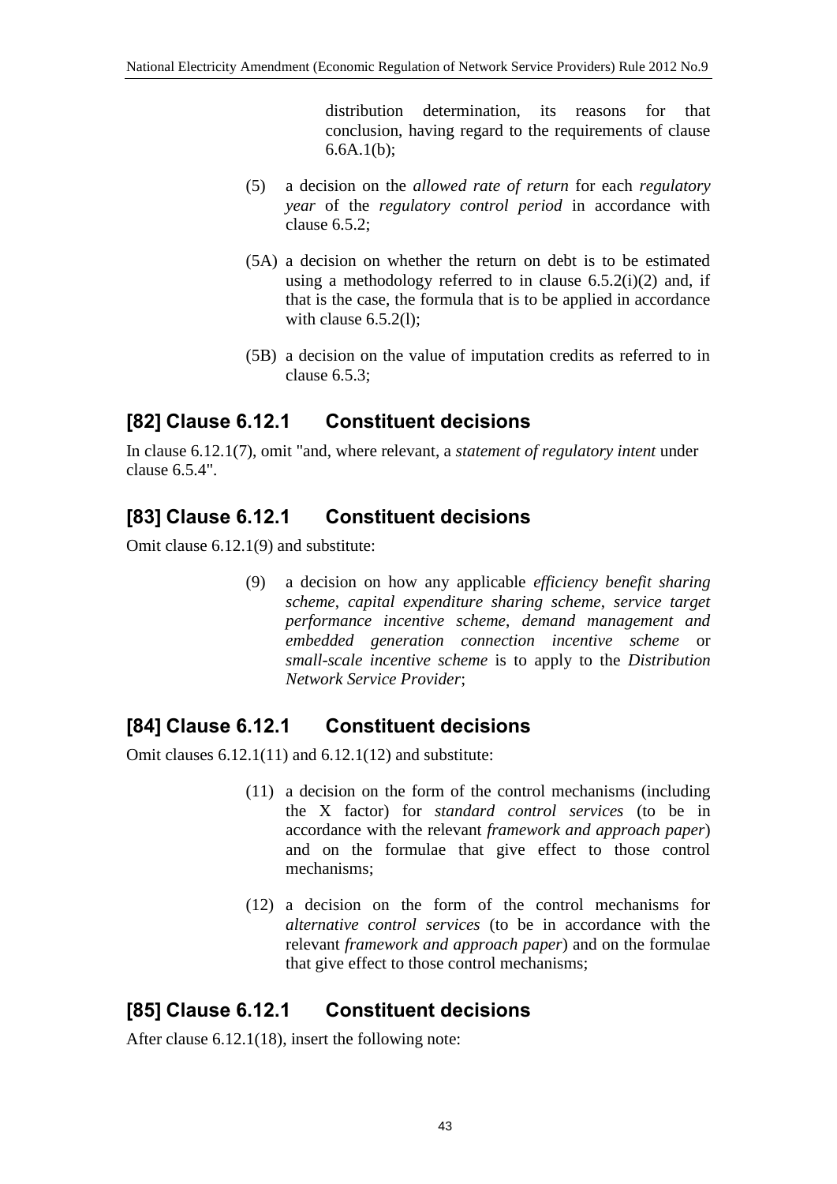distribution determination, its reasons for that conclusion, having regard to the requirements of clause 6.6A.1(b);

(5) a decision on the *allowed rate of return* for each *regulatory year* of the *regulatory control period* in accordance with clause 6.5.2;

(5A) a decision on whether the return on debt is to be estimated using a methodology referred to in clause 6.5.2(i)(2) and, if that is the case, the formula that is to be applied in accordance with clause 6.5.2(l);

(5B) a decision on the value of imputation credits as referred to in clause 6.5.3;

## [82] Clause 6.12.1 Constituent decisions

In clause 6.12.1(7), omit "and, where relevant, a *statement of regulatory intent* under clause 6.5.4".

## [83] Clause 6.12.1 Constituent decisions

Omit clause 6.12.1(9) and substitute:

(9) a decision on how any applicable *efficiency benefit sharing scheme*, *capital expenditure sharing scheme*, *service target performance incentive scheme*, *demand management and embedded generation connection incentive scheme* or *small-scale incentive scheme* is to apply to the *Distribution Network Service Provider*;

## [84] Clause 6.12.1 Constituent decisions

Omit clauses 6.12.1(11) and 6.12.1(12) and substitute:

(11) a decision on the form of the control mechanisms (including the X factor) for *standard control services* (to be in accordance with the relevant *framework and approach paper*) and on the formulae that give effect to those control mechanisms;

(12) a decision on the form of the control mechanisms for *alternative control services* (to be in accordance with the relevant *framework and approach paper*) and on the formulae that give effect to those control mechanisms;

## [85] Clause 6.12.1 Constituent decisions

After clause 6.12.1(18), insert the following note: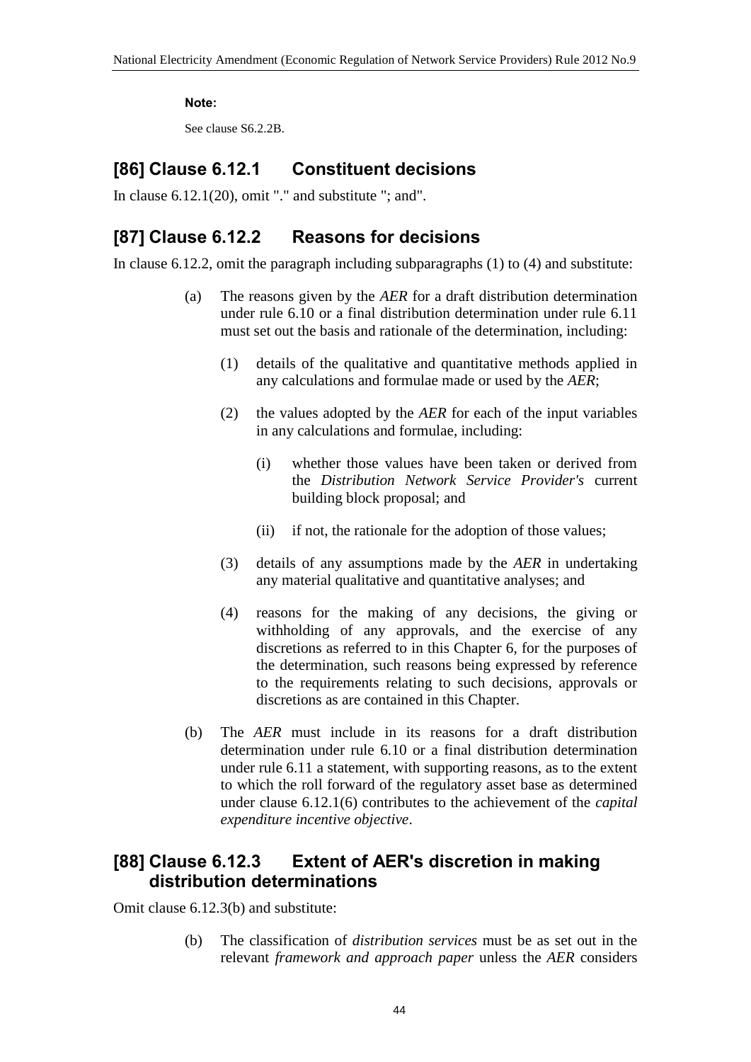**Note:**

See clause S6.2.2B.

## [86] Clause 6.12.1 Constituent decisions

In clause 6.12.1(20), omit "." and substitute "; and".

## [87] Clause 6.12.2 Reasons for decisions

In clause 6.12.2, omit the paragraph including subparagraphs (1) to (4) and substitute:

(a) The reasons given by the *AER* for a draft distribution determination under rule 6.10 or a final distribution determination under rule 6.11 must set out the basis and rationale of the determination, including:

(1) details of the qualitative and quantitative methods applied in any calculations and formulae made or used by the *AER*;

(2) the values adopted by the *AER* for each of the input variables in any calculations and formulae, including:

(i) whether those values have been taken or derived from the *Distribution Network Service Provider's* current building block proposal; and

(ii) if not, the rationale for the adoption of those values;

(3) details of any assumptions made by the *AER* in undertaking any material qualitative and quantitative analyses; and

(4) reasons for the making of any decisions, the giving or withholding of any approvals, and the exercise of any discretions as referred to in this Chapter 6, for the purposes of the determination, such reasons being expressed by reference to the requirements relating to such decisions, approvals or discretions as are contained in this Chapter.

(b) The *AER* must include in its reasons for a draft distribution determination under rule 6.10 or a final distribution determination under rule 6.11 a statement, with supporting reasons, as to the extent to which the roll forward of the regulatory asset base as determined under clause 6.12.1(6) contributes to the achievement of the *capital expenditure incentive objective*.

## [88] Clause 6.12.3 Extent of AER's discretion in making distribution determinations

Omit clause 6.12.3(b) and substitute:

(b) The classification of *distribution services* must be as set out in the relevant *framework and approach paper* unless the *AER* considers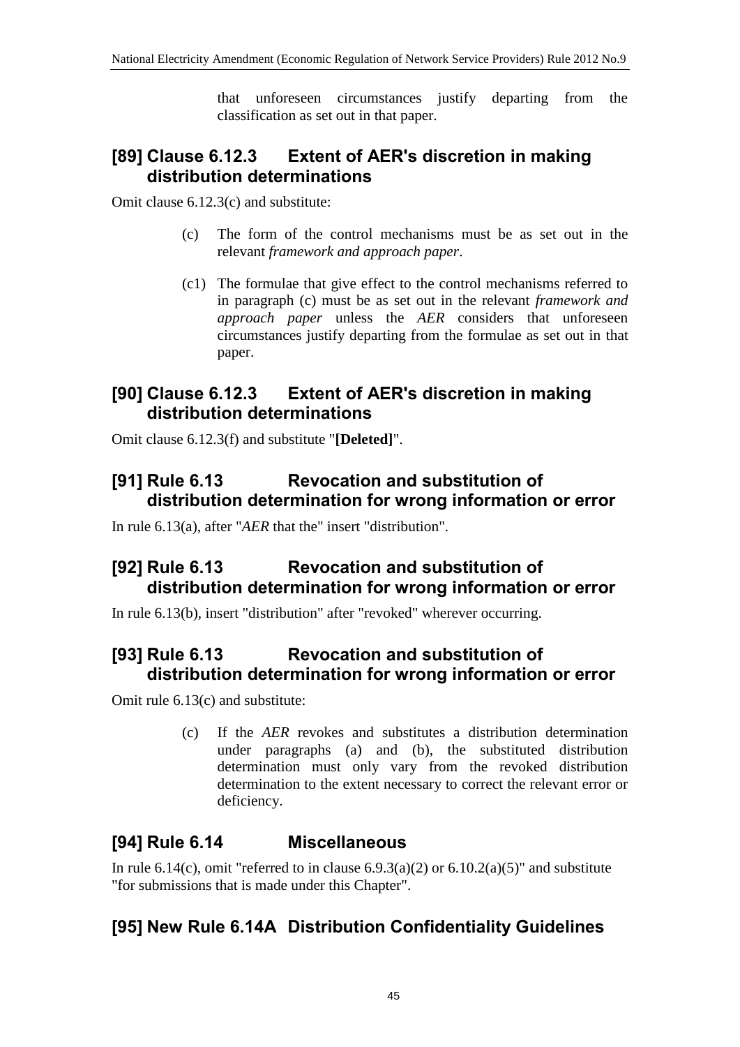that unforeseen circumstances justify departing from the classification as set out in that paper.

## [89] Clause 6.12.3 Extent of AER's discretion in making distribution determinations

Omit clause 6.12.3(c) and substitute:

> (c) The form of the control mechanisms must be as set out in the relevant *framework and approach paper*.
>
> (c1) The formulae that give effect to the control mechanisms referred to in paragraph (c) must be as set out in the relevant *framework and approach paper* unless the *AER* considers that unforeseen circumstances justify departing from the formulae as set out in that paper.

## [90] Clause 6.12.3 Extent of AER's discretion in making distribution determinations

Omit clause 6.12.3(f) and substitute "**[Deleted]**".

## [91] Rule 6.13 Revocation and substitution of distribution determination for wrong information or error

In rule 6.13(a), after "*AER* that the" insert "distribution".

## [92] Rule 6.13 Revocation and substitution of distribution determination for wrong information or error

In rule 6.13(b), insert "distribution" after "revoked" wherever occurring.

## [93] Rule 6.13 Revocation and substitution of distribution determination for wrong information or error

Omit rule 6.13(c) and substitute:

> (c) If the *AER* revokes and substitutes a distribution determination under paragraphs (a) and (b), the substituted distribution determination must only vary from the revoked distribution determination to the extent necessary to correct the relevant error or deficiency.

## [94] Rule 6.14 Miscellaneous

In rule 6.14(c), omit "referred to in clause 6.9.3(a)(2) or 6.10.2(a)(5)" and substitute "for submissions that is made under this Chapter".

## [95] New Rule 6.14A Distribution Confidentiality Guidelines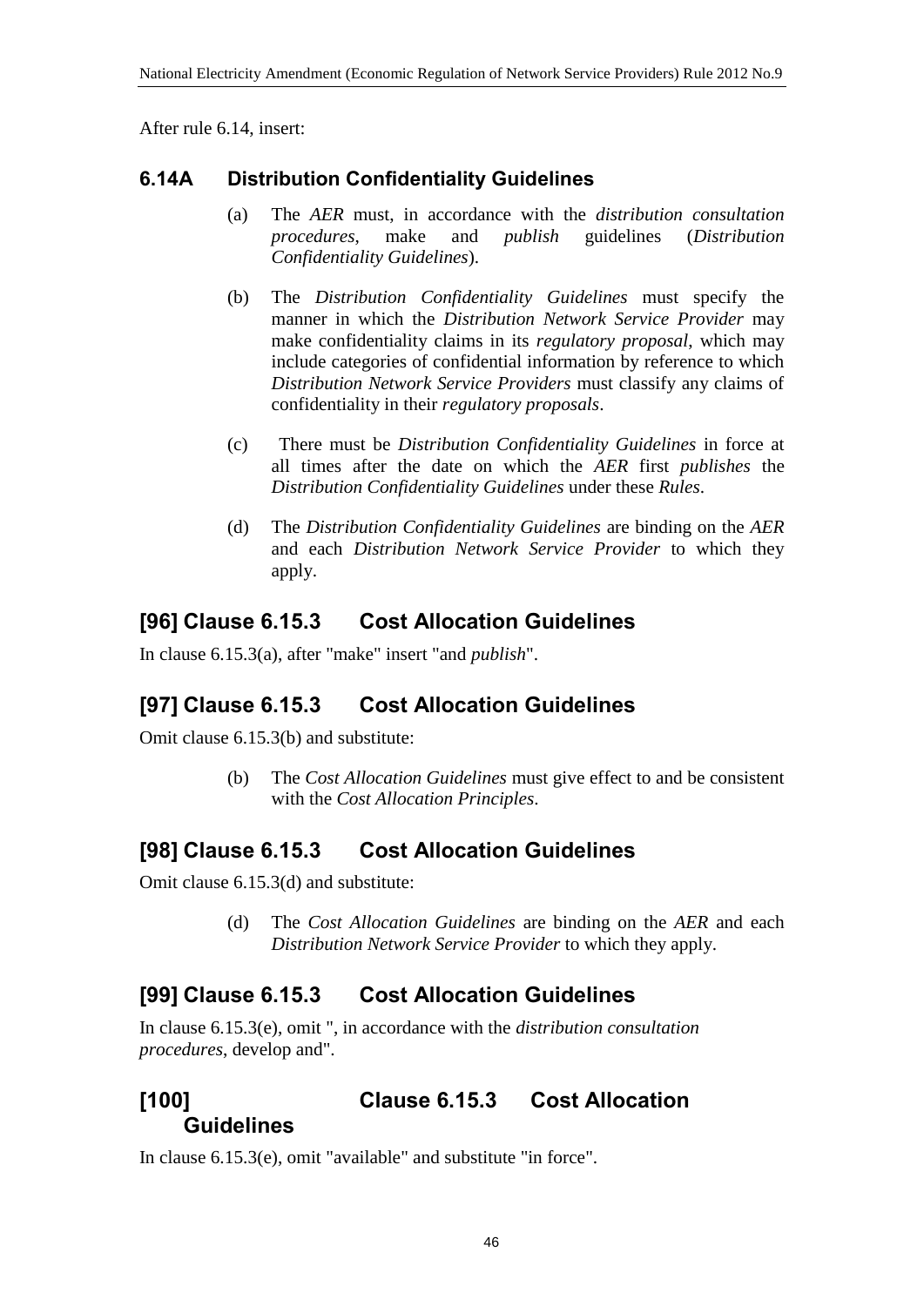After rule 6.14, insert:

### 6.14A Distribution Confidentiality Guidelines

(a) The *AER* must, in accordance with the *distribution consultation procedures*, make and *publish* guidelines (*Distribution Confidentiality Guidelines*).

(b) The *Distribution Confidentiality Guidelines* must specify the manner in which the *Distribution Network Service Provider* may make confidentiality claims in its *regulatory proposal*, which may include categories of confidential information by reference to which *Distribution Network Service Providers* must classify any claims of confidentiality in their *regulatory proposals*.

(c) There must be *Distribution Confidentiality Guidelines* in force at all times after the date on which the *AER* first *publishes* the *Distribution Confidentiality Guidelines* under these *Rules*.

(d) The *Distribution Confidentiality Guidelines* are binding on the *AER* and each *Distribution Network Service Provider* to which they apply.

## [96] Clause 6.15.3 Cost Allocation Guidelines

In clause 6.15.3(a), after "make" insert "and *publish*".

## [97] Clause 6.15.3 Cost Allocation Guidelines

Omit clause 6.15.3(b) and substitute:

(b) The *Cost Allocation Guidelines* must give effect to and be consistent with the *Cost Allocation Principles*.

## [98] Clause 6.15.3 Cost Allocation Guidelines

Omit clause 6.15.3(d) and substitute:

(d) The *Cost Allocation Guidelines* are binding on the *AER* and each *Distribution Network Service Provider* to which they apply.

## [99] Clause 6.15.3 Cost Allocation Guidelines

In clause 6.15.3(e), omit ", in accordance with the *distribution consultation procedures*, develop and".

## [100] Clause 6.15.3 Cost Allocation Guidelines

In clause 6.15.3(e), omit "available" and substitute "in force".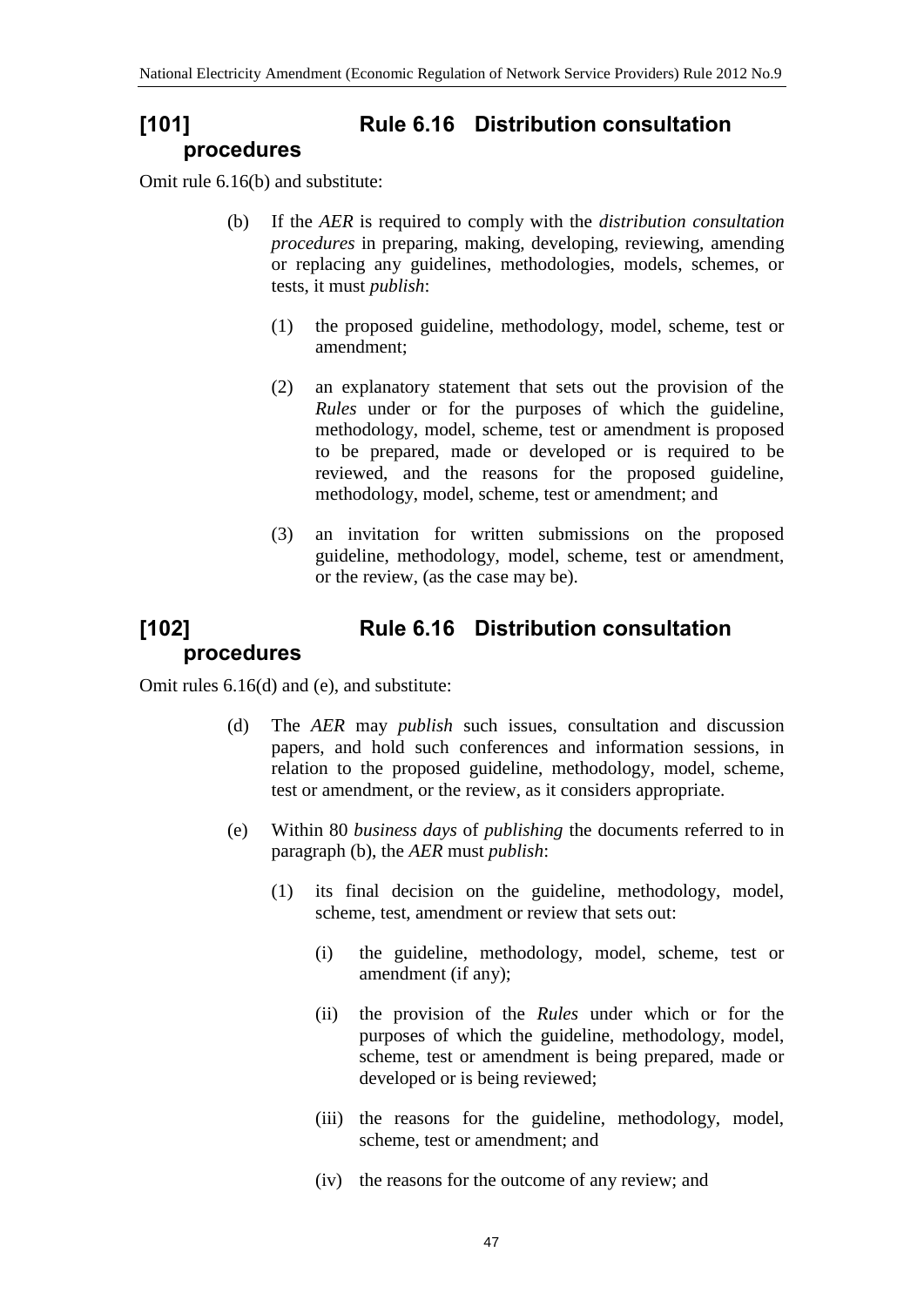## [101] Rule 6.16 Distribution consultation procedures

Omit rule 6.16(b) and substitute:

(b) If the *AER* is required to comply with the *distribution consultation procedures* in preparing, making, developing, reviewing, amending or replacing any guidelines, methodologies, models, schemes, or tests, it must *publish*:

(1) the proposed guideline, methodology, model, scheme, test or amendment;

(2) an explanatory statement that sets out the provision of the *Rules* under or for the purposes of which the guideline, methodology, model, scheme, test or amendment is proposed to be prepared, made or developed or is required to be reviewed, and the reasons for the proposed guideline, methodology, model, scheme, test or amendment; and

(3) an invitation for written submissions on the proposed guideline, methodology, model, scheme, test or amendment, or the review, (as the case may be).

## [102] Rule 6.16 Distribution consultation procedures

Omit rules 6.16(d) and (e), and substitute:

(d) The *AER* may *publish* such issues, consultation and discussion papers, and hold such conferences and information sessions, in relation to the proposed guideline, methodology, model, scheme, test or amendment, or the review, as it considers appropriate.

(e) Within 80 *business days* of *publishing* the documents referred to in paragraph (b), the *AER* must *publish*:

(1) its final decision on the guideline, methodology, model, scheme, test, amendment or review that sets out:

(i) the guideline, methodology, model, scheme, test or amendment (if any);

(ii) the provision of the *Rules* under which or for the purposes of which the guideline, methodology, model, scheme, test or amendment is being prepared, made or developed or is being reviewed;

(iii) the reasons for the guideline, methodology, model, scheme, test or amendment; and

(iv) the reasons for the outcome of any review; and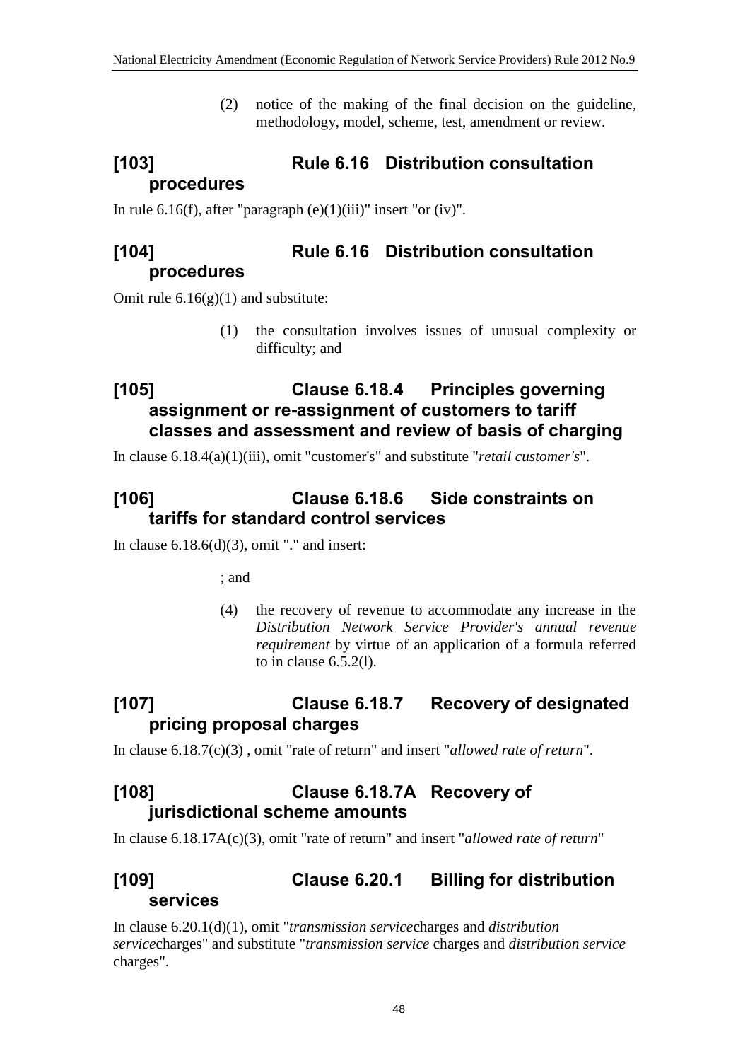(2) notice of the making of the final decision on the guideline, methodology, model, scheme, test, amendment or review.

## [103] Rule 6.16 Distribution consultation procedures

In rule 6.16(f), after "paragraph (e)(1)(iii)" insert "or (iv)".

## [104] Rule 6.16 Distribution consultation procedures

Omit rule 6.16(g)(1) and substitute:

(1) the consultation involves issues of unusual complexity or difficulty; and

## [105] Clause 6.18.4 Principles governing assignment or re-assignment of customers to tariff classes and assessment and review of basis of charging

In clause 6.18.4(a)(1)(iii), omit "customer's" and substitute "*retail customer's*".

## [106] Clause 6.18.6 Side constraints on tariffs for standard control services

In clause 6.18.6(d)(3), omit "." and insert:

; and

(4) the recovery of revenue to accommodate any increase in the *Distribution Network Service Provider's annual revenue requirement* by virtue of an application of a formula referred to in clause 6.5.2(l).

## [107] Clause 6.18.7 Recovery of designated pricing proposal charges

In clause 6.18.7(c)(3) , omit "rate of return" and insert "*allowed rate of return*".

## [108] Clause 6.18.7A Recovery of jurisdictional scheme amounts

In clause 6.18.17A(c)(3), omit "rate of return" and insert "*allowed rate of return*"

## [109] Clause 6.20.1 Billing for distribution services

In clause 6.20.1(d)(1), omit "*transmission service*charges and *distribution service*charges" and substitute "*transmission service* charges and *distribution service* charges".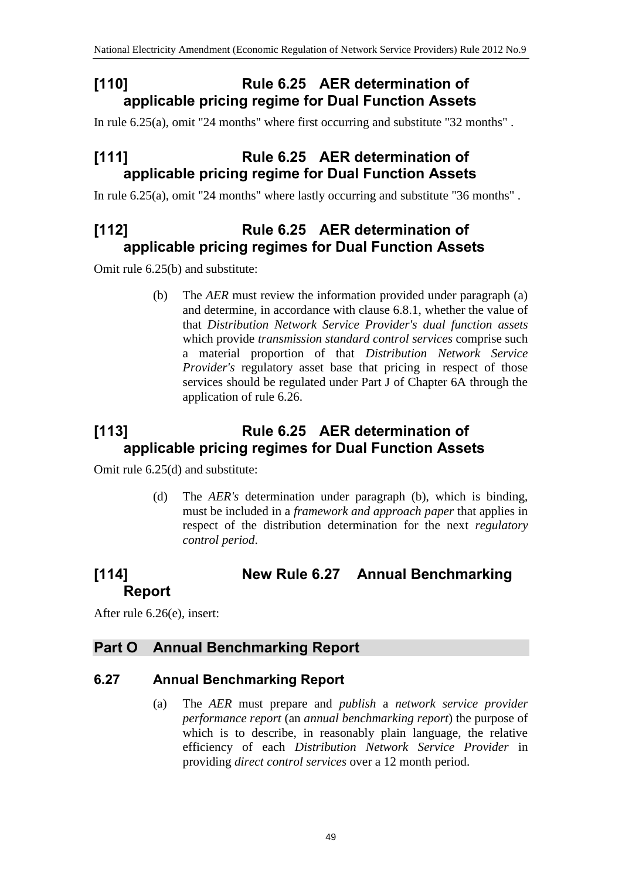## [110] Rule 6.25 AER determination of applicable pricing regime for Dual Function Assets

In rule 6.25(a), omit "24 months" where first occurring and substitute "32 months" .

## [111] Rule 6.25 AER determination of applicable pricing regime for Dual Function Assets

In rule 6.25(a), omit "24 months" where lastly occurring and substitute "36 months" .

## [112] Rule 6.25 AER determination of applicable pricing regimes for Dual Function Assets

Omit rule 6.25(b) and substitute:

> (b) The *AER* must review the information provided under paragraph (a) and determine, in accordance with clause 6.8.1, whether the value of that *Distribution Network Service Provider's dual function assets* which provide *transmission standard control services* comprise such a material proportion of that *Distribution Network Service Provider's* regulatory asset base that pricing in respect of those services should be regulated under Part J of Chapter 6A through the application of rule 6.26.

## [113] Rule 6.25 AER determination of applicable pricing regimes for Dual Function Assets

Omit rule 6.25(d) and substitute:

> (d) The *AER's* determination under paragraph (b), which is binding, must be included in a *framework and approach paper* that applies in respect of the distribution determination for the next *regulatory control period*.

## [114] New Rule 6.27 Annual Benchmarking Report

After rule 6.26(e), insert:

## Part O Annual Benchmarking Report

### 6.27 Annual Benchmarking Report

> (a) The *AER* must prepare and *publish* a *network service provider performance report* (an *annual benchmarking report*) the purpose of which is to describe, in reasonably plain language, the relative efficiency of each *Distribution Network Service Provider* in providing *direct control services* over a 12 month period.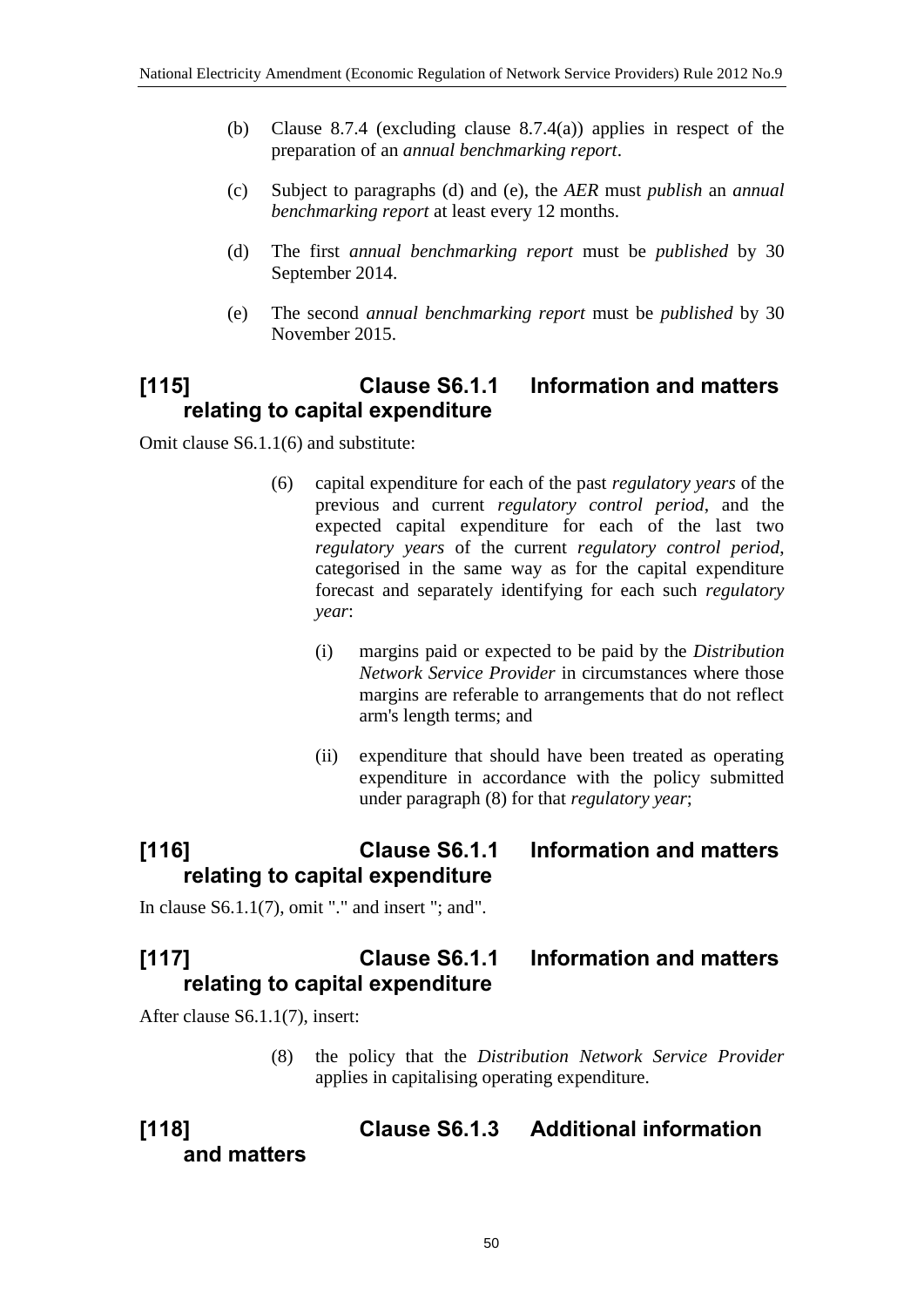(b) Clause 8.7.4 (excluding clause 8.7.4(a)) applies in respect of the preparation of an *annual benchmarking report*.

(c) Subject to paragraphs (d) and (e), the *AER* must *publish* an *annual benchmarking report* at least every 12 months.

(d) The first *annual benchmarking report* must be *published* by 30 September 2014.

(e) The second *annual benchmarking report* must be *published* by 30 November 2015.

## [115] Clause S6.1.1 Information and matters relating to capital expenditure

Omit clause S6.1.1(6) and substitute:

(6) capital expenditure for each of the past *regulatory years* of the previous and current *regulatory control period*, and the expected capital expenditure for each of the last two *regulatory years* of the current *regulatory control period*, categorised in the same way as for the capital expenditure forecast and separately identifying for each such *regulatory year*:

(i) margins paid or expected to be paid by the *Distribution Network Service Provider* in circumstances where those margins are referable to arrangements that do not reflect arm's length terms; and

(ii) expenditure that should have been treated as operating expenditure in accordance with the policy submitted under paragraph (8) for that *regulatory year*;

## [116] Clause S6.1.1 Information and matters relating to capital expenditure

In clause S6.1.1(7), omit "." and insert "; and".

## [117] Clause S6.1.1 Information and matters relating to capital expenditure

After clause S6.1.1(7), insert:

(8) the policy that the *Distribution Network Service Provider* applies in capitalising operating expenditure.

## [118] Clause S6.1.3 Additional information and matters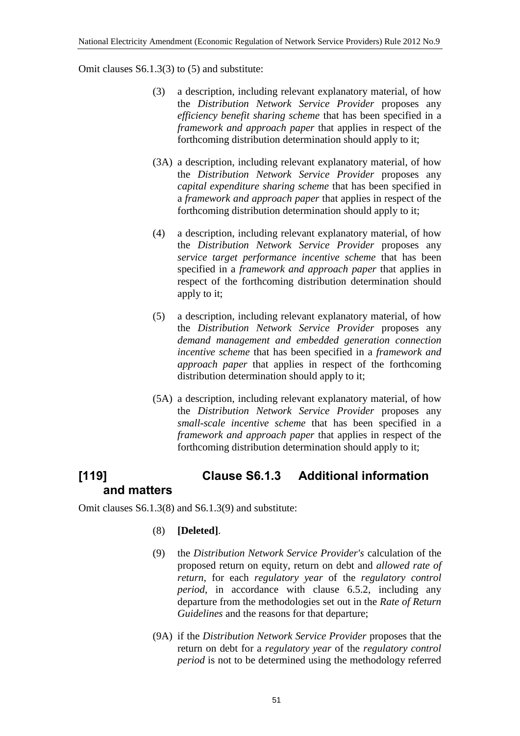Omit clauses S6.1.3(3) to (5) and substitute:

(3) a description, including relevant explanatory material, of how the *Distribution Network Service Provider* proposes any *efficiency benefit sharing scheme* that has been specified in a *framework and approach paper* that applies in respect of the forthcoming distribution determination should apply to it;

(3A) a description, including relevant explanatory material, of how the *Distribution Network Service Provider* proposes any *capital expenditure sharing scheme* that has been specified in a *framework and approach paper* that applies in respect of the forthcoming distribution determination should apply to it;

(4) a description, including relevant explanatory material, of how the *Distribution Network Service Provider* proposes any *service target performance incentive scheme* that has been specified in a *framework and approach paper* that applies in respect of the forthcoming distribution determination should apply to it;

(5) a description, including relevant explanatory material, of how the *Distribution Network Service Provider* proposes any *demand management and embedded generation connection incentive scheme* that has been specified in a *framework and approach paper* that applies in respect of the forthcoming distribution determination should apply to it;

(5A) a description, including relevant explanatory material, of how the *Distribution Network Service Provider* proposes any *small-scale incentive scheme* that has been specified in a *framework and approach paper* that applies in respect of the forthcoming distribution determination should apply to it;

## [119] Clause S6.1.3 Additional information and matters

Omit clauses S6.1.3(8) and S6.1.3(9) and substitute:

(8) **[Deleted]**.

(9) the *Distribution Network Service Provider's* calculation of the proposed return on equity, return on debt and *allowed rate of return*, for each *regulatory year* of the *regulatory control period*, in accordance with clause 6.5.2, including any departure from the methodologies set out in the *Rate of Return Guidelines* and the reasons for that departure;

(9A) if the *Distribution Network Service Provider* proposes that the return on debt for a *regulatory year* of the *regulatory control period* is not to be determined using the methodology referred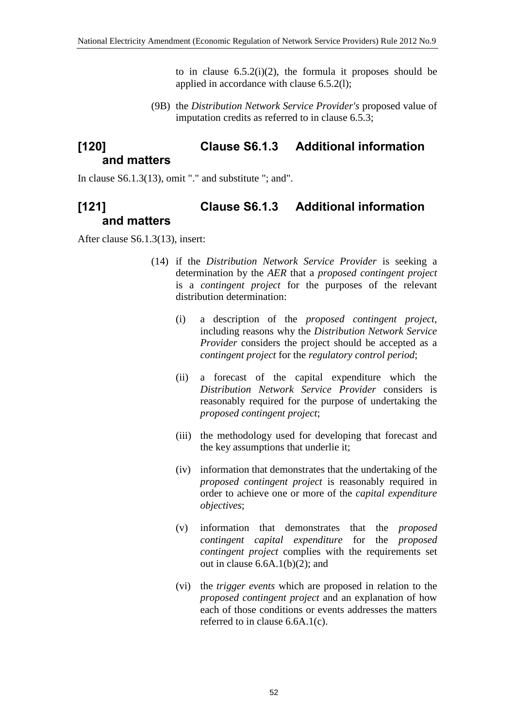to in clause 6.5.2(i)(2), the formula it proposes should be applied in accordance with clause 6.5.2(l);

(9B) the *Distribution Network Service Provider's* proposed value of imputation credits as referred to in clause 6.5.3;

## [120] Clause S6.1.3 Additional information and matters

In clause S6.1.3(13), omit "." and substitute "; and".

## [121] Clause S6.1.3 Additional information and matters

After clause S6.1.3(13), insert:

(14) if the *Distribution Network Service Provider* is seeking a determination by the *AER* that a *proposed contingent project* is a *contingent project* for the purposes of the relevant distribution determination:

(i) a description of the *proposed contingent project*, including reasons why the *Distribution Network Service Provider* considers the project should be accepted as a *contingent project* for the *regulatory control period*;

(ii) a forecast of the capital expenditure which the *Distribution Network Service Provider* considers is reasonably required for the purpose of undertaking the *proposed contingent project*;

(iii) the methodology used for developing that forecast and the key assumptions that underlie it;

(iv) information that demonstrates that the undertaking of the *proposed contingent project* is reasonably required in order to achieve one or more of the *capital expenditure objectives*;

(v) information that demonstrates that the *proposed contingent capital expenditure* for the *proposed contingent project* complies with the requirements set out in clause 6.6A.1(b)(2); and

(vi) the *trigger events* which are proposed in relation to the *proposed contingent project* and an explanation of how each of those conditions or events addresses the matters referred to in clause 6.6A.1(c).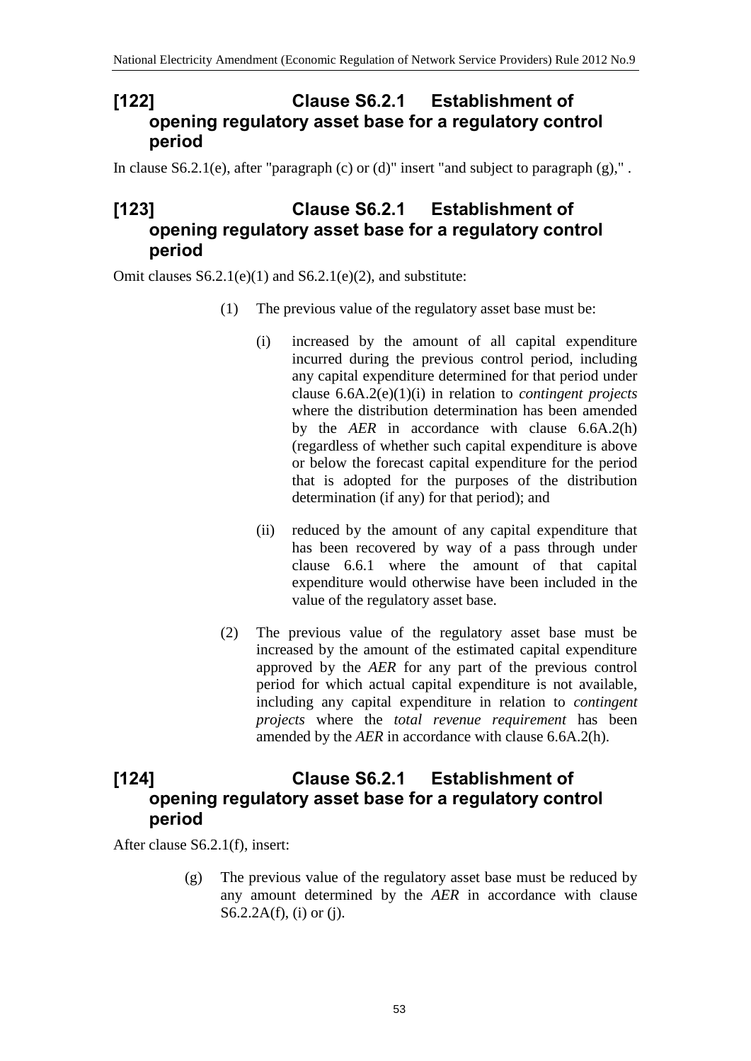## [122] Clause S6.2.1 Establishment of opening regulatory asset base for a regulatory control period

In clause S6.2.1(e), after "paragraph (c) or (d)" insert "and subject to paragraph (g)," .

## [123] Clause S6.2.1 Establishment of opening regulatory asset base for a regulatory control period

Omit clauses S6.2.1(e)(1) and S6.2.1(e)(2), and substitute:

(1) The previous value of the regulatory asset base must be:

(i) increased by the amount of all capital expenditure incurred during the previous control period, including any capital expenditure determined for that period under clause 6.6A.2(e)(1)(i) in relation to *contingent projects* where the distribution determination has been amended by the *AER* in accordance with clause 6.6A.2(h) (regardless of whether such capital expenditure is above or below the forecast capital expenditure for the period that is adopted for the purposes of the distribution determination (if any) for that period); and

(ii) reduced by the amount of any capital expenditure that has been recovered by way of a pass through under clause 6.6.1 where the amount of that capital expenditure would otherwise have been included in the value of the regulatory asset base.

(2) The previous value of the regulatory asset base must be increased by the amount of the estimated capital expenditure approved by the *AER* for any part of the previous control period for which actual capital expenditure is not available, including any capital expenditure in relation to *contingent projects* where the *total revenue requirement* has been amended by the *AER* in accordance with clause 6.6A.2(h).

## [124] Clause S6.2.1 Establishment of opening regulatory asset base for a regulatory control period

After clause S6.2.1(f), insert:

(g) The previous value of the regulatory asset base must be reduced by any amount determined by the *AER* in accordance with clause S6.2.2A(f), (i) or (j).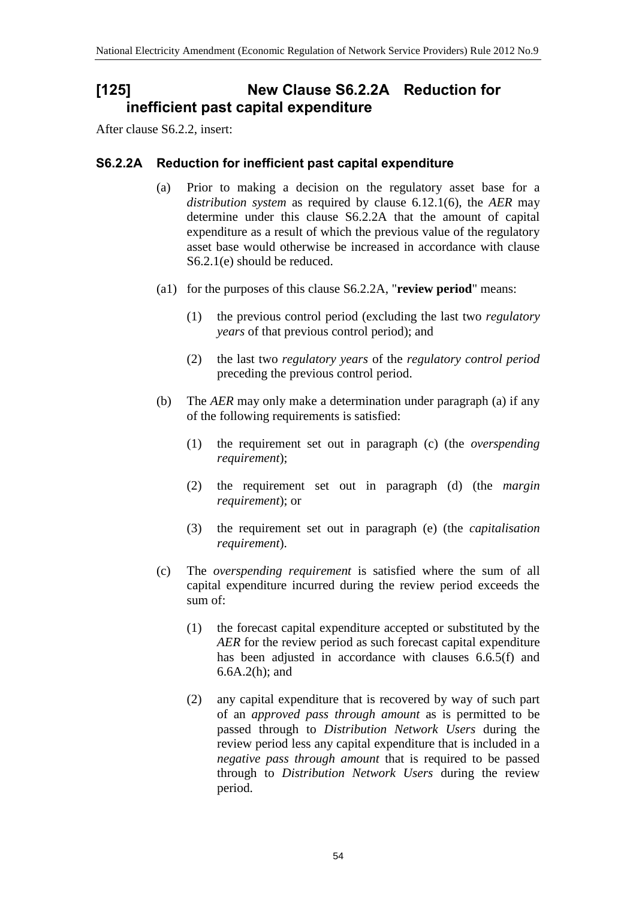## [125] New Clause S6.2.2A Reduction for inefficient past capital expenditure

After clause S6.2.2, insert:

### S6.2.2A Reduction for inefficient past capital expenditure

(a) Prior to making a decision on the regulatory asset base for a *distribution system* as required by clause 6.12.1(6), the *AER* may determine under this clause S6.2.2A that the amount of capital expenditure as a result of which the previous value of the regulatory asset base would otherwise be increased in accordance with clause S6.2.1(e) should be reduced.

(a1) for the purposes of this clause S6.2.2A, "**review period**" means:

(1) the previous control period (excluding the last two *regulatory years* of that previous control period); and

(2) the last two *regulatory years* of the *regulatory control period* preceding the previous control period.

(b) The *AER* may only make a determination under paragraph (a) if any of the following requirements is satisfied:

(1) the requirement set out in paragraph (c) (the *overspending requirement*);

(2) the requirement set out in paragraph (d) (the *margin requirement*); or

(3) the requirement set out in paragraph (e) (the *capitalisation requirement*).

(c) The *overspending requirement* is satisfied where the sum of all capital expenditure incurred during the review period exceeds the sum of:

(1) the forecast capital expenditure accepted or substituted by the *AER* for the review period as such forecast capital expenditure has been adjusted in accordance with clauses 6.6.5(f) and 6.6A.2(h); and

(2) any capital expenditure that is recovered by way of such part of an *approved pass through amount* as is permitted to be passed through to *Distribution Network Users* during the review period less any capital expenditure that is included in a *negative pass through amount* that is required to be passed through to *Distribution Network Users* during the review period.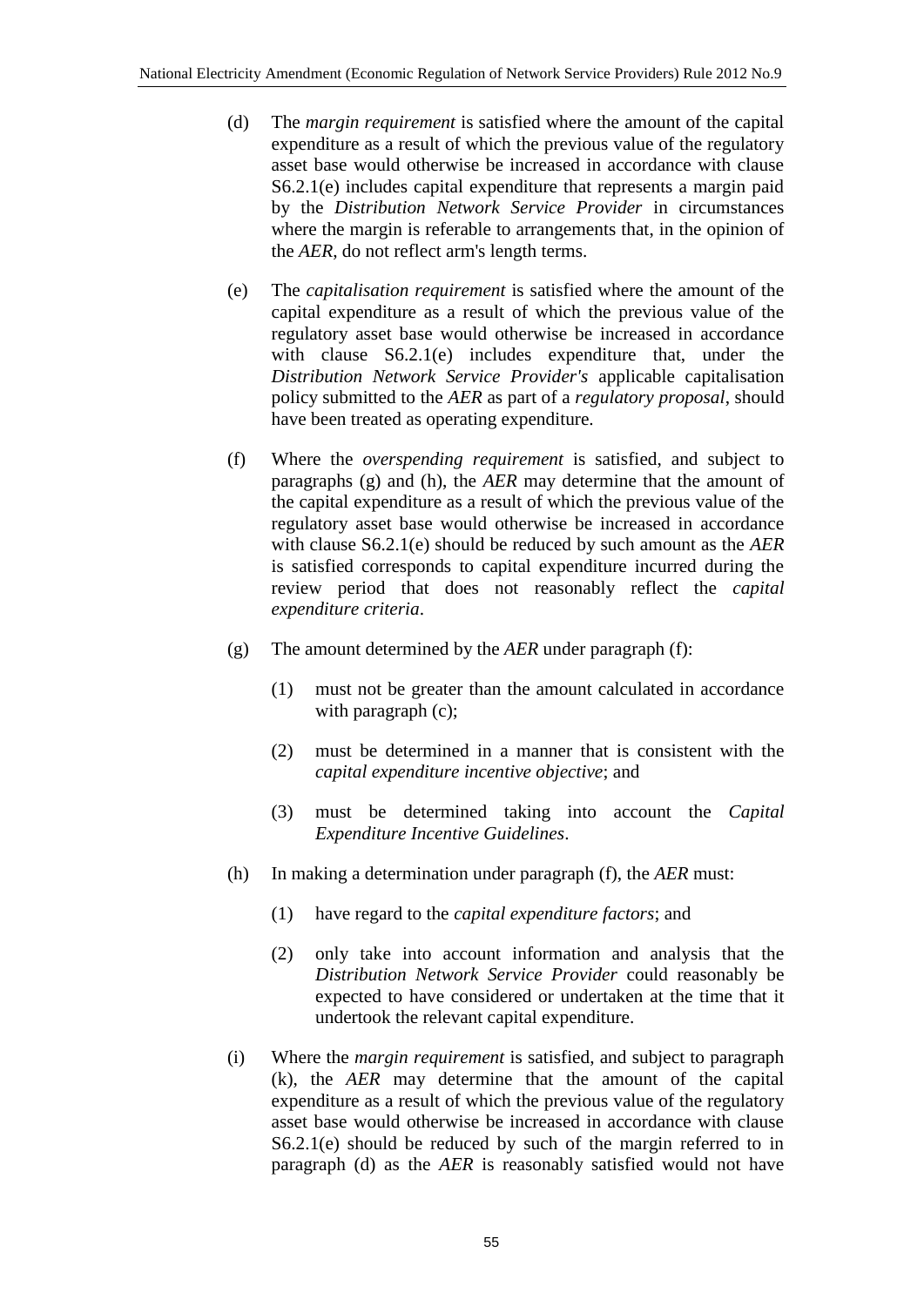(d) The *margin requirement* is satisfied where the amount of the capital expenditure as a result of which the previous value of the regulatory asset base would otherwise be increased in accordance with clause S6.2.1(e) includes capital expenditure that represents a margin paid by the *Distribution Network Service Provider* in circumstances where the margin is referable to arrangements that, in the opinion of the *AER*, do not reflect arm's length terms.

(e) The *capitalisation requirement* is satisfied where the amount of the capital expenditure as a result of which the previous value of the regulatory asset base would otherwise be increased in accordance with clause S6.2.1(e) includes expenditure that, under the *Distribution Network Service Provider's* applicable capitalisation policy submitted to the *AER* as part of a *regulatory proposal*, should have been treated as operating expenditure.

(f) Where the *overspending requirement* is satisfied, and subject to paragraphs (g) and (h), the *AER* may determine that the amount of the capital expenditure as a result of which the previous value of the regulatory asset base would otherwise be increased in accordance with clause S6.2.1(e) should be reduced by such amount as the *AER* is satisfied corresponds to capital expenditure incurred during the review period that does not reasonably reflect the *capital expenditure criteria*.

(g) The amount determined by the *AER* under paragraph (f):

  (1) must not be greater than the amount calculated in accordance with paragraph (c);

  (2) must be determined in a manner that is consistent with the *capital expenditure incentive objective*; and

  (3) must be determined taking into account the *Capital Expenditure Incentive Guidelines*.

(h) In making a determination under paragraph (f), the *AER* must:

  (1) have regard to the *capital expenditure factors*; and

  (2) only take into account information and analysis that the *Distribution Network Service Provider* could reasonably be expected to have considered or undertaken at the time that it undertook the relevant capital expenditure.

(i) Where the *margin requirement* is satisfied, and subject to paragraph (k), the *AER* may determine that the amount of the capital expenditure as a result of which the previous value of the regulatory asset base would otherwise be increased in accordance with clause S6.2.1(e) should be reduced by such of the margin referred to in paragraph (d) as the *AER* is reasonably satisfied would not have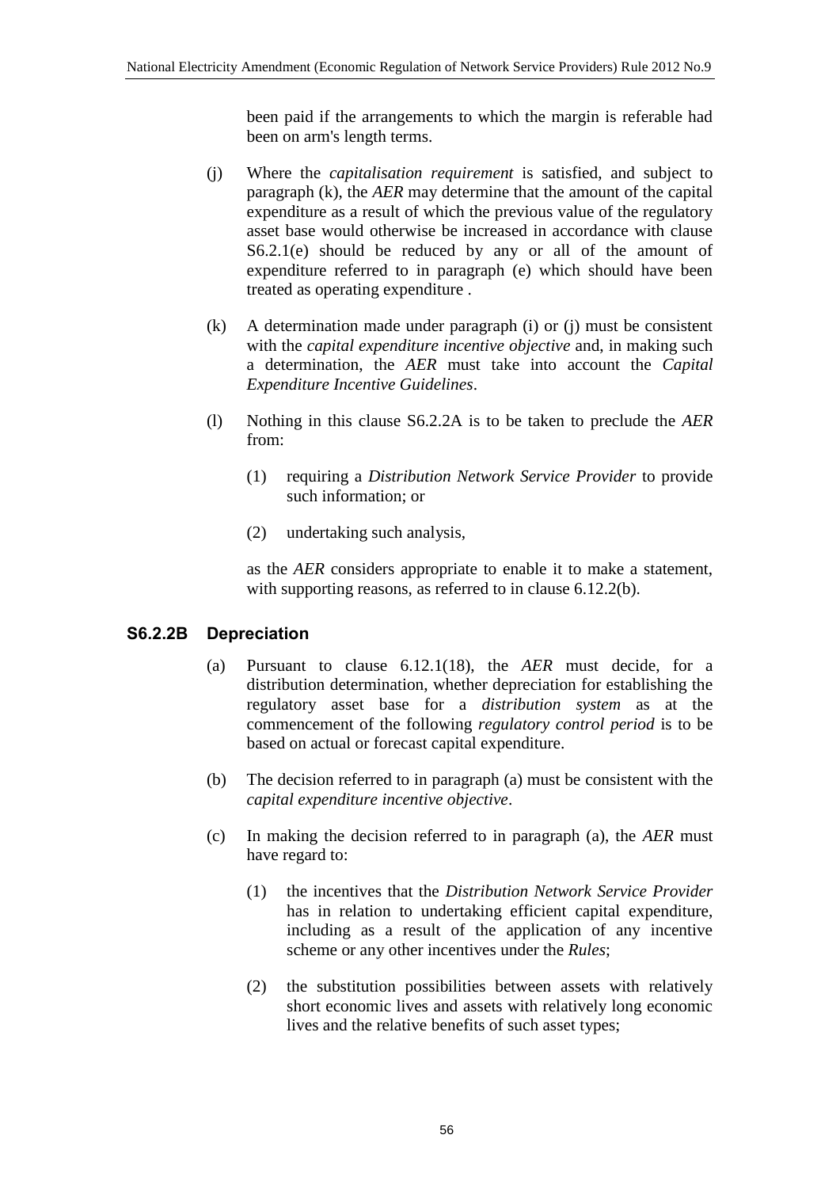been paid if the arrangements to which the margin is referable had been on arm's length terms.

(j) Where the *capitalisation requirement* is satisfied, and subject to paragraph (k), the *AER* may determine that the amount of the capital expenditure as a result of which the previous value of the regulatory asset base would otherwise be increased in accordance with clause S6.2.1(e) should be reduced by any or all of the amount of expenditure referred to in paragraph (e) which should have been treated as operating expenditure .

(k) A determination made under paragraph (i) or (j) must be consistent with the *capital expenditure incentive objective* and, in making such a determination, the *AER* must take into account the *Capital Expenditure Incentive Guidelines*.

(l) Nothing in this clause S6.2.2A is to be taken to preclude the *AER* from:

(1) requiring a *Distribution Network Service Provider* to provide such information; or

(2) undertaking such analysis,

as the *AER* considers appropriate to enable it to make a statement, with supporting reasons, as referred to in clause 6.12.2(b).

### S6.2.2B Depreciation

(a) Pursuant to clause 6.12.1(18), the *AER* must decide, for a distribution determination, whether depreciation for establishing the regulatory asset base for a *distribution system* as at the commencement of the following *regulatory control period* is to be based on actual or forecast capital expenditure.

(b) The decision referred to in paragraph (a) must be consistent with the *capital expenditure incentive objective*.

(c) In making the decision referred to in paragraph (a), the *AER* must have regard to:

(1) the incentives that the *Distribution Network Service Provider* has in relation to undertaking efficient capital expenditure, including as a result of the application of any incentive scheme or any other incentives under the *Rules*;

(2) the substitution possibilities between assets with relatively short economic lives and assets with relatively long economic lives and the relative benefits of such asset types;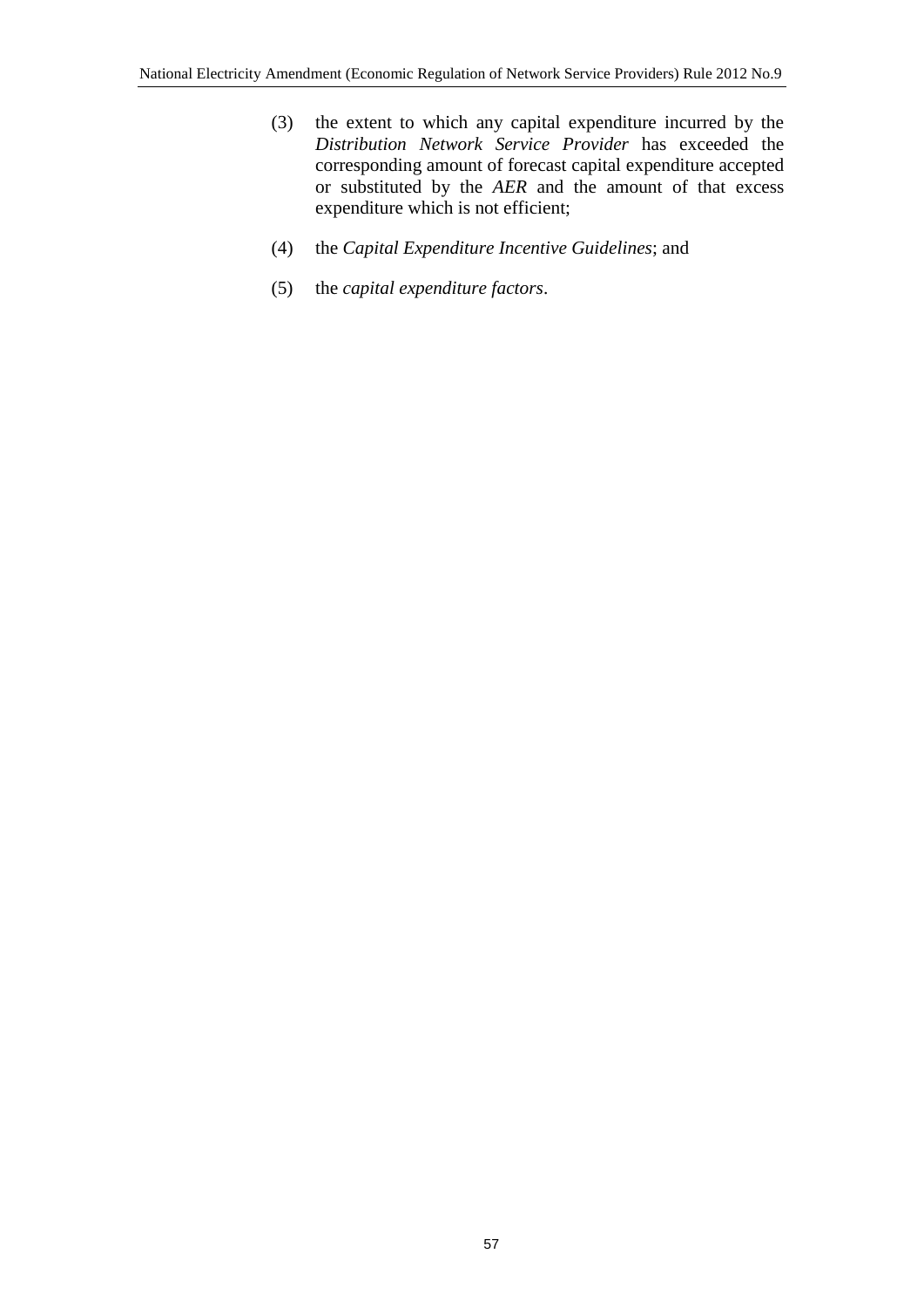(3) the extent to which any capital expenditure incurred by the *Distribution Network Service Provider* has exceeded the corresponding amount of forecast capital expenditure accepted or substituted by the *AER* and the amount of that excess expenditure which is not efficient;

(4) the *Capital Expenditure Incentive Guidelines*; and

(5) the *capital expenditure factors*.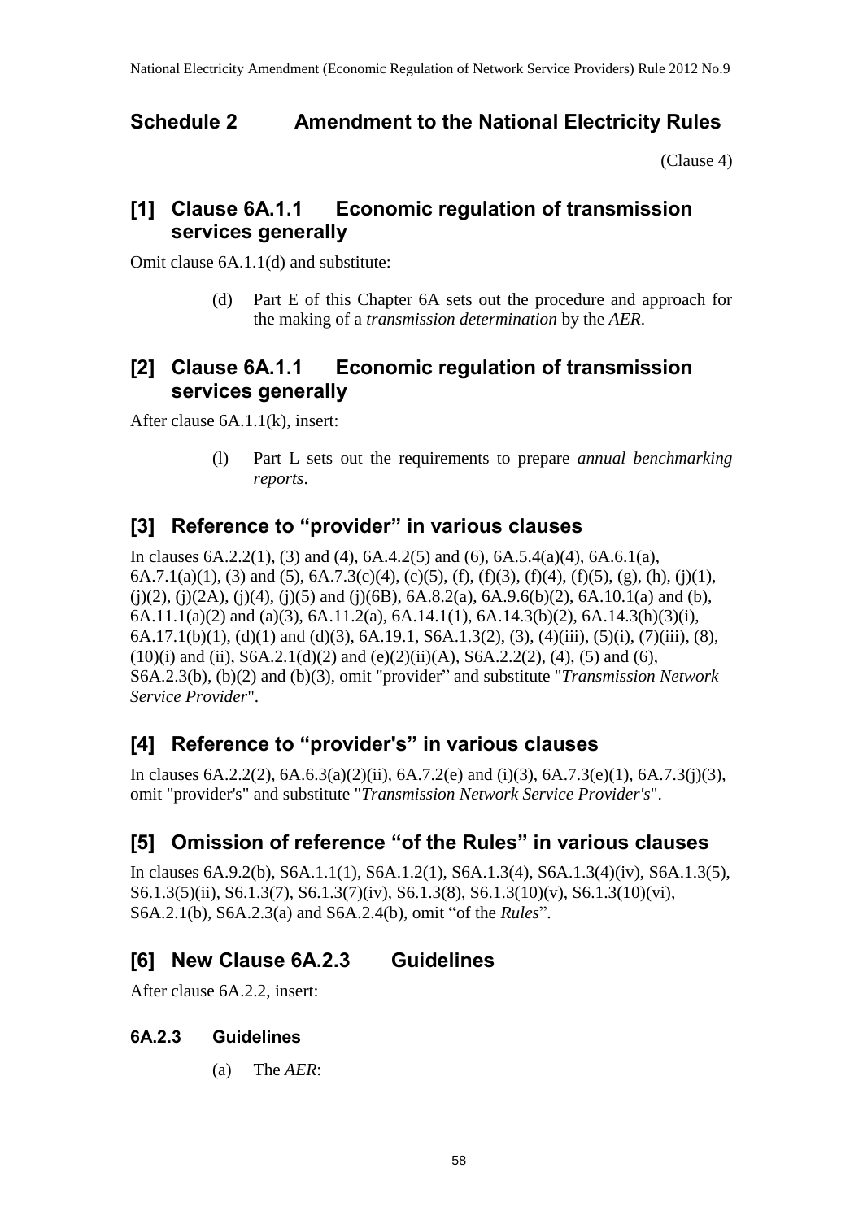## Schedule 2 Amendment to the National Electricity Rules

(Clause 4)

### [1] Clause 6A.1.1 Economic regulation of transmission services generally

Omit clause 6A.1.1(d) and substitute:

(d) Part E of this Chapter 6A sets out the procedure and approach for the making of a *transmission determination* by the *AER*.

### [2] Clause 6A.1.1 Economic regulation of transmission services generally

After clause 6A.1.1(k), insert:

(l) Part L sets out the requirements to prepare *annual benchmarking reports*.

### [3] Reference to "provider" in various clauses

In clauses 6A.2.2(1), (3) and (4), 6A.4.2(5) and (6), 6A.5.4(a)(4), 6A.6.1(a), 6A.7.1(a)(1), (3) and (5), 6A.7.3(c)(4), (c)(5), (f), (f)(3), (f)(4), (f)(5), (g), (h), (j)(1), (j)(2), (j)(2A), (j)(4), (j)(5) and (j)(6B), 6A.8.2(a), 6A.9.6(b)(2), 6A.10.1(a) and (b), 6A.11.1(a)(2) and (a)(3), 6A.11.2(a), 6A.14.1(1), 6A.14.3(b)(2), 6A.14.3(h)(3)(i), 6A.17.1(b)(1), (d)(1) and (d)(3), 6A.19.1, S6A.1.3(2), (3), (4)(iii), (5)(i), (7)(iii), (8), (10)(i) and (ii), S6A.2.1(d)(2) and (e)(2)(ii)(A), S6A.2.2(2), (4), (5) and (6), S6A.2.3(b), (b)(2) and (b)(3), omit "provider" and substitute "*Transmission Network Service Provider*".

### [4] Reference to "provider's" in various clauses

In clauses 6A.2.2(2), 6A.6.3(a)(2)(ii), 6A.7.2(e) and (i)(3), 6A.7.3(e)(1), 6A.7.3(j)(3), omit "provider's" and substitute "*Transmission Network Service Provider's*".

### [5] Omission of reference "of the Rules" in various clauses

In clauses 6A.9.2(b), S6A.1.1(1), S6A.1.2(1), S6A.1.3(4), S6A.1.3(4)(iv), S6A.1.3(5), S6.1.3(5)(ii), S6.1.3(7), S6.1.3(7)(iv), S6.1.3(8), S6.1.3(10)(v), S6.1.3(10)(vi), S6A.2.1(b), S6A.2.3(a) and S6A.2.4(b), omit "of the *Rules*".

### [6] New Clause 6A.2.3 Guidelines

After clause 6A.2.2, insert:

#### 6A.2.3 Guidelines

(a) The *AER*: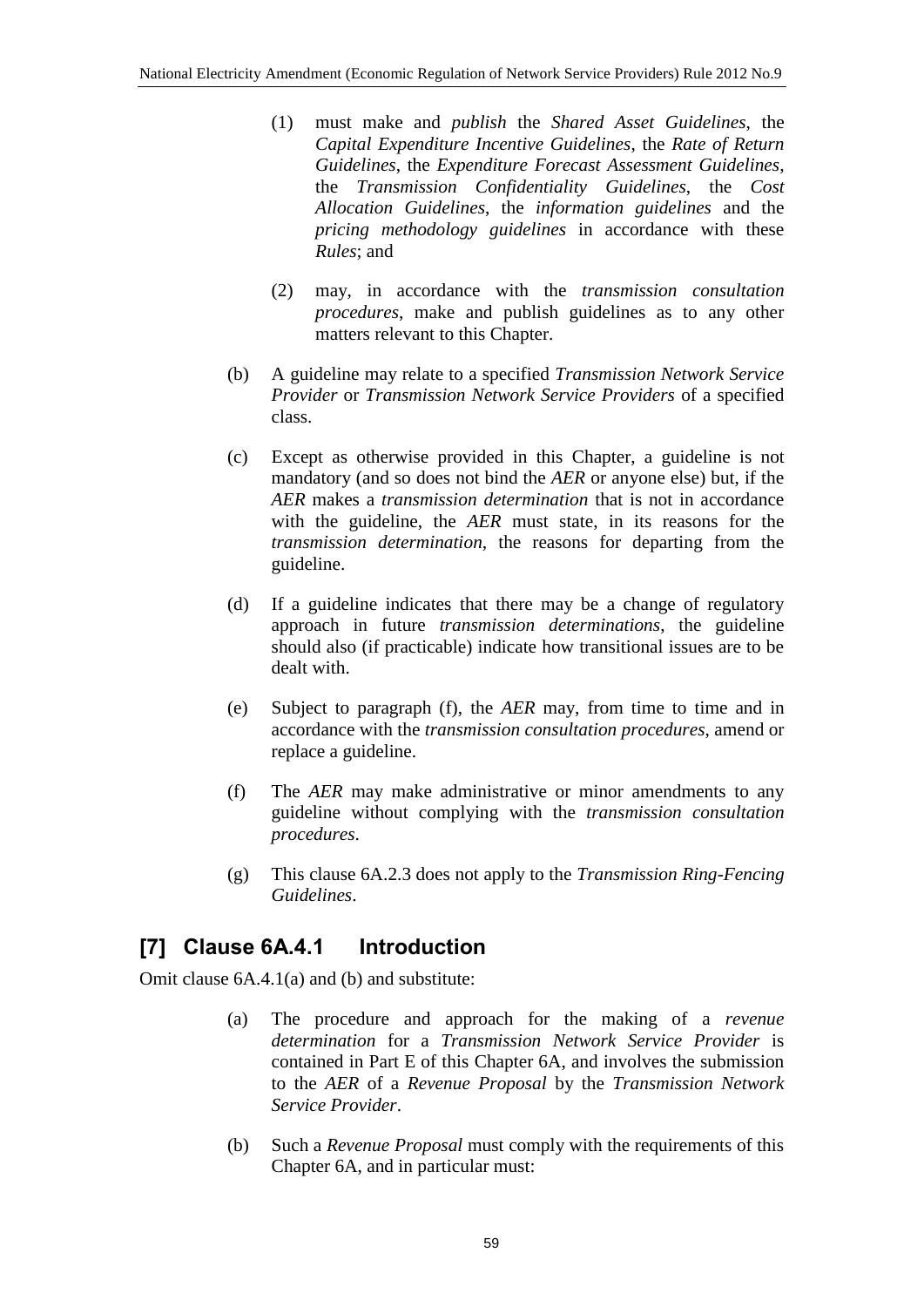(1) must make and *publish* the *Shared Asset Guidelines*, the *Capital Expenditure Incentive Guidelines*, the *Rate of Return Guidelines*, the *Expenditure Forecast Assessment Guidelines*, the *Transmission Confidentiality Guidelines*, the *Cost Allocation Guidelines*, the *information guidelines* and the *pricing methodology guidelines* in accordance with these *Rules*; and

(2) may, in accordance with the *transmission consultation procedures*, make and publish guidelines as to any other matters relevant to this Chapter.

(b) A guideline may relate to a specified *Transmission Network Service Provider* or *Transmission Network Service Providers* of a specified class.

(c) Except as otherwise provided in this Chapter, a guideline is not mandatory (and so does not bind the *AER* or anyone else) but, if the *AER* makes a *transmission determination* that is not in accordance with the guideline, the *AER* must state, in its reasons for the *transmission determination*, the reasons for departing from the guideline.

(d) If a guideline indicates that there may be a change of regulatory approach in future *transmission determinations*, the guideline should also (if practicable) indicate how transitional issues are to be dealt with.

(e) Subject to paragraph (f), the *AER* may, from time to time and in accordance with the *transmission consultation procedures*, amend or replace a guideline.

(f) The *AER* may make administrative or minor amendments to any guideline without complying with the *transmission consultation procedures*.

(g) This clause 6A.2.3 does not apply to the *Transmission Ring-Fencing Guidelines*.

## [7] Clause 6A.4.1 Introduction

Omit clause 6A.4.1(a) and (b) and substitute:

(a) The procedure and approach for the making of a *revenue determination* for a *Transmission Network Service Provider* is contained in Part E of this Chapter 6A, and involves the submission to the *AER* of a *Revenue Proposal* by the *Transmission Network Service Provider*.

(b) Such a *Revenue Proposal* must comply with the requirements of this Chapter 6A, and in particular must: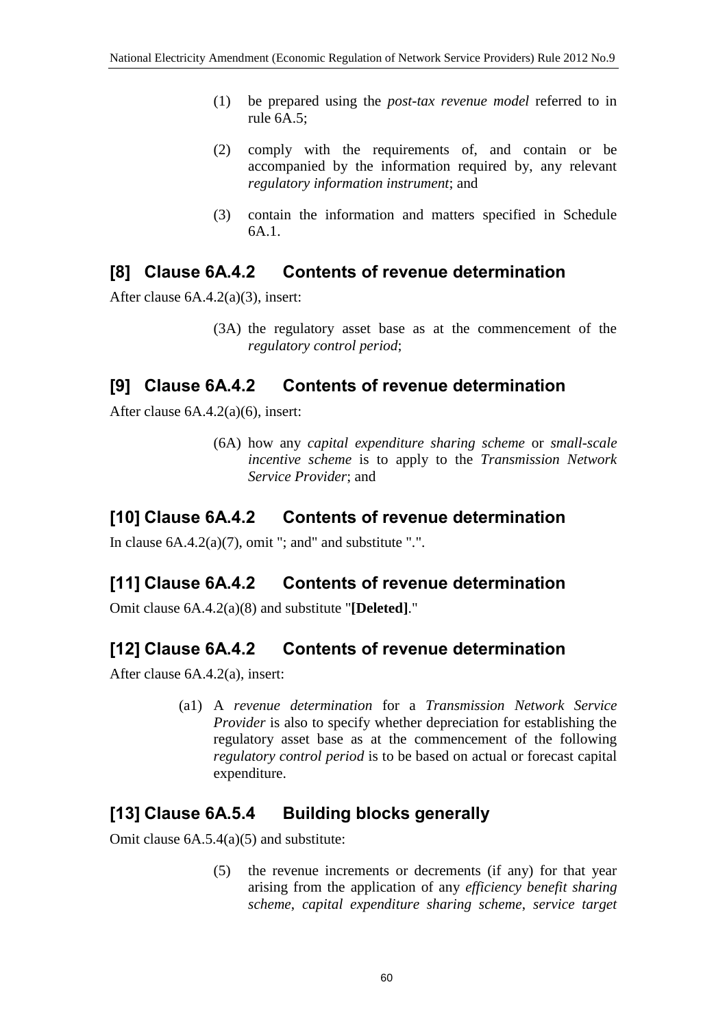(1) be prepared using the *post-tax revenue model* referred to in rule 6A.5;

(2) comply with the requirements of, and contain or be accompanied by the information required by, any relevant *regulatory information instrument*; and

(3) contain the information and matters specified in Schedule 6A.1.

## [8] Clause 6A.4.2 Contents of revenue determination

After clause 6A.4.2(a)(3), insert:

(3A) the regulatory asset base as at the commencement of the *regulatory control period*;

## [9] Clause 6A.4.2 Contents of revenue determination

After clause 6A.4.2(a)(6), insert:

(6A) how any *capital expenditure sharing scheme* or *small-scale incentive scheme* is to apply to the *Transmission Network Service Provider*; and

## [10] Clause 6A.4.2 Contents of revenue determination

In clause 6A.4.2(a)(7), omit "; and" and substitute ".".

## [11] Clause 6A.4.2 Contents of revenue determination

Omit clause 6A.4.2(a)(8) and substitute "**[Deleted]**."

## [12] Clause 6A.4.2 Contents of revenue determination

After clause 6A.4.2(a), insert:

(a1) A *revenue determination* for a *Transmission Network Service Provider* is also to specify whether depreciation for establishing the regulatory asset base as at the commencement of the following *regulatory control period* is to be based on actual or forecast capital expenditure.

## [13] Clause 6A.5.4 Building blocks generally

Omit clause 6A.5.4(a)(5) and substitute:

(5) the revenue increments or decrements (if any) for that year arising from the application of any *efficiency benefit sharing scheme*, *capital expenditure sharing scheme*, *service target*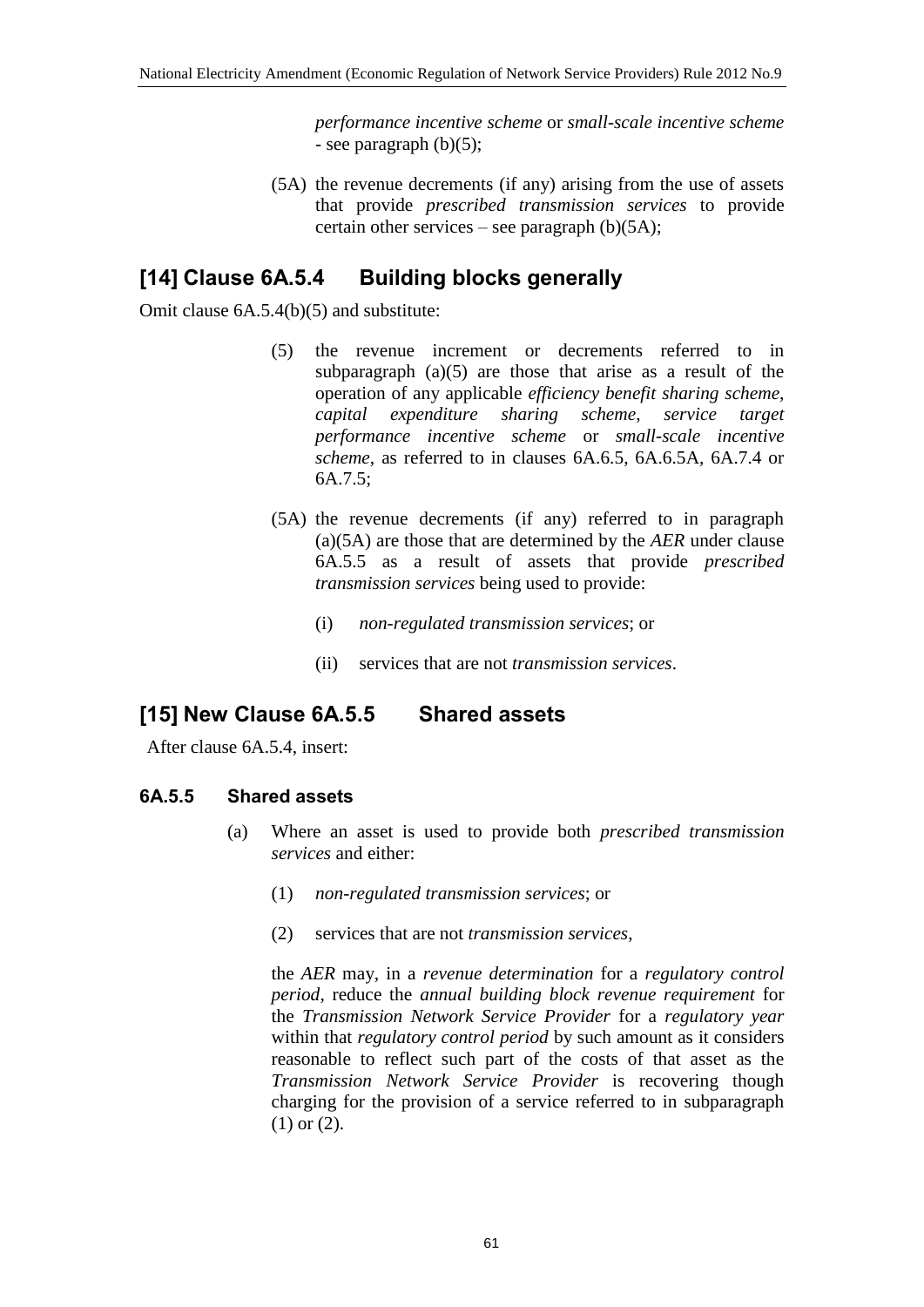*performance incentive scheme* or *small-scale incentive scheme* - see paragraph (b)(5);

(5A) the revenue decrements (if any) arising from the use of assets that provide *prescribed transmission services* to provide certain other services – see paragraph (b)(5A);

## [14] Clause 6A.5.4 Building blocks generally

Omit clause 6A.5.4(b)(5) and substitute:

(5) the revenue increment or decrements referred to in subparagraph (a)(5) are those that arise as a result of the operation of any applicable *efficiency benefit sharing scheme*, *capital expenditure sharing scheme*, *service target performance incentive scheme* or *small-scale incentive scheme*, as referred to in clauses 6A.6.5, 6A.6.5A, 6A.7.4 or 6A.7.5;

(5A) the revenue decrements (if any) referred to in paragraph (a)(5A) are those that are determined by the *AER* under clause 6A.5.5 as a result of assets that provide *prescribed transmission services* being used to provide:

- (i) *non-regulated transmission services*; or
- (ii) services that are not *transmission services*.

## [15] New Clause 6A.5.5 Shared assets

After clause 6A.5.4, insert:

### 6A.5.5 Shared assets

(a) Where an asset is used to provide both *prescribed transmission services* and either:

- (1) *non-regulated transmission services*; or
- (2) services that are not *transmission services*,

the *AER* may, in a *revenue determination* for a *regulatory control period*, reduce the *annual building block revenue requirement* for the *Transmission Network Service Provider* for a *regulatory year* within that *regulatory control period* by such amount as it considers reasonable to reflect such part of the costs of that asset as the *Transmission Network Service Provider* is recovering though charging for the provision of a service referred to in subparagraph (1) or (2).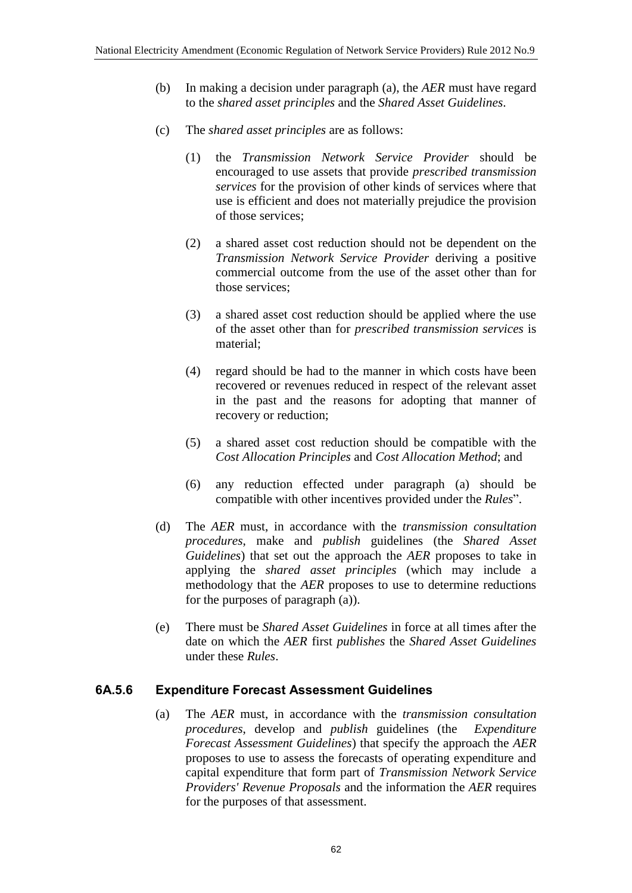(b) In making a decision under paragraph (a), the *AER* must have regard to the *shared asset principles* and the *Shared Asset Guidelines*.

(c) The *shared asset principles* are as follows:

(1) the *Transmission Network Service Provider* should be encouraged to use assets that provide *prescribed transmission services* for the provision of other kinds of services where that use is efficient and does not materially prejudice the provision of those services;

(2) a shared asset cost reduction should not be dependent on the *Transmission Network Service Provider* deriving a positive commercial outcome from the use of the asset other than for those services;

(3) a shared asset cost reduction should be applied where the use of the asset other than for *prescribed transmission services* is material;

(4) regard should be had to the manner in which costs have been recovered or revenues reduced in respect of the relevant asset in the past and the reasons for adopting that manner of recovery or reduction;

(5) a shared asset cost reduction should be compatible with the *Cost Allocation Principles* and *Cost Allocation Method*; and

(6) any reduction effected under paragraph (a) should be compatible with other incentives provided under the *Rules*".

(d) The *AER* must, in accordance with the *transmission consultation procedures*, make and *publish* guidelines (the *Shared Asset Guidelines*) that set out the approach the *AER* proposes to take in applying the *shared asset principles* (which may include a methodology that the *AER* proposes to use to determine reductions for the purposes of paragraph (a)).

(e) There must be *Shared Asset Guidelines* in force at all times after the date on which the *AER* first *publishes* the *Shared Asset Guidelines* under these *Rules*.

### 6A.5.6 Expenditure Forecast Assessment Guidelines

(a) The *AER* must, in accordance with the *transmission consultation procedures*, develop and *publish* guidelines (the *Expenditure Forecast Assessment Guidelines*) that specify the approach the *AER* proposes to use to assess the forecasts of operating expenditure and capital expenditure that form part of *Transmission Network Service Providers' Revenue Proposals* and the information the *AER* requires for the purposes of that assessment.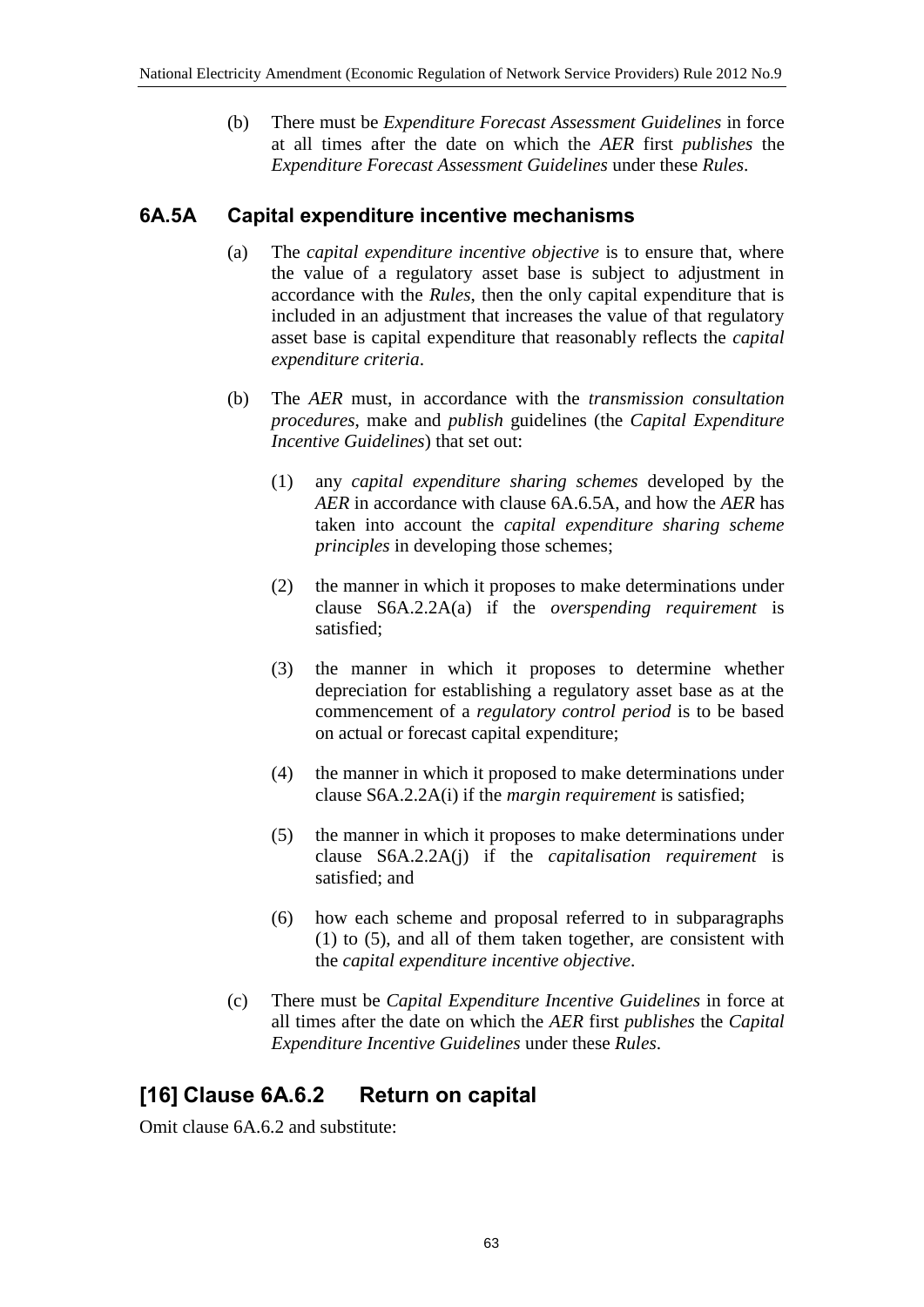(b) There must be *Expenditure Forecast Assessment Guidelines* in force at all times after the date on which the *AER* first *publishes* the *Expenditure Forecast Assessment Guidelines* under these *Rules*.

### 6A.5A Capital expenditure incentive mechanisms

(a) The *capital expenditure incentive objective* is to ensure that, where the value of a regulatory asset base is subject to adjustment in accordance with the *Rules*, then the only capital expenditure that is included in an adjustment that increases the value of that regulatory asset base is capital expenditure that reasonably reflects the *capital expenditure criteria*.

(b) The *AER* must, in accordance with the *transmission consultation procedures*, make and *publish* guidelines (the *Capital Expenditure Incentive Guidelines*) that set out:

(1) any *capital expenditure sharing schemes* developed by the *AER* in accordance with clause 6A.6.5A, and how the *AER* has taken into account the *capital expenditure sharing scheme principles* in developing those schemes;

(2) the manner in which it proposes to make determinations under clause S6A.2.2A(a) if the *overspending requirement* is satisfied;

(3) the manner in which it proposes to determine whether depreciation for establishing a regulatory asset base as at the commencement of a *regulatory control period* is to be based on actual or forecast capital expenditure;

(4) the manner in which it proposed to make determinations under clause S6A.2.2A(i) if the *margin requirement* is satisfied;

(5) the manner in which it proposes to make determinations under clause S6A.2.2A(j) if the *capitalisation requirement* is satisfied; and

(6) how each scheme and proposal referred to in subparagraphs (1) to (5), and all of them taken together, are consistent with the *capital expenditure incentive objective*.

(c) There must be *Capital Expenditure Incentive Guidelines* in force at all times after the date on which the *AER* first *publishes* the *Capital Expenditure Incentive Guidelines* under these *Rules*.

## [16] Clause 6A.6.2 Return on capital

Omit clause 6A.6.2 and substitute: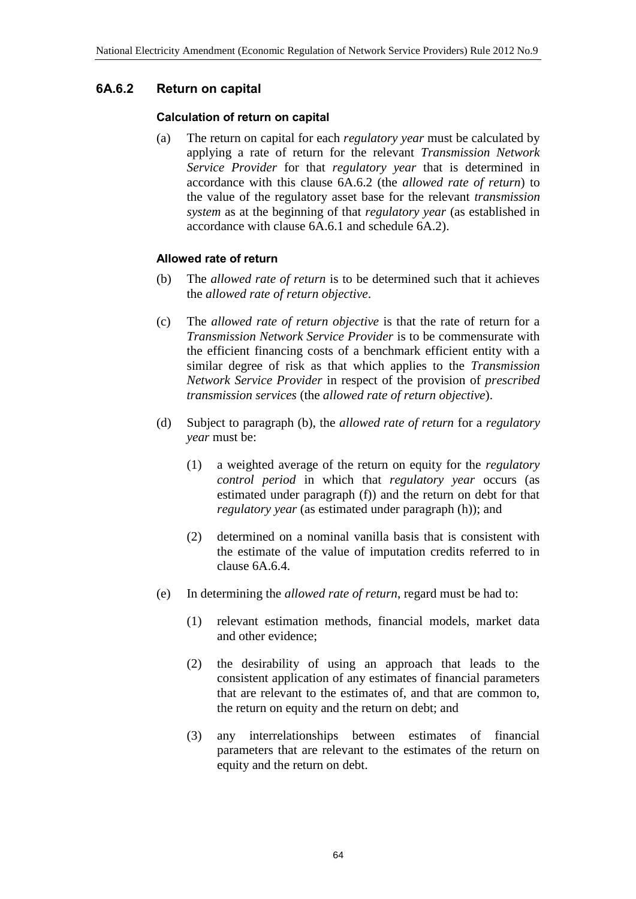### 6A.6.2 Return on capital

#### Calculation of return on capital

(a) The return on capital for each *regulatory year* must be calculated by applying a rate of return for the relevant *Transmission Network Service Provider* for that *regulatory year* that is determined in accordance with this clause 6A.6.2 (the *allowed rate of return*) to the value of the regulatory asset base for the relevant *transmission system* as at the beginning of that *regulatory year* (as established in accordance with clause 6A.6.1 and schedule 6A.2).

#### Allowed rate of return

(b) The *allowed rate of return* is to be determined such that it achieves the *allowed rate of return objective*.

(c) The *allowed rate of return objective* is that the rate of return for a *Transmission Network Service Provider* is to be commensurate with the efficient financing costs of a benchmark efficient entity with a similar degree of risk as that which applies to the *Transmission Network Service Provider* in respect of the provision of *prescribed transmission services* (the *allowed rate of return objective*).

(d) Subject to paragraph (b), the *allowed rate of return* for a *regulatory year* must be:

   (1) a weighted average of the return on equity for the *regulatory control period* in which that *regulatory year* occurs (as estimated under paragraph (f)) and the return on debt for that *regulatory year* (as estimated under paragraph (h)); and

   (2) determined on a nominal vanilla basis that is consistent with the estimate of the value of imputation credits referred to in clause 6A.6.4.

(e) In determining the *allowed rate of return*, regard must be had to:

   (1) relevant estimation methods, financial models, market data and other evidence;

   (2) the desirability of using an approach that leads to the consistent application of any estimates of financial parameters that are relevant to the estimates of, and that are common to, the return on equity and the return on debt; and

   (3) any interrelationships between estimates of financial parameters that are relevant to the estimates of the return on equity and the return on debt.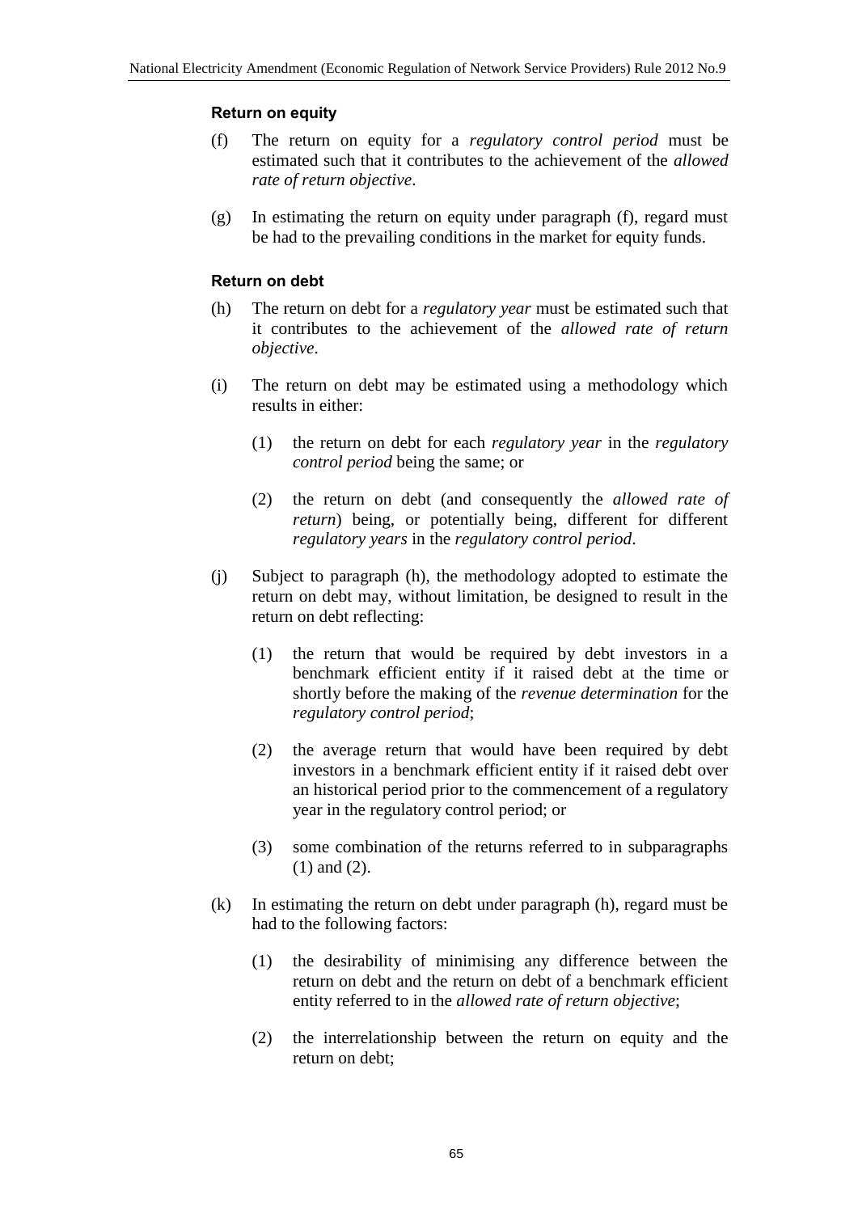**Return on equity**

(f) The return on equity for a *regulatory control period* must be estimated such that it contributes to the achievement of the *allowed rate of return objective*.

(g) In estimating the return on equity under paragraph (f), regard must be had to the prevailing conditions in the market for equity funds.

**Return on debt**

(h) The return on debt for a *regulatory year* must be estimated such that it contributes to the achievement of the *allowed rate of return objective*.

(i) The return on debt may be estimated using a methodology which results in either:

   (1) the return on debt for each *regulatory year* in the *regulatory control period* being the same; or

   (2) the return on debt (and consequently the *allowed rate of return*) being, or potentially being, different for different *regulatory years* in the *regulatory control period*.

(j) Subject to paragraph (h), the methodology adopted to estimate the return on debt may, without limitation, be designed to result in the return on debt reflecting:

   (1) the return that would be required by debt investors in a benchmark efficient entity if it raised debt at the time or shortly before the making of the *revenue determination* for the *regulatory control period*;

   (2) the average return that would have been required by debt investors in a benchmark efficient entity if it raised debt over an historical period prior to the commencement of a regulatory year in the regulatory control period; or

   (3) some combination of the returns referred to in subparagraphs (1) and (2).

(k) In estimating the return on debt under paragraph (h), regard must be had to the following factors:

   (1) the desirability of minimising any difference between the return on debt and the return on debt of a benchmark efficient entity referred to in the *allowed rate of return objective*;

   (2) the interrelationship between the return on equity and the return on debt;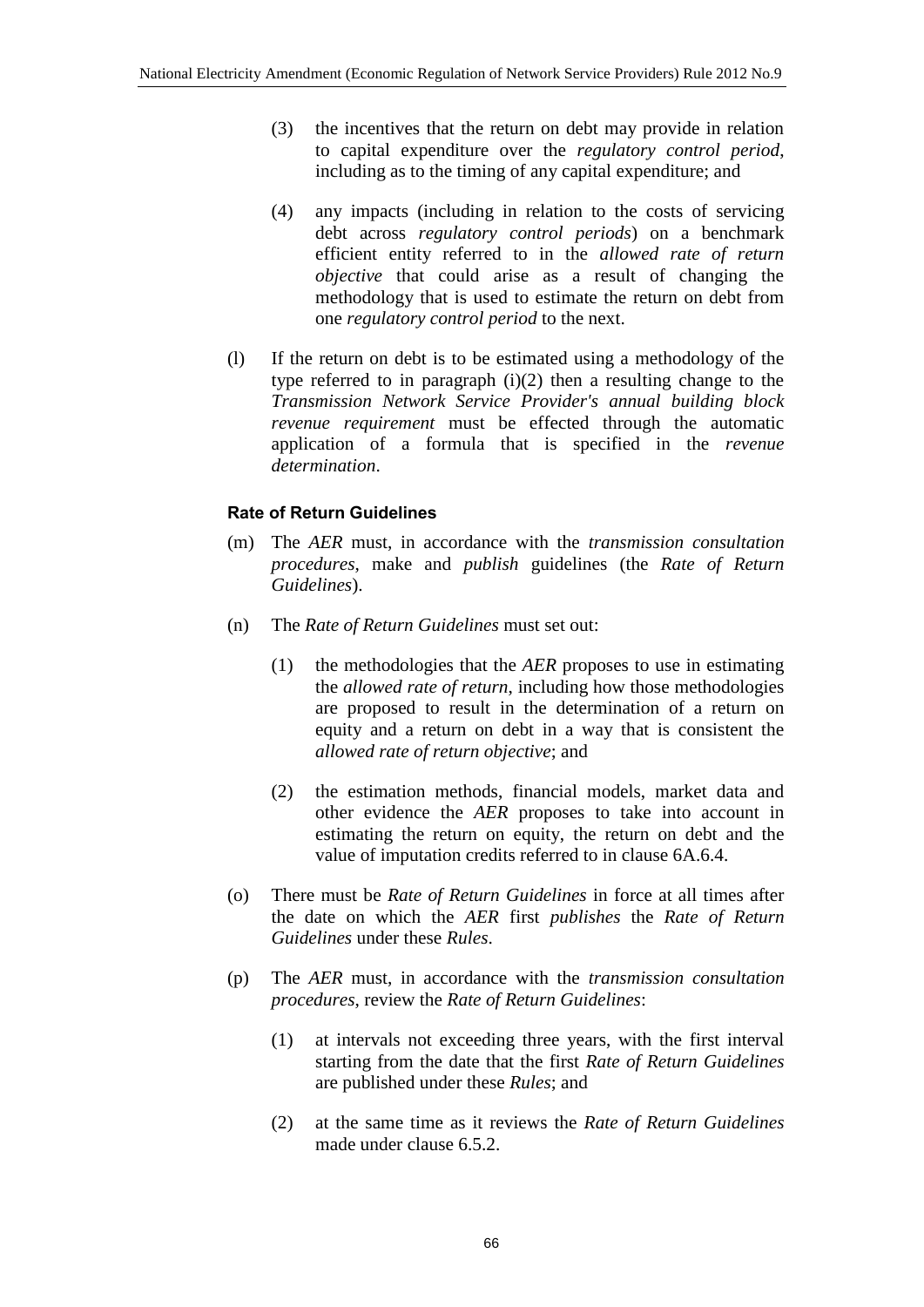(3) the incentives that the return on debt may provide in relation to capital expenditure over the *regulatory control period*, including as to the timing of any capital expenditure; and

(4) any impacts (including in relation to the costs of servicing debt across *regulatory control periods*) on a benchmark efficient entity referred to in the *allowed rate of return objective* that could arise as a result of changing the methodology that is used to estimate the return on debt from one *regulatory control period* to the next.

(l) If the return on debt is to be estimated using a methodology of the type referred to in paragraph (i)(2) then a resulting change to the *Transmission Network Service Provider's annual building block revenue requirement* must be effected through the automatic application of a formula that is specified in the *revenue determination*.

#### Rate of Return Guidelines

(m) The *AER* must, in accordance with the *transmission consultation procedures*, make and *publish* guidelines (the *Rate of Return Guidelines*).

(n) The *Rate of Return Guidelines* must set out:

(1) the methodologies that the *AER* proposes to use in estimating the *allowed rate of return*, including how those methodologies are proposed to result in the determination of a return on equity and a return on debt in a way that is consistent the *allowed rate of return objective*; and

(2) the estimation methods, financial models, market data and other evidence the *AER* proposes to take into account in estimating the return on equity, the return on debt and the value of imputation credits referred to in clause 6A.6.4.

(o) There must be *Rate of Return Guidelines* in force at all times after the date on which the *AER* first *publishes* the *Rate of Return Guidelines* under these *Rules*.

(p) The *AER* must, in accordance with the *transmission consultation procedures*, review the *Rate of Return Guidelines*:

(1) at intervals not exceeding three years, with the first interval starting from the date that the first *Rate of Return Guidelines* are published under these *Rules*; and

(2) at the same time as it reviews the *Rate of Return Guidelines* made under clause 6.5.2.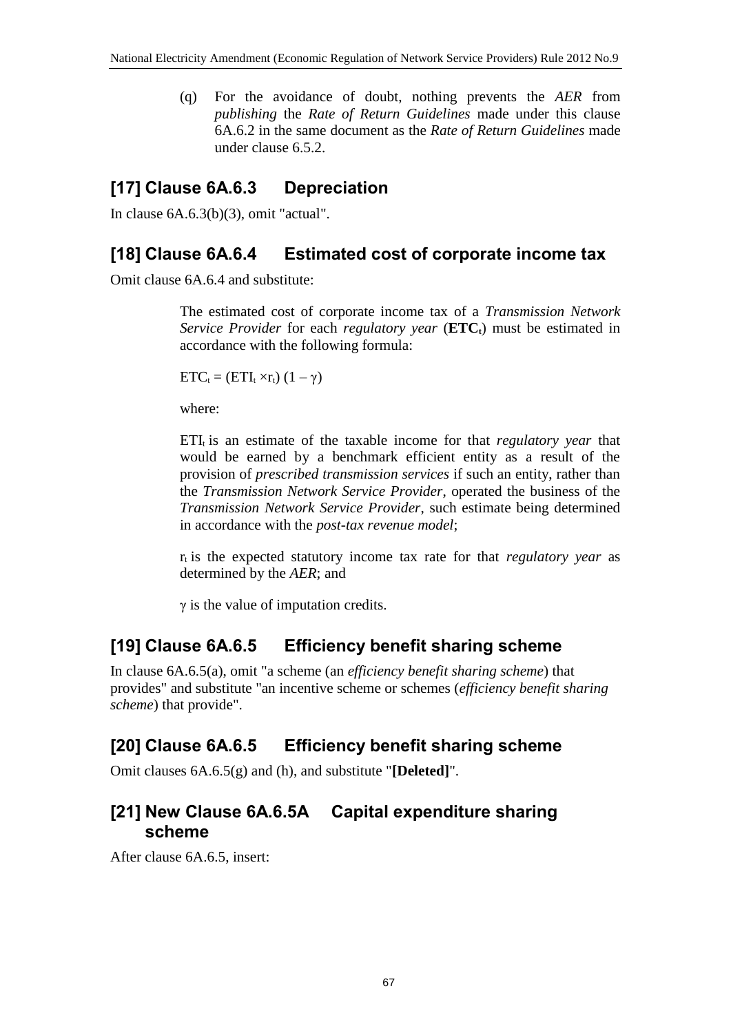(q) For the avoidance of doubt, nothing prevents the *AER* from *publishing* the *Rate of Return Guidelines* made under this clause 6A.6.2 in the same document as the *Rate of Return Guidelines* made under clause 6.5.2.

## [17] Clause 6A.6.3 Depreciation

In clause 6A.6.3(b)(3), omit "actual".

## [18] Clause 6A.6.4 Estimated cost of corporate income tax

Omit clause 6A.6.4 and substitute:

The estimated cost of corporate income tax of a *Transmission Network Service Provider* for each *regulatory year* (**$ETC_t$**) must be estimated in accordance with the following formula:

$$ETC_t = (ETI_t \times r_t)(1 - \gamma)$$

where:

$ETI_t$ is an estimate of the taxable income for that *regulatory year* that would be earned by a benchmark efficient entity as a result of the provision of *prescribed transmission services* if such an entity, rather than the *Transmission Network Service Provider*, operated the business of the *Transmission Network Service Provider*, such estimate being determined in accordance with the *post-tax revenue model*;

$r_t$ is the expected statutory income tax rate for that *regulatory year* as determined by the *AER*; and

$\gamma$ is the value of imputation credits.

## [19] Clause 6A.6.5 Efficiency benefit sharing scheme

In clause 6A.6.5(a), omit "a scheme (an *efficiency benefit sharing scheme*) that provides" and substitute "an incentive scheme or schemes (*efficiency benefit sharing scheme*) that provide".

## [20] Clause 6A.6.5 Efficiency benefit sharing scheme

Omit clauses 6A.6.5(g) and (h), and substitute "**[Deleted]**".

## [21] New Clause 6A.6.5A Capital expenditure sharing scheme

After clause 6A.6.5, insert: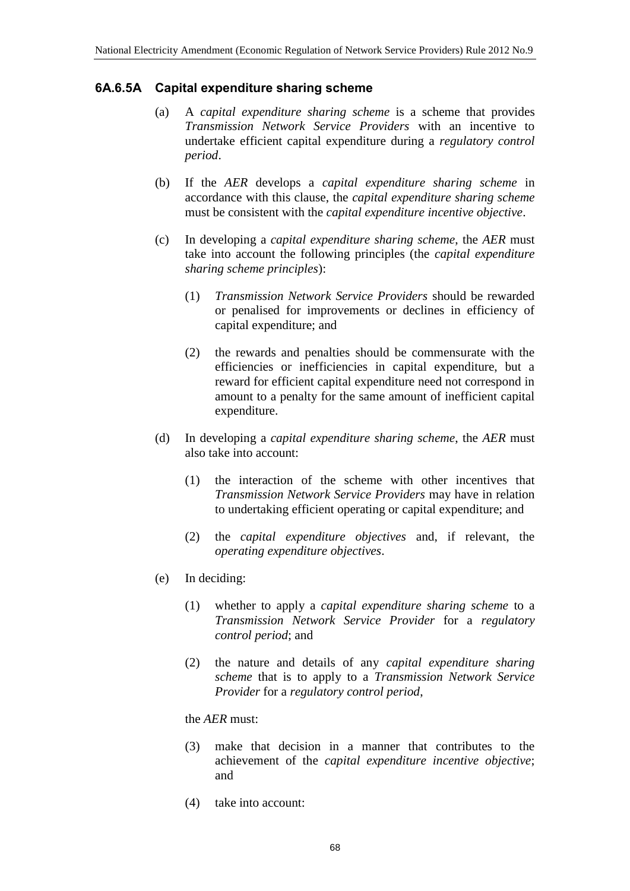### 6A.6.5A Capital expenditure sharing scheme

(a) A *capital expenditure sharing scheme* is a scheme that provides *Transmission Network Service Providers* with an incentive to undertake efficient capital expenditure during a *regulatory control period*.

(b) If the *AER* develops a *capital expenditure sharing scheme* in accordance with this clause, the *capital expenditure sharing scheme* must be consistent with the *capital expenditure incentive objective*.

(c) In developing a *capital expenditure sharing scheme*, the *AER* must take into account the following principles (the *capital expenditure sharing scheme principles*):

(1) *Transmission Network Service Providers* should be rewarded or penalised for improvements or declines in efficiency of capital expenditure; and

(2) the rewards and penalties should be commensurate with the efficiencies or inefficiencies in capital expenditure, but a reward for efficient capital expenditure need not correspond in amount to a penalty for the same amount of inefficient capital expenditure.

(d) In developing a *capital expenditure sharing scheme*, the *AER* must also take into account:

(1) the interaction of the scheme with other incentives that *Transmission Network Service Providers* may have in relation to undertaking efficient operating or capital expenditure; and

(2) the *capital expenditure objectives* and, if relevant, the *operating expenditure objectives*.

(e) In deciding:

(1) whether to apply a *capital expenditure sharing scheme* to a *Transmission Network Service Provider* for a *regulatory control period*; and

(2) the nature and details of any *capital expenditure sharing scheme* that is to apply to a *Transmission Network Service Provider* for a *regulatory control period*,

the *AER* must:

(3) make that decision in a manner that contributes to the achievement of the *capital expenditure incentive objective*; and

(4) take into account: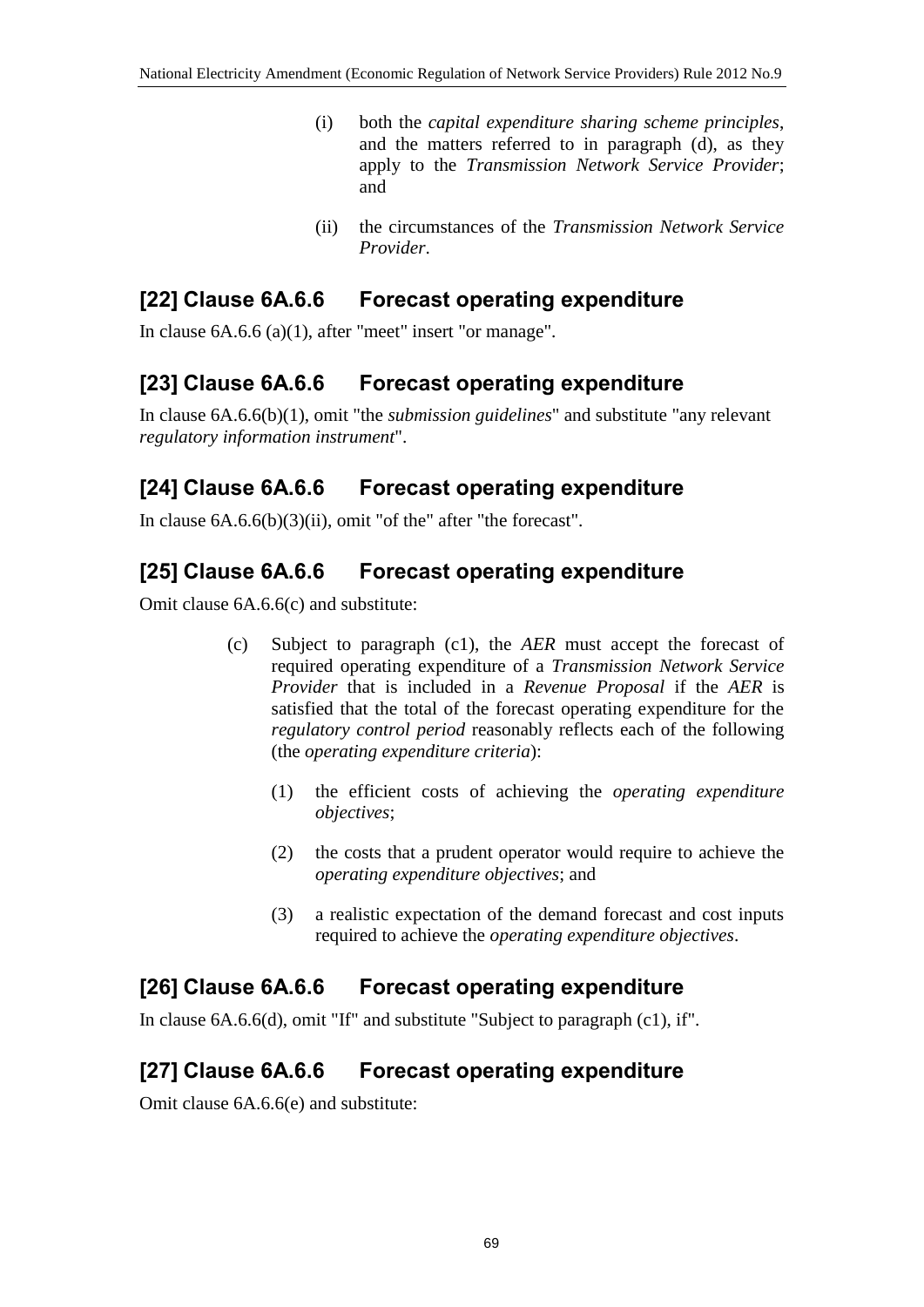(i) both the *capital expenditure sharing scheme principles*, and the matters referred to in paragraph (d), as they apply to the *Transmission Network Service Provider*; and

(ii) the circumstances of the *Transmission Network Service Provider*.

## [22] Clause 6A.6.6 Forecast operating expenditure

In clause 6A.6.6 (a)(1), after "meet" insert "or manage".

## [23] Clause 6A.6.6 Forecast operating expenditure

In clause 6A.6.6(b)(1), omit "the *submission guidelines*" and substitute "any relevant *regulatory information instrument*".

## [24] Clause 6A.6.6 Forecast operating expenditure

In clause 6A.6.6(b)(3)(ii), omit "of the" after "the forecast".

## [25] Clause 6A.6.6 Forecast operating expenditure

Omit clause 6A.6.6(c) and substitute:

(c) Subject to paragraph (c1), the *AER* must accept the forecast of required operating expenditure of a *Transmission Network Service Provider* that is included in a *Revenue Proposal* if the *AER* is satisfied that the total of the forecast operating expenditure for the *regulatory control period* reasonably reflects each of the following (the *operating expenditure criteria*):

(1) the efficient costs of achieving the *operating expenditure objectives*;

(2) the costs that a prudent operator would require to achieve the *operating expenditure objectives*; and

(3) a realistic expectation of the demand forecast and cost inputs required to achieve the *operating expenditure objectives*.

## [26] Clause 6A.6.6 Forecast operating expenditure

In clause 6A.6.6(d), omit "If" and substitute "Subject to paragraph (c1), if".

## [27] Clause 6A.6.6 Forecast operating expenditure

Omit clause 6A.6.6(e) and substitute: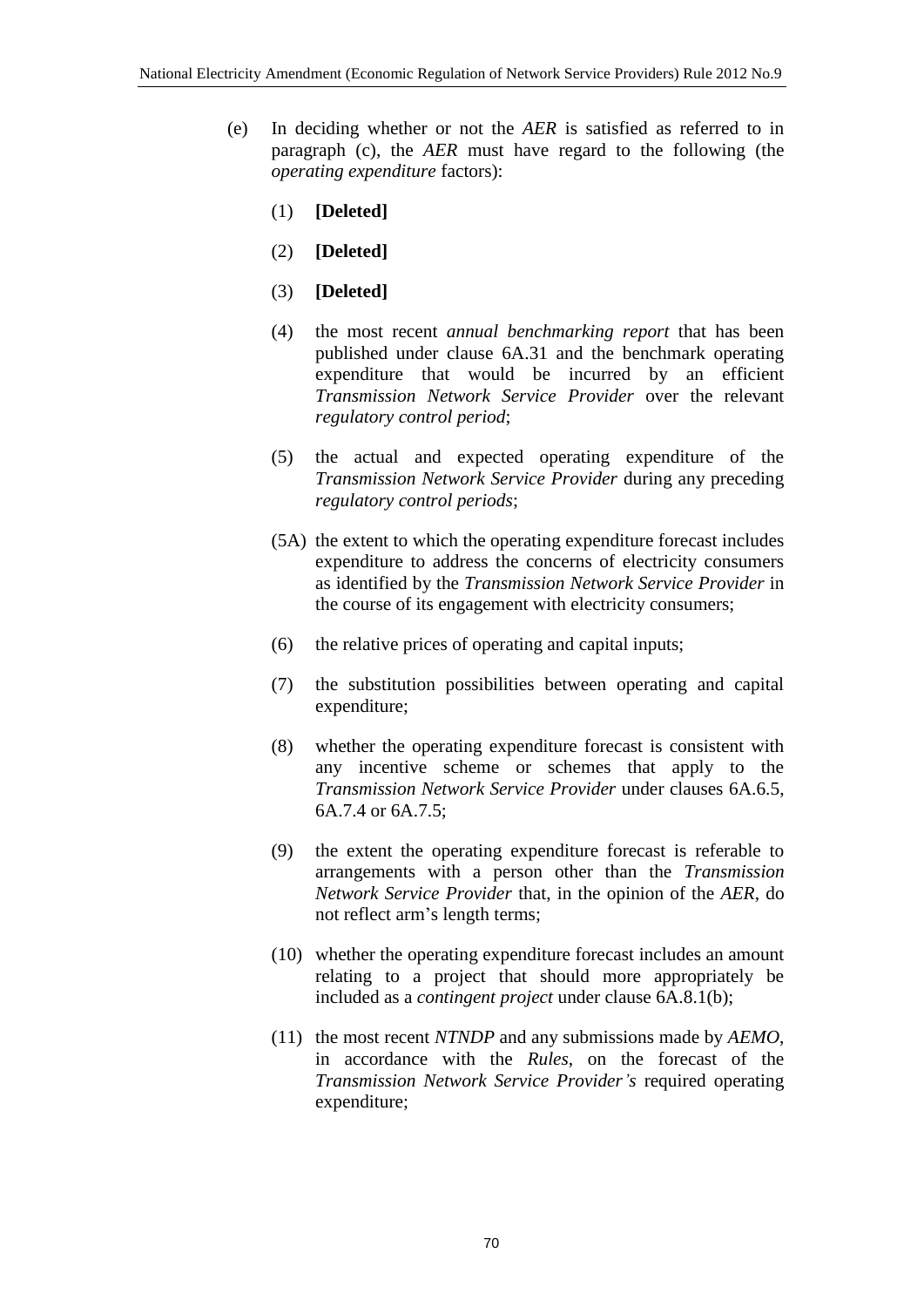(e) In deciding whether or not the *AER* is satisfied as referred to in paragraph (c), the *AER* must have regard to the following (the *operating expenditure* factors):

   (1) **[Deleted]**

   (2) **[Deleted]**

   (3) **[Deleted]**

   (4) the most recent *annual benchmarking report* that has been published under clause 6A.31 and the benchmark operating expenditure that would be incurred by an efficient *Transmission Network Service Provider* over the relevant *regulatory control period*;

   (5) the actual and expected operating expenditure of the *Transmission Network Service Provider* during any preceding *regulatory control periods*;

   (5A) the extent to which the operating expenditure forecast includes expenditure to address the concerns of electricity consumers as identified by the *Transmission Network Service Provider* in the course of its engagement with electricity consumers;

   (6) the relative prices of operating and capital inputs;

   (7) the substitution possibilities between operating and capital expenditure;

   (8) whether the operating expenditure forecast is consistent with any incentive scheme or schemes that apply to the *Transmission Network Service Provider* under clauses 6A.6.5, 6A.7.4 or 6A.7.5;

   (9) the extent the operating expenditure forecast is referable to arrangements with a person other than the *Transmission Network Service Provider* that, in the opinion of the *AER*, do not reflect arm's length terms;

   (10) whether the operating expenditure forecast includes an amount relating to a project that should more appropriately be included as a *contingent project* under clause 6A.8.1(b);

   (11) the most recent *NTNDP* and any submissions made by *AEMO*, in accordance with the *Rules*, on the forecast of the *Transmission Network Service Provider's* required operating expenditure;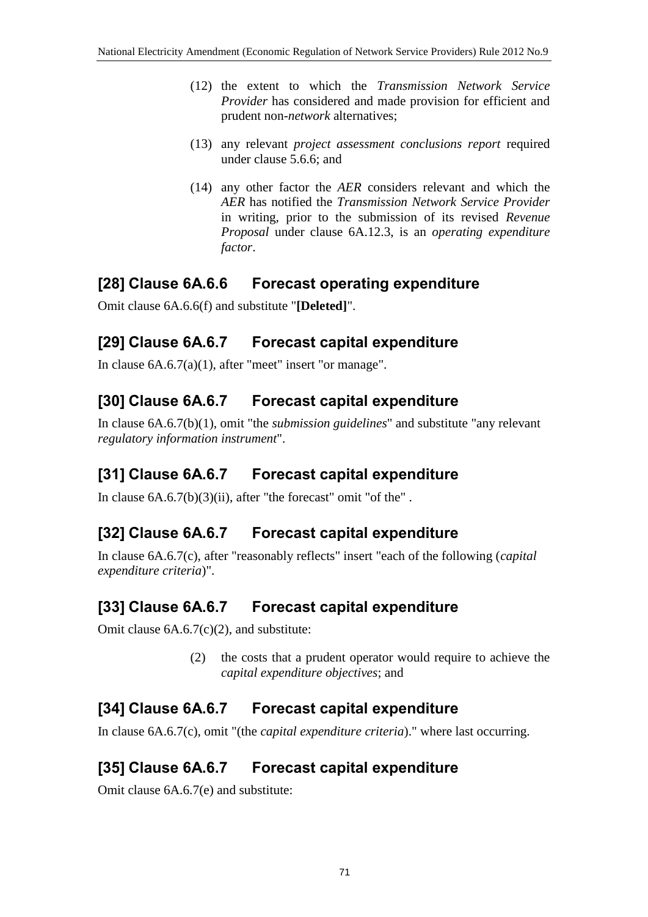(12) the extent to which the *Transmission Network Service Provider* has considered and made provision for efficient and prudent non-*network* alternatives;

(13) any relevant *project assessment conclusions report* required under clause 5.6.6; and

(14) any other factor the *AER* considers relevant and which the *AER* has notified the *Transmission Network Service Provider* in writing, prior to the submission of its revised *Revenue Proposal* under clause 6A.12.3, is an *operating expenditure factor*.

## [28] Clause 6A.6.6 Forecast operating expenditure

Omit clause 6A.6.6(f) and substitute "**[Deleted]**".

## [29] Clause 6A.6.7 Forecast capital expenditure

In clause 6A.6.7(a)(1), after "meet" insert "or manage".

## [30] Clause 6A.6.7 Forecast capital expenditure

In clause 6A.6.7(b)(1), omit "the *submission guidelines*" and substitute "any relevant *regulatory information instrument*".

## [31] Clause 6A.6.7 Forecast capital expenditure

In clause 6A.6.7(b)(3)(ii), after "the forecast" omit "of the" .

## [32] Clause 6A.6.7 Forecast capital expenditure

In clause 6A.6.7(c), after "reasonably reflects" insert "each of the following (*capital expenditure criteria*)".

## [33] Clause 6A.6.7 Forecast capital expenditure

Omit clause 6A.6.7(c)(2), and substitute:

(2) the costs that a prudent operator would require to achieve the *capital expenditure objectives*; and

## [34] Clause 6A.6.7 Forecast capital expenditure

In clause 6A.6.7(c), omit "(the *capital expenditure criteria*)." where last occurring.

## [35] Clause 6A.6.7 Forecast capital expenditure

Omit clause 6A.6.7(e) and substitute: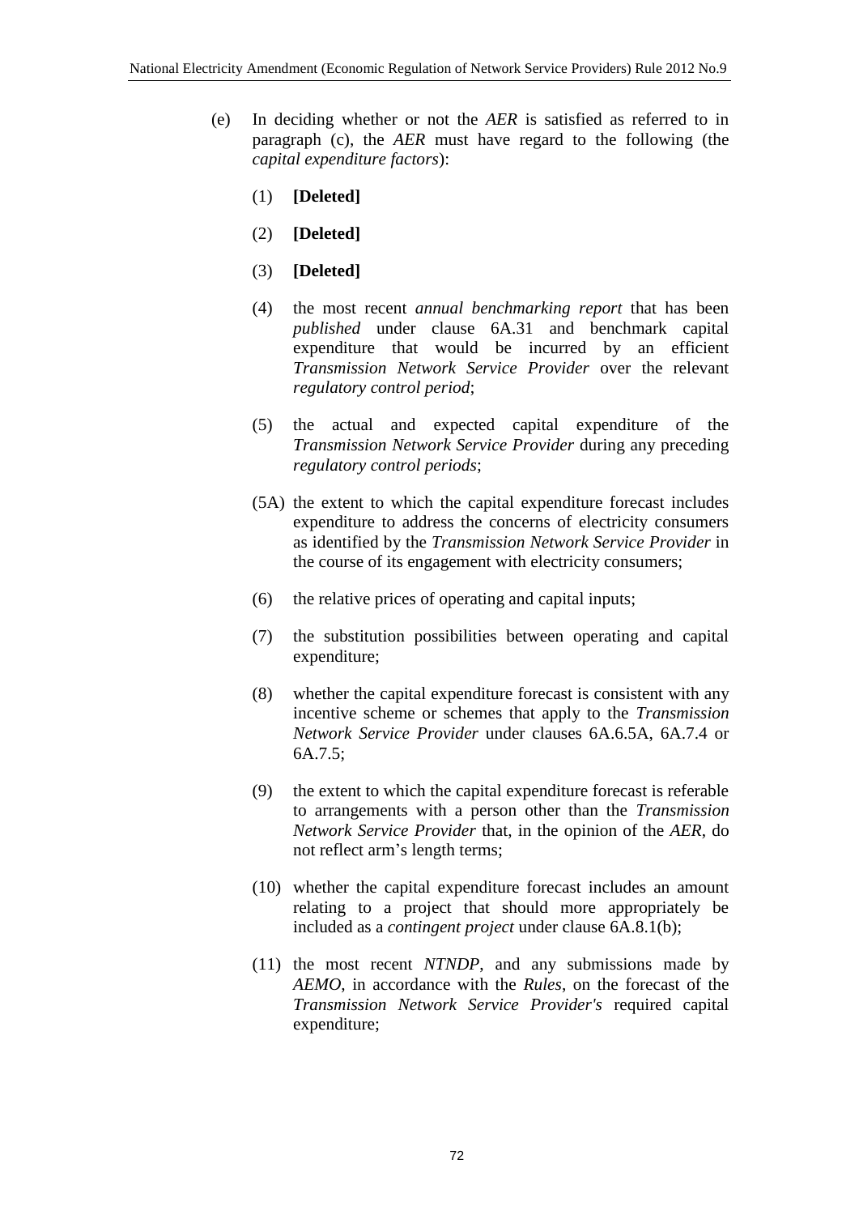(e) In deciding whether or not the *AER* is satisfied as referred to in paragraph (c), the *AER* must have regard to the following (the *capital expenditure factors*):

(1) **[Deleted]**

(2) **[Deleted]**

(3) **[Deleted]**

(4) the most recent *annual benchmarking report* that has been *published* under clause 6A.31 and benchmark capital expenditure that would be incurred by an efficient *Transmission Network Service Provider* over the relevant *regulatory control period*;

(5) the actual and expected capital expenditure of the *Transmission Network Service Provider* during any preceding *regulatory control periods*;

(5A) the extent to which the capital expenditure forecast includes expenditure to address the concerns of electricity consumers as identified by the *Transmission Network Service Provider* in the course of its engagement with electricity consumers;

(6) the relative prices of operating and capital inputs;

(7) the substitution possibilities between operating and capital expenditure;

(8) whether the capital expenditure forecast is consistent with any incentive scheme or schemes that apply to the *Transmission Network Service Provider* under clauses 6A.6.5A, 6A.7.4 or 6A.7.5;

(9) the extent to which the capital expenditure forecast is referable to arrangements with a person other than the *Transmission Network Service Provider* that, in the opinion of the *AER*, do not reflect arm's length terms;

(10) whether the capital expenditure forecast includes an amount relating to a project that should more appropriately be included as a *contingent project* under clause 6A.8.1(b);

(11) the most recent *NTNDP*, and any submissions made by *AEMO*, in accordance with the *Rules*, on the forecast of the *Transmission Network Service Provider's* required capital expenditure;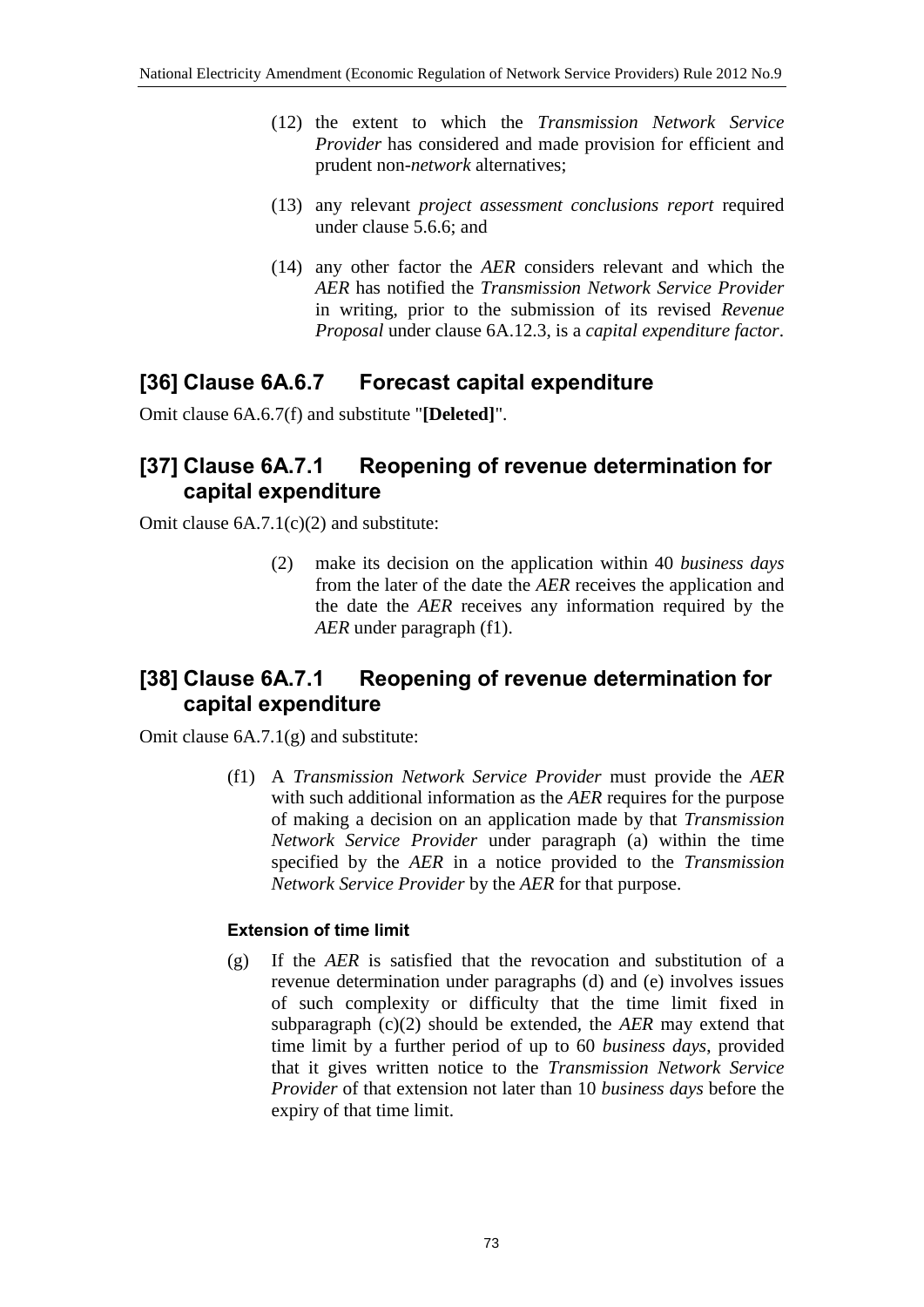(12) the extent to which the *Transmission Network Service Provider* has considered and made provision for efficient and prudent non-*network* alternatives;

(13) any relevant *project assessment conclusions report* required under clause 5.6.6; and

(14) any other factor the *AER* considers relevant and which the *AER* has notified the *Transmission Network Service Provider* in writing, prior to the submission of its revised *Revenue Proposal* under clause 6A.12.3, is a *capital expenditure factor*.

## [36] Clause 6A.6.7 Forecast capital expenditure

Omit clause 6A.6.7(f) and substitute "**[Deleted]**".

## [37] Clause 6A.7.1 Reopening of revenue determination for capital expenditure

Omit clause 6A.7.1(c)(2) and substitute:

> (2) make its decision on the application within 40 *business days* from the later of the date the *AER* receives the application and the date the *AER* receives any information required by the *AER* under paragraph (f1).

## [38] Clause 6A.7.1 Reopening of revenue determination for capital expenditure

Omit clause 6A.7.1(g) and substitute:

> (f1) A *Transmission Network Service Provider* must provide the *AER* with such additional information as the *AER* requires for the purpose of making a decision on an application made by that *Transmission Network Service Provider* under paragraph (a) within the time specified by the *AER* in a notice provided to the *Transmission Network Service Provider* by the *AER* for that purpose.

#### Extension of time limit

> (g) If the *AER* is satisfied that the revocation and substitution of a revenue determination under paragraphs (d) and (e) involves issues of such complexity or difficulty that the time limit fixed in subparagraph (c)(2) should be extended, the *AER* may extend that time limit by a further period of up to 60 *business days*, provided that it gives written notice to the *Transmission Network Service Provider* of that extension not later than 10 *business days* before the expiry of that time limit.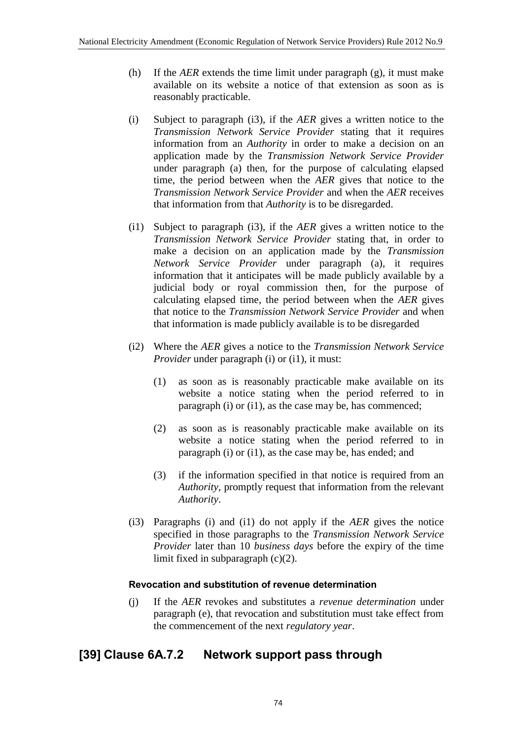(h) If the *AER* extends the time limit under paragraph (g), it must make available on its website a notice of that extension as soon as is reasonably practicable.

(i) Subject to paragraph (i3), if the *AER* gives a written notice to the *Transmission Network Service Provider* stating that it requires information from an *Authority* in order to make a decision on an application made by the *Transmission Network Service Provider* under paragraph (a) then, for the purpose of calculating elapsed time, the period between when the *AER* gives that notice to the *Transmission Network Service Provider* and when the *AER* receives that information from that *Authority* is to be disregarded.

(i1) Subject to paragraph (i3), if the *AER* gives a written notice to the *Transmission Network Service Provider* stating that, in order to make a decision on an application made by the *Transmission Network Service Provider* under paragraph (a), it requires information that it anticipates will be made publicly available by a judicial body or royal commission then, for the purpose of calculating elapsed time, the period between when the *AER* gives that notice to the *Transmission Network Service Provider* and when that information is made publicly available is to be disregarded

(i2) Where the *AER* gives a notice to the *Transmission Network Service Provider* under paragraph (i) or (i1), it must:

(1) as soon as is reasonably practicable make available on its website a notice stating when the period referred to in paragraph (i) or (i1), as the case may be, has commenced;

(2) as soon as is reasonably practicable make available on its website a notice stating when the period referred to in paragraph (i) or (i1), as the case may be, has ended; and

(3) if the information specified in that notice is required from an *Authority*, promptly request that information from the relevant *Authority*.

(i3) Paragraphs (i) and (i1) do not apply if the *AER* gives the notice specified in those paragraphs to the *Transmission Network Service Provider* later than 10 *business days* before the expiry of the time limit fixed in subparagraph (c)(2).

#### Revocation and substitution of revenue determination

(j) If the *AER* revokes and substitutes a *revenue determination* under paragraph (e), that revocation and substitution must take effect from the commencement of the next *regulatory year*.

## [39] Clause 6A.7.2 Network support pass through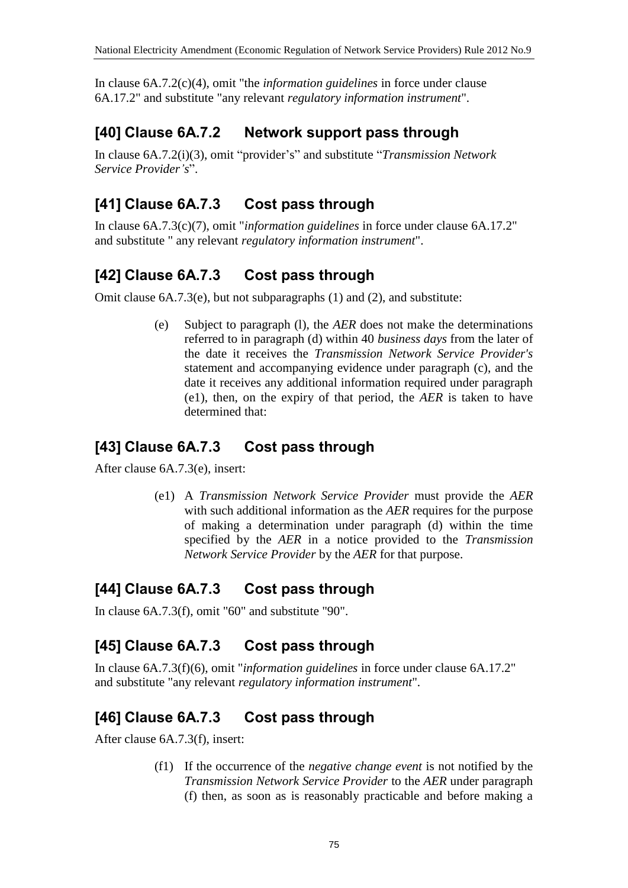In clause 6A.7.2(c)(4), omit "the *information guidelines* in force under clause 6A.17.2" and substitute "any relevant *regulatory information instrument*".

## [40] Clause 6A.7.2 Network support pass through

In clause 6A.7.2(i)(3), omit "provider's" and substitute "*Transmission Network Service Provider's*".

## [41] Clause 6A.7.3 Cost pass through

In clause 6A.7.3(c)(7), omit "*information guidelines* in force under clause 6A.17.2" and substitute " any relevant *regulatory information instrument*".

## [42] Clause 6A.7.3 Cost pass through

Omit clause 6A.7.3(e), but not subparagraphs (1) and (2), and substitute:

> (e) Subject to paragraph (l), the *AER* does not make the determinations referred to in paragraph (d) within 40 *business days* from the later of the date it receives the *Transmission Network Service Provider's* statement and accompanying evidence under paragraph (c), and the date it receives any additional information required under paragraph (e1), then, on the expiry of that period, the *AER* is taken to have determined that:

## [43] Clause 6A.7.3 Cost pass through

After clause 6A.7.3(e), insert:

> (e1) A *Transmission Network Service Provider* must provide the *AER* with such additional information as the *AER* requires for the purpose of making a determination under paragraph (d) within the time specified by the *AER* in a notice provided to the *Transmission Network Service Provider* by the *AER* for that purpose.

## [44] Clause 6A.7.3 Cost pass through

In clause 6A.7.3(f), omit "60" and substitute "90".

## [45] Clause 6A.7.3 Cost pass through

In clause 6A.7.3(f)(6), omit "*information guidelines* in force under clause 6A.17.2" and substitute "any relevant *regulatory information instrument*".

## [46] Clause 6A.7.3 Cost pass through

After clause 6A.7.3(f), insert:

> (f1) If the occurrence of the *negative change event* is not notified by the *Transmission Network Service Provider* to the *AER* under paragraph (f) then, as soon as is reasonably practicable and before making a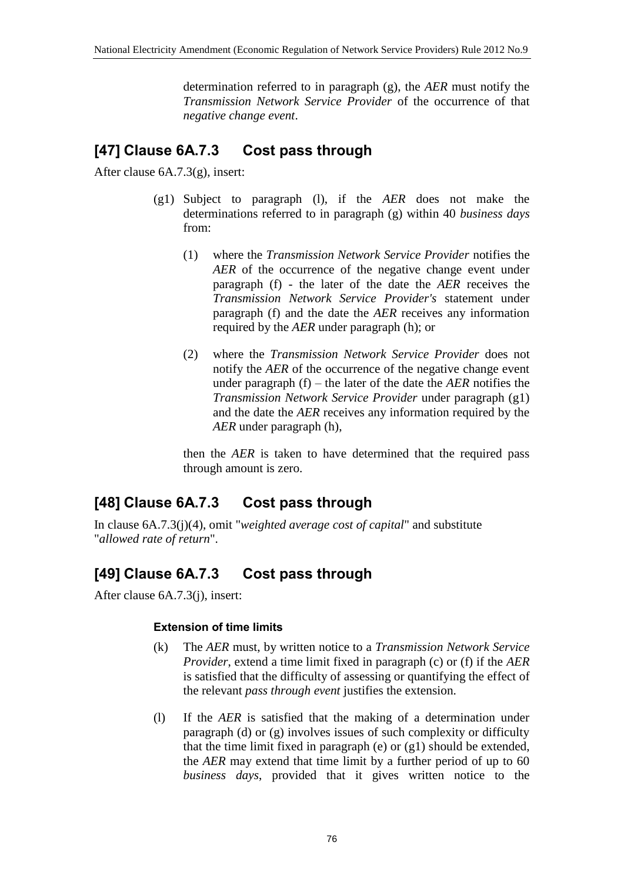determination referred to in paragraph (g), the *AER* must notify the *Transmission Network Service Provider* of the occurrence of that *negative change event*.

## [47] Clause 6A.7.3 Cost pass through

After clause 6A.7.3(g), insert:

(g1) Subject to paragraph (l), if the *AER* does not make the determinations referred to in paragraph (g) within 40 *business days* from:

(1) where the *Transmission Network Service Provider* notifies the *AER* of the occurrence of the negative change event under paragraph (f) - the later of the date the *AER* receives the *Transmission Network Service Provider's* statement under paragraph (f) and the date the *AER* receives any information required by the *AER* under paragraph (h); or

(2) where the *Transmission Network Service Provider* does not notify the *AER* of the occurrence of the negative change event under paragraph (f) – the later of the date the *AER* notifies the *Transmission Network Service Provider* under paragraph (g1) and the date the *AER* receives any information required by the *AER* under paragraph (h),

then the *AER* is taken to have determined that the required pass through amount is zero.

## [48] Clause 6A.7.3 Cost pass through

In clause 6A.7.3(j)(4), omit "*weighted average cost of capital*" and substitute "*allowed rate of return*".

## [49] Clause 6A.7.3 Cost pass through

After clause 6A.7.3(j), insert:

#### Extension of time limits

(k) The *AER* must, by written notice to a *Transmission Network Service Provider*, extend a time limit fixed in paragraph (c) or (f) if the *AER* is satisfied that the difficulty of assessing or quantifying the effect of the relevant *pass through event* justifies the extension.

(l) If the *AER* is satisfied that the making of a determination under paragraph (d) or (g) involves issues of such complexity or difficulty that the time limit fixed in paragraph (e) or (g1) should be extended, the *AER* may extend that time limit by a further period of up to 60 *business days*, provided that it gives written notice to the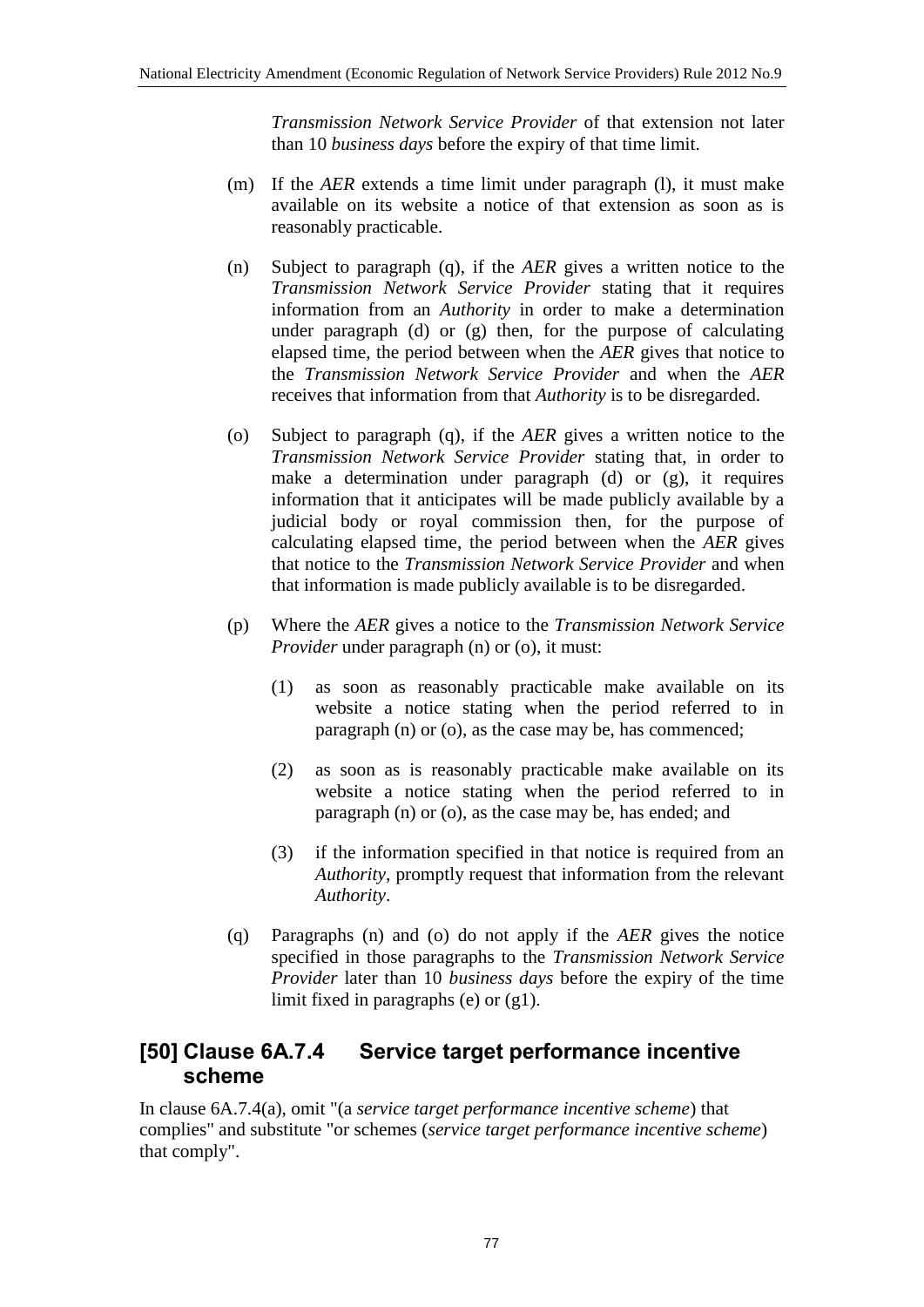*Transmission Network Service Provider* of that extension not later than 10 *business days* before the expiry of that time limit.

(m) If the *AER* extends a time limit under paragraph (l), it must make available on its website a notice of that extension as soon as is reasonably practicable.

(n) Subject to paragraph (q), if the *AER* gives a written notice to the *Transmission Network Service Provider* stating that it requires information from an *Authority* in order to make a determination under paragraph (d) or (g) then, for the purpose of calculating elapsed time, the period between when the *AER* gives that notice to the *Transmission Network Service Provider* and when the *AER* receives that information from that *Authority* is to be disregarded.

(o) Subject to paragraph (q), if the *AER* gives a written notice to the *Transmission Network Service Provider* stating that, in order to make a determination under paragraph (d) or (g), it requires information that it anticipates will be made publicly available by a judicial body or royal commission then, for the purpose of calculating elapsed time, the period between when the *AER* gives that notice to the *Transmission Network Service Provider* and when that information is made publicly available is to be disregarded.

(p) Where the *AER* gives a notice to the *Transmission Network Service Provider* under paragraph (n) or (o), it must:

(1) as soon as reasonably practicable make available on its website a notice stating when the period referred to in paragraph (n) or (o), as the case may be, has commenced;

(2) as soon as is reasonably practicable make available on its website a notice stating when the period referred to in paragraph (n) or (o), as the case may be, has ended; and

(3) if the information specified in that notice is required from an *Authority*, promptly request that information from the relevant *Authority*.

(q) Paragraphs (n) and (o) do not apply if the *AER* gives the notice specified in those paragraphs to the *Transmission Network Service Provider* later than 10 *business days* before the expiry of the time limit fixed in paragraphs (e) or (g1).

## [50] Clause 6A.7.4 Service target performance incentive scheme

In clause 6A.7.4(a), omit "(a *service target performance incentive scheme*) that complies" and substitute "or schemes (*service target performance incentive scheme*) that comply".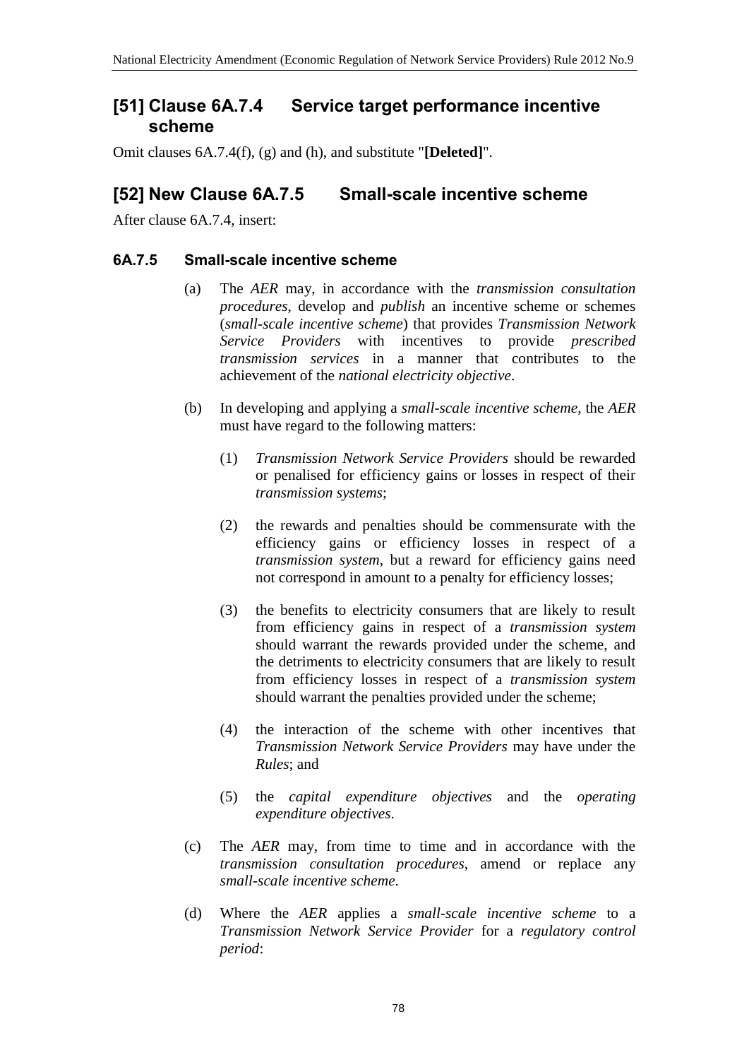## [51] Clause 6A.7.4 Service target performance incentive scheme

Omit clauses 6A.7.4(f), (g) and (h), and substitute "**[Deleted]**".

## [52] New Clause 6A.7.5 Small-scale incentive scheme

After clause 6A.7.4, insert:

### 6A.7.5 Small-scale incentive scheme

(a) The *AER* may, in accordance with the *transmission consultation procedures*, develop and *publish* an incentive scheme or schemes (*small-scale incentive scheme*) that provides *Transmission Network Service Providers* with incentives to provide *prescribed transmission services* in a manner that contributes to the achievement of the *national electricity objective*.

(b) In developing and applying a *small-scale incentive scheme*, the *AER* must have regard to the following matters:

(1) *Transmission Network Service Providers* should be rewarded or penalised for efficiency gains or losses in respect of their *transmission systems*;

(2) the rewards and penalties should be commensurate with the efficiency gains or efficiency losses in respect of a *transmission system*, but a reward for efficiency gains need not correspond in amount to a penalty for efficiency losses;

(3) the benefits to electricity consumers that are likely to result from efficiency gains in respect of a *transmission system* should warrant the rewards provided under the scheme, and the detriments to electricity consumers that are likely to result from efficiency losses in respect of a *transmission system* should warrant the penalties provided under the scheme;

(4) the interaction of the scheme with other incentives that *Transmission Network Service Providers* may have under the *Rules*; and

(5) the *capital expenditure objectives* and the *operating expenditure objectives*.

(c) The *AER* may, from time to time and in accordance with the *transmission consultation procedures*, amend or replace any *small-scale incentive scheme*.

(d) Where the *AER* applies a *small-scale incentive scheme* to a *Transmission Network Service Provider* for a *regulatory control period*: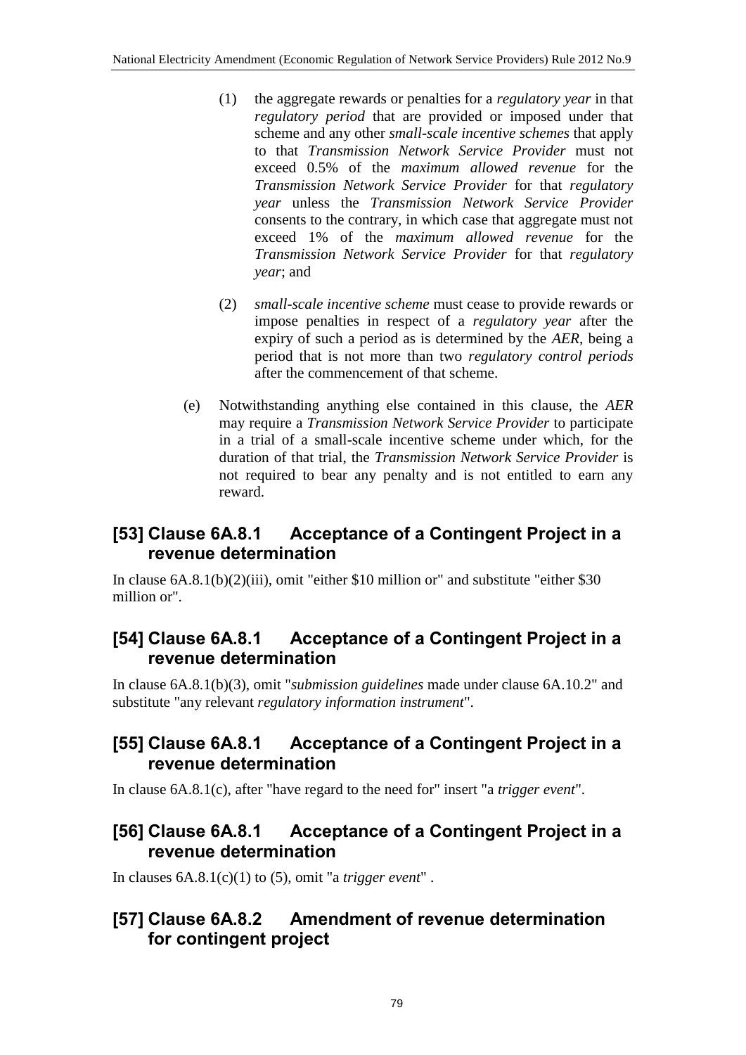(1) the aggregate rewards or penalties for a *regulatory year* in that *regulatory period* that are provided or imposed under that scheme and any other *small-scale incentive schemes* that apply to that *Transmission Network Service Provider* must not exceed 0.5% of the *maximum allowed revenue* for the *Transmission Network Service Provider* for that *regulatory year* unless the *Transmission Network Service Provider* consents to the contrary, in which case that aggregate must not exceed 1% of the *maximum allowed revenue* for the *Transmission Network Service Provider* for that *regulatory year*; and

(2) *small-scale incentive scheme* must cease to provide rewards or impose penalties in respect of a *regulatory year* after the expiry of such a period as is determined by the *AER*, being a period that is not more than two *regulatory control periods* after the commencement of that scheme.

(e) Notwithstanding anything else contained in this clause, the *AER* may require a *Transmission Network Service Provider* to participate in a trial of a small-scale incentive scheme under which, for the duration of that trial, the *Transmission Network Service Provider* is not required to bear any penalty and is not entitled to earn any reward.

## [53] Clause 6A.8.1 Acceptance of a Contingent Project in a revenue determination

In clause 6A.8.1(b)(2)(iii), omit "either $10 million or" and substitute "either $30 million or".

## [54] Clause 6A.8.1 Acceptance of a Contingent Project in a revenue determination

In clause 6A.8.1(b)(3), omit "*submission guidelines* made under clause 6A.10.2" and substitute "any relevant *regulatory information instrument*".

## [55] Clause 6A.8.1 Acceptance of a Contingent Project in a revenue determination

In clause 6A.8.1(c), after "have regard to the need for" insert "a *trigger event*".

## [56] Clause 6A.8.1 Acceptance of a Contingent Project in a revenue determination

In clauses 6A.8.1(c)(1) to (5), omit "a *trigger event*" .

## [57] Clause 6A.8.2 Amendment of revenue determination for contingent project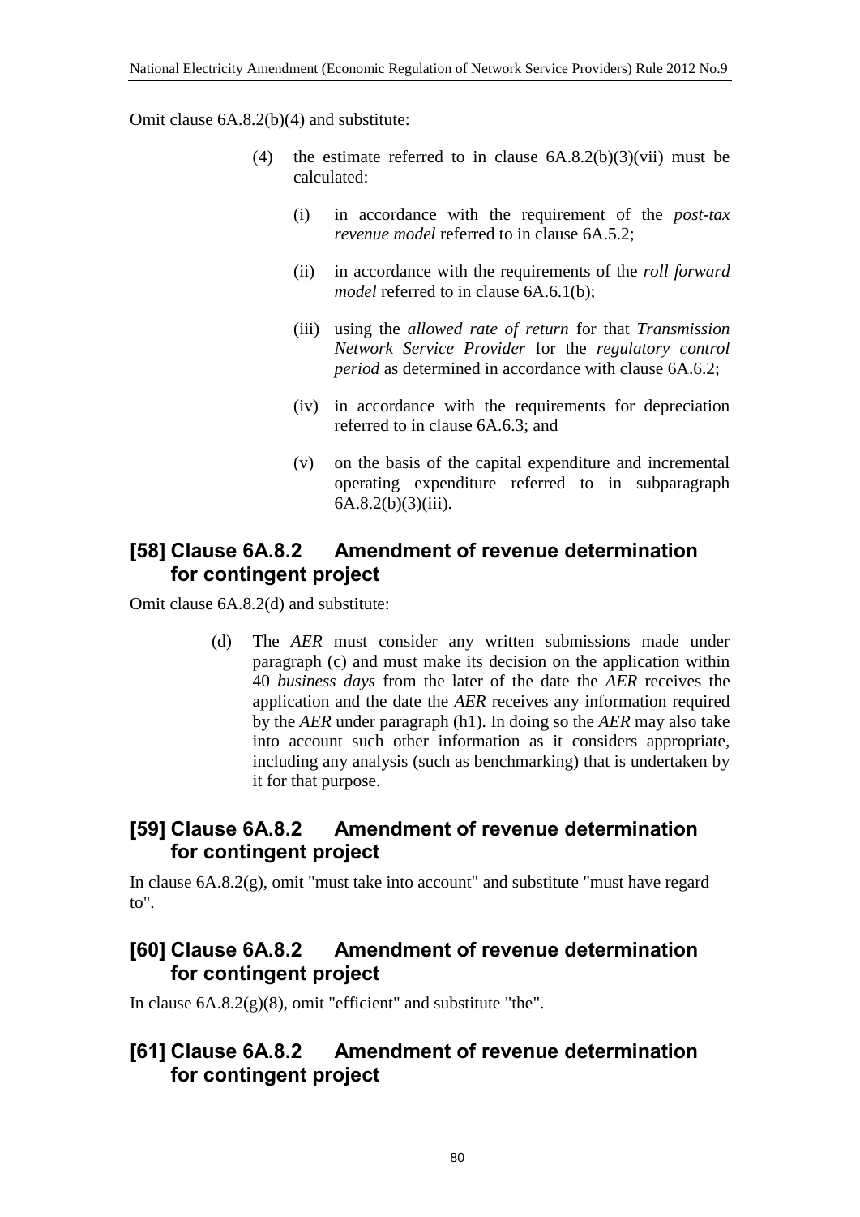Omit clause 6A.8.2(b)(4) and substitute:

> (4) the estimate referred to in clause 6A.8.2(b)(3)(vii) must be calculated:
>
> (i) in accordance with the requirement of the *post-tax revenue model* referred to in clause 6A.5.2;
>
> (ii) in accordance with the requirements of the *roll forward model* referred to in clause 6A.6.1(b);
>
> (iii) using the *allowed rate of return* for that *Transmission Network Service Provider* for the *regulatory control period* as determined in accordance with clause 6A.6.2;
>
> (iv) in accordance with the requirements for depreciation referred to in clause 6A.6.3; and
>
> (v) on the basis of the capital expenditure and incremental operating expenditure referred to in subparagraph 6A.8.2(b)(3)(iii).

## [58] Clause 6A.8.2 Amendment of revenue determination for contingent project

Omit clause 6A.8.2(d) and substitute:

> (d) The *AER* must consider any written submissions made under paragraph (c) and must make its decision on the application within 40 *business days* from the later of the date the *AER* receives the application and the date the *AER* receives any information required by the *AER* under paragraph (h1). In doing so the *AER* may also take into account such other information as it considers appropriate, including any analysis (such as benchmarking) that is undertaken by it for that purpose.

## [59] Clause 6A.8.2 Amendment of revenue determination for contingent project

In clause 6A.8.2(g), omit "must take into account" and substitute "must have regard to".

## [60] Clause 6A.8.2 Amendment of revenue determination for contingent project

In clause 6A.8.2(g)(8), omit "efficient" and substitute "the".

## [61] Clause 6A.8.2 Amendment of revenue determination for contingent project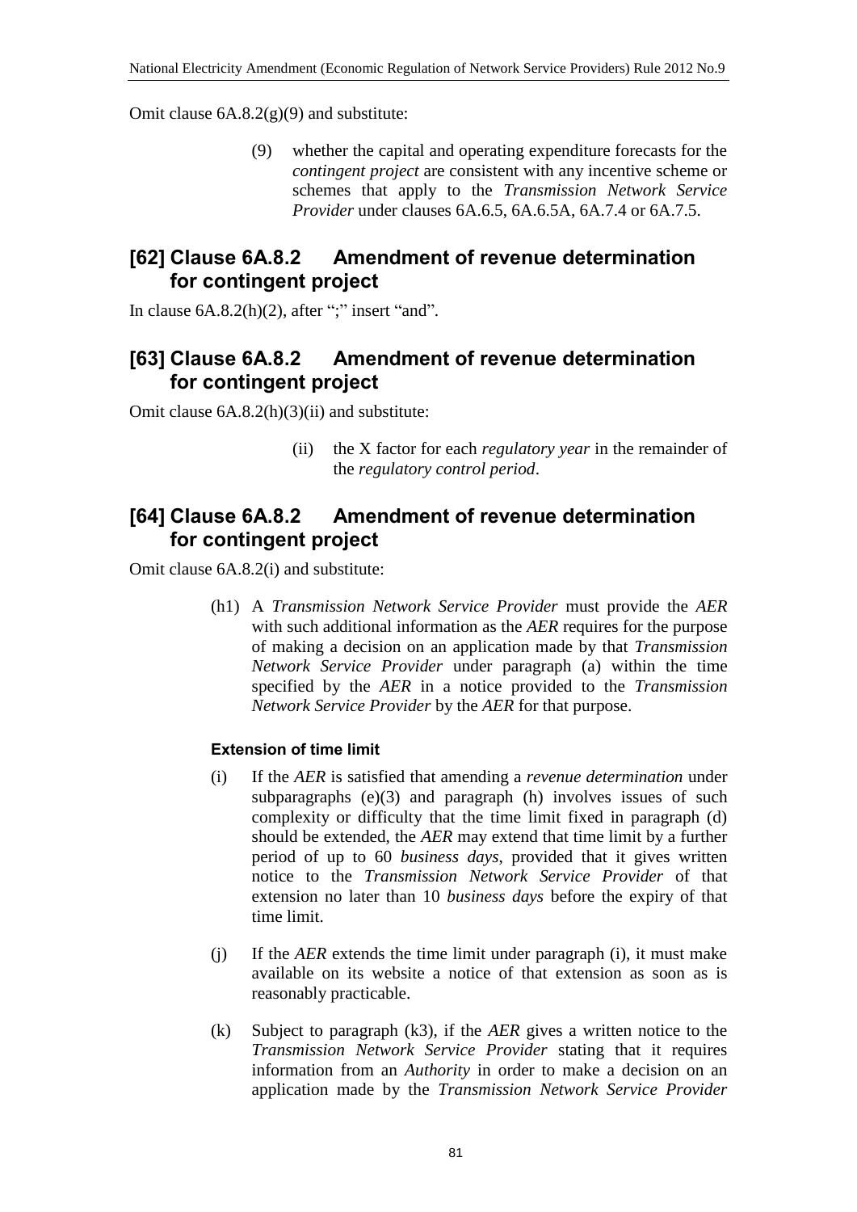Omit clause 6A.8.2(g)(9) and substitute:

> (9) whether the capital and operating expenditure forecasts for the *contingent project* are consistent with any incentive scheme or schemes that apply to the *Transmission Network Service Provider* under clauses 6A.6.5, 6A.6.5A, 6A.7.4 or 6A.7.5.

## [62] Clause 6A.8.2 Amendment of revenue determination for contingent project

In clause 6A.8.2(h)(2), after ";" insert "and".

## [63] Clause 6A.8.2 Amendment of revenue determination for contingent project

Omit clause 6A.8.2(h)(3)(ii) and substitute:

> (ii) the X factor for each *regulatory year* in the remainder of the *regulatory control period*.

## [64] Clause 6A.8.2 Amendment of revenue determination for contingent project

Omit clause 6A.8.2(i) and substitute:

> (h1) A *Transmission Network Service Provider* must provide the *AER* with such additional information as the *AER* requires for the purpose of making a decision on an application made by that *Transmission Network Service Provider* under paragraph (a) within the time specified by the *AER* in a notice provided to the *Transmission Network Service Provider* by the *AER* for that purpose.
>
> **Extension of time limit**
>
> (i) If the *AER* is satisfied that amending a *revenue determination* under subparagraphs (e)(3) and paragraph (h) involves issues of such complexity or difficulty that the time limit fixed in paragraph (d) should be extended, the *AER* may extend that time limit by a further period of up to 60 *business days*, provided that it gives written notice to the *Transmission Network Service Provider* of that extension no later than 10 *business days* before the expiry of that time limit.
>
> (j) If the *AER* extends the time limit under paragraph (i), it must make available on its website a notice of that extension as soon as is reasonably practicable.
>
> (k) Subject to paragraph (k3), if the *AER* gives a written notice to the *Transmission Network Service Provider* stating that it requires information from an *Authority* in order to make a decision on an application made by the *Transmission Network Service Provider*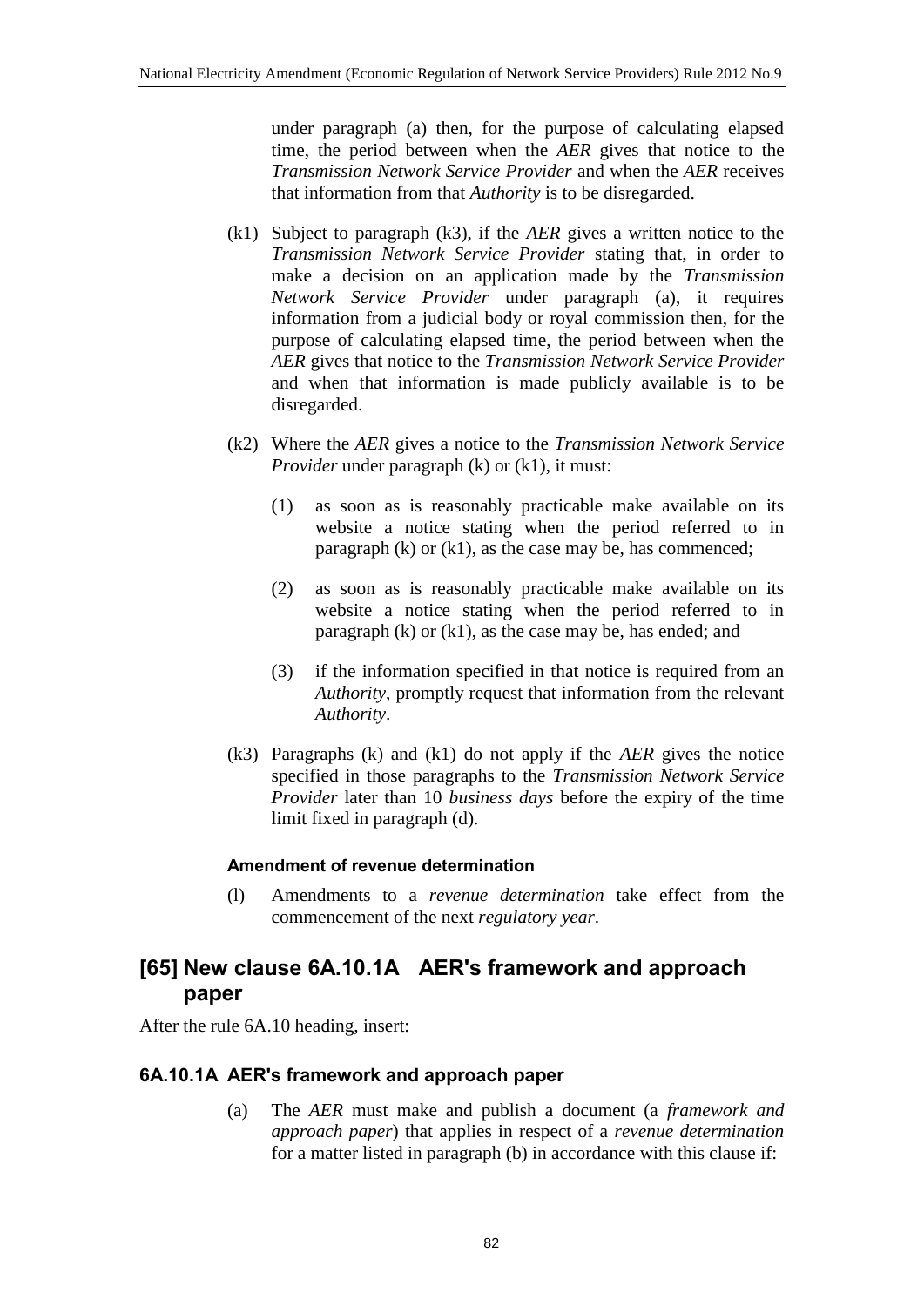under paragraph (a) then, for the purpose of calculating elapsed time, the period between when the *AER* gives that notice to the *Transmission Network Service Provider* and when the *AER* receives that information from that *Authority* is to be disregarded.

(k1) Subject to paragraph (k3), if the *AER* gives a written notice to the *Transmission Network Service Provider* stating that, in order to make a decision on an application made by the *Transmission Network Service Provider* under paragraph (a), it requires information from a judicial body or royal commission then, for the purpose of calculating elapsed time, the period between when the *AER* gives that notice to the *Transmission Network Service Provider* and when that information is made publicly available is to be disregarded.

(k2) Where the *AER* gives a notice to the *Transmission Network Service Provider* under paragraph (k) or (k1), it must:

(1) as soon as is reasonably practicable make available on its website a notice stating when the period referred to in paragraph (k) or (k1), as the case may be, has commenced;

(2) as soon as is reasonably practicable make available on its website a notice stating when the period referred to in paragraph (k) or (k1), as the case may be, has ended; and

(3) if the information specified in that notice is required from an *Authority*, promptly request that information from the relevant *Authority*.

(k3) Paragraphs (k) and (k1) do not apply if the *AER* gives the notice specified in those paragraphs to the *Transmission Network Service Provider* later than 10 *business days* before the expiry of the time limit fixed in paragraph (d).

#### Amendment of revenue determination

(l) Amendments to a *revenue determination* take effect from the commencement of the next *regulatory year*.

## [65] New clause 6A.10.1A AER's framework and approach paper

After the rule 6A.10 heading, insert:

### 6A.10.1A AER's framework and approach paper

(a) The *AER* must make and publish a document (a *framework and approach paper*) that applies in respect of a *revenue determination* for a matter listed in paragraph (b) in accordance with this clause if: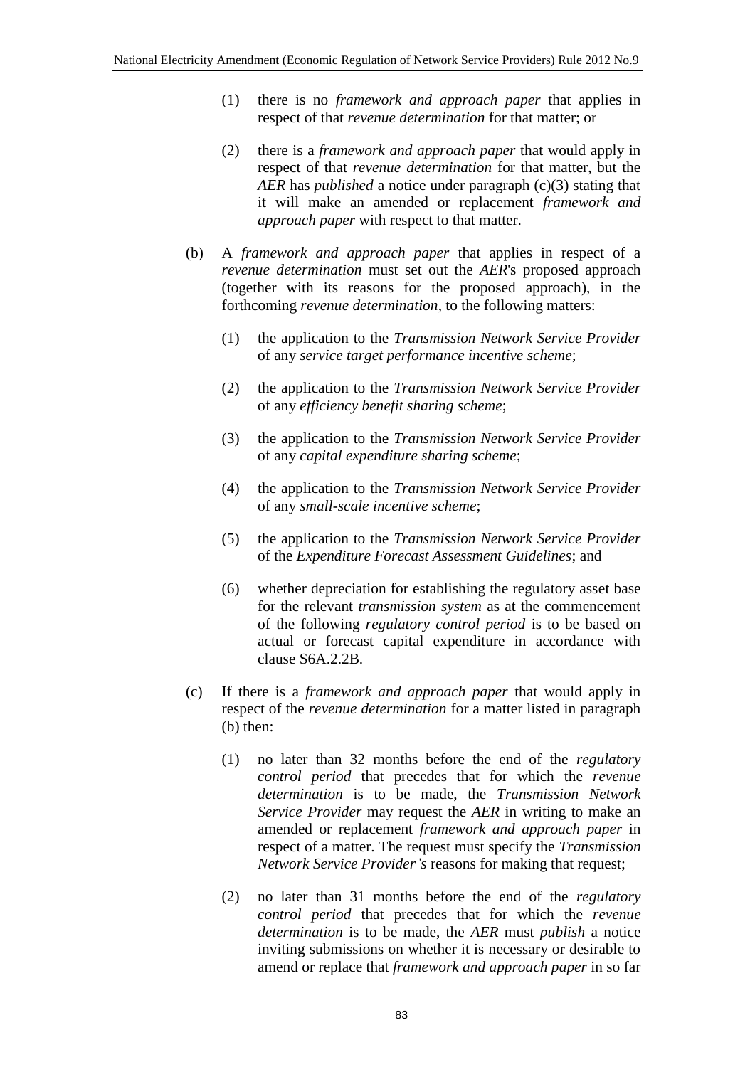(1) there is no *framework and approach paper* that applies in respect of that *revenue determination* for that matter; or

(2) there is a *framework and approach paper* that would apply in respect of that *revenue determination* for that matter, but the *AER* has *published* a notice under paragraph (c)(3) stating that it will make an amended or replacement *framework and approach paper* with respect to that matter.

(b) A *framework and approach paper* that applies in respect of a *revenue determination* must set out the *AER*'s proposed approach (together with its reasons for the proposed approach), in the forthcoming *revenue determination*, to the following matters:

(1) the application to the *Transmission Network Service Provider* of any *service target performance incentive scheme*;

(2) the application to the *Transmission Network Service Provider* of any *efficiency benefit sharing scheme*;

(3) the application to the *Transmission Network Service Provider* of any *capital expenditure sharing scheme*;

(4) the application to the *Transmission Network Service Provider* of any *small-scale incentive scheme*;

(5) the application to the *Transmission Network Service Provider* of the *Expenditure Forecast Assessment Guidelines*; and

(6) whether depreciation for establishing the regulatory asset base for the relevant *transmission system* as at the commencement of the following *regulatory control period* is to be based on actual or forecast capital expenditure in accordance with clause S6A.2.2B.

(c) If there is a *framework and approach paper* that would apply in respect of the *revenue determination* for a matter listed in paragraph (b) then:

(1) no later than 32 months before the end of the *regulatory control period* that precedes that for which the *revenue determination* is to be made, the *Transmission Network Service Provider* may request the *AER* in writing to make an amended or replacement *framework and approach paper* in respect of a matter. The request must specify the *Transmission Network Service Provider's* reasons for making that request;

(2) no later than 31 months before the end of the *regulatory control period* that precedes that for which the *revenue determination* is to be made, the *AER* must *publish* a notice inviting submissions on whether it is necessary or desirable to amend or replace that *framework and approach paper* in so far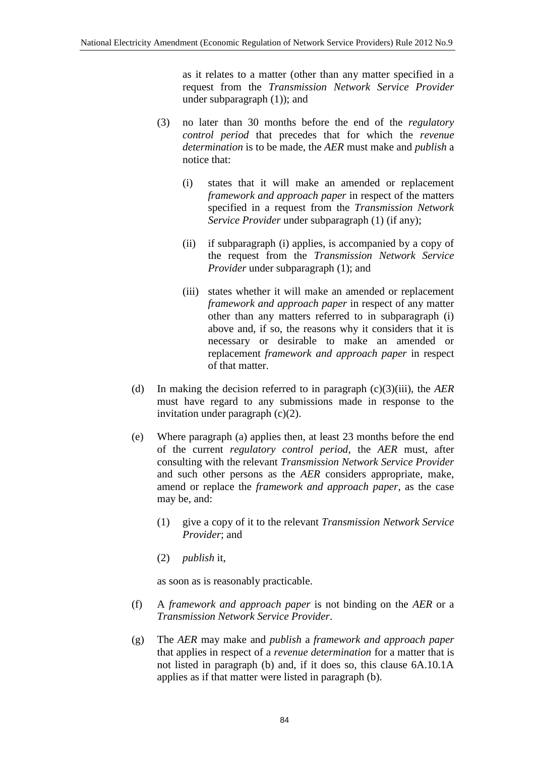as it relates to a matter (other than any matter specified in a request from the *Transmission Network Service Provider* under subparagraph (1)); and

(3) no later than 30 months before the end of the *regulatory control period* that precedes that for which the *revenue determination* is to be made, the *AER* must make and *publish* a notice that:

(i) states that it will make an amended or replacement *framework and approach paper* in respect of the matters specified in a request from the *Transmission Network Service Provider* under subparagraph (1) (if any);

(ii) if subparagraph (i) applies, is accompanied by a copy of the request from the *Transmission Network Service Provider* under subparagraph (1); and

(iii) states whether it will make an amended or replacement *framework and approach paper* in respect of any matter other than any matters referred to in subparagraph (i) above and, if so, the reasons why it considers that it is necessary or desirable to make an amended or replacement *framework and approach paper* in respect of that matter.

(d) In making the decision referred to in paragraph (c)(3)(iii), the *AER* must have regard to any submissions made in response to the invitation under paragraph (c)(2).

(e) Where paragraph (a) applies then, at least 23 months before the end of the current *regulatory control period*, the *AER* must, after consulting with the relevant *Transmission Network Service Provider* and such other persons as the *AER* considers appropriate, make, amend or replace the *framework and approach paper*, as the case may be, and:

(1) give a copy of it to the relevant *Transmission Network Service Provider*; and

(2) *publish* it,

as soon as is reasonably practicable.

(f) A *framework and approach paper* is not binding on the *AER* or a *Transmission Network Service Provider*.

(g) The *AER* may make and *publish* a *framework and approach paper* that applies in respect of a *revenue determination* for a matter that is not listed in paragraph (b) and, if it does so, this clause 6A.10.1A applies as if that matter were listed in paragraph (b).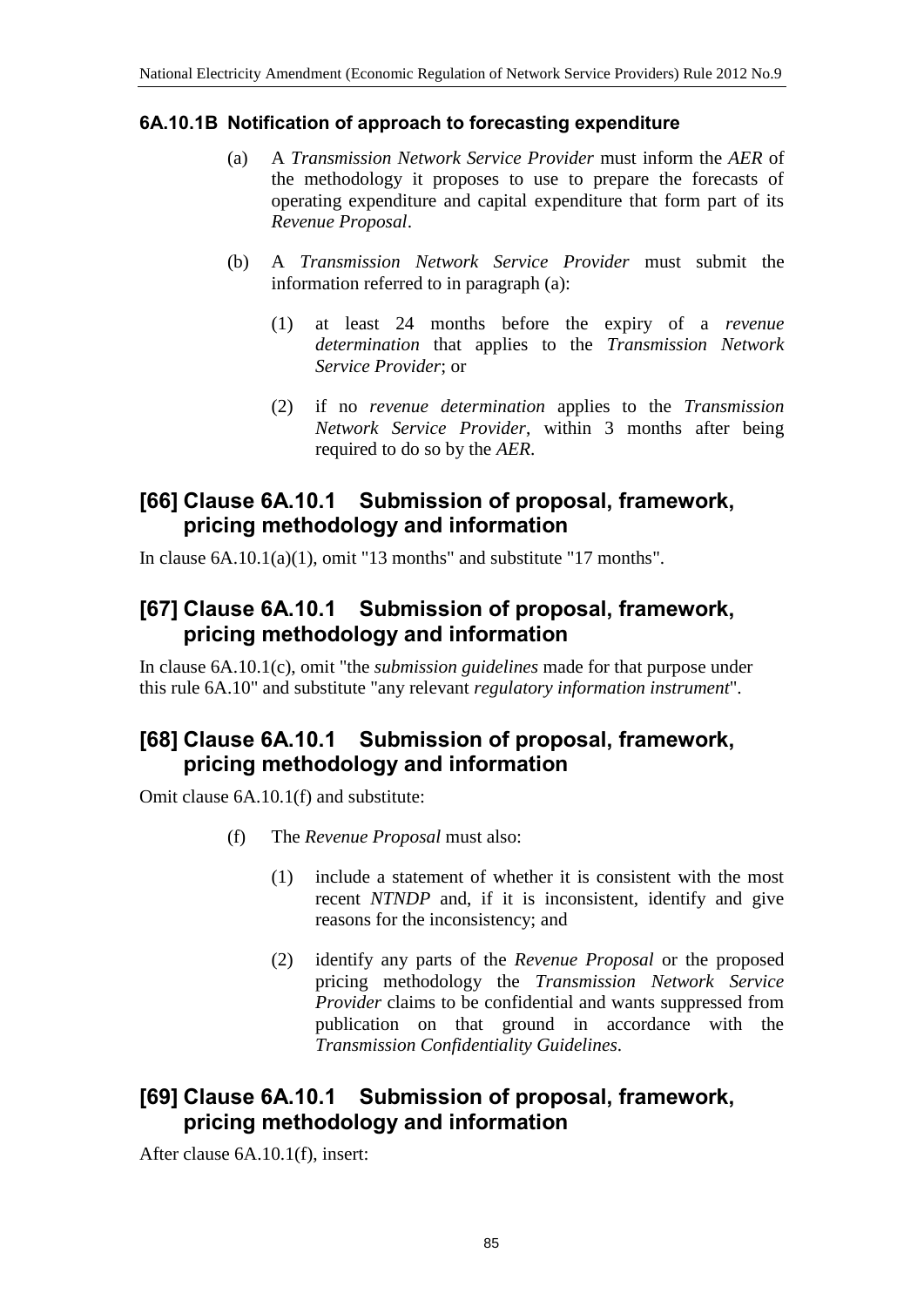#### 6A.10.1B Notification of approach to forecasting expenditure

(a) A *Transmission Network Service Provider* must inform the *AER* of the methodology it proposes to use to prepare the forecasts of operating expenditure and capital expenditure that form part of its *Revenue Proposal*.

(b) A *Transmission Network Service Provider* must submit the information referred to in paragraph (a):

(1) at least 24 months before the expiry of a *revenue determination* that applies to the *Transmission Network Service Provider*; or

(2) if no *revenue determination* applies to the *Transmission Network Service Provider*, within 3 months after being required to do so by the *AER*.

## [66] Clause 6A.10.1 Submission of proposal, framework, pricing methodology and information

In clause 6A.10.1(a)(1), omit "13 months" and substitute "17 months".

## [67] Clause 6A.10.1 Submission of proposal, framework, pricing methodology and information

In clause 6A.10.1(c), omit "the *submission guidelines* made for that purpose under this rule 6A.10" and substitute "any relevant *regulatory information instrument*".

## [68] Clause 6A.10.1 Submission of proposal, framework, pricing methodology and information

Omit clause 6A.10.1(f) and substitute:

(f) The *Revenue Proposal* must also:

(1) include a statement of whether it is consistent with the most recent *NTNDP* and, if it is inconsistent, identify and give reasons for the inconsistency; and

(2) identify any parts of the *Revenue Proposal* or the proposed pricing methodology the *Transmission Network Service Provider* claims to be confidential and wants suppressed from publication on that ground in accordance with the *Transmission Confidentiality Guidelines*.

## [69] Clause 6A.10.1 Submission of proposal, framework, pricing methodology and information

After clause 6A.10.1(f), insert: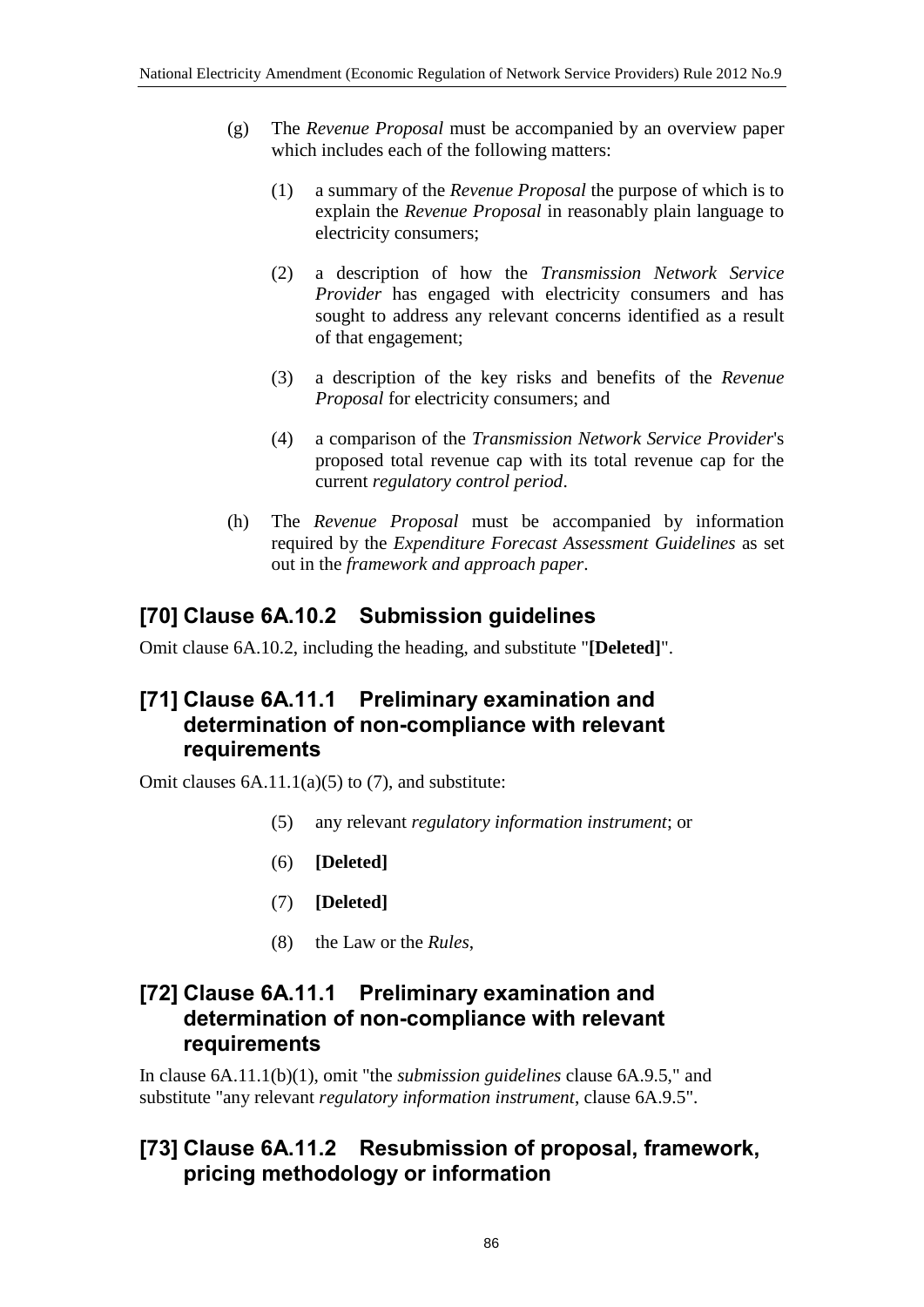(g) The *Revenue Proposal* must be accompanied by an overview paper which includes each of the following matters:

(1) a summary of the *Revenue Proposal* the purpose of which is to explain the *Revenue Proposal* in reasonably plain language to electricity consumers;

(2) a description of how the *Transmission Network Service Provider* has engaged with electricity consumers and has sought to address any relevant concerns identified as a result of that engagement;

(3) a description of the key risks and benefits of the *Revenue Proposal* for electricity consumers; and

(4) a comparison of the *Transmission Network Service Provider*'s proposed total revenue cap with its total revenue cap for the current *regulatory control period*.

(h) The *Revenue Proposal* must be accompanied by information required by the *Expenditure Forecast Assessment Guidelines* as set out in the *framework and approach paper*.

## [70] Clause 6A.10.2 Submission guidelines

Omit clause 6A.10.2, including the heading, and substitute "**[Deleted]**".

## [71] Clause 6A.11.1 Preliminary examination and determination of non-compliance with relevant requirements

Omit clauses 6A.11.1(a)(5) to (7), and substitute:

(5) any relevant *regulatory information instrument*; or

(6) **[Deleted]**

(7) **[Deleted]**

(8) the Law or the *Rules*,

## [72] Clause 6A.11.1 Preliminary examination and determination of non-compliance with relevant requirements

In clause 6A.11.1(b)(1), omit "the *submission guidelines* clause 6A.9.5," and substitute "any relevant *regulatory information instrument*, clause 6A.9.5".

## [73] Clause 6A.11.2 Resubmission of proposal, framework, pricing methodology or information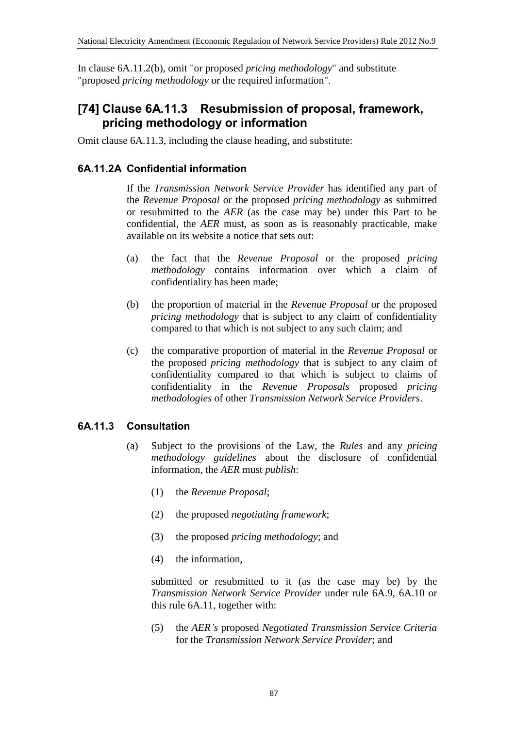In clause 6A.11.2(b), omit "or proposed *pricing methodology*" and substitute "proposed *pricing methodology* or the required information".

## [74] Clause 6A.11.3 Resubmission of proposal, framework, pricing methodology or information

Omit clause 6A.11.3, including the clause heading, and substitute:

### 6A.11.2A Confidential information

If the *Transmission Network Service Provider* has identified any part of the *Revenue Proposal* or the proposed *pricing methodology* as submitted or resubmitted to the *AER* (as the case may be) under this Part to be confidential, the *AER* must, as soon as is reasonably practicable, make available on its website a notice that sets out:

(a) the fact that the *Revenue Proposal* or the proposed *pricing methodology* contains information over which a claim of confidentiality has been made;

(b) the proportion of material in the *Revenue Proposal* or the proposed *pricing methodology* that is subject to any claim of confidentiality compared to that which is not subject to any such claim; and

(c) the comparative proportion of material in the *Revenue Proposal* or the proposed *pricing methodology* that is subject to any claim of confidentiality compared to that which is subject to claims of confidentiality in the *Revenue Proposals* proposed *pricing methodologies* of other *Transmission Network Service Providers*.

### 6A.11.3 Consultation

(a) Subject to the provisions of the Law, the *Rules* and any *pricing methodology guidelines* about the disclosure of confidential information, the *AER* must *publish*:

(1) the *Revenue Proposal*;

(2) the proposed *negotiating framework*;

(3) the proposed *pricing methodology*; and

(4) the information,

submitted or resubmitted to it (as the case may be) by the *Transmission Network Service Provider* under rule 6A.9, 6A.10 or this rule 6A.11, together with:

(5) the *AER's* proposed *Negotiated Transmission Service Criteria* for the *Transmission Network Service Provider*; and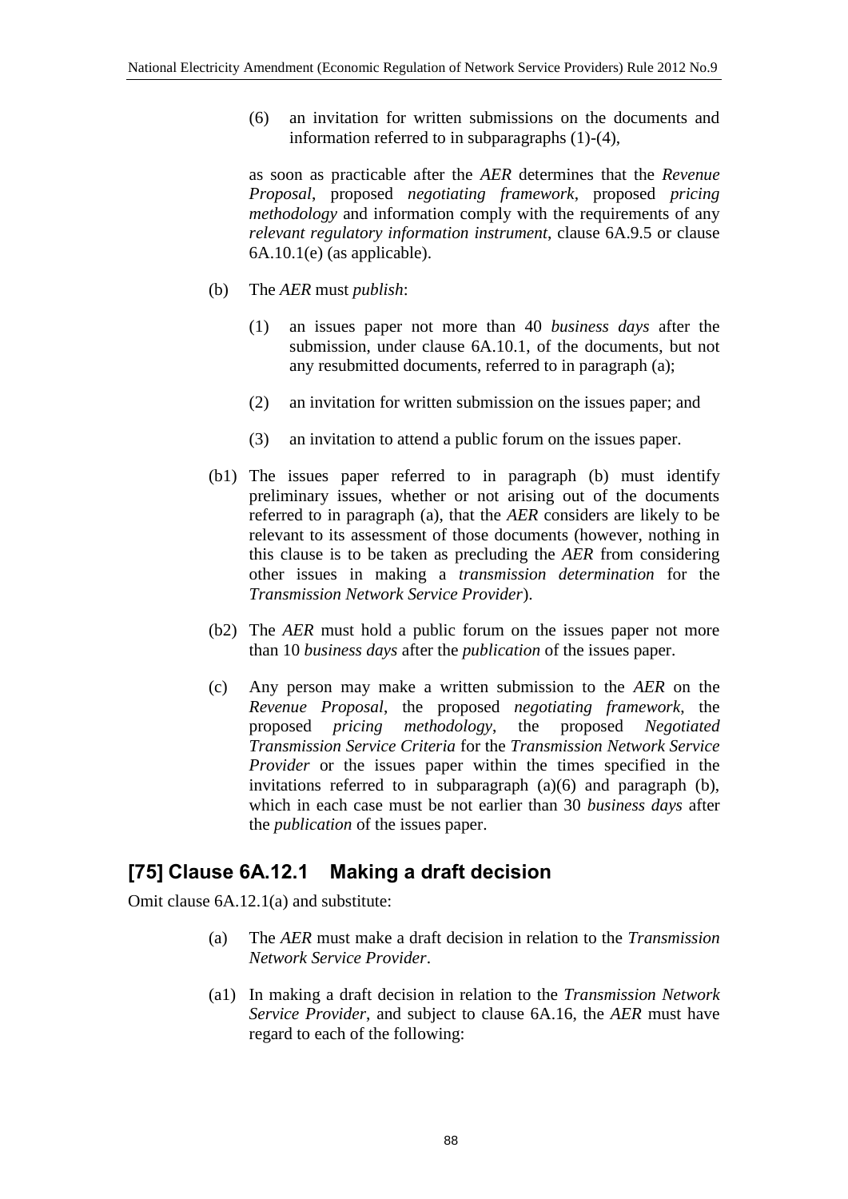(6) an invitation for written submissions on the documents and information referred to in subparagraphs (1)-(4),

as soon as practicable after the *AER* determines that the *Revenue Proposal*, proposed *negotiating framework*, proposed *pricing methodology* and information comply with the requirements of any *relevant regulatory information instrument*, clause 6A.9.5 or clause 6A.10.1(e) (as applicable).

(b) The *AER* must *publish*:

(1) an issues paper not more than 40 *business days* after the submission, under clause 6A.10.1, of the documents, but not any resubmitted documents, referred to in paragraph (a);

(2) an invitation for written submission on the issues paper; and

(3) an invitation to attend a public forum on the issues paper.

(b1) The issues paper referred to in paragraph (b) must identify preliminary issues, whether or not arising out of the documents referred to in paragraph (a), that the *AER* considers are likely to be relevant to its assessment of those documents (however, nothing in this clause is to be taken as precluding the *AER* from considering other issues in making a *transmission determination* for the *Transmission Network Service Provider*).

(b2) The *AER* must hold a public forum on the issues paper not more than 10 *business days* after the *publication* of the issues paper.

(c) Any person may make a written submission to the *AER* on the *Revenue Proposal*, the proposed *negotiating framework*, the proposed *pricing methodology*, the proposed *Negotiated Transmission Service Criteria* for the *Transmission Network Service Provider* or the issues paper within the times specified in the invitations referred to in subparagraph (a)(6) and paragraph (b), which in each case must be not earlier than 30 *business days* after the *publication* of the issues paper.

## [75] Clause 6A.12.1 Making a draft decision

Omit clause 6A.12.1(a) and substitute:

(a) The *AER* must make a draft decision in relation to the *Transmission Network Service Provider*.

(a1) In making a draft decision in relation to the *Transmission Network Service Provider*, and subject to clause 6A.16, the *AER* must have regard to each of the following: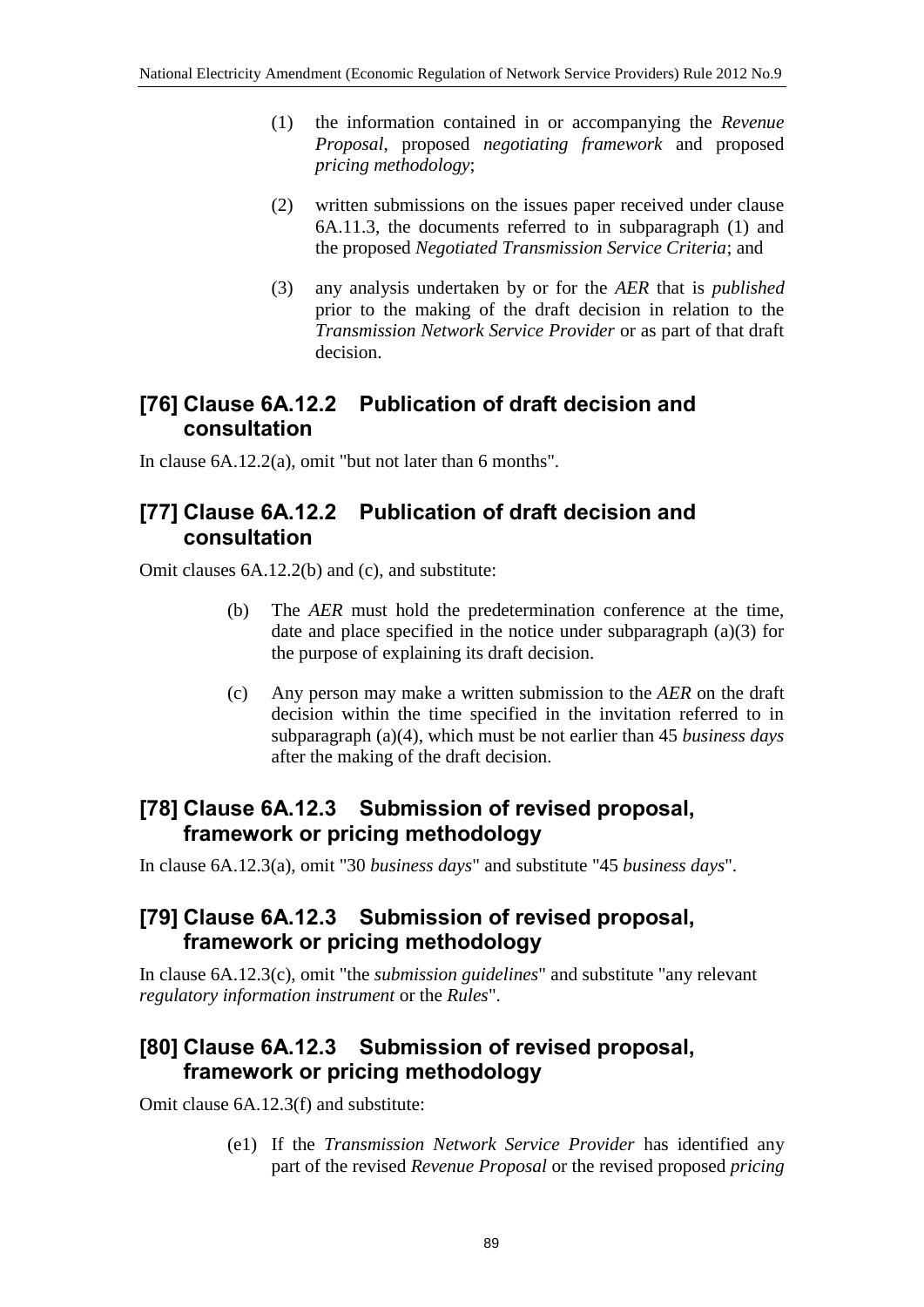(1) the information contained in or accompanying the *Revenue Proposal*, proposed *negotiating framework* and proposed *pricing methodology*;

(2) written submissions on the issues paper received under clause 6A.11.3, the documents referred to in subparagraph (1) and the proposed *Negotiated Transmission Service Criteria*; and

(3) any analysis undertaken by or for the *AER* that is *published* prior to the making of the draft decision in relation to the *Transmission Network Service Provider* or as part of that draft decision.

## [76] Clause 6A.12.2 Publication of draft decision and consultation

In clause 6A.12.2(a), omit "but not later than 6 months".

## [77] Clause 6A.12.2 Publication of draft decision and consultation

Omit clauses 6A.12.2(b) and (c), and substitute:

(b) The *AER* must hold the predetermination conference at the time, date and place specified in the notice under subparagraph (a)(3) for the purpose of explaining its draft decision.

(c) Any person may make a written submission to the *AER* on the draft decision within the time specified in the invitation referred to in subparagraph (a)(4), which must be not earlier than 45 *business days* after the making of the draft decision.

## [78] Clause 6A.12.3 Submission of revised proposal, framework or pricing methodology

In clause 6A.12.3(a), omit "30 *business days*" and substitute "45 *business days*".

## [79] Clause 6A.12.3 Submission of revised proposal, framework or pricing methodology

In clause 6A.12.3(c), omit "the *submission guidelines*" and substitute "any relevant *regulatory information instrument* or the *Rules*".

## [80] Clause 6A.12.3 Submission of revised proposal, framework or pricing methodology

Omit clause 6A.12.3(f) and substitute:

(e1) If the *Transmission Network Service Provider* has identified any part of the revised *Revenue Proposal* or the revised proposed *pricing*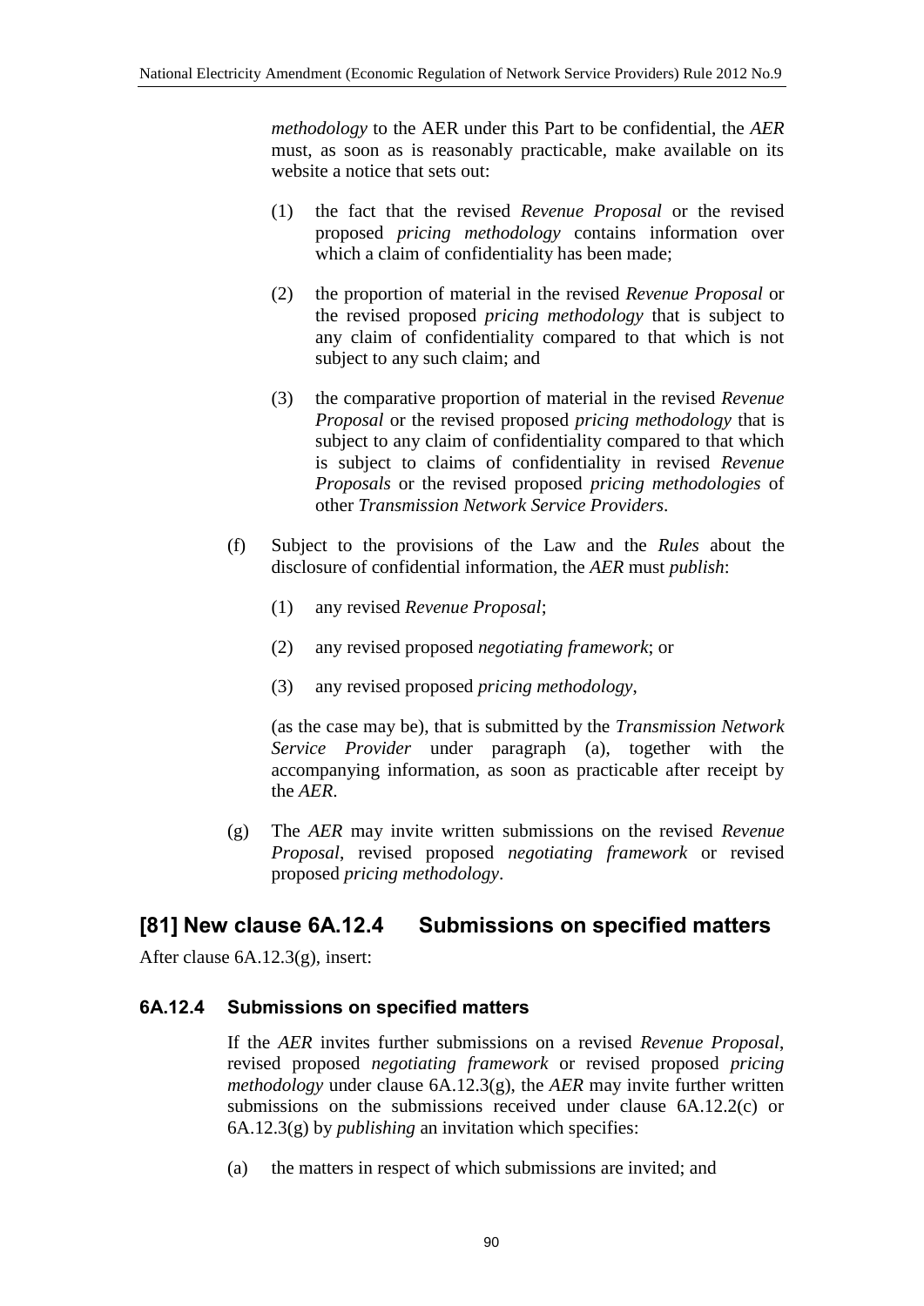*methodology* to the AER under this Part to be confidential, the *AER* must, as soon as is reasonably practicable, make available on its website a notice that sets out:

(1) the fact that the revised *Revenue Proposal* or the revised proposed *pricing methodology* contains information over which a claim of confidentiality has been made;

(2) the proportion of material in the revised *Revenue Proposal* or the revised proposed *pricing methodology* that is subject to any claim of confidentiality compared to that which is not subject to any such claim; and

(3) the comparative proportion of material in the revised *Revenue Proposal* or the revised proposed *pricing methodology* that is subject to any claim of confidentiality compared to that which is subject to claims of confidentiality in revised *Revenue Proposals* or the revised proposed *pricing methodologies* of other *Transmission Network Service Providers*.

(f) Subject to the provisions of the Law and the *Rules* about the disclosure of confidential information, the *AER* must *publish*:

(1) any revised *Revenue Proposal*;

(2) any revised proposed *negotiating framework*; or

(3) any revised proposed *pricing methodology*,

(as the case may be), that is submitted by the *Transmission Network Service Provider* under paragraph (a), together with the accompanying information, as soon as practicable after receipt by the *AER*.

(g) The *AER* may invite written submissions on the revised *Revenue Proposal*, revised proposed *negotiating framework* or revised proposed *pricing methodology*.

## [81] New clause 6A.12.4 Submissions on specified matters

After clause 6A.12.3(g), insert:

### 6A.12.4 Submissions on specified matters

If the *AER* invites further submissions on a revised *Revenue Proposal*, revised proposed *negotiating framework* or revised proposed *pricing methodology* under clause 6A.12.3(g), the *AER* may invite further written submissions on the submissions received under clause 6A.12.2(c) or 6A.12.3(g) by *publishing* an invitation which specifies:

(a) the matters in respect of which submissions are invited; and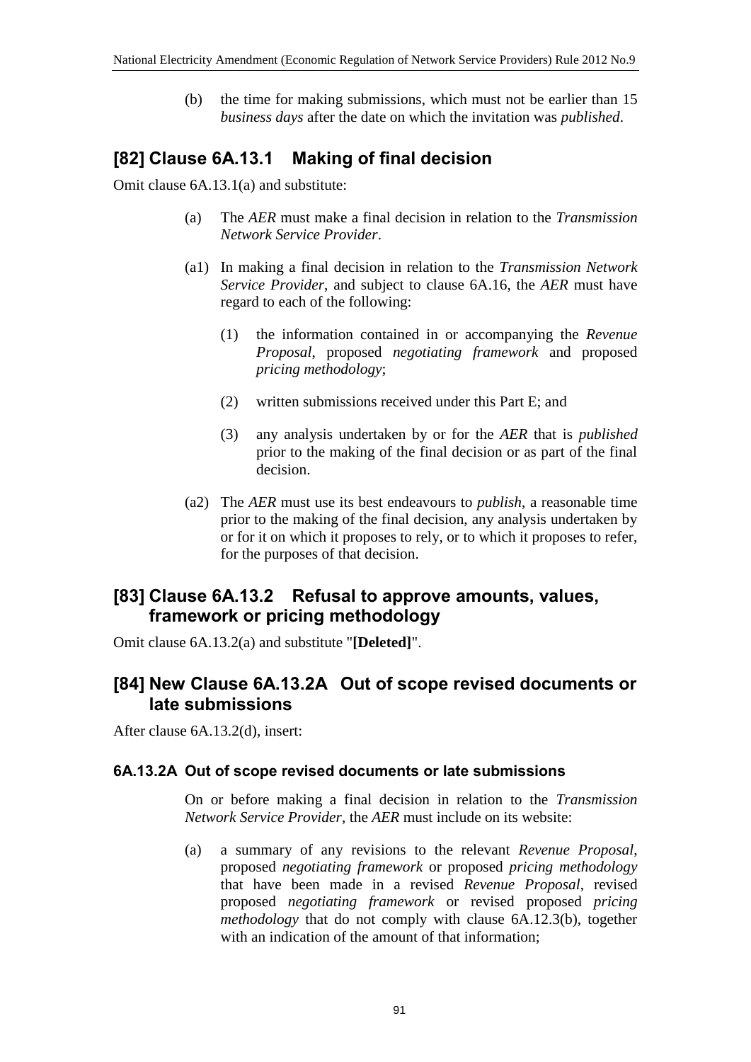(b) the time for making submissions, which must not be earlier than 15 *business days* after the date on which the invitation was *published*.

## [82] Clause 6A.13.1 Making of final decision

Omit clause 6A.13.1(a) and substitute:

(a) The *AER* must make a final decision in relation to the *Transmission Network Service Provider*.

(a1) In making a final decision in relation to the *Transmission Network Service Provider*, and subject to clause 6A.16, the *AER* must have regard to each of the following:

(1) the information contained in or accompanying the *Revenue Proposal*, proposed *negotiating framework* and proposed *pricing methodology*;

(2) written submissions received under this Part E; and

(3) any analysis undertaken by or for the *AER* that is *published* prior to the making of the final decision or as part of the final decision.

(a2) The *AER* must use its best endeavours to *publish*, a reasonable time prior to the making of the final decision, any analysis undertaken by or for it on which it proposes to rely, or to which it proposes to refer, for the purposes of that decision.

## [83] Clause 6A.13.2 Refusal to approve amounts, values, framework or pricing methodology

Omit clause 6A.13.2(a) and substitute "**[Deleted]**".

## [84] New Clause 6A.13.2A Out of scope revised documents or late submissions

After clause 6A.13.2(d), insert:

### 6A.13.2A Out of scope revised documents or late submissions

On or before making a final decision in relation to the *Transmission Network Service Provider*, the *AER* must include on its website:

(a) a summary of any revisions to the relevant *Revenue Proposal*, proposed *negotiating framework* or proposed *pricing methodology* that have been made in a revised *Revenue Proposal*, revised proposed *negotiating framework* or revised proposed *pricing methodology* that do not comply with clause 6A.12.3(b), together with an indication of the amount of that information;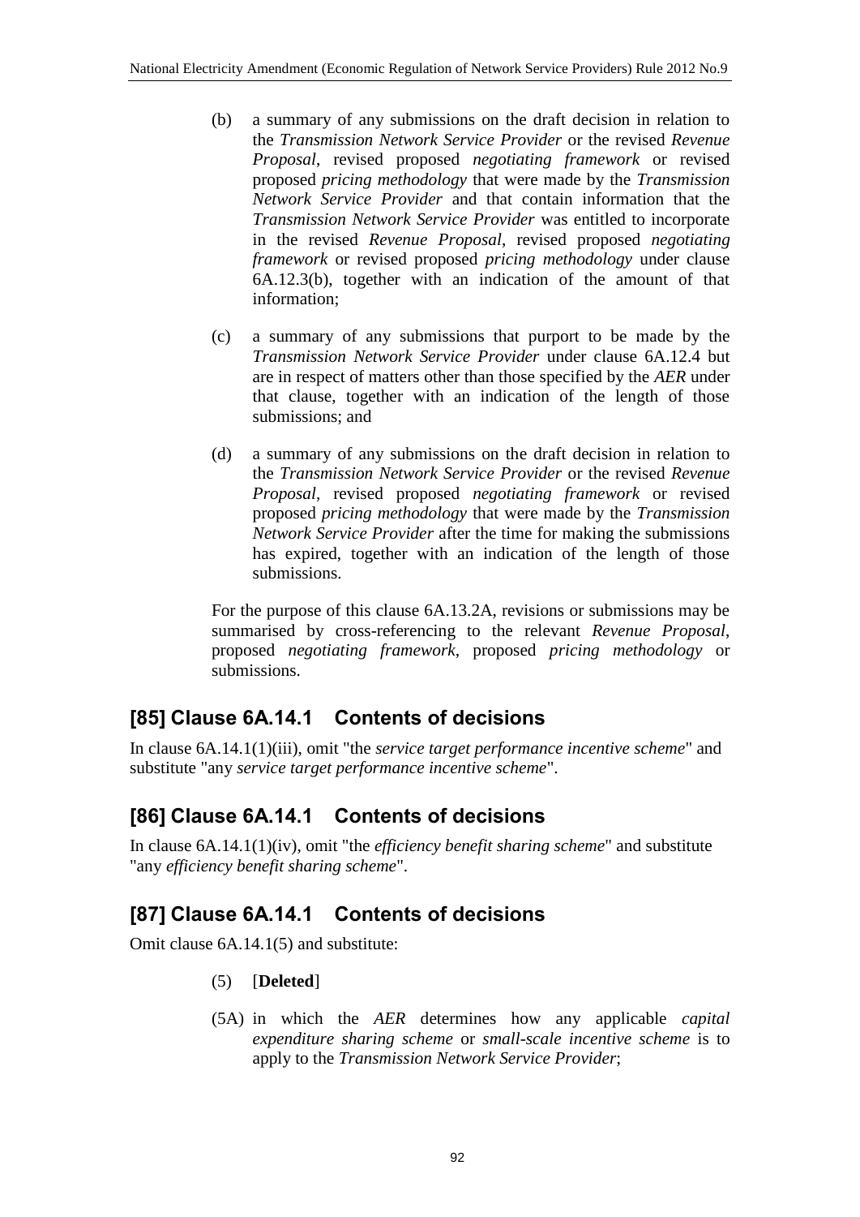(b) a summary of any submissions on the draft decision in relation to the *Transmission Network Service Provider* or the revised *Revenue Proposal*, revised proposed *negotiating framework* or revised proposed *pricing methodology* that were made by the *Transmission Network Service Provider* and that contain information that the *Transmission Network Service Provider* was entitled to incorporate in the revised *Revenue Proposal*, revised proposed *negotiating framework* or revised proposed *pricing methodology* under clause 6A.12.3(b), together with an indication of the amount of that information;

(c) a summary of any submissions that purport to be made by the *Transmission Network Service Provider* under clause 6A.12.4 but are in respect of matters other than those specified by the *AER* under that clause, together with an indication of the length of those submissions; and

(d) a summary of any submissions on the draft decision in relation to the *Transmission Network Service Provider* or the revised *Revenue Proposal*, revised proposed *negotiating framework* or revised proposed *pricing methodology* that were made by the *Transmission Network Service Provider* after the time for making the submissions has expired, together with an indication of the length of those submissions.

For the purpose of this clause 6A.13.2A, revisions or submissions may be summarised by cross-referencing to the relevant *Revenue Proposal*, proposed *negotiating framework*, proposed *pricing methodology* or submissions.

## [85] Clause 6A.14.1 Contents of decisions

In clause 6A.14.1(1)(iii), omit "the *service target performance incentive scheme*" and substitute "any *service target performance incentive scheme*".

## [86] Clause 6A.14.1 Contents of decisions

In clause 6A.14.1(1)(iv), omit "the *efficiency benefit sharing scheme*" and substitute "any *efficiency benefit sharing scheme*".

## [87] Clause 6A.14.1 Contents of decisions

Omit clause 6A.14.1(5) and substitute:

(5) [**Deleted**]

(5A) in which the *AER* determines how any applicable *capital expenditure sharing scheme* or *small-scale incentive scheme* is to apply to the *Transmission Network Service Provider*;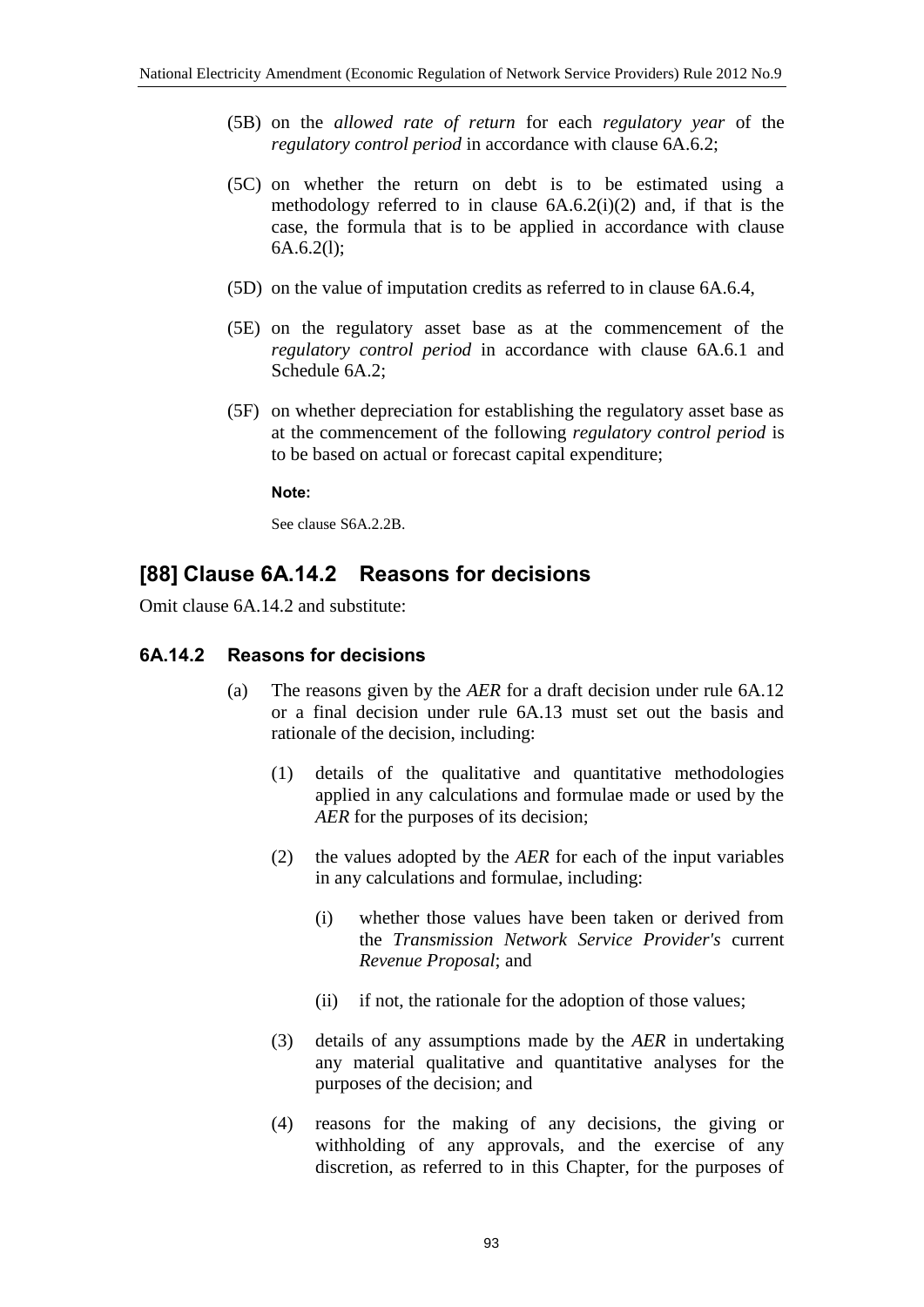(5B) on the *allowed rate of return* for each *regulatory year* of the *regulatory control period* in accordance with clause 6A.6.2;

(5C) on whether the return on debt is to be estimated using a methodology referred to in clause 6A.6.2(i)(2) and, if that is the case, the formula that is to be applied in accordance with clause 6A.6.2(l);

(5D) on the value of imputation credits as referred to in clause 6A.6.4,

(5E) on the regulatory asset base as at the commencement of the *regulatory control period* in accordance with clause 6A.6.1 and Schedule 6A.2;

(5F) on whether depreciation for establishing the regulatory asset base as at the commencement of the following *regulatory control period* is to be based on actual or forecast capital expenditure;

**Note:**

See clause S6A.2.2B.

## [88] Clause 6A.14.2 Reasons for decisions

Omit clause 6A.14.2 and substitute:

### 6A.14.2 Reasons for decisions

(a) The reasons given by the *AER* for a draft decision under rule 6A.12 or a final decision under rule 6A.13 must set out the basis and rationale of the decision, including:

(1) details of the qualitative and quantitative methodologies applied in any calculations and formulae made or used by the *AER* for the purposes of its decision;

(2) the values adopted by the *AER* for each of the input variables in any calculations and formulae, including:

(i) whether those values have been taken or derived from the *Transmission Network Service Provider's* current *Revenue Proposal*; and

(ii) if not, the rationale for the adoption of those values;

(3) details of any assumptions made by the *AER* in undertaking any material qualitative and quantitative analyses for the purposes of the decision; and

(4) reasons for the making of any decisions, the giving or withholding of any approvals, and the exercise of any discretion, as referred to in this Chapter, for the purposes of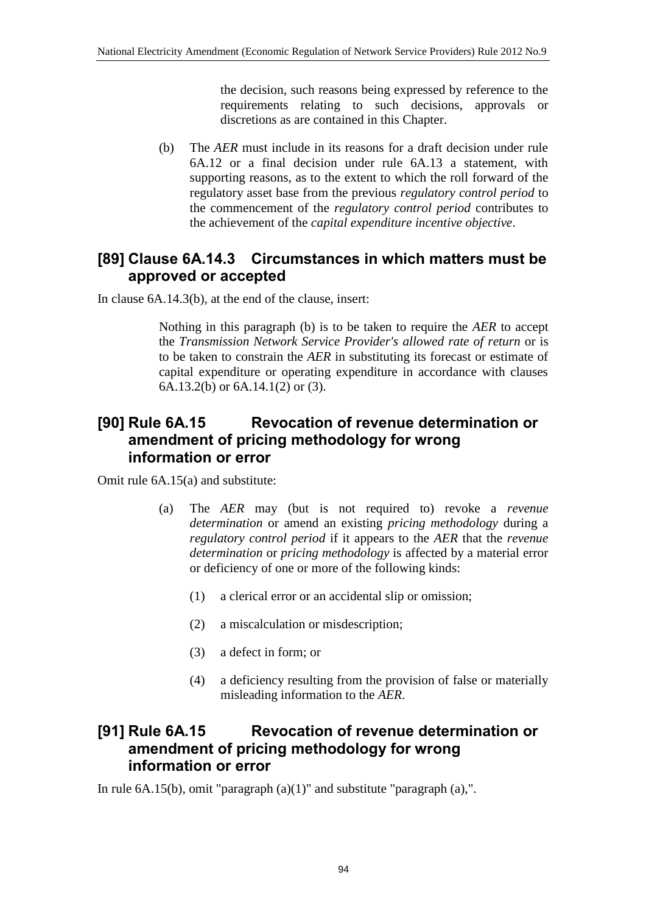the decision, such reasons being expressed by reference to the requirements relating to such decisions, approvals or discretions as are contained in this Chapter.

(b) The *AER* must include in its reasons for a draft decision under rule 6A.12 or a final decision under rule 6A.13 a statement, with supporting reasons, as to the extent to which the roll forward of the regulatory asset base from the previous *regulatory control period* to the commencement of the *regulatory control period* contributes to the achievement of the *capital expenditure incentive objective*.

## [89] Clause 6A.14.3 Circumstances in which matters must be approved or accepted

In clause 6A.14.3(b), at the end of the clause, insert:

> Nothing in this paragraph (b) is to be taken to require the *AER* to accept the *Transmission Network Service Provider's allowed rate of return* or is to be taken to constrain the *AER* in substituting its forecast or estimate of capital expenditure or operating expenditure in accordance with clauses 6A.13.2(b) or 6A.14.1(2) or (3).

## [90] Rule 6A.15 Revocation of revenue determination or amendment of pricing methodology for wrong information or error

Omit rule 6A.15(a) and substitute:

(a) The *AER* may (but is not required to) revoke a *revenue determination* or amend an existing *pricing methodology* during a *regulatory control period* if it appears to the *AER* that the *revenue determination* or *pricing methodology* is affected by a material error or deficiency of one or more of the following kinds:

   (1) a clerical error or an accidental slip or omission;

   (2) a miscalculation or misdescription;

   (3) a defect in form; or

   (4) a deficiency resulting from the provision of false or materially misleading information to the *AER*.

## [91] Rule 6A.15 Revocation of revenue determination or amendment of pricing methodology for wrong information or error

In rule 6A.15(b), omit "paragraph (a)(1)" and substitute "paragraph (a),".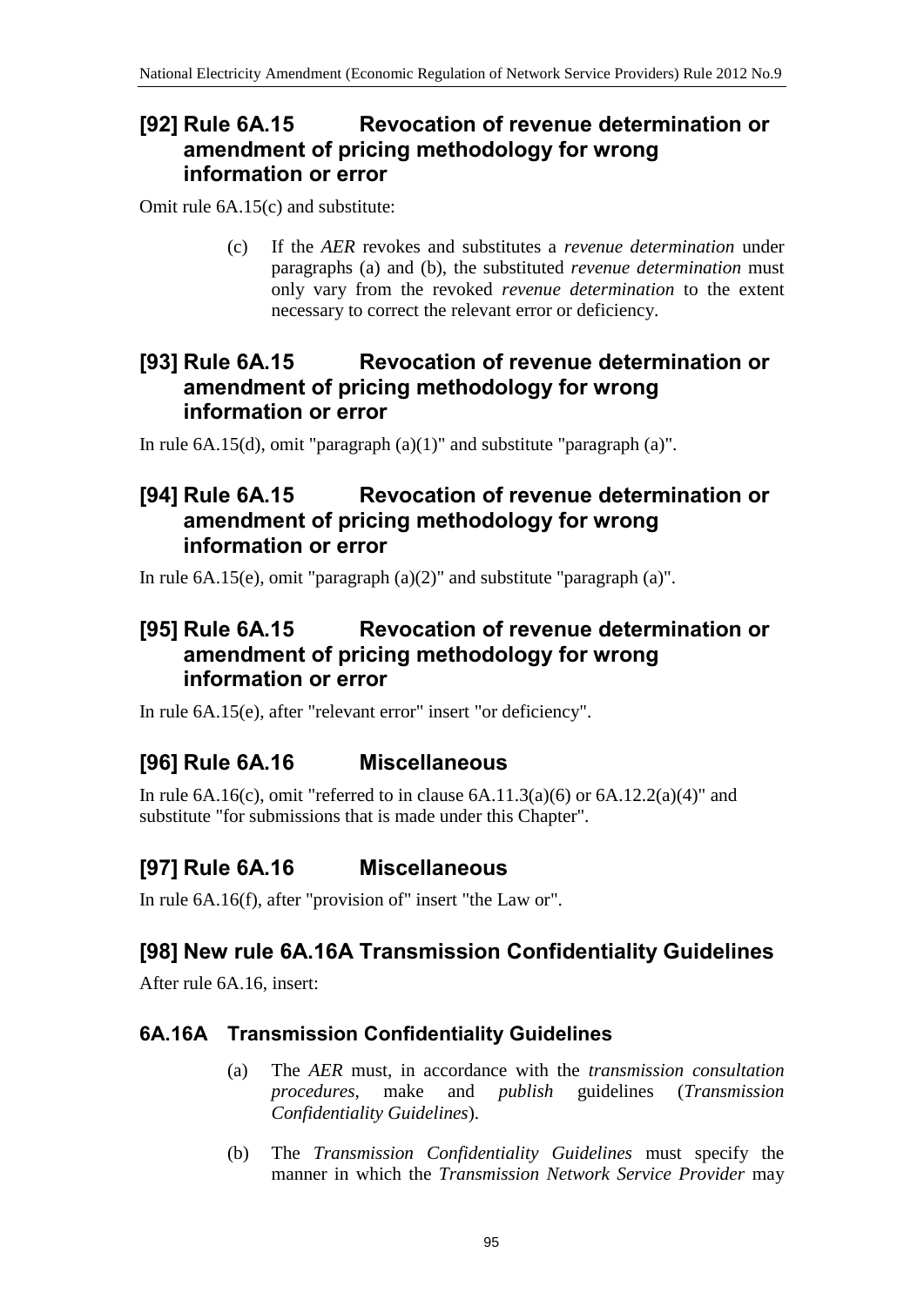## [92] Rule 6A.15 Revocation of revenue determination or amendment of pricing methodology for wrong information or error

Omit rule 6A.15(c) and substitute:

> (c) If the *AER* revokes and substitutes a *revenue determination* under paragraphs (a) and (b), the substituted *revenue determination* must only vary from the revoked *revenue determination* to the extent necessary to correct the relevant error or deficiency.

## [93] Rule 6A.15 Revocation of revenue determination or amendment of pricing methodology for wrong information or error

In rule 6A.15(d), omit "paragraph (a)(1)" and substitute "paragraph (a)".

## [94] Rule 6A.15 Revocation of revenue determination or amendment of pricing methodology for wrong information or error

In rule 6A.15(e), omit "paragraph (a)(2)" and substitute "paragraph (a)".

## [95] Rule 6A.15 Revocation of revenue determination or amendment of pricing methodology for wrong information or error

In rule 6A.15(e), after "relevant error" insert "or deficiency".

## [96] Rule 6A.16 Miscellaneous

In rule 6A.16(c), omit "referred to in clause 6A.11.3(a)(6) or 6A.12.2(a)(4)" and substitute "for submissions that is made under this Chapter".

## [97] Rule 6A.16 Miscellaneous

In rule 6A.16(f), after "provision of" insert "the Law or".

## [98] New rule 6A.16A Transmission Confidentiality Guidelines

After rule 6A.16, insert:

### 6A.16A Transmission Confidentiality Guidelines

> (a) The *AER* must, in accordance with the *transmission consultation procedures*, make and *publish* guidelines (*Transmission Confidentiality Guidelines*).
>
> (b) The *Transmission Confidentiality Guidelines* must specify the manner in which the *Transmission Network Service Provider* may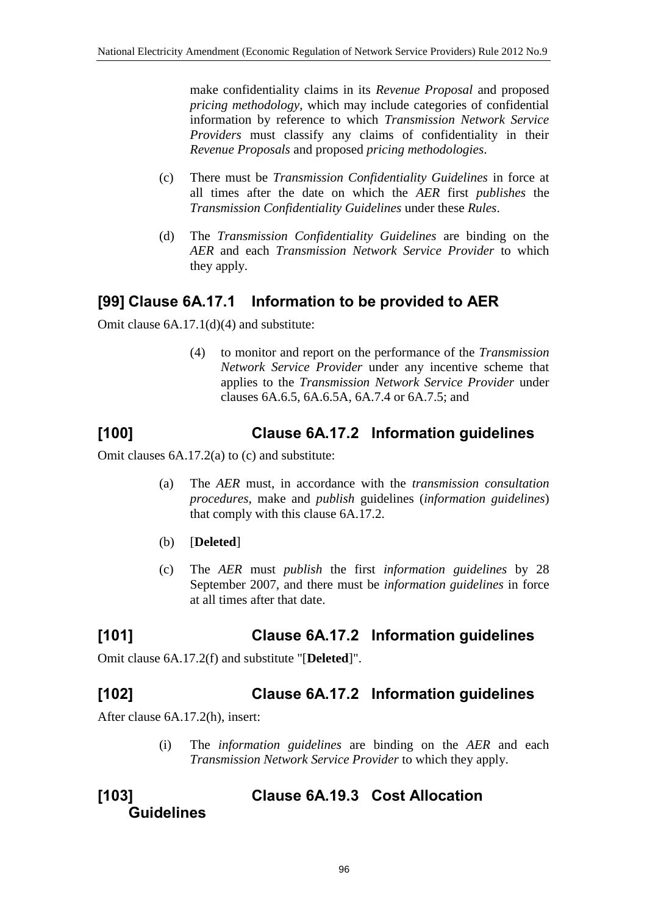make confidentiality claims in its *Revenue Proposal* and proposed *pricing methodology*, which may include categories of confidential information by reference to which *Transmission Network Service Providers* must classify any claims of confidentiality in their *Revenue Proposals* and proposed *pricing methodologies*.

(c) There must be *Transmission Confidentiality Guidelines* in force at all times after the date on which the *AER* first *publishes* the *Transmission Confidentiality Guidelines* under these *Rules*.

(d) The *Transmission Confidentiality Guidelines* are binding on the *AER* and each *Transmission Network Service Provider* to which they apply.

## [99] Clause 6A.17.1 Information to be provided to AER

Omit clause 6A.17.1(d)(4) and substitute:

(4) to monitor and report on the performance of the *Transmission Network Service Provider* under any incentive scheme that applies to the *Transmission Network Service Provider* under clauses 6A.6.5, 6A.6.5A, 6A.7.4 or 6A.7.5; and

## [100] Clause 6A.17.2 Information guidelines

Omit clauses 6A.17.2(a) to (c) and substitute:

(a) The *AER* must, in accordance with the *transmission consultation procedures*, make and *publish* guidelines (*information guidelines*) that comply with this clause 6A.17.2.

(b) [**Deleted**]

(c) The *AER* must *publish* the first *information guidelines* by 28 September 2007, and there must be *information guidelines* in force at all times after that date.

## [101] Clause 6A.17.2 Information guidelines

Omit clause 6A.17.2(f) and substitute "[**Deleted**]".

## [102] Clause 6A.17.2 Information guidelines

After clause 6A.17.2(h), insert:

(i) The *information guidelines* are binding on the *AER* and each *Transmission Network Service Provider* to which they apply.

## [103] Clause 6A.19.3 Cost Allocation Guidelines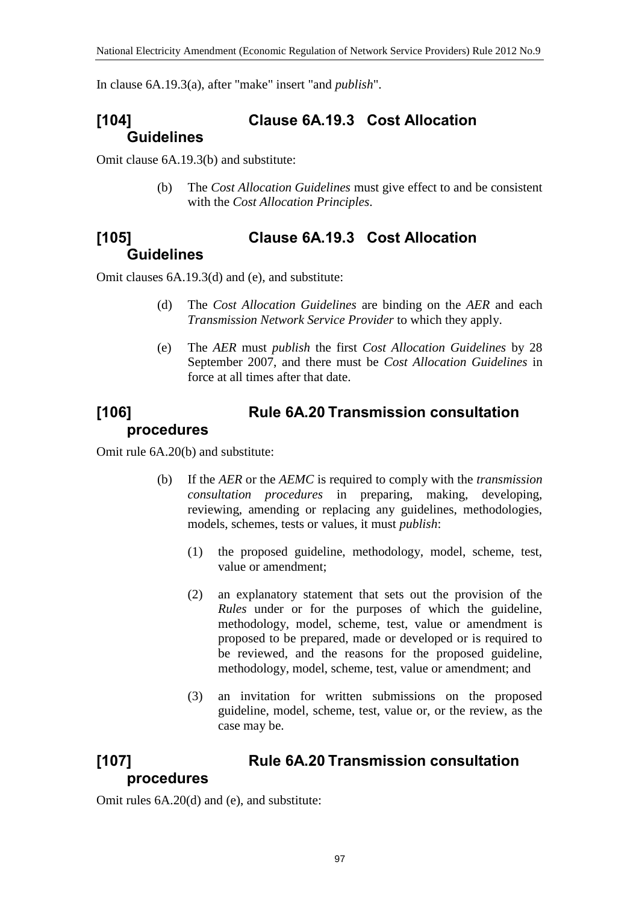In clause 6A.19.3(a), after "make" insert "and *publish*".

## [104] Clause 6A.19.3 Cost Allocation Guidelines

Omit clause 6A.19.3(b) and substitute:

> (b) The *Cost Allocation Guidelines* must give effect to and be consistent with the *Cost Allocation Principles*.

## [105] Clause 6A.19.3 Cost Allocation Guidelines

Omit clauses 6A.19.3(d) and (e), and substitute:

> (d) The *Cost Allocation Guidelines* are binding on the *AER* and each *Transmission Network Service Provider* to which they apply.
>
> (e) The *AER* must *publish* the first *Cost Allocation Guidelines* by 28 September 2007, and there must be *Cost Allocation Guidelines* in force at all times after that date.

## [106] Rule 6A.20 Transmission consultation procedures

Omit rule 6A.20(b) and substitute:

> (b) If the *AER* or the *AEMC* is required to comply with the *transmission consultation procedures* in preparing, making, developing, reviewing, amending or replacing any guidelines, methodologies, models, schemes, tests or values, it must *publish*:
>
> (1) the proposed guideline, methodology, model, scheme, test, value or amendment;
>
> (2) an explanatory statement that sets out the provision of the *Rules* under or for the purposes of which the guideline, methodology, model, scheme, test, value or amendment is proposed to be prepared, made or developed or is required to be reviewed, and the reasons for the proposed guideline, methodology, model, scheme, test, value or amendment; and
>
> (3) an invitation for written submissions on the proposed guideline, model, scheme, test, value or, or the review, as the case may be.

## [107] Rule 6A.20 Transmission consultation procedures

Omit rules 6A.20(d) and (e), and substitute: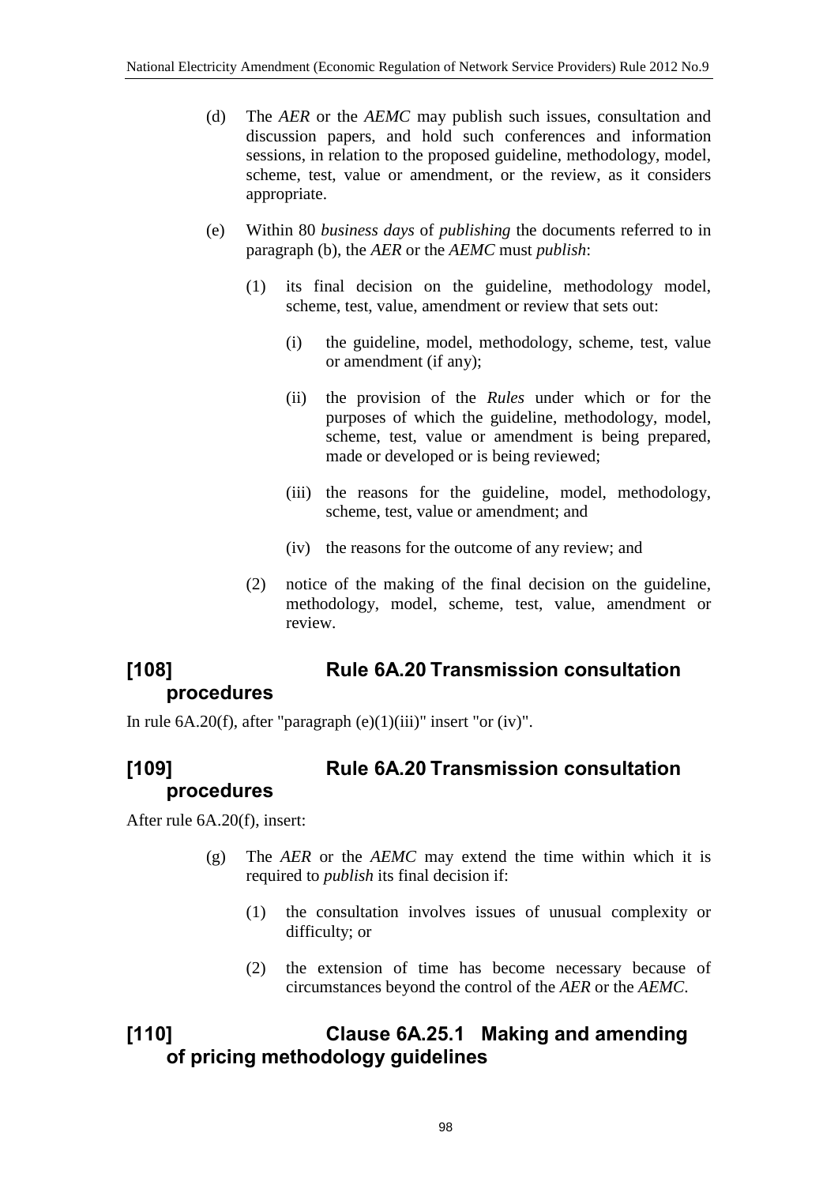(d) The *AER* or the *AEMC* may publish such issues, consultation and discussion papers, and hold such conferences and information sessions, in relation to the proposed guideline, methodology, model, scheme, test, value or amendment, or the review, as it considers appropriate.

(e) Within 80 *business days* of *publishing* the documents referred to in paragraph (b), the *AER* or the *AEMC* must *publish*:

(1) its final decision on the guideline, methodology model, scheme, test, value, amendment or review that sets out:

(i) the guideline, model, methodology, scheme, test, value or amendment (if any);

(ii) the provision of the *Rules* under which or for the purposes of which the guideline, methodology, model, scheme, test, value or amendment is being prepared, made or developed or is being reviewed;

(iii) the reasons for the guideline, model, methodology, scheme, test, value or amendment; and

(iv) the reasons for the outcome of any review; and

(2) notice of the making of the final decision on the guideline, methodology, model, scheme, test, value, amendment or review.

## [108] Rule 6A.20 Transmission consultation procedures

In rule 6A.20(f), after "paragraph (e)(1)(iii)" insert "or (iv)".

## [109] Rule 6A.20 Transmission consultation procedures

After rule 6A.20(f), insert:

(g) The *AER* or the *AEMC* may extend the time within which it is required to *publish* its final decision if:

(1) the consultation involves issues of unusual complexity or difficulty; or

(2) the extension of time has become necessary because of circumstances beyond the control of the *AER* or the *AEMC*.

## [110] Clause 6A.25.1 Making and amending of pricing methodology guidelines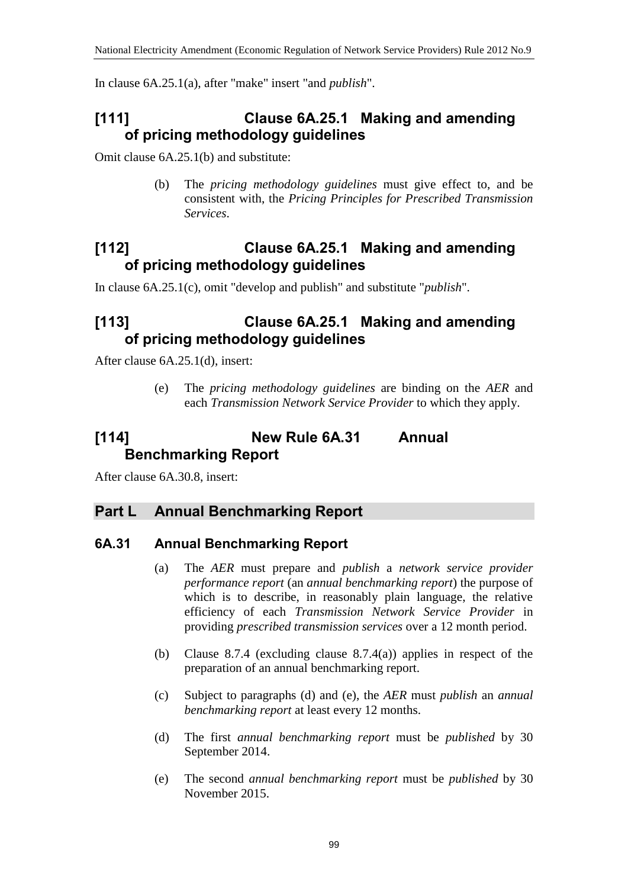In clause 6A.25.1(a), after "make" insert "and *publish*".

## [111] Clause 6A.25.1 Making and amending of pricing methodology guidelines

Omit clause 6A.25.1(b) and substitute:

> (b) The *pricing methodology guidelines* must give effect to, and be consistent with, the *Pricing Principles for Prescribed Transmission Services*.

## [112] Clause 6A.25.1 Making and amending of pricing methodology guidelines

In clause 6A.25.1(c), omit "develop and publish" and substitute "*publish*".

## [113] Clause 6A.25.1 Making and amending of pricing methodology guidelines

After clause 6A.25.1(d), insert:

> (e) The *pricing methodology guidelines* are binding on the *AER* and each *Transmission Network Service Provider* to which they apply.

## [114] New Rule 6A.31 Annual Benchmarking Report

After clause 6A.30.8, insert:

## Part L Annual Benchmarking Report

### 6A.31 Annual Benchmarking Report

(a) The *AER* must prepare and *publish* a *network service provider performance report* (an *annual benchmarking report*) the purpose of which is to describe, in reasonably plain language, the relative efficiency of each *Transmission Network Service Provider* in providing *prescribed transmission services* over a 12 month period.

(b) Clause 8.7.4 (excluding clause 8.7.4(a)) applies in respect of the preparation of an annual benchmarking report.

(c) Subject to paragraphs (d) and (e), the *AER* must *publish* an *annual benchmarking report* at least every 12 months.

(d) The first *annual benchmarking report* must be *published* by 30 September 2014.

(e) The second *annual benchmarking report* must be *published* by 30 November 2015.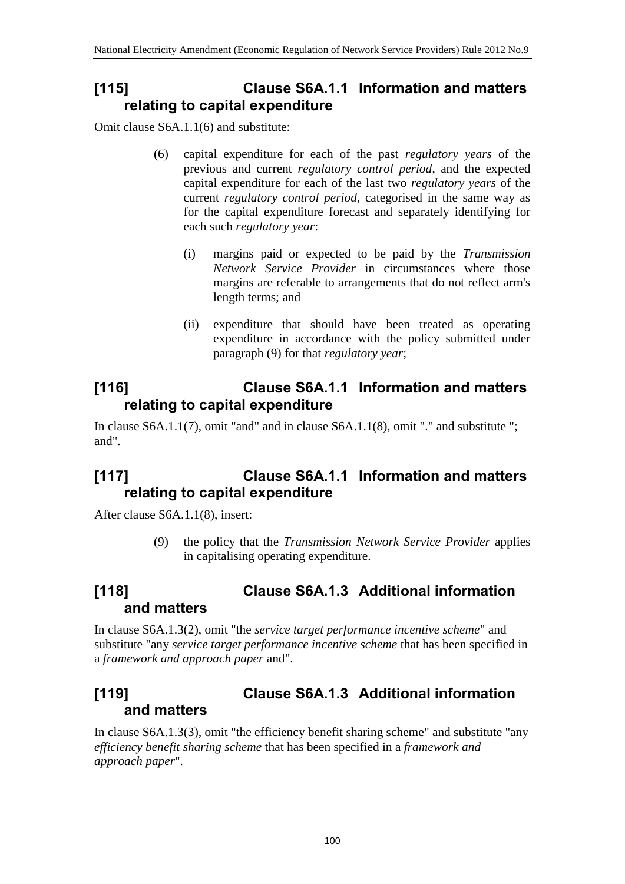## [115] Clause S6A.1.1 Information and matters relating to capital expenditure

Omit clause S6A.1.1(6) and substitute:

> (6) capital expenditure for each of the past *regulatory years* of the previous and current *regulatory control period*, and the expected capital expenditure for each of the last two *regulatory years* of the current *regulatory control period*, categorised in the same way as for the capital expenditure forecast and separately identifying for each such *regulatory year*:
>
> (i) margins paid or expected to be paid by the *Transmission Network Service Provider* in circumstances where those margins are referable to arrangements that do not reflect arm's length terms; and
>
> (ii) expenditure that should have been treated as operating expenditure in accordance with the policy submitted under paragraph (9) for that *regulatory year*;

## [116] Clause S6A.1.1 Information and matters relating to capital expenditure

In clause S6A.1.1(7), omit "and" and in clause S6A.1.1(8), omit "." and substitute "; and".

## [117] Clause S6A.1.1 Information and matters relating to capital expenditure

After clause S6A.1.1(8), insert:

> (9) the policy that the *Transmission Network Service Provider* applies in capitalising operating expenditure.

## [118] Clause S6A.1.3 Additional information and matters

In clause S6A.1.3(2), omit "the *service target performance incentive scheme*" and substitute "any *service target performance incentive scheme* that has been specified in a *framework and approach paper* and".

## [119] Clause S6A.1.3 Additional information and matters

In clause S6A.1.3(3), omit "the efficiency benefit sharing scheme" and substitute "any *efficiency benefit sharing scheme* that has been specified in a *framework and approach paper*".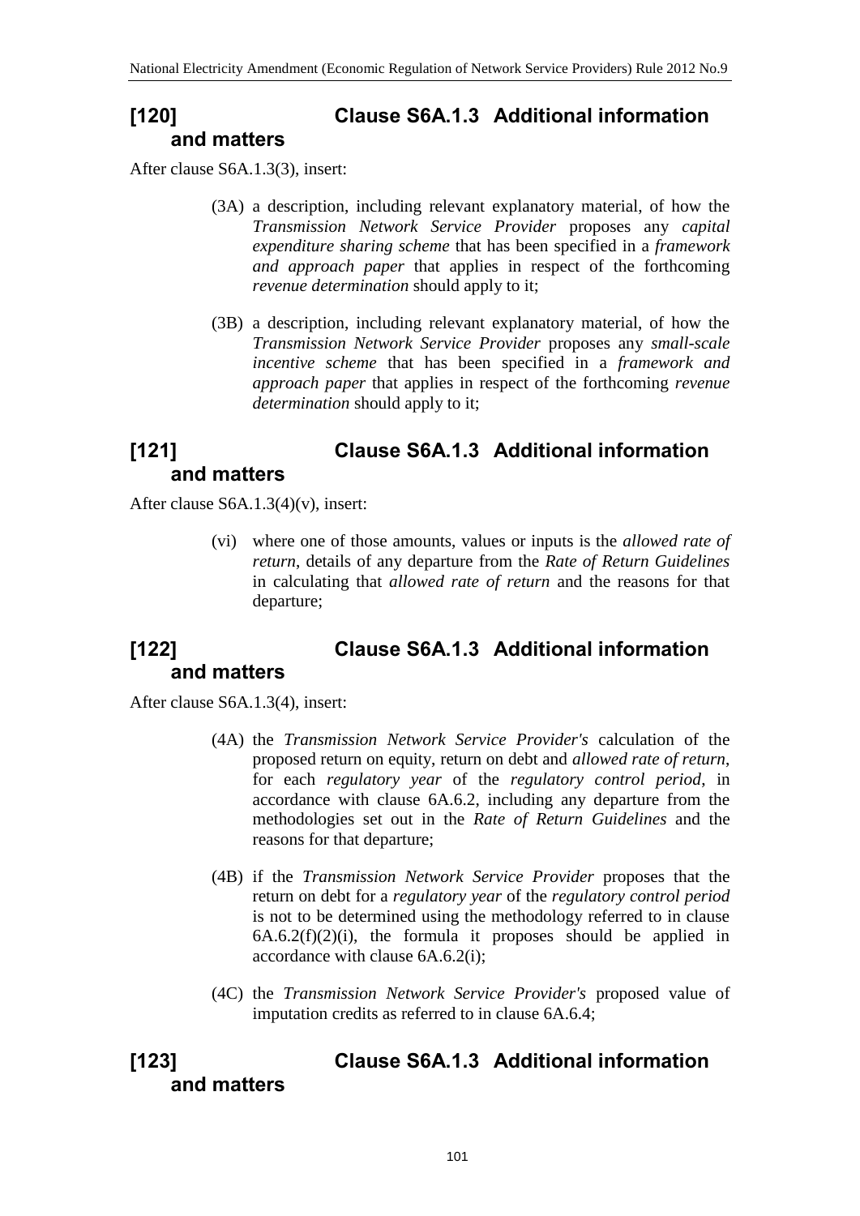## [120] Clause S6A.1.3 Additional information and matters

After clause S6A.1.3(3), insert:

> (3A) a description, including relevant explanatory material, of how the *Transmission Network Service Provider* proposes any *capital expenditure sharing scheme* that has been specified in a *framework and approach paper* that applies in respect of the forthcoming *revenue determination* should apply to it;
>
> (3B) a description, including relevant explanatory material, of how the *Transmission Network Service Provider* proposes any *small-scale incentive scheme* that has been specified in a *framework and approach paper* that applies in respect of the forthcoming *revenue determination* should apply to it;

## [121] Clause S6A.1.3 Additional information and matters

After clause S6A.1.3(4)(v), insert:

> (vi) where one of those amounts, values or inputs is the *allowed rate of return*, details of any departure from the *Rate of Return Guidelines* in calculating that *allowed rate of return* and the reasons for that departure;

## [122] Clause S6A.1.3 Additional information and matters

After clause S6A.1.3(4), insert:

> (4A) the *Transmission Network Service Provider's* calculation of the proposed return on equity, return on debt and *allowed rate of return*, for each *regulatory year* of the *regulatory control period*, in accordance with clause 6A.6.2, including any departure from the methodologies set out in the *Rate of Return Guidelines* and the reasons for that departure;
>
> (4B) if the *Transmission Network Service Provider* proposes that the return on debt for a *regulatory year* of the *regulatory control period* is not to be determined using the methodology referred to in clause 6A.6.2(f)(2)(i), the formula it proposes should be applied in accordance with clause 6A.6.2(i);
>
> (4C) the *Transmission Network Service Provider's* proposed value of imputation credits as referred to in clause 6A.6.4;

## [123] Clause S6A.1.3 Additional information and matters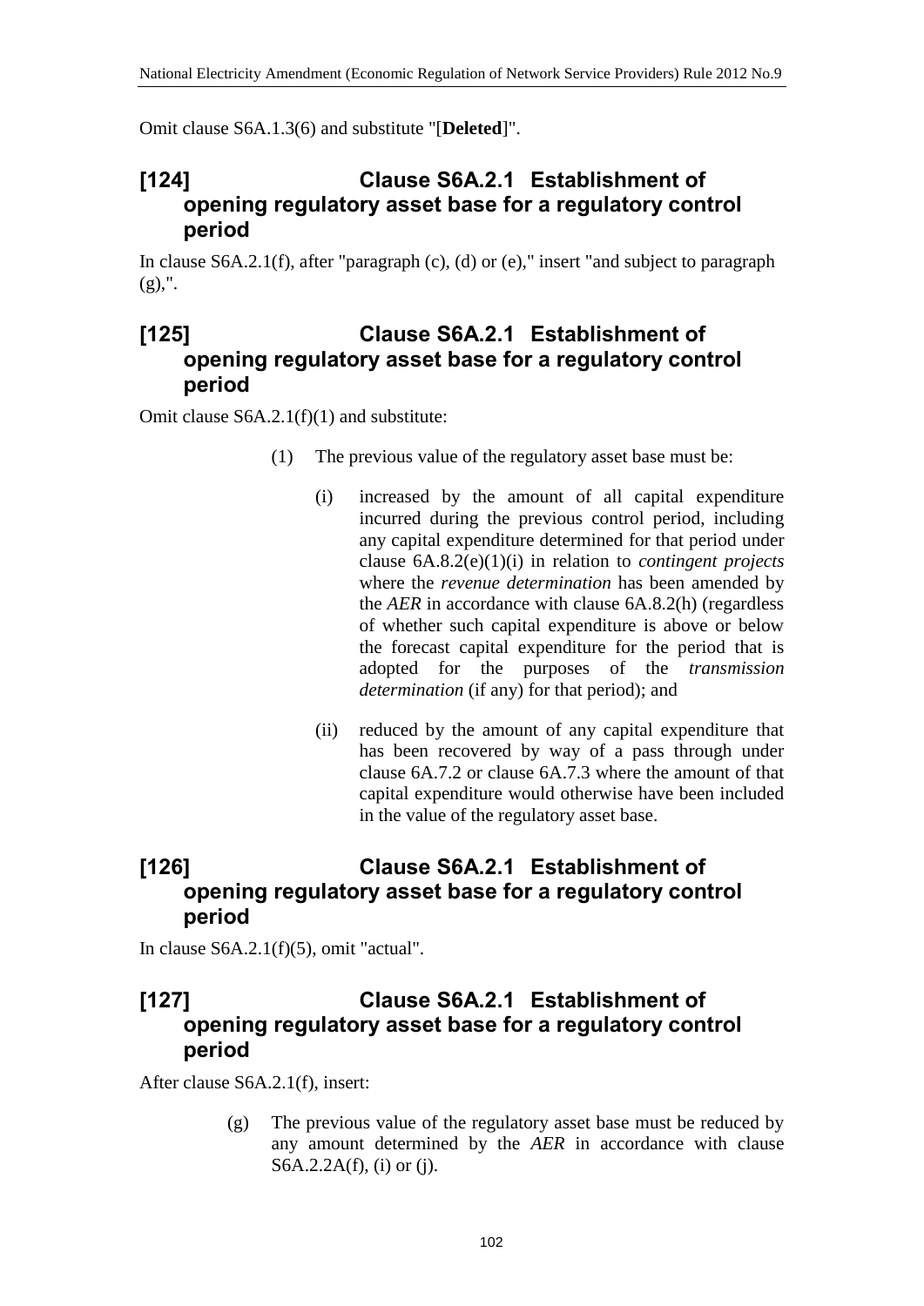Omit clause S6A.1.3(6) and substitute "[**Deleted**]".

## [124] Clause S6A.2.1 Establishment of opening regulatory asset base for a regulatory control period

In clause S6A.2.1(f), after "paragraph (c), (d) or (e)," insert "and subject to paragraph (g),".

## [125] Clause S6A.2.1 Establishment of opening regulatory asset base for a regulatory control period

Omit clause S6A.2.1(f)(1) and substitute:

> (1) The previous value of the regulatory asset base must be:
>
> > (i) increased by the amount of all capital expenditure incurred during the previous control period, including any capital expenditure determined for that period under clause 6A.8.2(e)(1)(i) in relation to *contingent projects* where the *revenue determination* has been amended by the *AER* in accordance with clause 6A.8.2(h) (regardless of whether such capital expenditure is above or below the forecast capital expenditure for the period that is adopted for the purposes of the *transmission determination* (if any) for that period); and
> >
> > (ii) reduced by the amount of any capital expenditure that has been recovered by way of a pass through under clause 6A.7.2 or clause 6A.7.3 where the amount of that capital expenditure would otherwise have been included in the value of the regulatory asset base.

## [126] Clause S6A.2.1 Establishment of opening regulatory asset base for a regulatory control period

In clause S6A.2.1(f)(5), omit "actual".

## [127] Clause S6A.2.1 Establishment of opening regulatory asset base for a regulatory control period

After clause S6A.2.1(f), insert:

> (g) The previous value of the regulatory asset base must be reduced by any amount determined by the *AER* in accordance with clause S6A.2.2A(f), (i) or (j).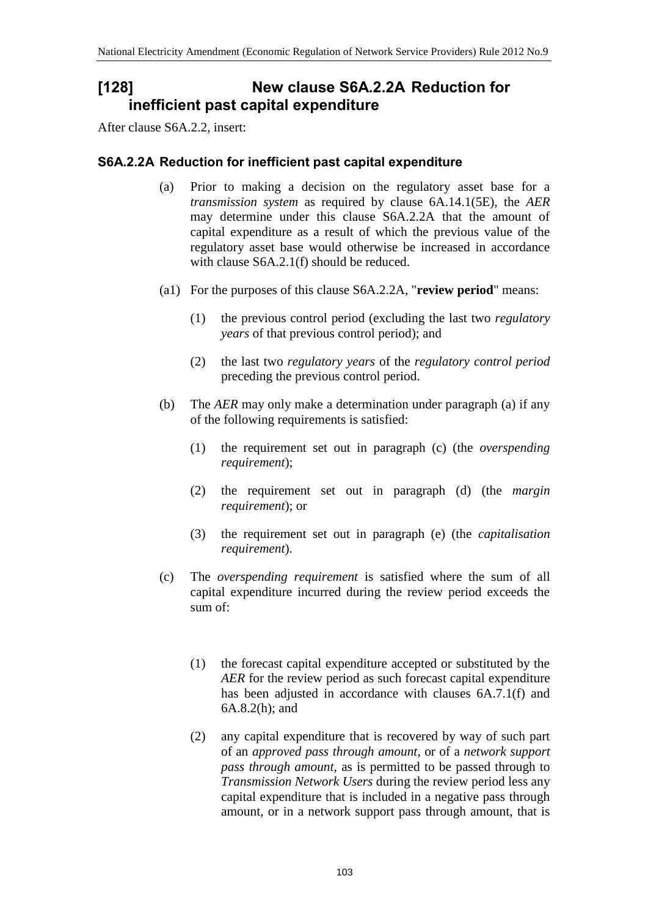## [128] New clause S6A.2.2A Reduction for inefficient past capital expenditure

After clause S6A.2.2, insert:

### S6A.2.2A Reduction for inefficient past capital expenditure

(a) Prior to making a decision on the regulatory asset base for a *transmission system* as required by clause 6A.14.1(5E), the *AER* may determine under this clause S6A.2.2A that the amount of capital expenditure as a result of which the previous value of the regulatory asset base would otherwise be increased in accordance with clause S6A.2.1(f) should be reduced.

(a1) For the purposes of this clause S6A.2.2A, "**review period**" means:

(1) the previous control period (excluding the last two *regulatory years* of that previous control period); and

(2) the last two *regulatory years* of the *regulatory control period* preceding the previous control period.

(b) The *AER* may only make a determination under paragraph (a) if any of the following requirements is satisfied:

(1) the requirement set out in paragraph (c) (the *overspending requirement*);

(2) the requirement set out in paragraph (d) (the *margin requirement*); or

(3) the requirement set out in paragraph (e) (the *capitalisation requirement*).

(c) The *overspending requirement* is satisfied where the sum of all capital expenditure incurred during the review period exceeds the sum of:

(1) the forecast capital expenditure accepted or substituted by the *AER* for the review period as such forecast capital expenditure has been adjusted in accordance with clauses 6A.7.1(f) and 6A.8.2(h); and

(2) any capital expenditure that is recovered by way of such part of an *approved pass through amount*, or of a *network support pass through amount*, as is permitted to be passed through to *Transmission Network Users* during the review period less any capital expenditure that is included in a negative pass through amount, or in a network support pass through amount, that is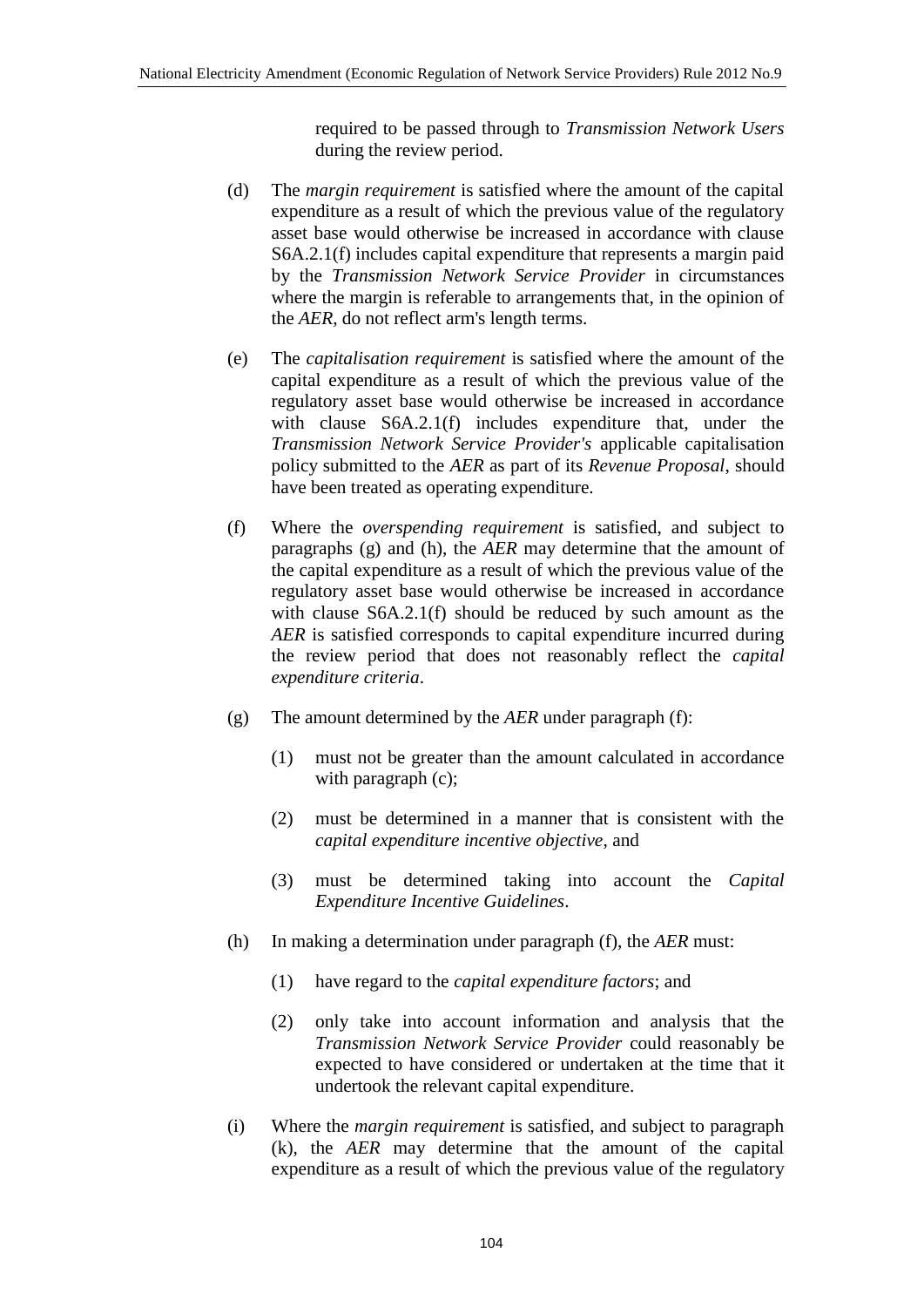required to be passed through to *Transmission Network Users* during the review period.

(d) The *margin requirement* is satisfied where the amount of the capital expenditure as a result of which the previous value of the regulatory asset base would otherwise be increased in accordance with clause S6A.2.1(f) includes capital expenditure that represents a margin paid by the *Transmission Network Service Provider* in circumstances where the margin is referable to arrangements that, in the opinion of the *AER*, do not reflect arm's length terms.

(e) The *capitalisation requirement* is satisfied where the amount of the capital expenditure as a result of which the previous value of the regulatory asset base would otherwise be increased in accordance with clause S6A.2.1(f) includes expenditure that, under the *Transmission Network Service Provider's* applicable capitalisation policy submitted to the *AER* as part of its *Revenue Proposal*, should have been treated as operating expenditure.

(f) Where the *overspending requirement* is satisfied, and subject to paragraphs (g) and (h), the *AER* may determine that the amount of the capital expenditure as a result of which the previous value of the regulatory asset base would otherwise be increased in accordance with clause S6A.2.1(f) should be reduced by such amount as the *AER* is satisfied corresponds to capital expenditure incurred during the review period that does not reasonably reflect the *capital expenditure criteria*.

(g) The amount determined by the *AER* under paragraph (f):

(1) must not be greater than the amount calculated in accordance with paragraph (c);

(2) must be determined in a manner that is consistent with the *capital expenditure incentive objective*, and

(3) must be determined taking into account the *Capital Expenditure Incentive Guidelines*.

(h) In making a determination under paragraph (f), the *AER* must:

(1) have regard to the *capital expenditure factors*; and

(2) only take into account information and analysis that the *Transmission Network Service Provider* could reasonably be expected to have considered or undertaken at the time that it undertook the relevant capital expenditure.

(i) Where the *margin requirement* is satisfied, and subject to paragraph (k), the *AER* may determine that the amount of the capital expenditure as a result of which the previous value of the regulatory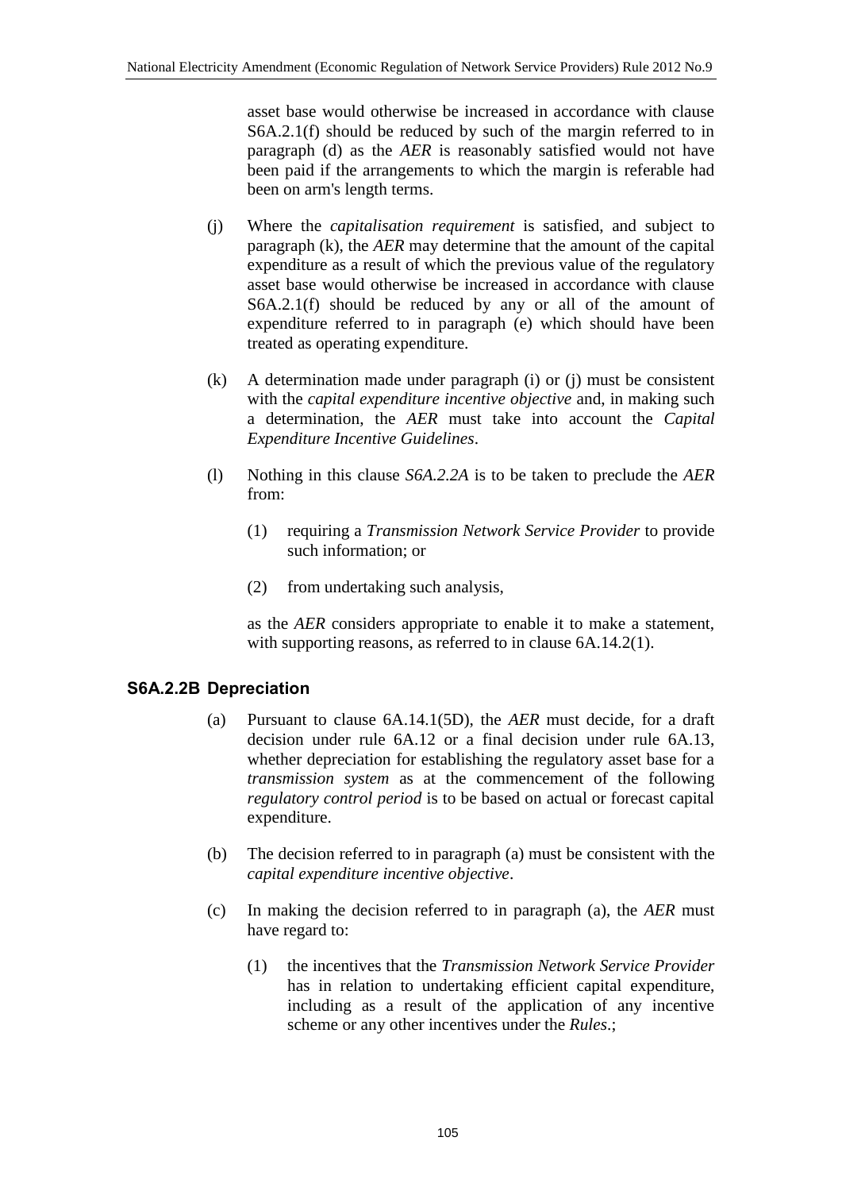asset base would otherwise be increased in accordance with clause S6A.2.1(f) should be reduced by such of the margin referred to in paragraph (d) as the *AER* is reasonably satisfied would not have been paid if the arrangements to which the margin is referable had been on arm's length terms.

(j) Where the *capitalisation requirement* is satisfied, and subject to paragraph (k), the *AER* may determine that the amount of the capital expenditure as a result of which the previous value of the regulatory asset base would otherwise be increased in accordance with clause S6A.2.1(f) should be reduced by any or all of the amount of expenditure referred to in paragraph (e) which should have been treated as operating expenditure.

(k) A determination made under paragraph (i) or (j) must be consistent with the *capital expenditure incentive objective* and, in making such a determination, the *AER* must take into account the *Capital Expenditure Incentive Guidelines*.

(l) Nothing in this clause *S6A.2.2A* is to be taken to preclude the *AER* from:

(1) requiring a *Transmission Network Service Provider* to provide such information; or

(2) from undertaking such analysis,

as the *AER* considers appropriate to enable it to make a statement, with supporting reasons, as referred to in clause 6A.14.2(1).

### S6A.2.2B Depreciation

(a) Pursuant to clause 6A.14.1(5D), the *AER* must decide, for a draft decision under rule 6A.12 or a final decision under rule 6A.13, whether depreciation for establishing the regulatory asset base for a *transmission system* as at the commencement of the following *regulatory control period* is to be based on actual or forecast capital expenditure.

(b) The decision referred to in paragraph (a) must be consistent with the *capital expenditure incentive objective*.

(c) In making the decision referred to in paragraph (a), the *AER* must have regard to:

(1) the incentives that the *Transmission Network Service Provider* has in relation to undertaking efficient capital expenditure, including as a result of the application of any incentive scheme or any other incentives under the *Rules*.;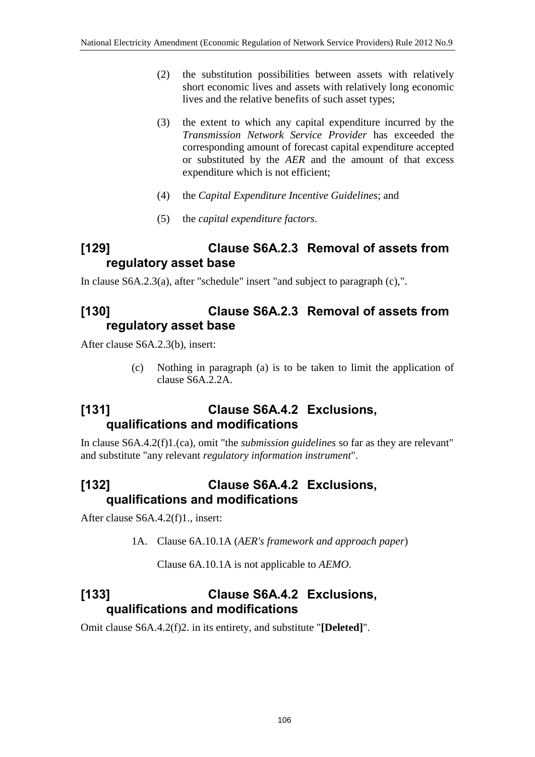(2) the substitution possibilities between assets with relatively short economic lives and assets with relatively long economic lives and the relative benefits of such asset types;

(3) the extent to which any capital expenditure incurred by the *Transmission Network Service Provider* has exceeded the corresponding amount of forecast capital expenditure accepted or substituted by the *AER* and the amount of that excess expenditure which is not efficient;

(4) the *Capital Expenditure Incentive Guidelines*; and

(5) the *capital expenditure factors*.

## [129] Clause S6A.2.3 Removal of assets from regulatory asset base

In clause S6A.2.3(a), after "schedule" insert "and subject to paragraph (c),".

## [130] Clause S6A.2.3 Removal of assets from regulatory asset base

After clause S6A.2.3(b), insert:

(c) Nothing in paragraph (a) is to be taken to limit the application of clause S6A.2.2A.

## [131] Clause S6A.4.2 Exclusions, qualifications and modifications

In clause S6A.4.2(f)1.(ca), omit "the *submission guidelines* so far as they are relevant" and substitute "any relevant *regulatory information instrument*".

## [132] Clause S6A.4.2 Exclusions, qualifications and modifications

After clause S6A.4.2(f)1., insert:

1A. Clause 6A.10.1A (*AER's framework and approach paper*)

Clause 6A.10.1A is not applicable to *AEMO*.

## [133] Clause S6A.4.2 Exclusions, qualifications and modifications

Omit clause S6A.4.2(f)2. in its entirety, and substitute "**[Deleted]**".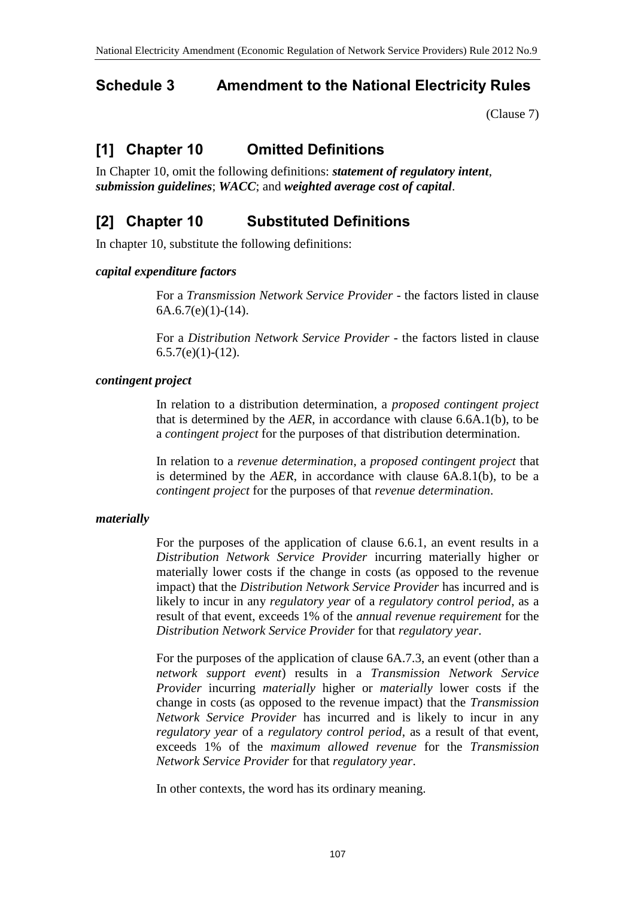## Schedule 3 Amendment to the National Electricity Rules

(Clause 7)

## [1] Chapter 10 Omitted Definitions

In Chapter 10, omit the following definitions: ***statement of regulatory intent***, ***submission guidelines***; ***WACC***; and ***weighted average cost of capital***.

## [2] Chapter 10 Substituted Definitions

In chapter 10, substitute the following definitions:

***capital expenditure factors***

For a *Transmission Network Service Provider* - the factors listed in clause 6A.6.7(e)(1)-(14).

For a *Distribution Network Service Provider* - the factors listed in clause 6.5.7(e)(1)-(12).

***contingent project***

In relation to a distribution determination, a *proposed contingent project* that is determined by the *AER*, in accordance with clause 6.6A.1(b), to be a *contingent project* for the purposes of that distribution determination.

In relation to a *revenue determination*, a *proposed contingent project* that is determined by the *AER*, in accordance with clause 6A.8.1(b), to be a *contingent project* for the purposes of that *revenue determination*.

***materially***

For the purposes of the application of clause 6.6.1, an event results in a *Distribution Network Service Provider* incurring materially higher or materially lower costs if the change in costs (as opposed to the revenue impact) that the *Distribution Network Service Provider* has incurred and is likely to incur in any *regulatory year* of a *regulatory control period*, as a result of that event, exceeds 1% of the *annual revenue requirement* for the *Distribution Network Service Provider* for that *regulatory year*.

For the purposes of the application of clause 6A.7.3, an event (other than a *network support event*) results in a *Transmission Network Service Provider* incurring *materially* higher or *materially* lower costs if the change in costs (as opposed to the revenue impact) that the *Transmission Network Service Provider* has incurred and is likely to incur in any *regulatory year* of a *regulatory control period*, as a result of that event, exceeds 1% of the *maximum allowed revenue* for the *Transmission Network Service Provider* for that *regulatory year*.

In other contexts, the word has its ordinary meaning.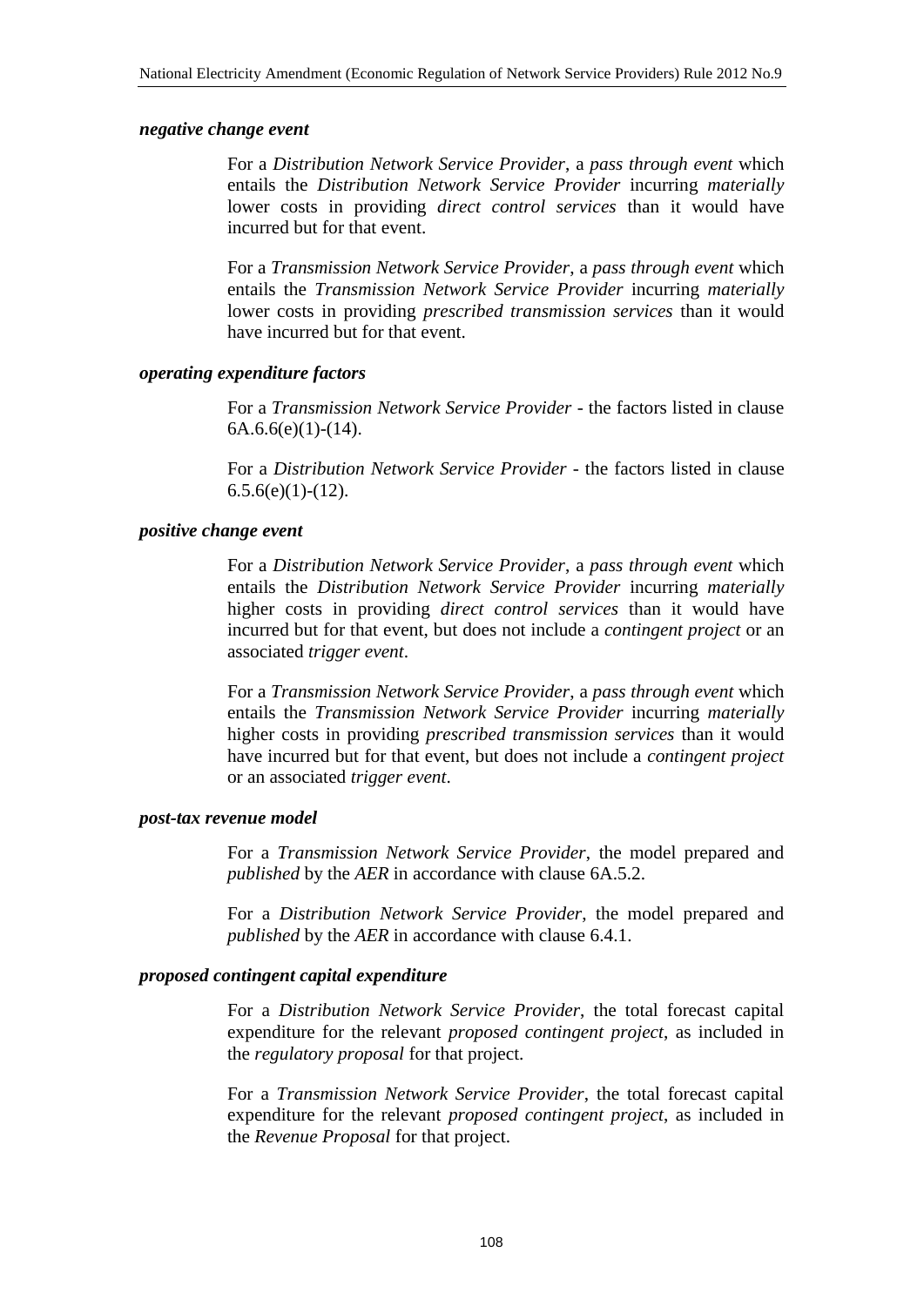***negative change event***

For a *Distribution Network Service Provider*, a *pass through event* which entails the *Distribution Network Service Provider* incurring *materially* lower costs in providing *direct control services* than it would have incurred but for that event.

For a *Transmission Network Service Provider*, a *pass through event* which entails the *Transmission Network Service Provider* incurring *materially* lower costs in providing *prescribed transmission services* than it would have incurred but for that event.

***operating expenditure factors***

For a *Transmission Network Service Provider* - the factors listed in clause 6A.6.6(e)(1)-(14).

For a *Distribution Network Service Provider* - the factors listed in clause 6.5.6(e)(1)-(12).

***positive change event***

For a *Distribution Network Service Provider*, a *pass through event* which entails the *Distribution Network Service Provider* incurring *materially* higher costs in providing *direct control services* than it would have incurred but for that event, but does not include a *contingent project* or an associated *trigger event*.

For a *Transmission Network Service Provider*, a *pass through event* which entails the *Transmission Network Service Provider* incurring *materially* higher costs in providing *prescribed transmission services* than it would have incurred but for that event, but does not include a *contingent project* or an associated *trigger event*.

***post-tax revenue model***

For a *Transmission Network Service Provider*, the model prepared and *published* by the *AER* in accordance with clause 6A.5.2.

For a *Distribution Network Service Provider*, the model prepared and *published* by the *AER* in accordance with clause 6.4.1.

***proposed contingent capital expenditure***

For a *Distribution Network Service Provider*, the total forecast capital expenditure for the relevant *proposed contingent project*, as included in the *regulatory proposal* for that project.

For a *Transmission Network Service Provider*, the total forecast capital expenditure for the relevant *proposed contingent project*, as included in the *Revenue Proposal* for that project.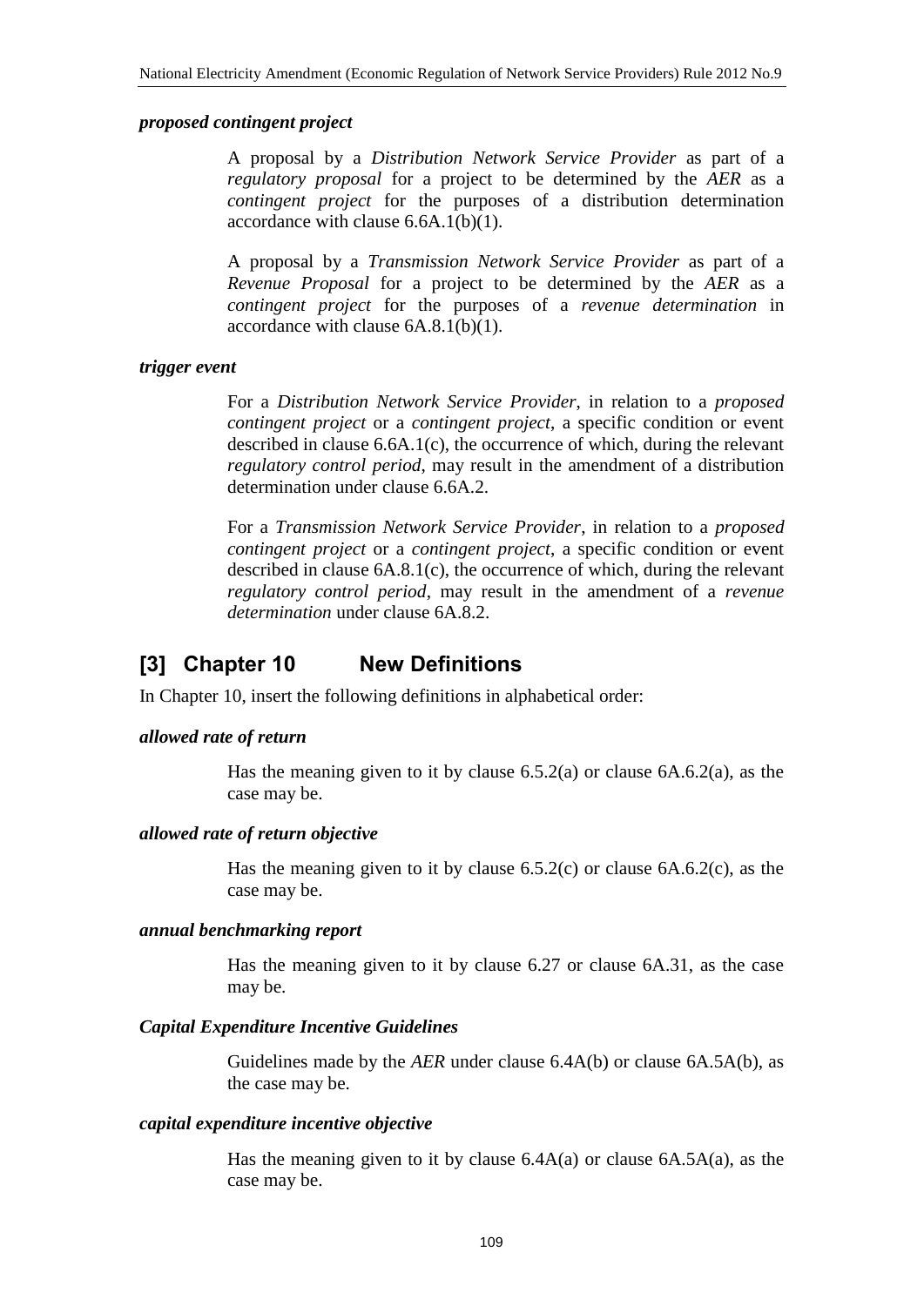***proposed contingent project***

A proposal by a *Distribution Network Service Provider* as part of a *regulatory proposal* for a project to be determined by the *AER* as a *contingent project* for the purposes of a distribution determination accordance with clause 6.6A.1(b)(1).

A proposal by a *Transmission Network Service Provider* as part of a *Revenue Proposal* for a project to be determined by the *AER* as a *contingent project* for the purposes of a *revenue determination* in accordance with clause 6A.8.1(b)(1).

***trigger event***

For a *Distribution Network Service Provider*, in relation to a *proposed contingent project* or a *contingent project*, a specific condition or event described in clause 6.6A.1(c), the occurrence of which, during the relevant *regulatory control period*, may result in the amendment of a distribution determination under clause 6.6A.2.

For a *Transmission Network Service Provider*, in relation to a *proposed contingent project* or a *contingent project*, a specific condition or event described in clause 6A.8.1(c), the occurrence of which, during the relevant *regulatory control period*, may result in the amendment of a *revenue determination* under clause 6A.8.2.

## [3] Chapter 10 New Definitions

In Chapter 10, insert the following definitions in alphabetical order:

***allowed rate of return***

Has the meaning given to it by clause 6.5.2(a) or clause 6A.6.2(a), as the case may be.

***allowed rate of return objective***

Has the meaning given to it by clause 6.5.2(c) or clause 6A.6.2(c), as the case may be.

***annual benchmarking report***

Has the meaning given to it by clause 6.27 or clause 6A.31, as the case may be.

***Capital Expenditure Incentive Guidelines***

Guidelines made by the *AER* under clause 6.4A(b) or clause 6A.5A(b), as the case may be.

***capital expenditure incentive objective***

Has the meaning given to it by clause 6.4A(a) or clause 6A.5A(a), as the case may be.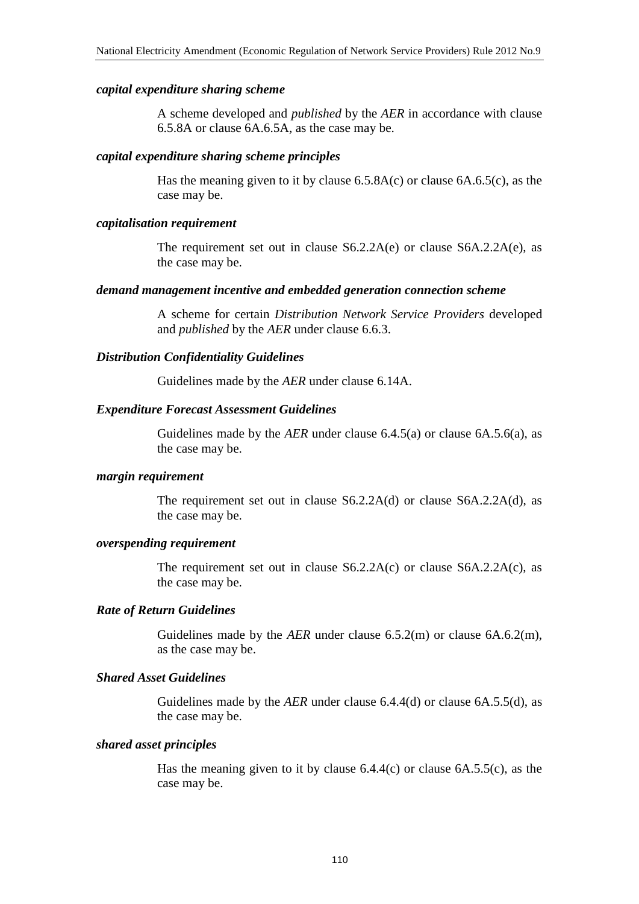***capital expenditure sharing scheme***

A scheme developed and *published* by the *AER* in accordance with clause 6.5.8A or clause 6A.6.5A, as the case may be.

***capital expenditure sharing scheme principles***

Has the meaning given to it by clause 6.5.8A(c) or clause 6A.6.5(c), as the case may be.

***capitalisation requirement***

The requirement set out in clause S6.2.2A(e) or clause S6A.2.2A(e), as the case may be.

***demand management incentive and embedded generation connection scheme***

A scheme for certain *Distribution Network Service Providers* developed and *published* by the *AER* under clause 6.6.3.

***Distribution Confidentiality Guidelines***

Guidelines made by the *AER* under clause 6.14A.

***Expenditure Forecast Assessment Guidelines***

Guidelines made by the *AER* under clause 6.4.5(a) or clause 6A.5.6(a), as the case may be.

***margin requirement***

The requirement set out in clause S6.2.2A(d) or clause S6A.2.2A(d), as the case may be.

***overspending requirement***

The requirement set out in clause S6.2.2A(c) or clause S6A.2.2A(c), as the case may be.

***Rate of Return Guidelines***

Guidelines made by the *AER* under clause 6.5.2(m) or clause 6A.6.2(m), as the case may be.

***Shared Asset Guidelines***

Guidelines made by the *AER* under clause 6.4.4(d) or clause 6A.5.5(d), as the case may be.

***shared asset principles***

Has the meaning given to it by clause 6.4.4(c) or clause 6A.5.5(c), as the case may be.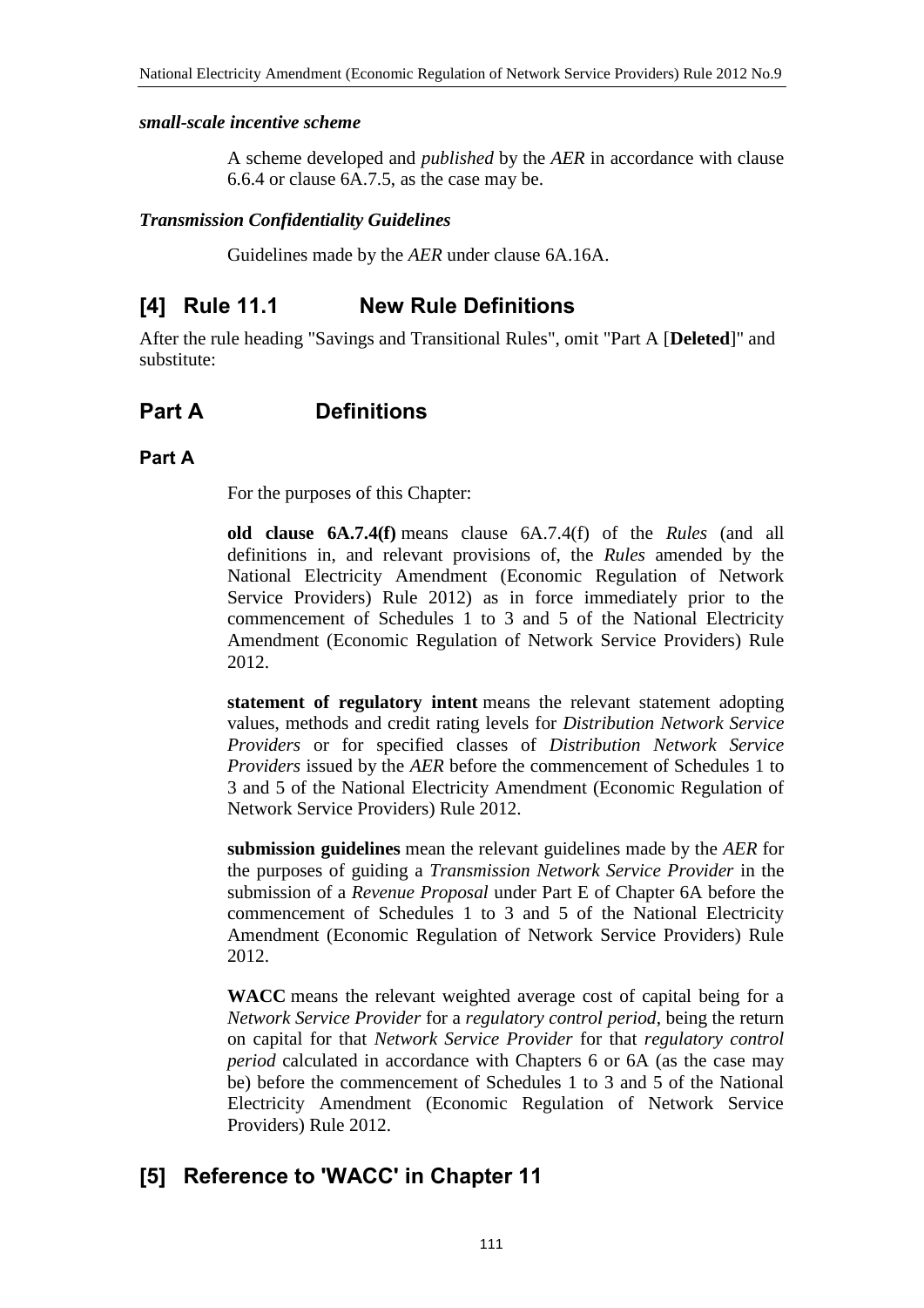***small-scale incentive scheme***

A scheme developed and *published* by the *AER* in accordance with clause 6.6.4 or clause 6A.7.5, as the case may be.

***Transmission Confidentiality Guidelines***

Guidelines made by the *AER* under clause 6A.16A.

## [4] Rule 11.1 New Rule Definitions

After the rule heading "Savings and Transitional Rules", omit "Part A [**Deleted**]" and substitute:

## Part A Definitions

### Part A

For the purposes of this Chapter:

**old clause 6A.7.4(f)** means clause 6A.7.4(f) of the *Rules* (and all definitions in, and relevant provisions of, the *Rules* amended by the National Electricity Amendment (Economic Regulation of Network Service Providers) Rule 2012) as in force immediately prior to the commencement of Schedules 1 to 3 and 5 of the National Electricity Amendment (Economic Regulation of Network Service Providers) Rule 2012.

**statement of regulatory intent** means the relevant statement adopting values, methods and credit rating levels for *Distribution Network Service Providers* or for specified classes of *Distribution Network Service Providers* issued by the *AER* before the commencement of Schedules 1 to 3 and 5 of the National Electricity Amendment (Economic Regulation of Network Service Providers) Rule 2012.

**submission guidelines** mean the relevant guidelines made by the *AER* for the purposes of guiding a *Transmission Network Service Provider* in the submission of a *Revenue Proposal* under Part E of Chapter 6A before the commencement of Schedules 1 to 3 and 5 of the National Electricity Amendment (Economic Regulation of Network Service Providers) Rule 2012.

**WACC** means the relevant weighted average cost of capital being for a *Network Service Provider* for a *regulatory control period*, being the return on capital for that *Network Service Provider* for that *regulatory control period* calculated in accordance with Chapters 6 or 6A (as the case may be) before the commencement of Schedules 1 to 3 and 5 of the National Electricity Amendment (Economic Regulation of Network Service Providers) Rule 2012.

## [5] Reference to 'WACC' in Chapter 11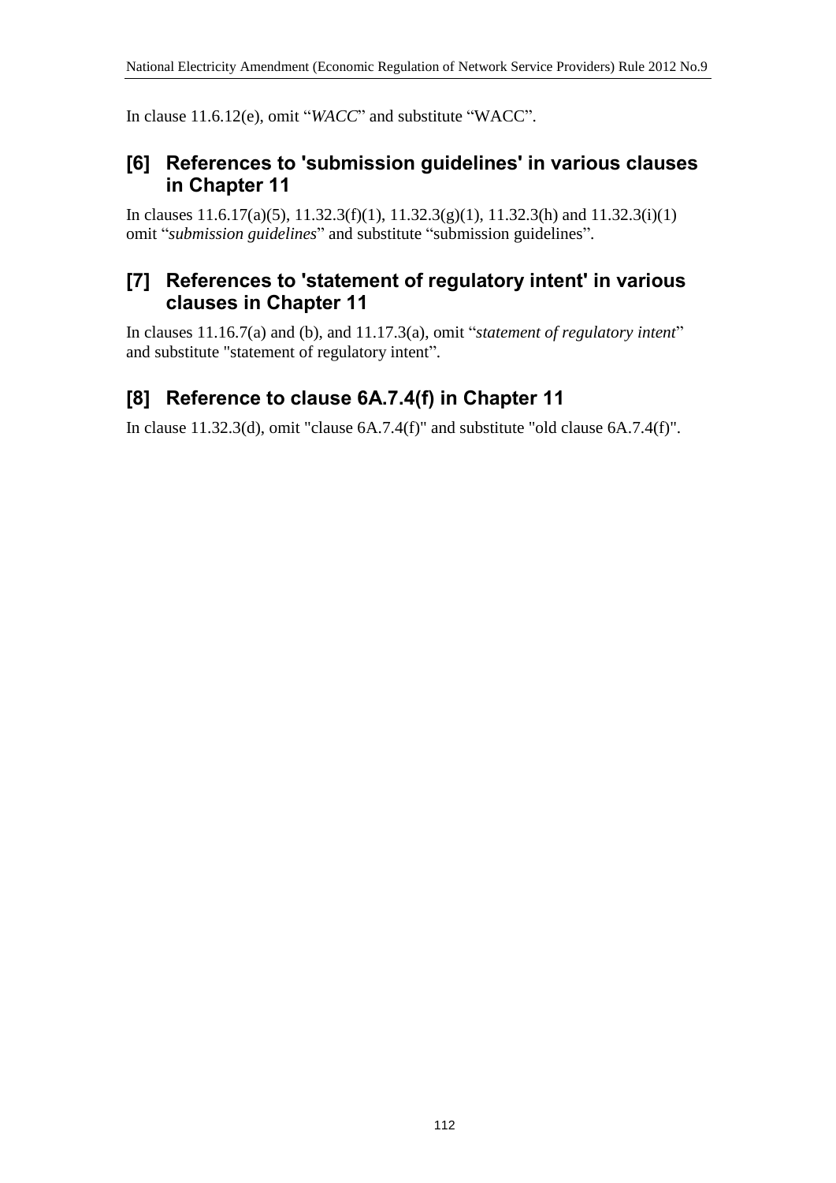In clause 11.6.12(e), omit "*WACC*" and substitute "WACC".

## [6] References to 'submission guidelines' in various clauses in Chapter 11

In clauses 11.6.17(a)(5), 11.32.3(f)(1), 11.32.3(g)(1), 11.32.3(h) and 11.32.3(i)(1) omit "*submission guidelines*" and substitute "submission guidelines".

## [7] References to 'statement of regulatory intent' in various clauses in Chapter 11

In clauses 11.16.7(a) and (b), and 11.17.3(a), omit "*statement of regulatory intent*" and substitute "statement of regulatory intent".

## [8] Reference to clause 6A.7.4(f) in Chapter 11

In clause 11.32.3(d), omit "clause 6A.7.4(f)" and substitute "old clause 6A.7.4(f)".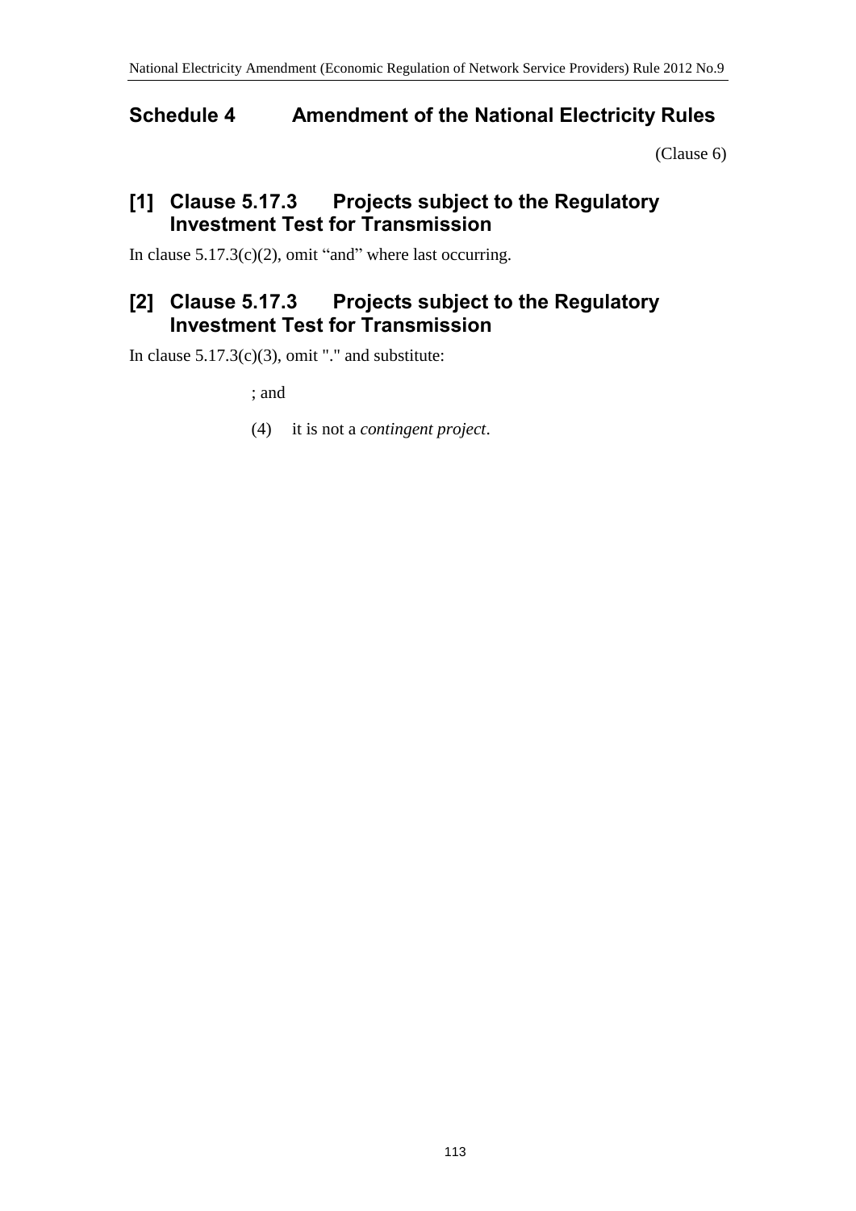## Schedule 4 Amendment of the National Electricity Rules

(Clause 6)

### [1] Clause 5.17.3 Projects subject to the Regulatory Investment Test for Transmission

In clause 5.17.3(c)(2), omit “and” where last occurring.

### [2] Clause 5.17.3 Projects subject to the Regulatory Investment Test for Transmission

In clause 5.17.3(c)(3), omit "." and substitute:

; and

(4) it is not a *contingent project*.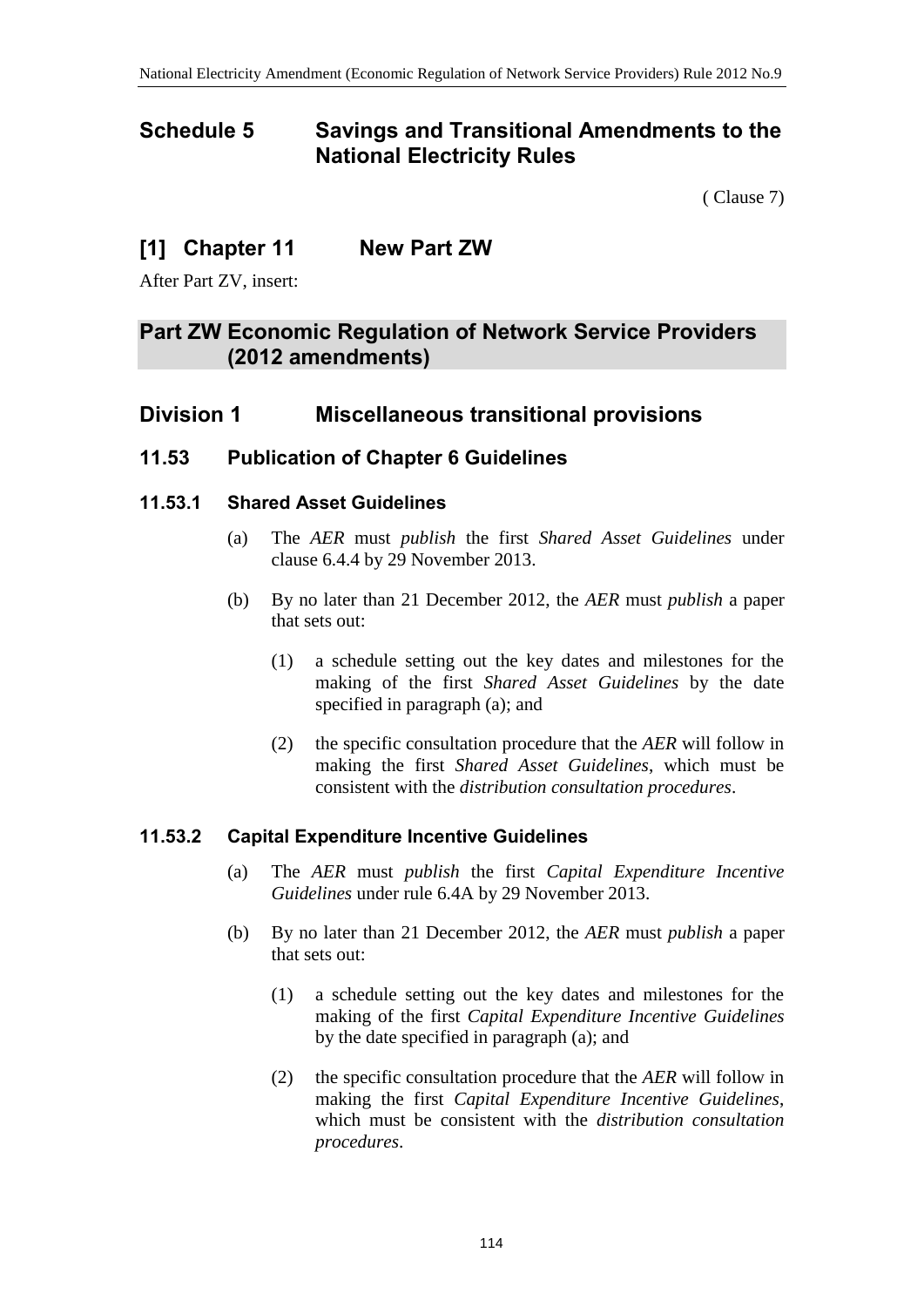# Schedule 5 Savings and Transitional Amendments to the National Electricity Rules

( Clause 7)

## [1] Chapter 11 New Part ZW

After Part ZV, insert:

## Part ZW Economic Regulation of Network Service Providers (2012 amendments)

## Division 1 Miscellaneous transitional provisions

### 11.53 Publication of Chapter 6 Guidelines

#### 11.53.1 Shared Asset Guidelines

(a) The *AER* must *publish* the first *Shared Asset Guidelines* under clause 6.4.4 by 29 November 2013.

(b) By no later than 21 December 2012, the *AER* must *publish* a paper that sets out:

(1) a schedule setting out the key dates and milestones for the making of the first *Shared Asset Guidelines* by the date specified in paragraph (a); and

(2) the specific consultation procedure that the *AER* will follow in making the first *Shared Asset Guidelines*, which must be consistent with the *distribution consultation procedures*.

#### 11.53.2 Capital Expenditure Incentive Guidelines

(a) The *AER* must *publish* the first *Capital Expenditure Incentive Guidelines* under rule 6.4A by 29 November 2013.

(b) By no later than 21 December 2012, the *AER* must *publish* a paper that sets out:

(1) a schedule setting out the key dates and milestones for the making of the first *Capital Expenditure Incentive Guidelines* by the date specified in paragraph (a); and

(2) the specific consultation procedure that the *AER* will follow in making the first *Capital Expenditure Incentive Guidelines*, which must be consistent with the *distribution consultation procedures*.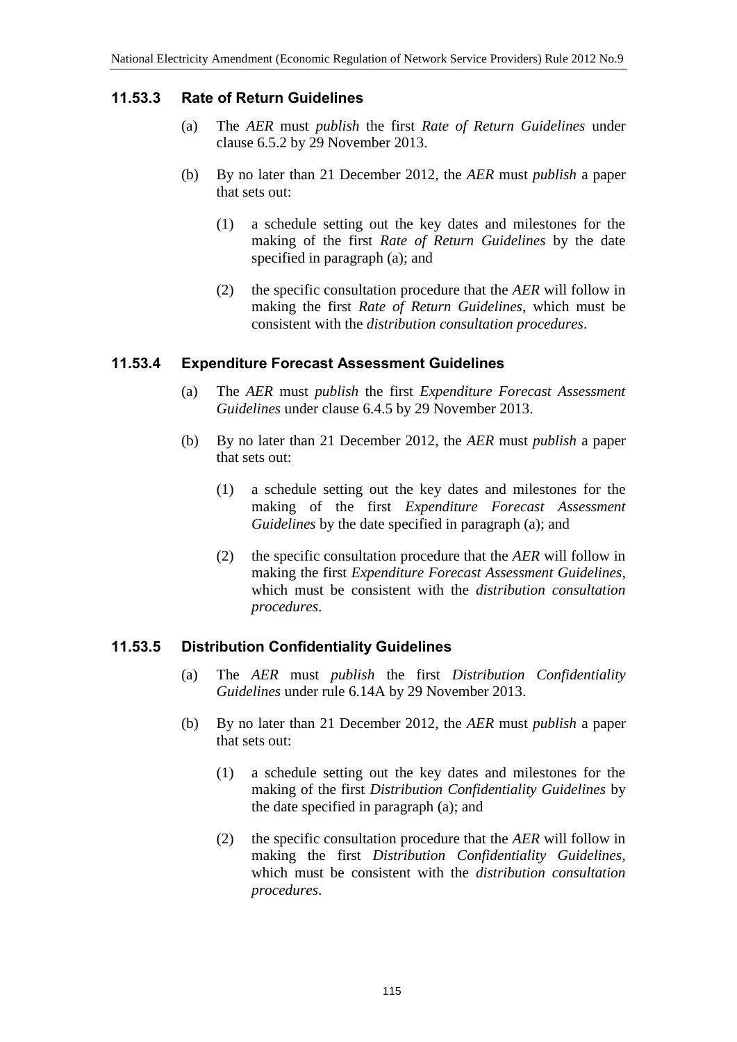### 11.53.3 Rate of Return Guidelines

(a) The *AER* must *publish* the first *Rate of Return Guidelines* under clause 6.5.2 by 29 November 2013.

(b) By no later than 21 December 2012, the *AER* must *publish* a paper that sets out:

(1) a schedule setting out the key dates and milestones for the making of the first *Rate of Return Guidelines* by the date specified in paragraph (a); and

(2) the specific consultation procedure that the *AER* will follow in making the first *Rate of Return Guidelines*, which must be consistent with the *distribution consultation procedures*.

### 11.53.4 Expenditure Forecast Assessment Guidelines

(a) The *AER* must *publish* the first *Expenditure Forecast Assessment Guidelines* under clause 6.4.5 by 29 November 2013.

(b) By no later than 21 December 2012, the *AER* must *publish* a paper that sets out:

(1) a schedule setting out the key dates and milestones for the making of the first *Expenditure Forecast Assessment Guidelines* by the date specified in paragraph (a); and

(2) the specific consultation procedure that the *AER* will follow in making the first *Expenditure Forecast Assessment Guidelines*, which must be consistent with the *distribution consultation procedures*.

### 11.53.5 Distribution Confidentiality Guidelines

(a) The *AER* must *publish* the first *Distribution Confidentiality Guidelines* under rule 6.14A by 29 November 2013.

(b) By no later than 21 December 2012, the *AER* must *publish* a paper that sets out:

(1) a schedule setting out the key dates and milestones for the making of the first *Distribution Confidentiality Guidelines* by the date specified in paragraph (a); and

(2) the specific consultation procedure that the *AER* will follow in making the first *Distribution Confidentiality Guidelines*, which must be consistent with the *distribution consultation procedures*.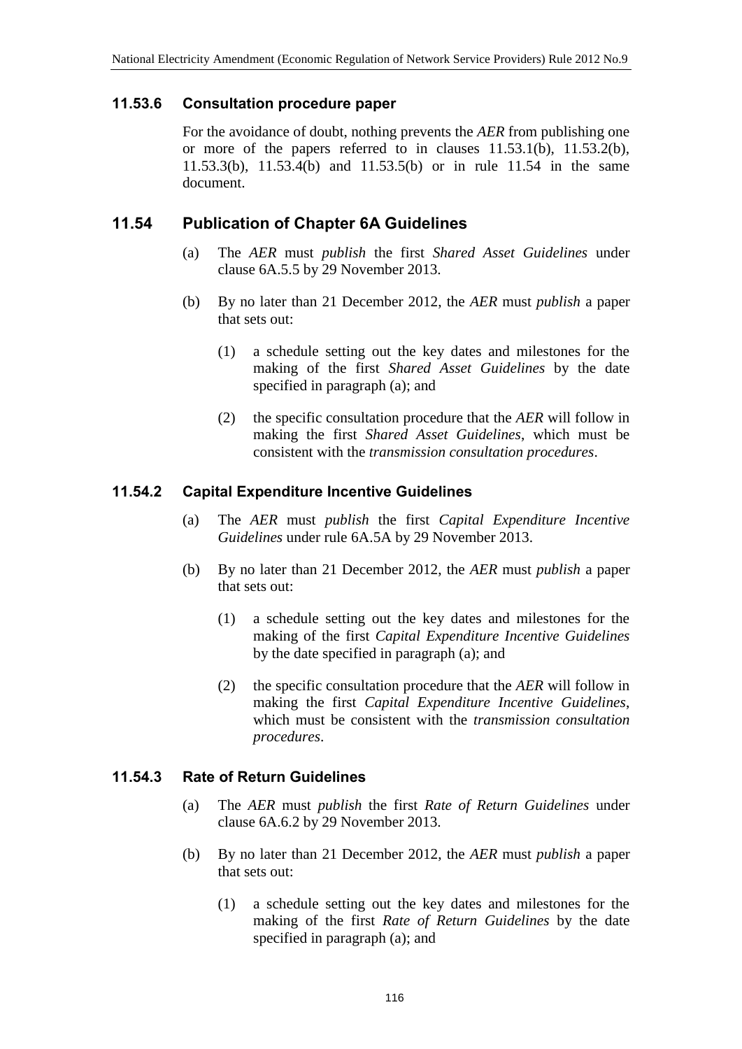### 11.53.6 Consultation procedure paper

For the avoidance of doubt, nothing prevents the *AER* from publishing one or more of the papers referred to in clauses 11.53.1(b), 11.53.2(b), 11.53.3(b), 11.53.4(b) and 11.53.5(b) or in rule 11.54 in the same document.

## 11.54 Publication of Chapter 6A Guidelines

(a) The *AER* must *publish* the first *Shared Asset Guidelines* under clause 6A.5.5 by 29 November 2013.

(b) By no later than 21 December 2012, the *AER* must *publish* a paper that sets out:

  (1) a schedule setting out the key dates and milestones for the making of the first *Shared Asset Guidelines* by the date specified in paragraph (a); and

  (2) the specific consultation procedure that the *AER* will follow in making the first *Shared Asset Guidelines*, which must be consistent with the *transmission consultation procedures*.

### 11.54.2 Capital Expenditure Incentive Guidelines

(a) The *AER* must *publish* the first *Capital Expenditure Incentive Guidelines* under rule 6A.5A by 29 November 2013.

(b) By no later than 21 December 2012, the *AER* must *publish* a paper that sets out:

  (1) a schedule setting out the key dates and milestones for the making of the first *Capital Expenditure Incentive Guidelines* by the date specified in paragraph (a); and

  (2) the specific consultation procedure that the *AER* will follow in making the first *Capital Expenditure Incentive Guidelines*, which must be consistent with the *transmission consultation procedures*.

### 11.54.3 Rate of Return Guidelines

(a) The *AER* must *publish* the first *Rate of Return Guidelines* under clause 6A.6.2 by 29 November 2013.

(b) By no later than 21 December 2012, the *AER* must *publish* a paper that sets out:

  (1) a schedule setting out the key dates and milestones for the making of the first *Rate of Return Guidelines* by the date specified in paragraph (a); and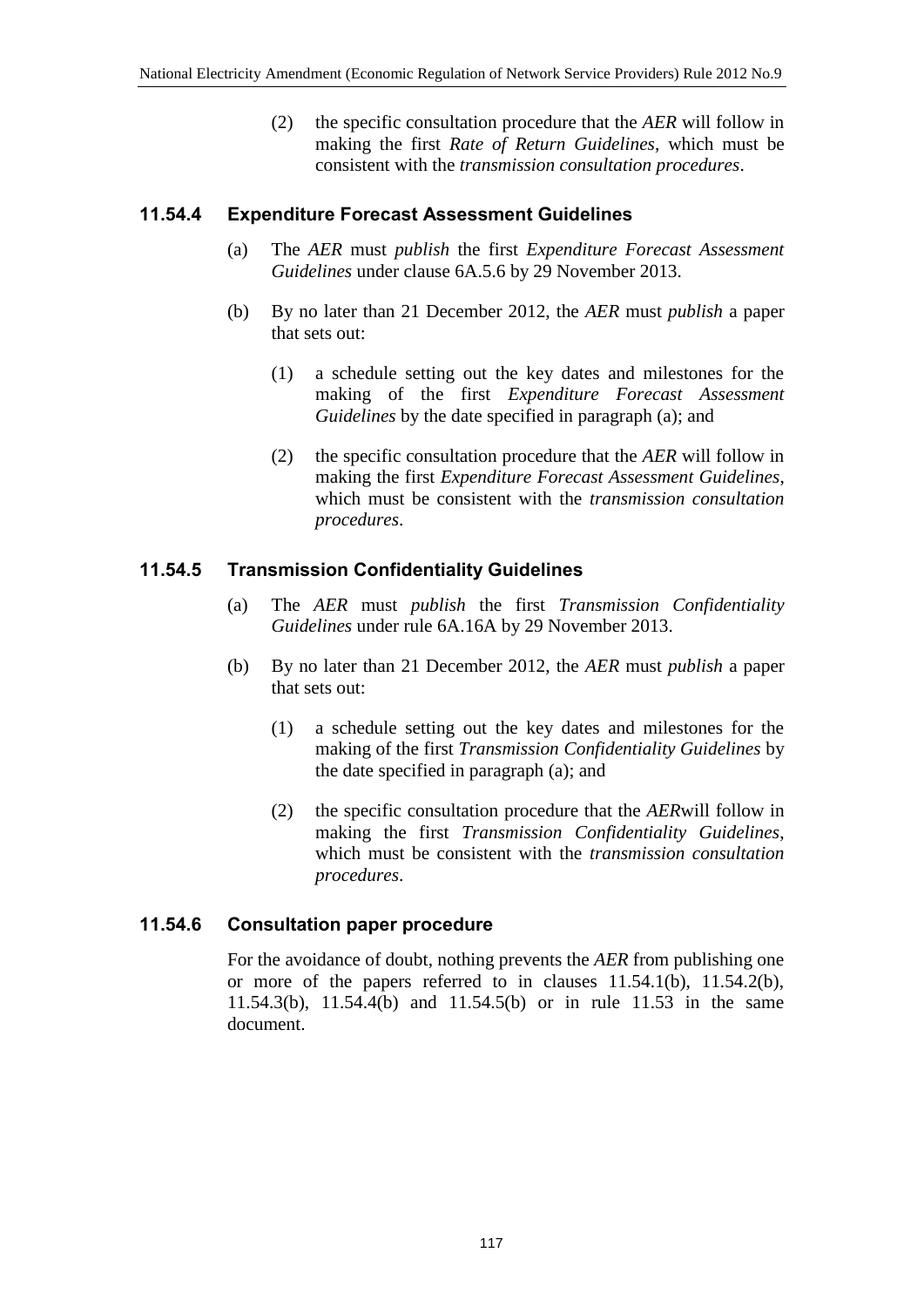(2) the specific consultation procedure that the *AER* will follow in making the first *Rate of Return Guidelines*, which must be consistent with the *transmission consultation procedures*.

### 11.54.4 Expenditure Forecast Assessment Guidelines

(a) The *AER* must *publish* the first *Expenditure Forecast Assessment Guidelines* under clause 6A.5.6 by 29 November 2013.

(b) By no later than 21 December 2012, the *AER* must *publish* a paper that sets out:

(1) a schedule setting out the key dates and milestones for the making of the first *Expenditure Forecast Assessment Guidelines* by the date specified in paragraph (a); and

(2) the specific consultation procedure that the *AER* will follow in making the first *Expenditure Forecast Assessment Guidelines*, which must be consistent with the *transmission consultation procedures*.

### 11.54.5 Transmission Confidentiality Guidelines

(a) The *AER* must *publish* the first *Transmission Confidentiality Guidelines* under rule 6A.16A by 29 November 2013.

(b) By no later than 21 December 2012, the *AER* must *publish* a paper that sets out:

(1) a schedule setting out the key dates and milestones for the making of the first *Transmission Confidentiality Guidelines* by the date specified in paragraph (a); and

(2) the specific consultation procedure that the *AER*will follow in making the first *Transmission Confidentiality Guidelines*, which must be consistent with the *transmission consultation procedures*.

### 11.54.6 Consultation paper procedure

For the avoidance of doubt, nothing prevents the *AER* from publishing one or more of the papers referred to in clauses 11.54.1(b), 11.54.2(b), 11.54.3(b), 11.54.4(b) and 11.54.5(b) or in rule 11.53 in the same document.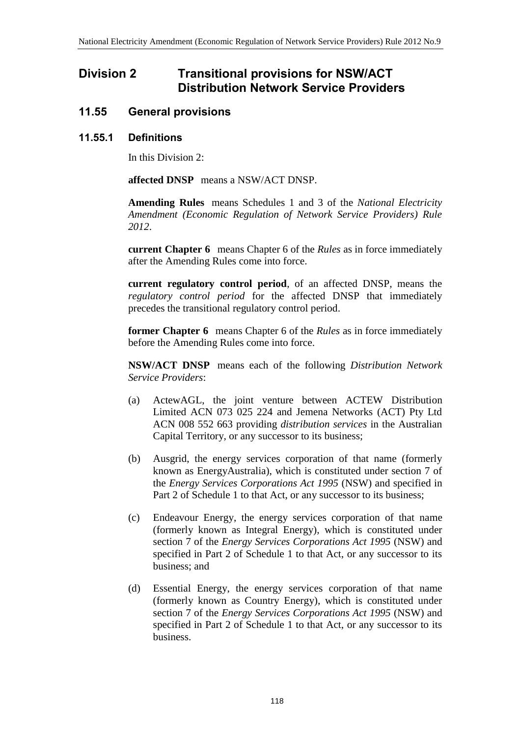# Division 2 Transitional provisions for NSW/ACT Distribution Network Service Providers

## 11.55 General provisions

### 11.55.1 Definitions

In this Division 2:

**affected DNSP** means a NSW/ACT DNSP.

**Amending Rules** means Schedules 1 and 3 of the *National Electricity Amendment (Economic Regulation of Network Service Providers) Rule 2012*.

**current Chapter 6** means Chapter 6 of the *Rules* as in force immediately after the Amending Rules come into force.

**current regulatory control period**, of an affected DNSP, means the *regulatory control period* for the affected DNSP that immediately precedes the transitional regulatory control period.

**former Chapter 6** means Chapter 6 of the *Rules* as in force immediately before the Amending Rules come into force.

**NSW/ACT DNSP** means each of the following *Distribution Network Service Providers*:

(a) ActewAGL, the joint venture between ACTEW Distribution Limited ACN 073 025 224 and Jemena Networks (ACT) Pty Ltd ACN 008 552 663 providing *distribution services* in the Australian Capital Territory, or any successor to its business;

(b) Ausgrid, the energy services corporation of that name (formerly known as EnergyAustralia), which is constituted under section 7 of the *Energy Services Corporations Act 1995* (NSW) and specified in Part 2 of Schedule 1 to that Act, or any successor to its business;

(c) Endeavour Energy, the energy services corporation of that name (formerly known as Integral Energy), which is constituted under section 7 of the *Energy Services Corporations Act 1995* (NSW) and specified in Part 2 of Schedule 1 to that Act, or any successor to its business; and

(d) Essential Energy, the energy services corporation of that name (formerly known as Country Energy), which is constituted under section 7 of the *Energy Services Corporations Act 1995* (NSW) and specified in Part 2 of Schedule 1 to that Act, or any successor to its business.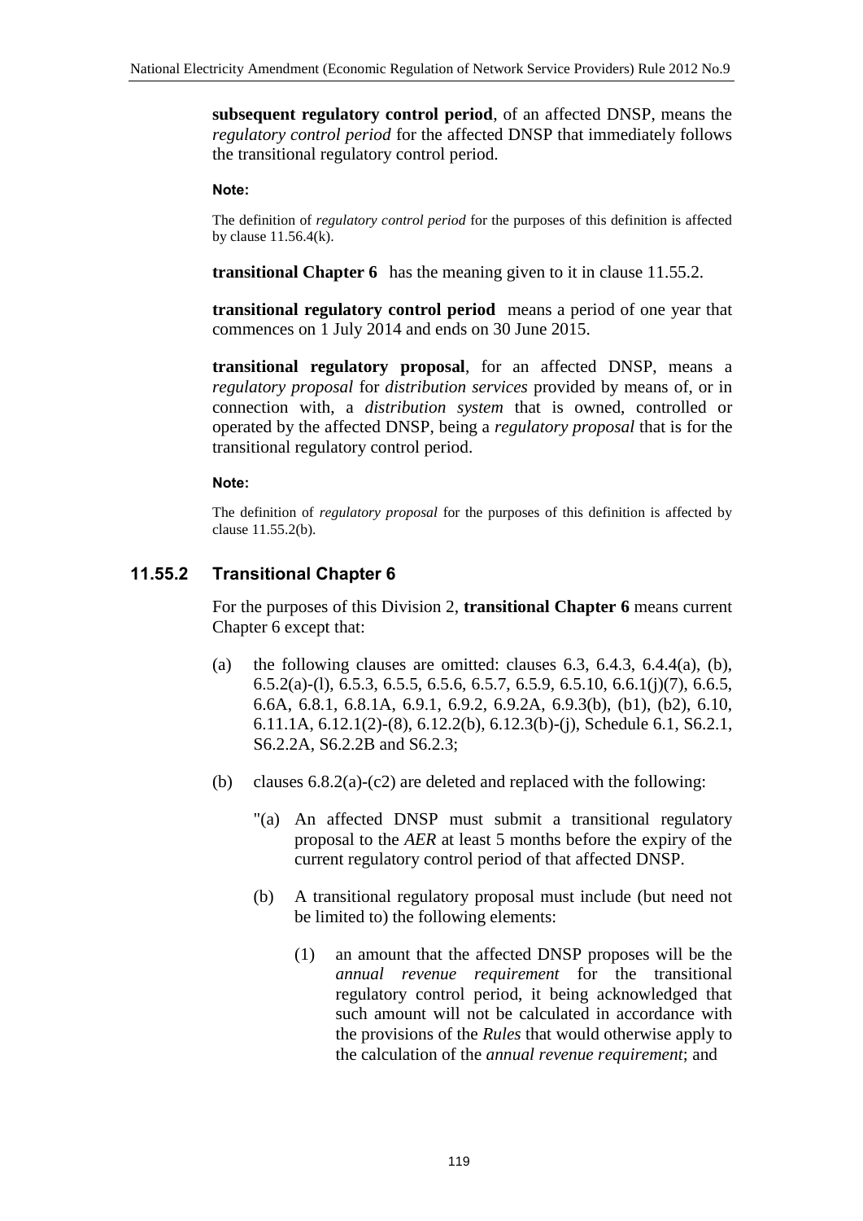**subsequent regulatory control period**, of an affected DNSP, means the *regulatory control period* for the affected DNSP that immediately follows the transitional regulatory control period.

**Note:**

The definition of *regulatory control period* for the purposes of this definition is affected by clause 11.56.4(k).

**transitional Chapter 6** has the meaning given to it in clause 11.55.2.

**transitional regulatory control period** means a period of one year that commences on 1 July 2014 and ends on 30 June 2015.

**transitional regulatory proposal**, for an affected DNSP, means a *regulatory proposal* for *distribution services* provided by means of, or in connection with, a *distribution system* that is owned, controlled or operated by the affected DNSP, being a *regulatory proposal* that is for the transitional regulatory control period.

**Note:**

The definition of *regulatory proposal* for the purposes of this definition is affected by clause 11.55.2(b).

### 11.55.2 Transitional Chapter 6

For the purposes of this Division 2, **transitional Chapter 6** means current Chapter 6 except that:

(a) the following clauses are omitted: clauses 6.3, 6.4.3, 6.4.4(a), (b), 6.5.2(a)-(l), 6.5.3, 6.5.5, 6.5.6, 6.5.7, 6.5.9, 6.5.10, 6.6.1(j)(7), 6.6.5, 6.6A, 6.8.1, 6.8.1A, 6.9.1, 6.9.2, 6.9.2A, 6.9.3(b), (b1), (b2), 6.10, 6.11.1A, 6.12.1(2)-(8), 6.12.2(b), 6.12.3(b)-(j), Schedule 6.1, S6.2.1, S6.2.2A, S6.2.2B and S6.2.3;

(b) clauses 6.8.2(a)-(c2) are deleted and replaced with the following:

"(a) An affected DNSP must submit a transitional regulatory proposal to the *AER* at least 5 months before the expiry of the current regulatory control period of that affected DNSP.

(b) A transitional regulatory proposal must include (but need not be limited to) the following elements:

(1) an amount that the affected DNSP proposes will be the *annual revenue requirement* for the transitional regulatory control period, it being acknowledged that such amount will not be calculated in accordance with the provisions of the *Rules* that would otherwise apply to the calculation of the *annual revenue requirement*; and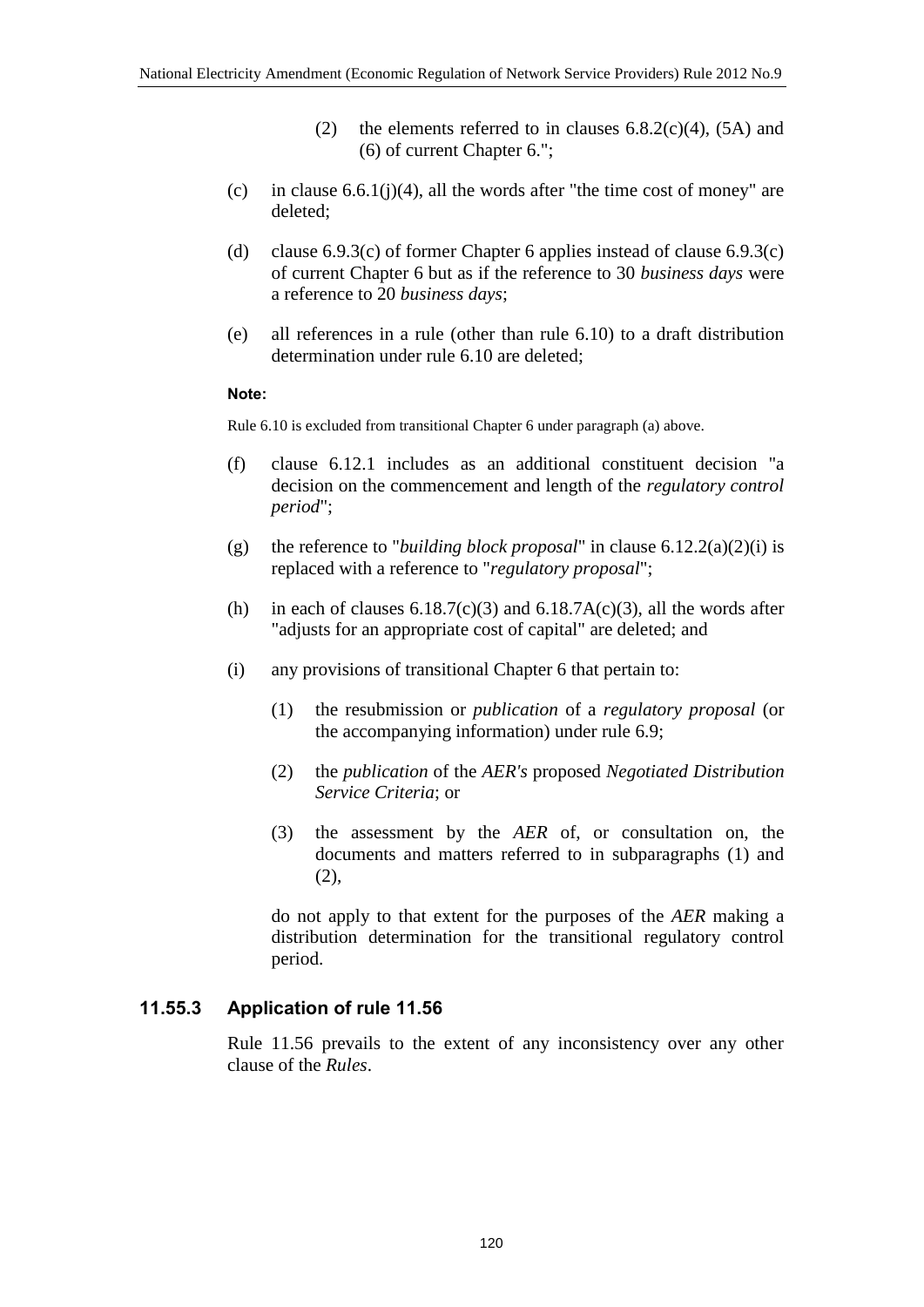(2) the elements referred to in clauses 6.8.2(c)(4), (5A) and (6) of current Chapter 6.";

(c) in clause 6.6.1(j)(4), all the words after "the time cost of money" are deleted;

(d) clause 6.9.3(c) of former Chapter 6 applies instead of clause 6.9.3(c) of current Chapter 6 but as if the reference to 30 *business days* were a reference to 20 *business days*;

(e) all references in a rule (other than rule 6.10) to a draft distribution determination under rule 6.10 are deleted;

**Note:**

Rule 6.10 is excluded from transitional Chapter 6 under paragraph (a) above.

(f) clause 6.12.1 includes as an additional constituent decision "a decision on the commencement and length of the *regulatory control period*";

(g) the reference to "*building block proposal*" in clause 6.12.2(a)(2)(i) is replaced with a reference to "*regulatory proposal*";

(h) in each of clauses 6.18.7(c)(3) and 6.18.7A(c)(3), all the words after "adjusts for an appropriate cost of capital" are deleted; and

(i) any provisions of transitional Chapter 6 that pertain to:

(1) the resubmission or *publication* of a *regulatory proposal* (or the accompanying information) under rule 6.9;

(2) the *publication* of the *AER's* proposed *Negotiated Distribution Service Criteria*; or

(3) the assessment by the *AER* of, or consultation on, the documents and matters referred to in subparagraphs (1) and (2),

do not apply to that extent for the purposes of the *AER* making a distribution determination for the transitional regulatory control period.

### 11.55.3 Application of rule 11.56

Rule 11.56 prevails to the extent of any inconsistency over any other clause of the *Rules*.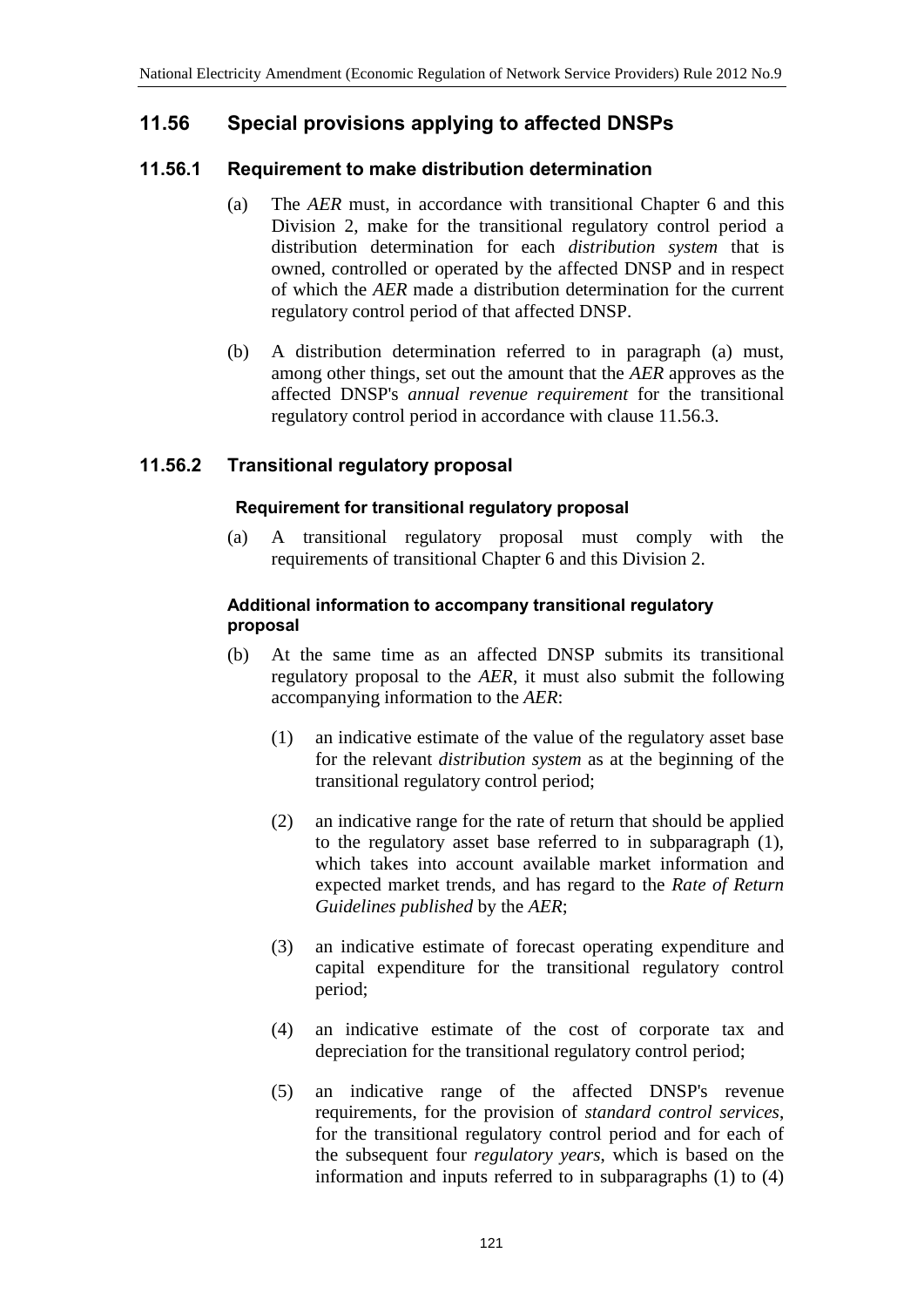## 11.56 Special provisions applying to affected DNSPs

### 11.56.1 Requirement to make distribution determination

(a) The *AER* must, in accordance with transitional Chapter 6 and this Division 2, make for the transitional regulatory control period a distribution determination for each *distribution system* that is owned, controlled or operated by the affected DNSP and in respect of which the *AER* made a distribution determination for the current regulatory control period of that affected DNSP.

(b) A distribution determination referred to in paragraph (a) must, among other things, set out the amount that the *AER* approves as the affected DNSP's *annual revenue requirement* for the transitional regulatory control period in accordance with clause 11.56.3.

### 11.56.2 Transitional regulatory proposal

#### Requirement for transitional regulatory proposal

(a) A transitional regulatory proposal must comply with the requirements of transitional Chapter 6 and this Division 2.

#### Additional information to accompany transitional regulatory proposal

(b) At the same time as an affected DNSP submits its transitional regulatory proposal to the *AER*, it must also submit the following accompanying information to the *AER*:

(1) an indicative estimate of the value of the regulatory asset base for the relevant *distribution system* as at the beginning of the transitional regulatory control period;

(2) an indicative range for the rate of return that should be applied to the regulatory asset base referred to in subparagraph (1), which takes into account available market information and expected market trends, and has regard to the *Rate of Return Guidelines published* by the *AER*;

(3) an indicative estimate of forecast operating expenditure and capital expenditure for the transitional regulatory control period;

(4) an indicative estimate of the cost of corporate tax and depreciation for the transitional regulatory control period;

(5) an indicative range of the affected DNSP's revenue requirements, for the provision of *standard control services*, for the transitional regulatory control period and for each of the subsequent four *regulatory years*, which is based on the information and inputs referred to in subparagraphs (1) to (4)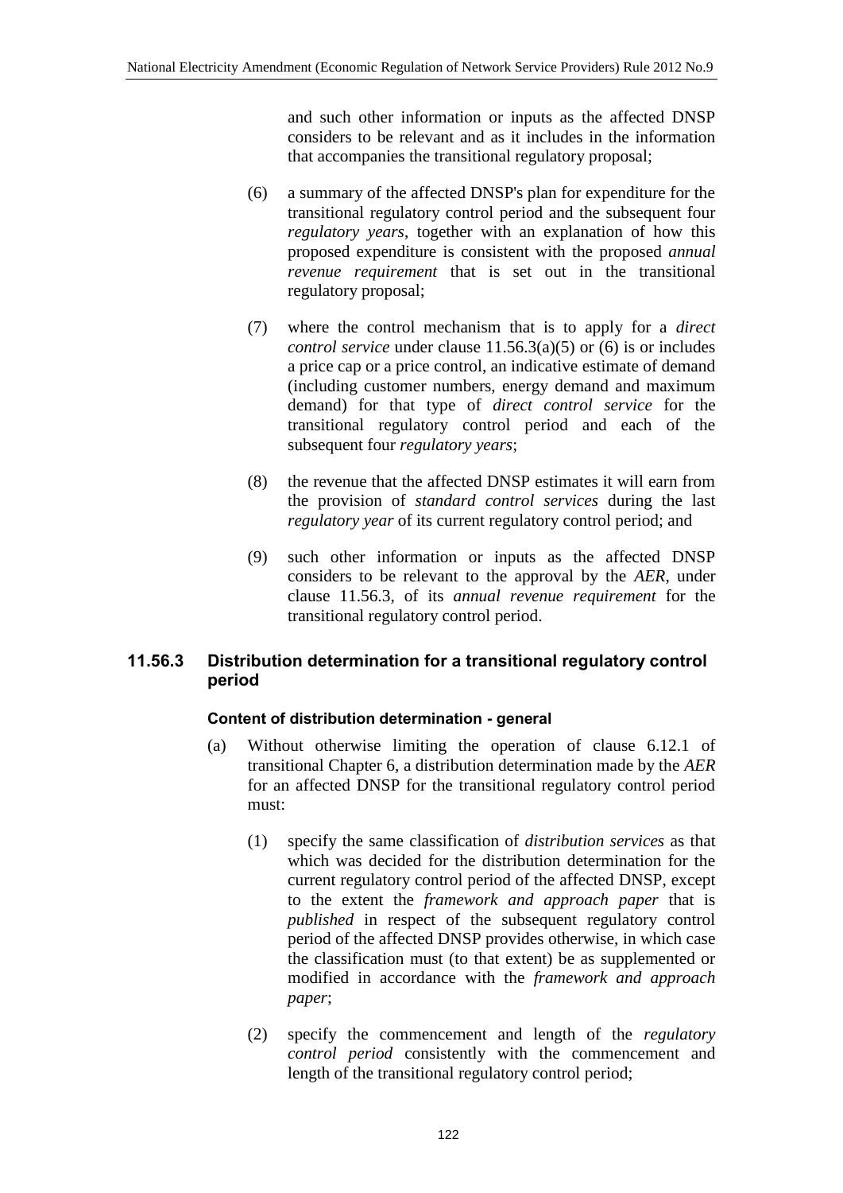and such other information or inputs as the affected DNSP considers to be relevant and as it includes in the information that accompanies the transitional regulatory proposal;

(6) a summary of the affected DNSP's plan for expenditure for the transitional regulatory control period and the subsequent four *regulatory years*, together with an explanation of how this proposed expenditure is consistent with the proposed *annual revenue requirement* that is set out in the transitional regulatory proposal;

(7) where the control mechanism that is to apply for a *direct control service* under clause 11.56.3(a)(5) or (6) is or includes a price cap or a price control, an indicative estimate of demand (including customer numbers, energy demand and maximum demand) for that type of *direct control service* for the transitional regulatory control period and each of the subsequent four *regulatory years*;

(8) the revenue that the affected DNSP estimates it will earn from the provision of *standard control services* during the last *regulatory year* of its current regulatory control period; and

(9) such other information or inputs as the affected DNSP considers to be relevant to the approval by the *AER*, under clause 11.56.3, of its *annual revenue requirement* for the transitional regulatory control period.

### 11.56.3 Distribution determination for a transitional regulatory control period

**Content of distribution determination - general**

(a) Without otherwise limiting the operation of clause 6.12.1 of transitional Chapter 6, a distribution determination made by the *AER* for an affected DNSP for the transitional regulatory control period must:

(1) specify the same classification of *distribution services* as that which was decided for the distribution determination for the current regulatory control period of the affected DNSP, except to the extent the *framework and approach paper* that is *published* in respect of the subsequent regulatory control period of the affected DNSP provides otherwise, in which case the classification must (to that extent) be as supplemented or modified in accordance with the *framework and approach paper*;

(2) specify the commencement and length of the *regulatory control period* consistently with the commencement and length of the transitional regulatory control period;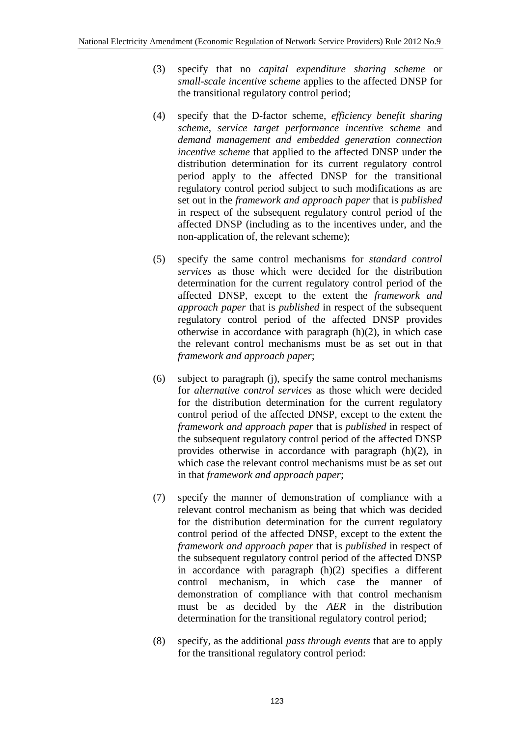(3) specify that no *capital expenditure sharing scheme* or *small-scale incentive scheme* applies to the affected DNSP for the transitional regulatory control period;

(4) specify that the D-factor scheme, *efficiency benefit sharing scheme*, *service target performance incentive scheme* and *demand management and embedded generation connection incentive scheme* that applied to the affected DNSP under the distribution determination for its current regulatory control period apply to the affected DNSP for the transitional regulatory control period subject to such modifications as are set out in the *framework and approach paper* that is *published* in respect of the subsequent regulatory control period of the affected DNSP (including as to the incentives under, and the non-application of, the relevant scheme);

(5) specify the same control mechanisms for *standard control services* as those which were decided for the distribution determination for the current regulatory control period of the affected DNSP, except to the extent the *framework and approach paper* that is *published* in respect of the subsequent regulatory control period of the affected DNSP provides otherwise in accordance with paragraph (h)(2), in which case the relevant control mechanisms must be as set out in that *framework and approach paper*;

(6) subject to paragraph (j), specify the same control mechanisms for *alternative control services* as those which were decided for the distribution determination for the current regulatory control period of the affected DNSP, except to the extent the *framework and approach paper* that is *published* in respect of the subsequent regulatory control period of the affected DNSP provides otherwise in accordance with paragraph (h)(2), in which case the relevant control mechanisms must be as set out in that *framework and approach paper*;

(7) specify the manner of demonstration of compliance with a relevant control mechanism as being that which was decided for the distribution determination for the current regulatory control period of the affected DNSP, except to the extent the *framework and approach paper* that is *published* in respect of the subsequent regulatory control period of the affected DNSP in accordance with paragraph (h)(2) specifies a different control mechanism, in which case the manner of demonstration of compliance with that control mechanism must be as decided by the *AER* in the distribution determination for the transitional regulatory control period;

(8) specify, as the additional *pass through events* that are to apply for the transitional regulatory control period: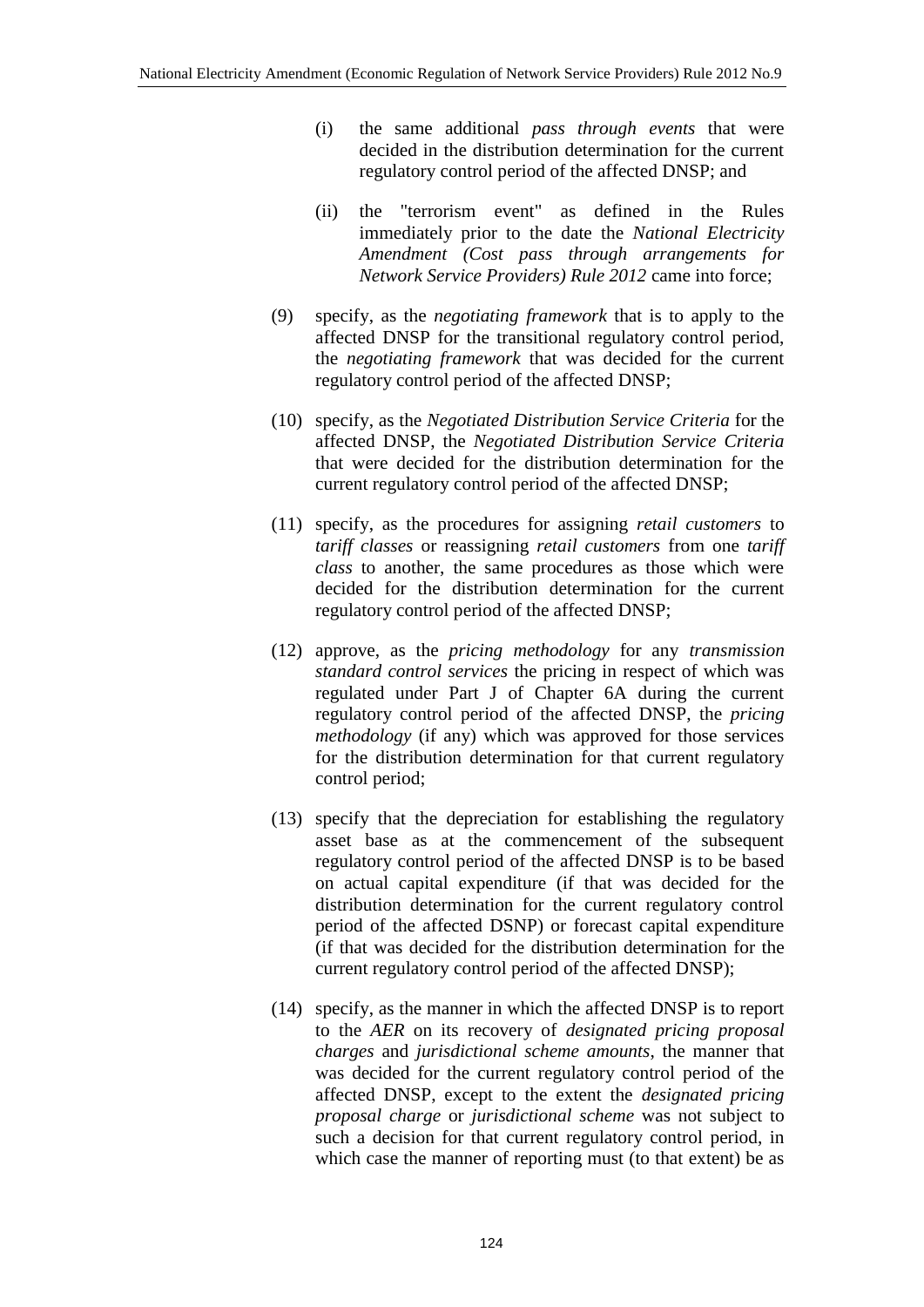(i) the same additional *pass through events* that were decided in the distribution determination for the current regulatory control period of the affected DNSP; and

(ii) the "terrorism event" as defined in the Rules immediately prior to the date the *National Electricity Amendment (Cost pass through arrangements for Network Service Providers) Rule 2012* came into force;

(9) specify, as the *negotiating framework* that is to apply to the affected DNSP for the transitional regulatory control period, the *negotiating framework* that was decided for the current regulatory control period of the affected DNSP;

(10) specify, as the *Negotiated Distribution Service Criteria* for the affected DNSP, the *Negotiated Distribution Service Criteria* that were decided for the distribution determination for the current regulatory control period of the affected DNSP;

(11) specify, as the procedures for assigning *retail customers* to *tariff classes* or reassigning *retail customers* from one *tariff class* to another, the same procedures as those which were decided for the distribution determination for the current regulatory control period of the affected DNSP;

(12) approve, as the *pricing methodology* for any *transmission standard control services* the pricing in respect of which was regulated under Part J of Chapter 6A during the current regulatory control period of the affected DNSP, the *pricing methodology* (if any) which was approved for those services for the distribution determination for that current regulatory control period;

(13) specify that the depreciation for establishing the regulatory asset base as at the commencement of the subsequent regulatory control period of the affected DNSP is to be based on actual capital expenditure (if that was decided for the distribution determination for the current regulatory control period of the affected DSNP) or forecast capital expenditure (if that was decided for the distribution determination for the current regulatory control period of the affected DNSP);

(14) specify, as the manner in which the affected DNSP is to report to the *AER* on its recovery of *designated pricing proposal charges* and *jurisdictional scheme amounts*, the manner that was decided for the current regulatory control period of the affected DNSP, except to the extent the *designated pricing proposal charge* or *jurisdictional scheme* was not subject to such a decision for that current regulatory control period, in which case the manner of reporting must (to that extent) be as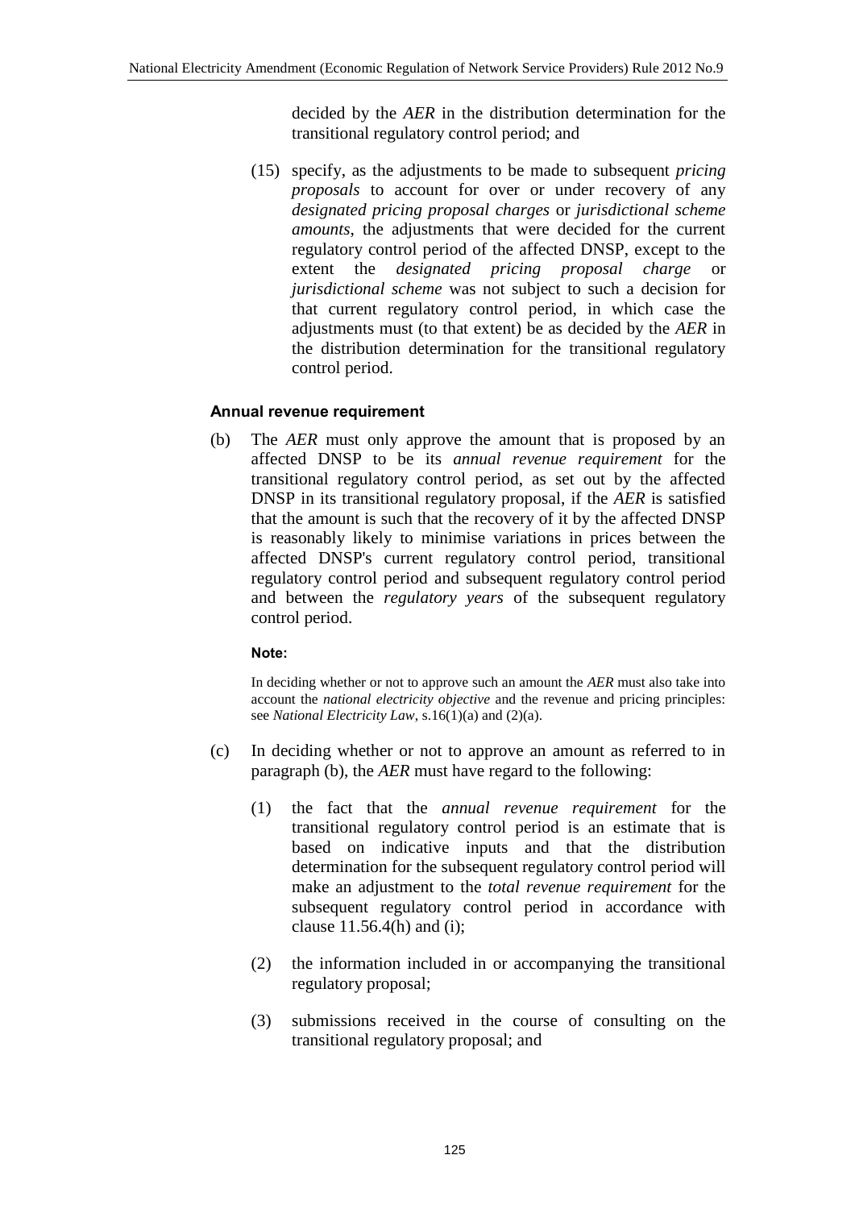decided by the *AER* in the distribution determination for the transitional regulatory control period; and

(15) specify, as the adjustments to be made to subsequent *pricing proposals* to account for over or under recovery of any *designated pricing proposal charges* or *jurisdictional scheme amounts*, the adjustments that were decided for the current regulatory control period of the affected DNSP, except to the extent the *designated pricing proposal charge* or *jurisdictional scheme* was not subject to such a decision for that current regulatory control period, in which case the adjustments must (to that extent) be as decided by the *AER* in the distribution determination for the transitional regulatory control period.

#### Annual revenue requirement

(b) The *AER* must only approve the amount that is proposed by an affected DNSP to be its *annual revenue requirement* for the transitional regulatory control period, as set out by the affected DNSP in its transitional regulatory proposal, if the *AER* is satisfied that the amount is such that the recovery of it by the affected DNSP is reasonably likely to minimise variations in prices between the affected DNSP's current regulatory control period, transitional regulatory control period and subsequent regulatory control period and between the *regulatory years* of the subsequent regulatory control period.

**Note:**

In deciding whether or not to approve such an amount the *AER* must also take into account the *national electricity objective* and the revenue and pricing principles: see *National Electricity Law*, s.16(1)(a) and (2)(a).

(c) In deciding whether or not to approve an amount as referred to in paragraph (b), the *AER* must have regard to the following:

(1) the fact that the *annual revenue requirement* for the transitional regulatory control period is an estimate that is based on indicative inputs and that the distribution determination for the subsequent regulatory control period will make an adjustment to the *total revenue requirement* for the subsequent regulatory control period in accordance with clause 11.56.4(h) and (i);

(2) the information included in or accompanying the transitional regulatory proposal;

(3) submissions received in the course of consulting on the transitional regulatory proposal; and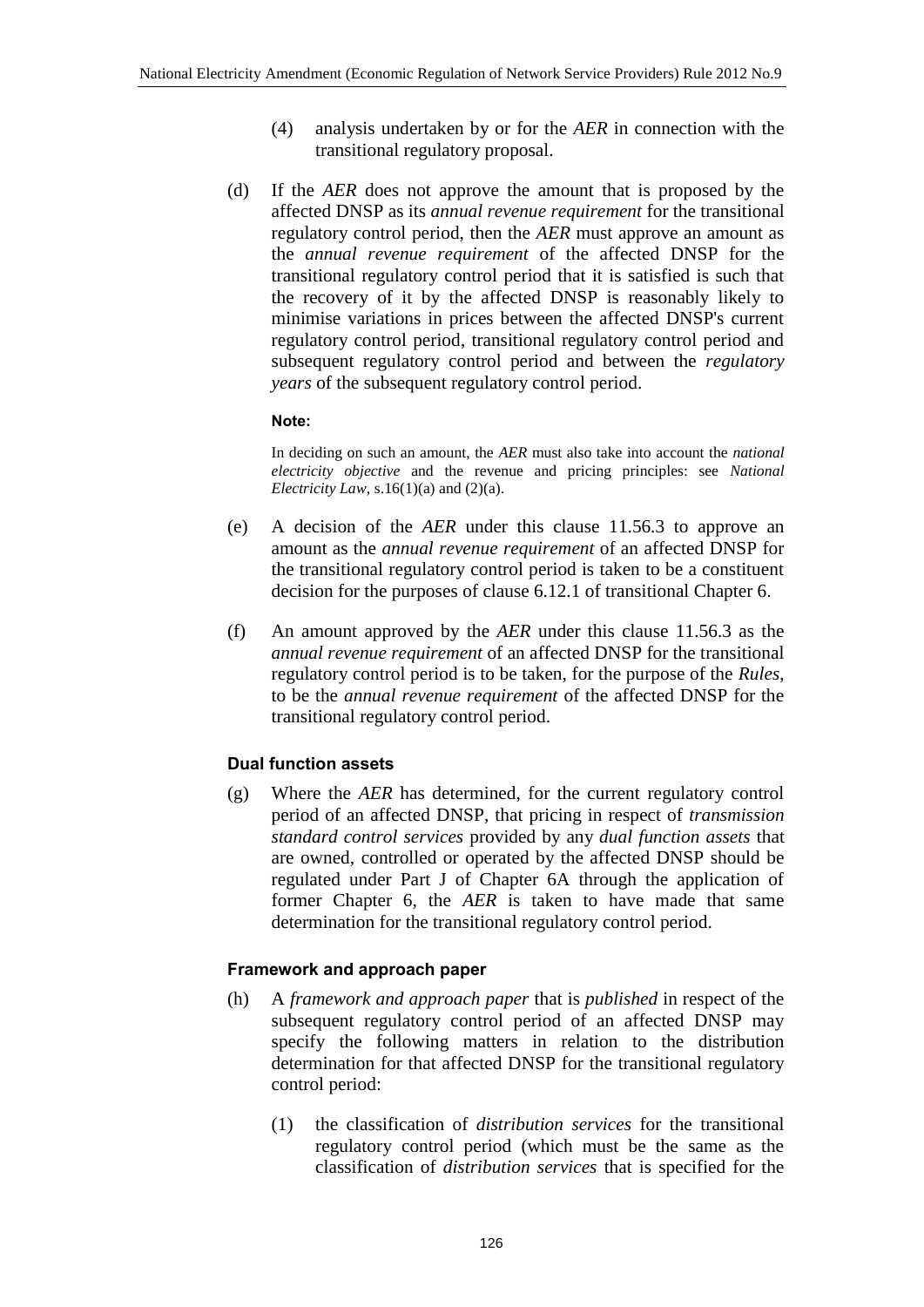(4) analysis undertaken by or for the *AER* in connection with the transitional regulatory proposal.

(d) If the *AER* does not approve the amount that is proposed by the affected DNSP as its *annual revenue requirement* for the transitional regulatory control period, then the *AER* must approve an amount as the *annual revenue requirement* of the affected DNSP for the transitional regulatory control period that it is satisfied is such that the recovery of it by the affected DNSP is reasonably likely to minimise variations in prices between the affected DNSP's current regulatory control period, transitional regulatory control period and subsequent regulatory control period and between the *regulatory years* of the subsequent regulatory control period.

**Note:**

In deciding on such an amount, the *AER* must also take into account the *national electricity objective* and the revenue and pricing principles: see *National Electricity Law*, s.16(1)(a) and (2)(a).

(e) A decision of the *AER* under this clause 11.56.3 to approve an amount as the *annual revenue requirement* of an affected DNSP for the transitional regulatory control period is taken to be a constituent decision for the purposes of clause 6.12.1 of transitional Chapter 6.

(f) An amount approved by the *AER* under this clause 11.56.3 as the *annual revenue requirement* of an affected DNSP for the transitional regulatory control period is to be taken, for the purpose of the *Rules*, to be the *annual revenue requirement* of the affected DNSP for the transitional regulatory control period.

### Dual function assets

(g) Where the *AER* has determined, for the current regulatory control period of an affected DNSP, that pricing in respect of *transmission standard control services* provided by any *dual function assets* that are owned, controlled or operated by the affected DNSP should be regulated under Part J of Chapter 6A through the application of former Chapter 6, the *AER* is taken to have made that same determination for the transitional regulatory control period.

### Framework and approach paper

(h) A *framework and approach paper* that is *published* in respect of the subsequent regulatory control period of an affected DNSP may specify the following matters in relation to the distribution determination for that affected DNSP for the transitional regulatory control period:

(1) the classification of *distribution services* for the transitional regulatory control period (which must be the same as the classification of *distribution services* that is specified for the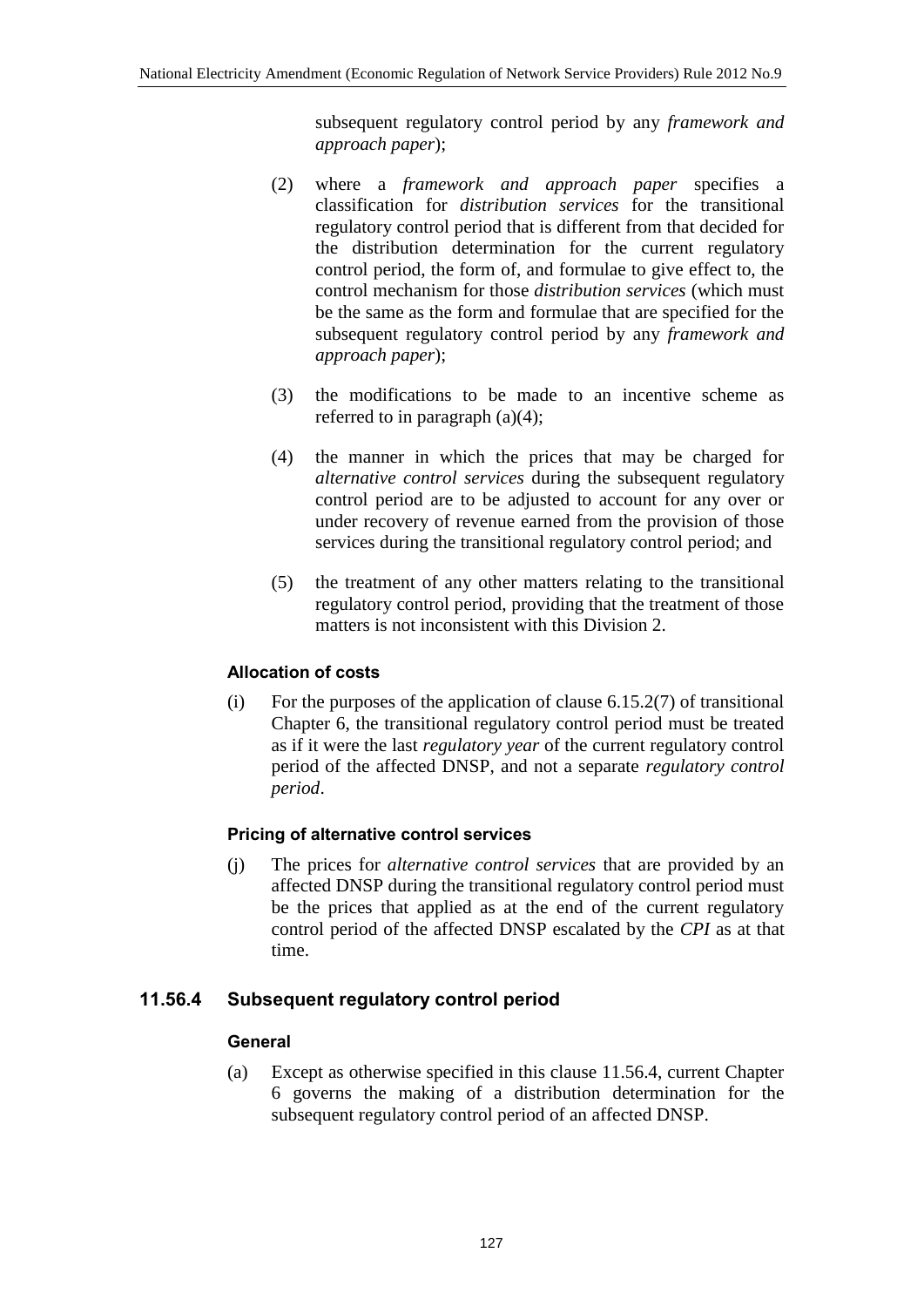subsequent regulatory control period by any *framework and approach paper*);

(2) where a *framework and approach paper* specifies a classification for *distribution services* for the transitional regulatory control period that is different from that decided for the distribution determination for the current regulatory control period, the form of, and formulae to give effect to, the control mechanism for those *distribution services* (which must be the same as the form and formulae that are specified for the subsequent regulatory control period by any *framework and approach paper*);

(3) the modifications to be made to an incentive scheme as referred to in paragraph (a)(4);

(4) the manner in which the prices that may be charged for *alternative control services* during the subsequent regulatory control period are to be adjusted to account for any over or under recovery of revenue earned from the provision of those services during the transitional regulatory control period; and

(5) the treatment of any other matters relating to the transitional regulatory control period, providing that the treatment of those matters is not inconsistent with this Division 2.

#### Allocation of costs

(i) For the purposes of the application of clause 6.15.2(7) of transitional Chapter 6, the transitional regulatory control period must be treated as if it were the last *regulatory year* of the current regulatory control period of the affected DNSP, and not a separate *regulatory control period*.

#### Pricing of alternative control services

(j) The prices for *alternative control services* that are provided by an affected DNSP during the transitional regulatory control period must be the prices that applied as at the end of the current regulatory control period of the affected DNSP escalated by the *CPI* as at that time.

### 11.56.4 Subsequent regulatory control period

#### General

(a) Except as otherwise specified in this clause 11.56.4, current Chapter 6 governs the making of a distribution determination for the subsequent regulatory control period of an affected DNSP.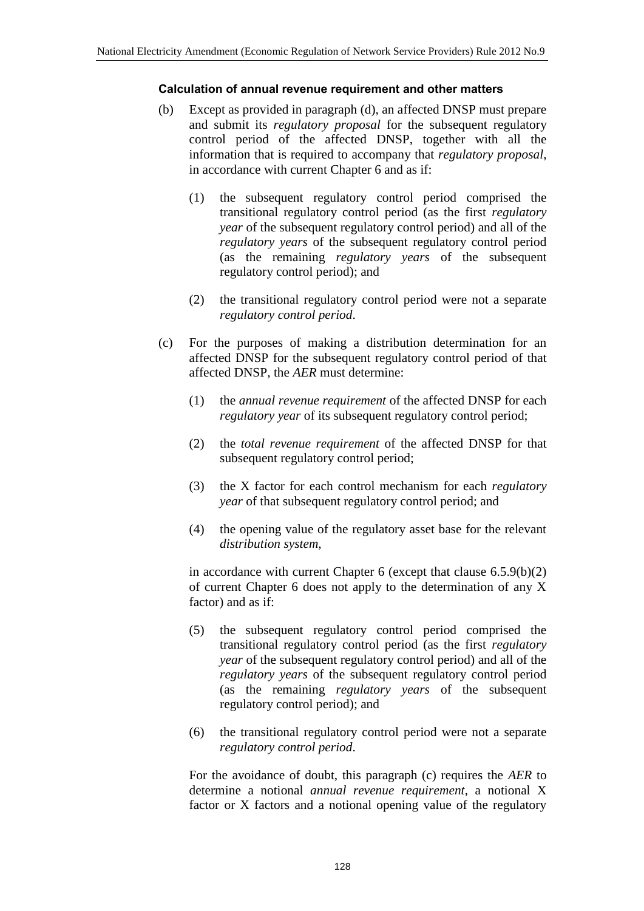**Calculation of annual revenue requirement and other matters**

(b) Except as provided in paragraph (d), an affected DNSP must prepare and submit its *regulatory proposal* for the subsequent regulatory control period of the affected DNSP, together with all the information that is required to accompany that *regulatory proposal*, in accordance with current Chapter 6 and as if:

(1) the subsequent regulatory control period comprised the transitional regulatory control period (as the first *regulatory year* of the subsequent regulatory control period) and all of the *regulatory years* of the subsequent regulatory control period (as the remaining *regulatory years* of the subsequent regulatory control period); and

(2) the transitional regulatory control period were not a separate *regulatory control period*.

(c) For the purposes of making a distribution determination for an affected DNSP for the subsequent regulatory control period of that affected DNSP, the *AER* must determine:

(1) the *annual revenue requirement* of the affected DNSP for each *regulatory year* of its subsequent regulatory control period;

(2) the *total revenue requirement* of the affected DNSP for that subsequent regulatory control period;

(3) the X factor for each control mechanism for each *regulatory year* of that subsequent regulatory control period; and

(4) the opening value of the regulatory asset base for the relevant *distribution system*,

in accordance with current Chapter 6 (except that clause 6.5.9(b)(2) of current Chapter 6 does not apply to the determination of any X factor) and as if:

(5) the subsequent regulatory control period comprised the transitional regulatory control period (as the first *regulatory year* of the subsequent regulatory control period) and all of the *regulatory years* of the subsequent regulatory control period (as the remaining *regulatory years* of the subsequent regulatory control period); and

(6) the transitional regulatory control period were not a separate *regulatory control period*.

For the avoidance of doubt, this paragraph (c) requires the *AER* to determine a notional *annual revenue requirement*, a notional X factor or X factors and a notional opening value of the regulatory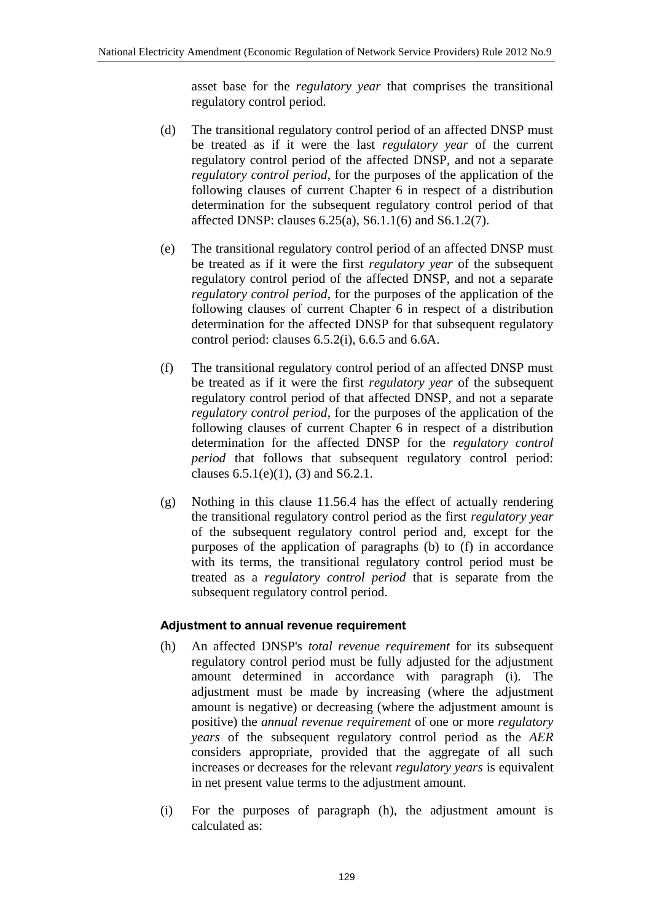asset base for the *regulatory year* that comprises the transitional regulatory control period.

(d) The transitional regulatory control period of an affected DNSP must be treated as if it were the last *regulatory year* of the current regulatory control period of the affected DNSP, and not a separate *regulatory control period*, for the purposes of the application of the following clauses of current Chapter 6 in respect of a distribution determination for the subsequent regulatory control period of that affected DNSP: clauses 6.25(a), S6.1.1(6) and S6.1.2(7).

(e) The transitional regulatory control period of an affected DNSP must be treated as if it were the first *regulatory year* of the subsequent regulatory control period of the affected DNSP, and not a separate *regulatory control period*, for the purposes of the application of the following clauses of current Chapter 6 in respect of a distribution determination for the affected DNSP for that subsequent regulatory control period: clauses 6.5.2(i), 6.6.5 and 6.6A.

(f) The transitional regulatory control period of an affected DNSP must be treated as if it were the first *regulatory year* of the subsequent regulatory control period of that affected DNSP, and not a separate *regulatory control period*, for the purposes of the application of the following clauses of current Chapter 6 in respect of a distribution determination for the affected DNSP for the *regulatory control period* that follows that subsequent regulatory control period: clauses 6.5.1(e)(1), (3) and S6.2.1.

(g) Nothing in this clause 11.56.4 has the effect of actually rendering the transitional regulatory control period as the first *regulatory year* of the subsequent regulatory control period and, except for the purposes of the application of paragraphs (b) to (f) in accordance with its terms, the transitional regulatory control period must be treated as a *regulatory control period* that is separate from the subsequent regulatory control period.

#### Adjustment to annual revenue requirement

(h) An affected DNSP's *total revenue requirement* for its subsequent regulatory control period must be fully adjusted for the adjustment amount determined in accordance with paragraph (i). The adjustment must be made by increasing (where the adjustment amount is negative) or decreasing (where the adjustment amount is positive) the *annual revenue requirement* of one or more *regulatory years* of the subsequent regulatory control period as the *AER* considers appropriate, provided that the aggregate of all such increases or decreases for the relevant *regulatory years* is equivalent in net present value terms to the adjustment amount.

(i) For the purposes of paragraph (h), the adjustment amount is calculated as: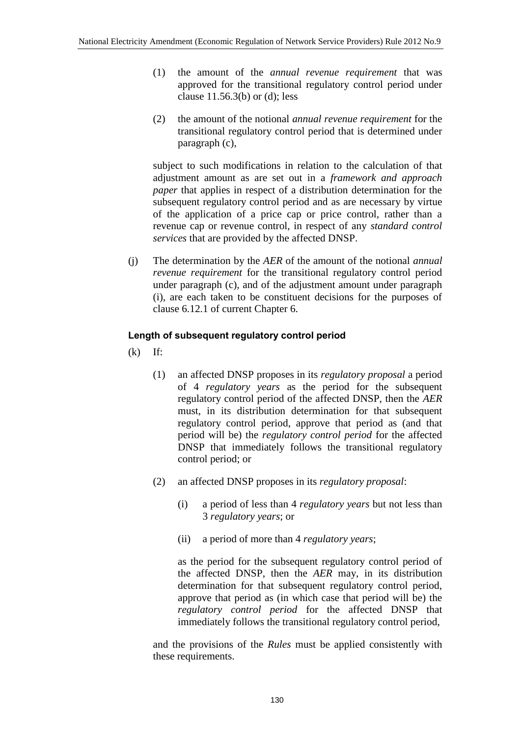(1) the amount of the *annual revenue requirement* that was approved for the transitional regulatory control period under clause 11.56.3(b) or (d); less

(2) the amount of the notional *annual revenue requirement* for the transitional regulatory control period that is determined under paragraph (c),

subject to such modifications in relation to the calculation of that adjustment amount as are set out in a *framework and approach paper* that applies in respect of a distribution determination for the subsequent regulatory control period and as are necessary by virtue of the application of a price cap or price control, rather than a revenue cap or revenue control, in respect of any *standard control services* that are provided by the affected DNSP.

(j) The determination by the *AER* of the amount of the notional *annual revenue requirement* for the transitional regulatory control period under paragraph (c), and of the adjustment amount under paragraph (i), are each taken to be constituent decisions for the purposes of clause 6.12.1 of current Chapter 6.

**Length of subsequent regulatory control period**

(k) If:

(1) an affected DNSP proposes in its *regulatory proposal* a period of 4 *regulatory years* as the period for the subsequent regulatory control period of the affected DNSP, then the *AER* must, in its distribution determination for that subsequent regulatory control period, approve that period as (and that period will be) the *regulatory control period* for the affected DNSP that immediately follows the transitional regulatory control period; or

(2) an affected DNSP proposes in its *regulatory proposal*:

(i) a period of less than 4 *regulatory years* but not less than 3 *regulatory years*; or

(ii) a period of more than 4 *regulatory years*;

as the period for the subsequent regulatory control period of the affected DNSP, then the *AER* may, in its distribution determination for that subsequent regulatory control period, approve that period as (in which case that period will be) the *regulatory control period* for the affected DNSP that immediately follows the transitional regulatory control period,

and the provisions of the *Rules* must be applied consistently with these requirements.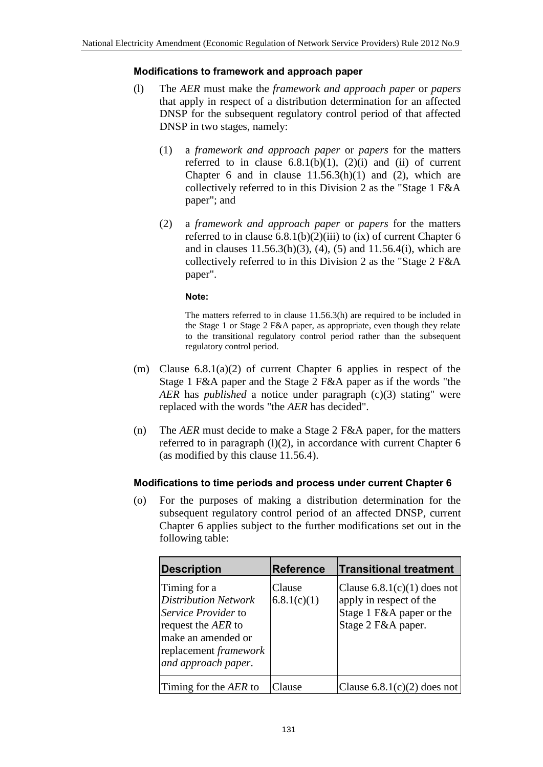#### Modifications to framework and approach paper

(l) The *AER* must make the *framework and approach paper* or *papers* that apply in respect of a distribution determination for an affected DNSP for the subsequent regulatory control period of that affected DNSP in two stages, namely:

(1) a *framework and approach paper* or *papers* for the matters referred to in clause 6.8.1(b)(1), (2)(i) and (ii) of current Chapter 6 and in clause 11.56.3(h)(1) and (2), which are collectively referred to in this Division 2 as the "Stage 1 F&A paper"; and

(2) a *framework and approach paper* or *papers* for the matters referred to in clause 6.8.1(b)(2)(iii) to (ix) of current Chapter 6 and in clauses 11.56.3(h)(3), (4), (5) and 11.56.4(i), which are collectively referred to in this Division 2 as the "Stage 2 F&A paper".

**Note:**

The matters referred to in clause 11.56.3(h) are required to be included in the Stage 1 or Stage 2 F&A paper, as appropriate, even though they relate to the transitional regulatory control period rather than the subsequent regulatory control period.

(m) Clause 6.8.1(a)(2) of current Chapter 6 applies in respect of the Stage 1 F&A paper and the Stage 2 F&A paper as if the words "the *AER* has *published* a notice under paragraph (c)(3) stating" were replaced with the words "the *AER* has decided".

(n) The *AER* must decide to make a Stage 2 F&A paper, for the matters referred to in paragraph (l)(2), in accordance with current Chapter 6 (as modified by this clause 11.56.4).

#### Modifications to time periods and process under current Chapter 6

(o) For the purposes of making a distribution determination for the subsequent regulatory control period of an affected DNSP, current Chapter 6 applies subject to the further modifications set out in the following table:

| Description | Reference | Transitional treatment |
|---|---|---|
| Timing for a *Distribution Network Service Provider* to request the *AER* to make an amended or replacement *framework and approach paper*. | Clause 6.8.1(c)(1) | Clause 6.8.1(c)(1) does not apply in respect of the Stage 1 F&A paper or the Stage 2 F&A paper. |
| Timing for the *AER* to | Clause | Clause 6.8.1(c)(2) does not |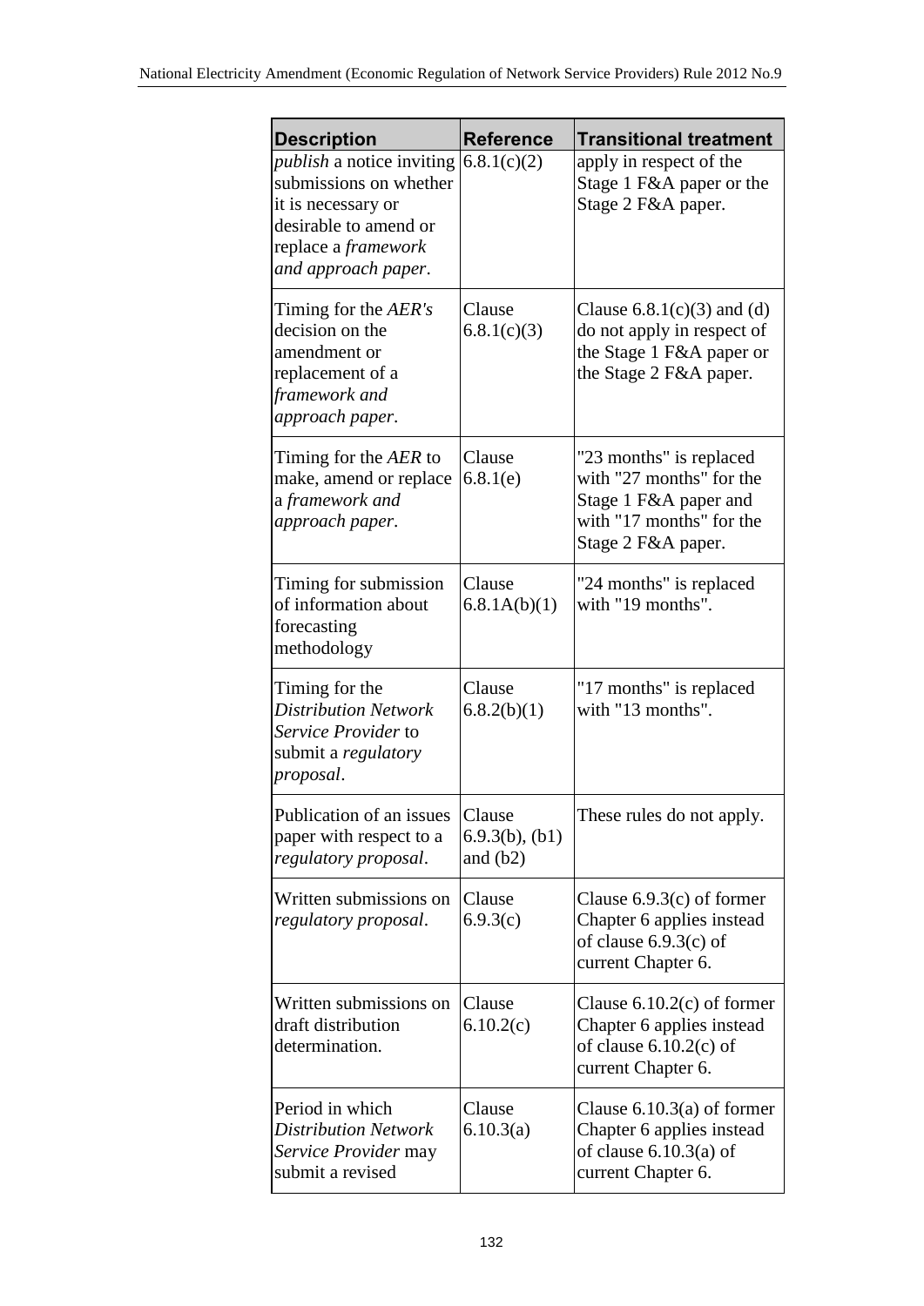| Description | Reference | Transitional treatment |
|---|---|---|
| *publish* a notice inviting submissions on whether it is necessary or desirable to amend or replace a *framework and approach paper*. | 6.8.1(c)(2) | apply in respect of the Stage 1 F&A paper or the Stage 2 F&A paper. |
| Timing for the *AER's* decision on the amendment or replacement of a *framework and approach paper*. | Clause 6.8.1(c)(3) | Clause 6.8.1(c)(3) and (d) do not apply in respect of the Stage 1 F&A paper or the Stage 2 F&A paper. |
| Timing for the *AER* to make, amend or replace a *framework and approach paper*. | Clause 6.8.1(e) | "23 months" is replaced with "27 months" for the Stage 1 F&A paper and with "17 months" for the Stage 2 F&A paper. |
| Timing for submission of information about forecasting methodology | Clause 6.8.1A(b)(1) | "24 months" is replaced with "19 months". |
| Timing for the *Distribution Network Service Provider* to submit a *regulatory proposal*. | Clause 6.8.2(b)(1) | "17 months" is replaced with "13 months". |
| Publication of an issues paper with respect to a *regulatory proposal*. | Clause 6.9.3(b), (b1) and (b2) | These rules do not apply. |
| Written submissions on *regulatory proposal*. | Clause 6.9.3(c) | Clause 6.9.3(c) of former Chapter 6 applies instead of clause 6.9.3(c) of current Chapter 6. |
| Written submissions on draft distribution determination. | Clause 6.10.2(c) | Clause 6.10.2(c) of former Chapter 6 applies instead of clause 6.10.2(c) of current Chapter 6. |
| Period in which *Distribution Network Service Provider* may submit a revised | Clause 6.10.3(a) | Clause 6.10.3(a) of former Chapter 6 applies instead of clause 6.10.3(a) of current Chapter 6. |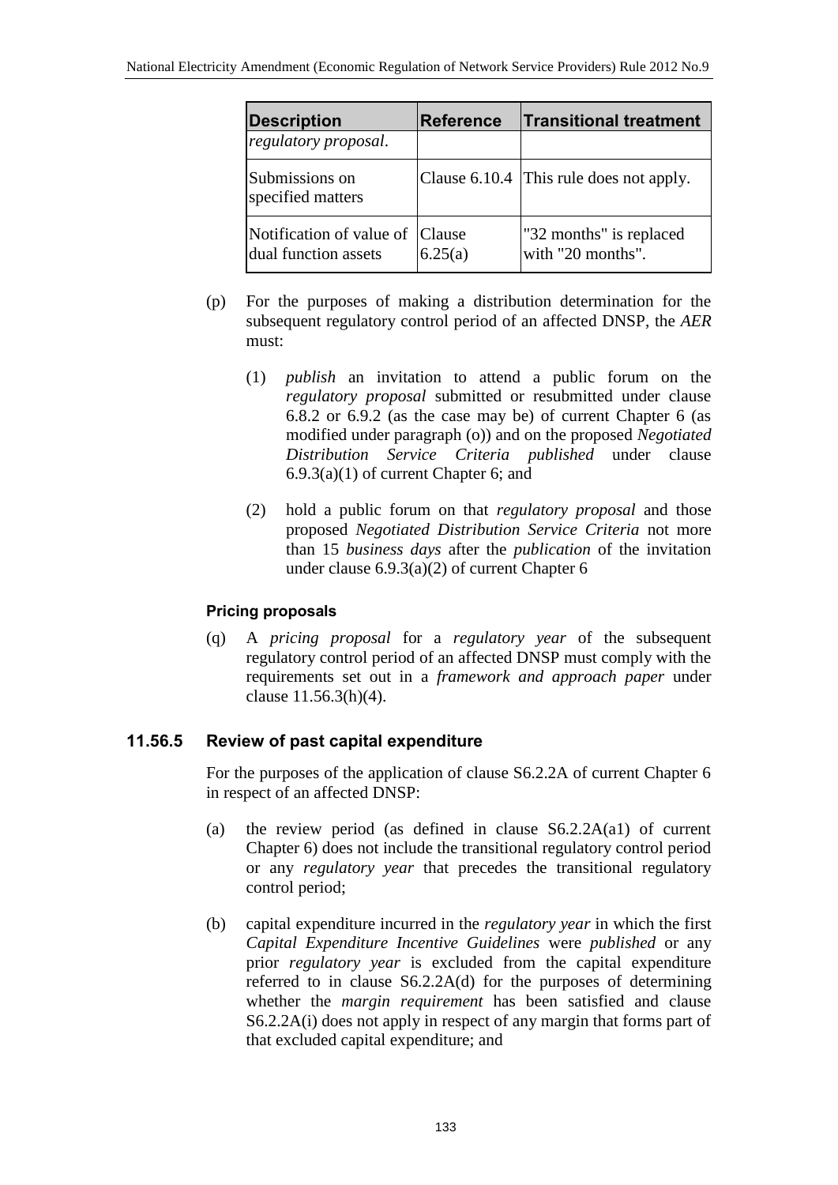| Description | Reference | Transitional treatment |
|---|---|---|
| *regulatory proposal*. | | |
| Submissions on specified matters | Clause 6.10.4 | This rule does not apply. |
| Notification of value of dual function assets | Clause 6.25(a) | "32 months" is replaced with "20 months". |

(p) For the purposes of making a distribution determination for the subsequent regulatory control period of an affected DNSP, the *AER* must:

(1) *publish* an invitation to attend a public forum on the *regulatory proposal* submitted or resubmitted under clause 6.8.2 or 6.9.2 (as the case may be) of current Chapter 6 (as modified under paragraph (o)) and on the proposed *Negotiated Distribution Service Criteria published* under clause 6.9.3(a)(1) of current Chapter 6; and

(2) hold a public forum on that *regulatory proposal* and those proposed *Negotiated Distribution Service Criteria* not more than 15 *business days* after the *publication* of the invitation under clause 6.9.3(a)(2) of current Chapter 6

**Pricing proposals**

(q) A *pricing proposal* for a *regulatory year* of the subsequent regulatory control period of an affected DNSP must comply with the requirements set out in a *framework and approach paper* under clause 11.56.3(h)(4).

### 11.56.5 Review of past capital expenditure

For the purposes of the application of clause S6.2.2A of current Chapter 6 in respect of an affected DNSP:

(a) the review period (as defined in clause S6.2.2A(a1) of current Chapter 6) does not include the transitional regulatory control period or any *regulatory year* that precedes the transitional regulatory control period;

(b) capital expenditure incurred in the *regulatory year* in which the first *Capital Expenditure Incentive Guidelines* were *published* or any prior *regulatory year* is excluded from the capital expenditure referred to in clause S6.2.2A(d) for the purposes of determining whether the *margin requirement* has been satisfied and clause S6.2.2A(i) does not apply in respect of any margin that forms part of that excluded capital expenditure; and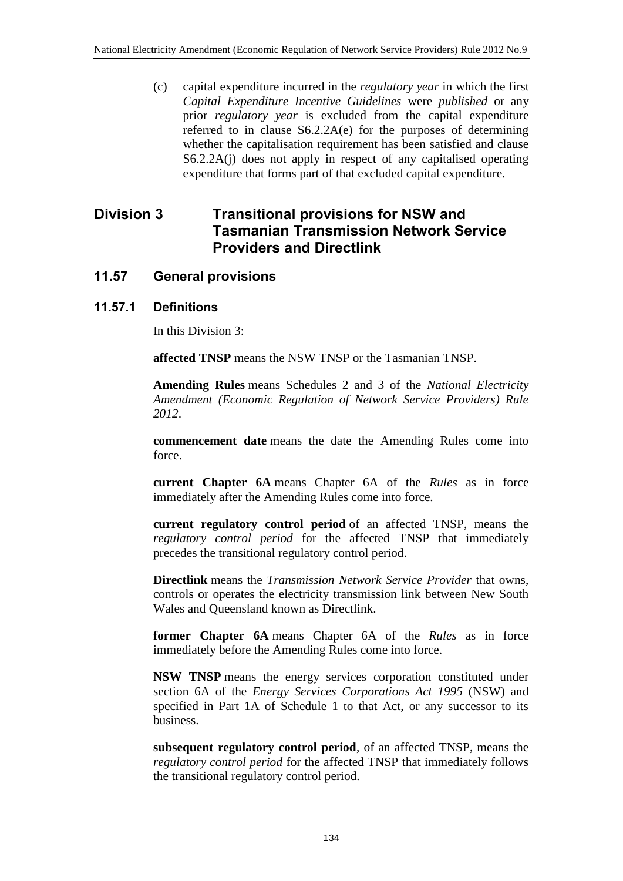(c) capital expenditure incurred in the *regulatory year* in which the first *Capital Expenditure Incentive Guidelines* were *published* or any prior *regulatory year* is excluded from the capital expenditure referred to in clause S6.2.2A(e) for the purposes of determining whether the capitalisation requirement has been satisfied and clause S6.2.2A(j) does not apply in respect of any capitalised operating expenditure that forms part of that excluded capital expenditure.

## Division 3 Transitional provisions for NSW and Tasmanian Transmission Network Service Providers and Directlink

### 11.57 General provisions

#### 11.57.1 Definitions

In this Division 3:

**affected TNSP** means the NSW TNSP or the Tasmanian TNSP.

**Amending Rules** means Schedules 2 and 3 of the *National Electricity Amendment (Economic Regulation of Network Service Providers) Rule 2012*.

**commencement date** means the date the Amending Rules come into force.

**current Chapter 6A** means Chapter 6A of the *Rules* as in force immediately after the Amending Rules come into force.

**current regulatory control period** of an affected TNSP, means the *regulatory control period* for the affected TNSP that immediately precedes the transitional regulatory control period.

**Directlink** means the *Transmission Network Service Provider* that owns, controls or operates the electricity transmission link between New South Wales and Queensland known as Directlink.

**former Chapter 6A** means Chapter 6A of the *Rules* as in force immediately before the Amending Rules come into force.

**NSW TNSP** means the energy services corporation constituted under section 6A of the *Energy Services Corporations Act 1995* (NSW) and specified in Part 1A of Schedule 1 to that Act, or any successor to its business.

**subsequent regulatory control period**, of an affected TNSP, means the *regulatory control period* for the affected TNSP that immediately follows the transitional regulatory control period.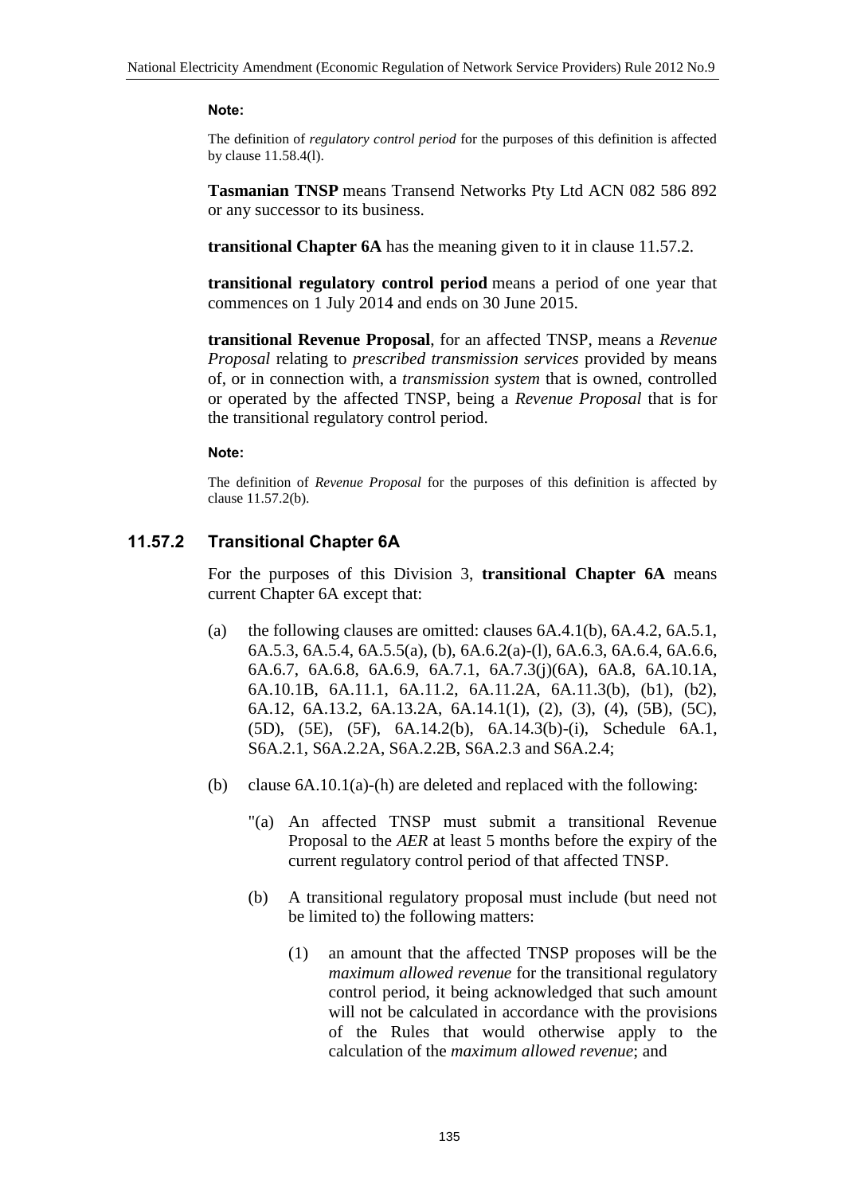**Note:**

The definition of *regulatory control period* for the purposes of this definition is affected by clause 11.58.4(l).

**Tasmanian TNSP** means Transend Networks Pty Ltd ACN 082 586 892 or any successor to its business.

**transitional Chapter 6A** has the meaning given to it in clause 11.57.2.

**transitional regulatory control period** means a period of one year that commences on 1 July 2014 and ends on 30 June 2015.

**transitional Revenue Proposal**, for an affected TNSP, means a *Revenue Proposal* relating to *prescribed transmission services* provided by means of, or in connection with, a *transmission system* that is owned, controlled or operated by the affected TNSP, being a *Revenue Proposal* that is for the transitional regulatory control period.

**Note:**

The definition of *Revenue Proposal* for the purposes of this definition is affected by clause 11.57.2(b).

### 11.57.2 Transitional Chapter 6A

For the purposes of this Division 3, **transitional Chapter 6A** means current Chapter 6A except that:

(a) the following clauses are omitted: clauses 6A.4.1(b), 6A.4.2, 6A.5.1, 6A.5.3, 6A.5.4, 6A.5.5(a), (b), 6A.6.2(a)-(l), 6A.6.3, 6A.6.4, 6A.6.6, 6A.6.7, 6A.6.8, 6A.6.9, 6A.7.1, 6A.7.3(j)(6A), 6A.8, 6A.10.1A, 6A.10.1B, 6A.11.1, 6A.11.2, 6A.11.2A, 6A.11.3(b), (b1), (b2), 6A.12, 6A.13.2, 6A.13.2A, 6A.14.1(1), (2), (3), (4), (5B), (5C), (5D), (5E), (5F), 6A.14.2(b), 6A.14.3(b)-(i), Schedule 6A.1, S6A.2.1, S6A.2.2A, S6A.2.2B, S6A.2.3 and S6A.2.4;

(b) clause 6A.10.1(a)-(h) are deleted and replaced with the following:

"(a) An affected TNSP must submit a transitional Revenue Proposal to the *AER* at least 5 months before the expiry of the current regulatory control period of that affected TNSP.

(b) A transitional regulatory proposal must include (but need not be limited to) the following matters:

(1) an amount that the affected TNSP proposes will be the *maximum allowed revenue* for the transitional regulatory control period, it being acknowledged that such amount will not be calculated in accordance with the provisions of the Rules that would otherwise apply to the calculation of the *maximum allowed revenue*; and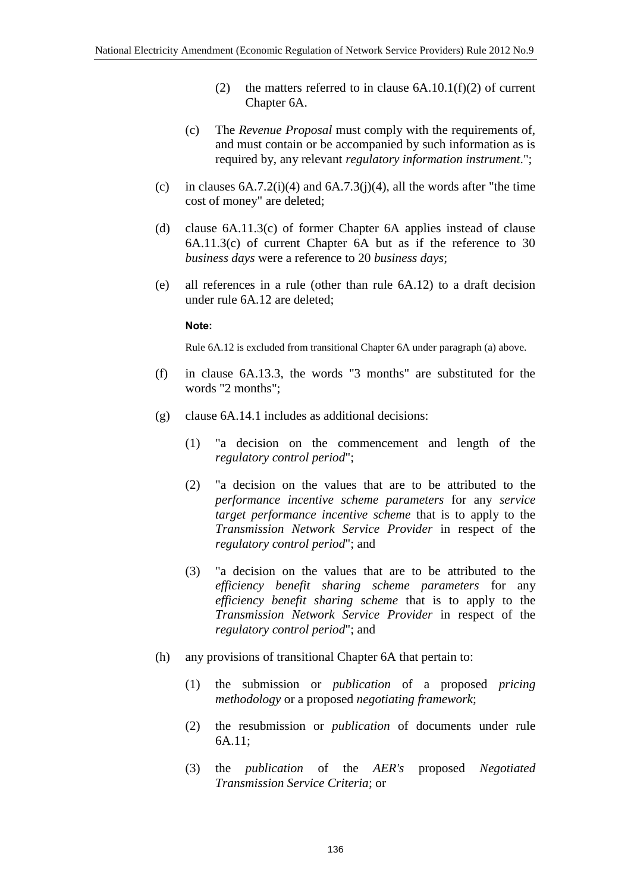(2) the matters referred to in clause 6A.10.1(f)(2) of current Chapter 6A.

(c) The *Revenue Proposal* must comply with the requirements of, and must contain or be accompanied by such information as is required by, any relevant *regulatory information instrument*.";

(c) in clauses 6A.7.2(i)(4) and 6A.7.3(j)(4), all the words after "the time cost of money" are deleted;

(d) clause 6A.11.3(c) of former Chapter 6A applies instead of clause 6A.11.3(c) of current Chapter 6A but as if the reference to 30 *business days* were a reference to 20 *business days*;

(e) all references in a rule (other than rule 6A.12) to a draft decision under rule 6A.12 are deleted;

**Note:**

Rule 6A.12 is excluded from transitional Chapter 6A under paragraph (a) above.

(f) in clause 6A.13.3, the words "3 months" are substituted for the words "2 months";

(g) clause 6A.14.1 includes as additional decisions:

(1) "a decision on the commencement and length of the *regulatory control period*";

(2) "a decision on the values that are to be attributed to the *performance incentive scheme parameters* for any *service target performance incentive scheme* that is to apply to the *Transmission Network Service Provider* in respect of the *regulatory control period*"; and

(3) "a decision on the values that are to be attributed to the *efficiency benefit sharing scheme parameters* for any *efficiency benefit sharing scheme* that is to apply to the *Transmission Network Service Provider* in respect of the *regulatory control period*"; and

(h) any provisions of transitional Chapter 6A that pertain to:

(1) the submission or *publication* of a proposed *pricing methodology* or a proposed *negotiating framework*;

(2) the resubmission or *publication* of documents under rule 6A.11;

(3) the *publication* of the *AER's* proposed *Negotiated Transmission Service Criteria*; or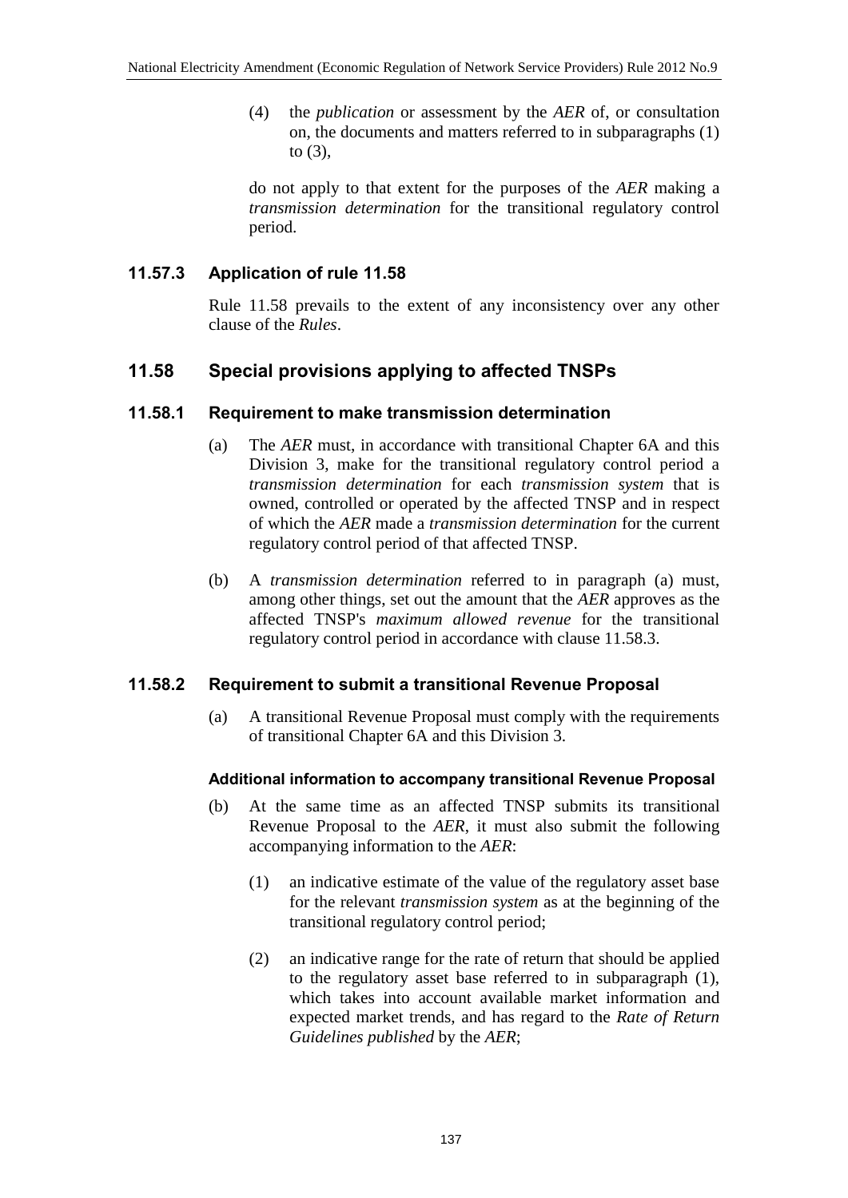(4) the *publication* or assessment by the *AER* of, or consultation on, the documents and matters referred to in subparagraphs (1) to (3),

do not apply to that extent for the purposes of the *AER* making a *transmission determination* for the transitional regulatory control period.

### 11.57.3 Application of rule 11.58

Rule 11.58 prevails to the extent of any inconsistency over any other clause of the *Rules*.

## 11.58 Special provisions applying to affected TNSPs

### 11.58.1 Requirement to make transmission determination

(a) The *AER* must, in accordance with transitional Chapter 6A and this Division 3, make for the transitional regulatory control period a *transmission determination* for each *transmission system* that is owned, controlled or operated by the affected TNSP and in respect of which the *AER* made a *transmission determination* for the current regulatory control period of that affected TNSP.

(b) A *transmission determination* referred to in paragraph (a) must, among other things, set out the amount that the *AER* approves as the affected TNSP's *maximum allowed revenue* for the transitional regulatory control period in accordance with clause 11.58.3.

### 11.58.2 Requirement to submit a transitional Revenue Proposal

(a) A transitional Revenue Proposal must comply with the requirements of transitional Chapter 6A and this Division 3.

#### Additional information to accompany transitional Revenue Proposal

(b) At the same time as an affected TNSP submits its transitional Revenue Proposal to the *AER*, it must also submit the following accompanying information to the *AER*:

(1) an indicative estimate of the value of the regulatory asset base for the relevant *transmission system* as at the beginning of the transitional regulatory control period;

(2) an indicative range for the rate of return that should be applied to the regulatory asset base referred to in subparagraph (1), which takes into account available market information and expected market trends, and has regard to the *Rate of Return Guidelines published* by the *AER*;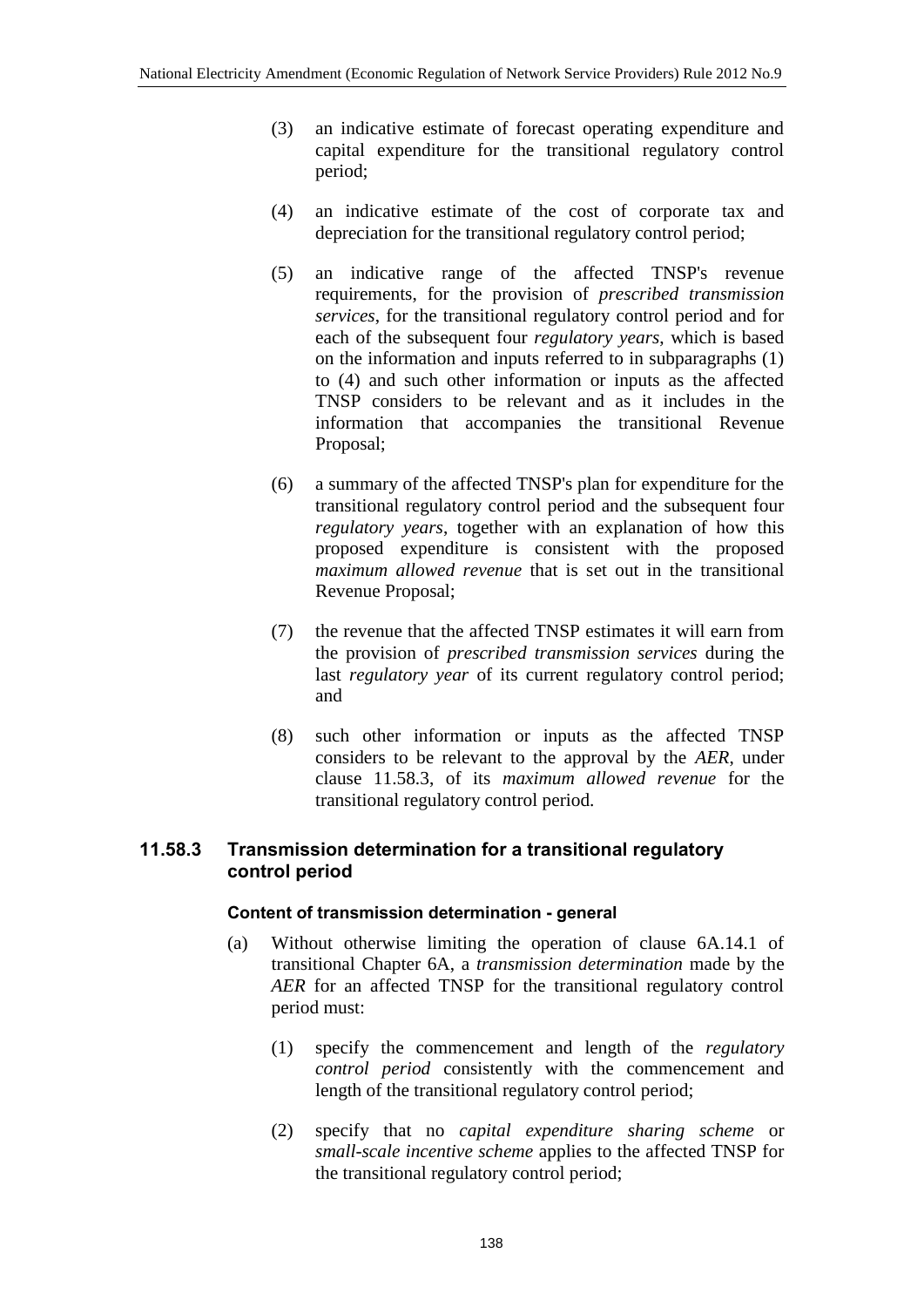(3) an indicative estimate of forecast operating expenditure and capital expenditure for the transitional regulatory control period;

(4) an indicative estimate of the cost of corporate tax and depreciation for the transitional regulatory control period;

(5) an indicative range of the affected TNSP's revenue requirements, for the provision of *prescribed transmission services*, for the transitional regulatory control period and for each of the subsequent four *regulatory years*, which is based on the information and inputs referred to in subparagraphs (1) to (4) and such other information or inputs as the affected TNSP considers to be relevant and as it includes in the information that accompanies the transitional Revenue Proposal;

(6) a summary of the affected TNSP's plan for expenditure for the transitional regulatory control period and the subsequent four *regulatory years*, together with an explanation of how this proposed expenditure is consistent with the proposed *maximum allowed revenue* that is set out in the transitional Revenue Proposal;

(7) the revenue that the affected TNSP estimates it will earn from the provision of *prescribed transmission services* during the last *regulatory year* of its current regulatory control period; and

(8) such other information or inputs as the affected TNSP considers to be relevant to the approval by the *AER*, under clause 11.58.3, of its *maximum allowed revenue* for the transitional regulatory control period.

### 11.58.3 Transmission determination for a transitional regulatory control period

#### Content of transmission determination - general

(a) Without otherwise limiting the operation of clause 6A.14.1 of transitional Chapter 6A, a *transmission determination* made by the *AER* for an affected TNSP for the transitional regulatory control period must:

(1) specify the commencement and length of the *regulatory control period* consistently with the commencement and length of the transitional regulatory control period;

(2) specify that no *capital expenditure sharing scheme* or *small-scale incentive scheme* applies to the affected TNSP for the transitional regulatory control period;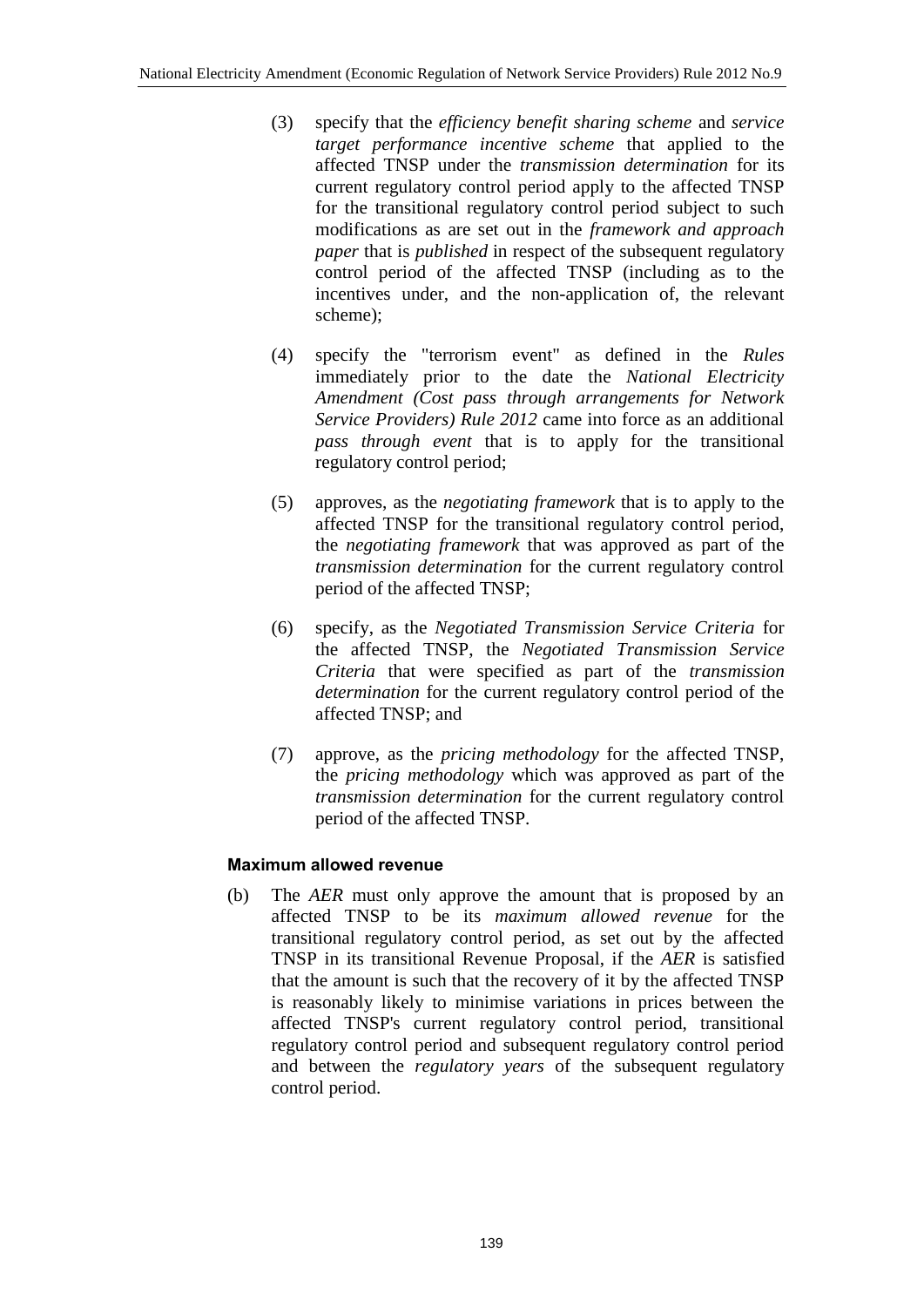(3) specify that the *efficiency benefit sharing scheme* and *service target performance incentive scheme* that applied to the affected TNSP under the *transmission determination* for its current regulatory control period apply to the affected TNSP for the transitional regulatory control period subject to such modifications as are set out in the *framework and approach paper* that is *published* in respect of the subsequent regulatory control period of the affected TNSP (including as to the incentives under, and the non-application of, the relevant scheme);

(4) specify the "terrorism event" as defined in the *Rules* immediately prior to the date the *National Electricity Amendment (Cost pass through arrangements for Network Service Providers) Rule 2012* came into force as an additional *pass through event* that is to apply for the transitional regulatory control period;

(5) approves, as the *negotiating framework* that is to apply to the affected TNSP for the transitional regulatory control period, the *negotiating framework* that was approved as part of the *transmission determination* for the current regulatory control period of the affected TNSP;

(6) specify, as the *Negotiated Transmission Service Criteria* for the affected TNSP, the *Negotiated Transmission Service Criteria* that were specified as part of the *transmission determination* for the current regulatory control period of the affected TNSP; and

(7) approve, as the *pricing methodology* for the affected TNSP, the *pricing methodology* which was approved as part of the *transmission determination* for the current regulatory control period of the affected TNSP.

**Maximum allowed revenue**

(b) The *AER* must only approve the amount that is proposed by an affected TNSP to be its *maximum allowed revenue* for the transitional regulatory control period, as set out by the affected TNSP in its transitional Revenue Proposal, if the *AER* is satisfied that the amount is such that the recovery of it by the affected TNSP is reasonably likely to minimise variations in prices between the affected TNSP's current regulatory control period, transitional regulatory control period and subsequent regulatory control period and between the *regulatory years* of the subsequent regulatory control period.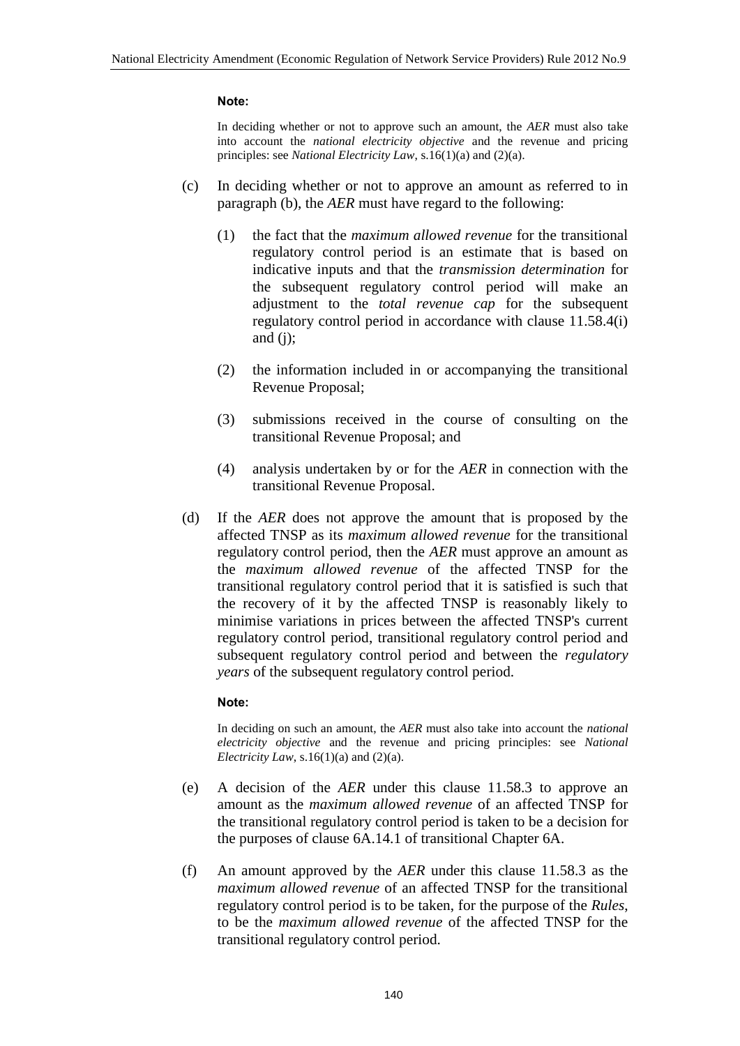**Note:**

In deciding whether or not to approve such an amount, the *AER* must also take into account the *national electricity objective* and the revenue and pricing principles: see *National Electricity Law*, s.16(1)(a) and (2)(a).

(c) In deciding whether or not to approve an amount as referred to in paragraph (b), the *AER* must have regard to the following:

(1) the fact that the *maximum allowed revenue* for the transitional regulatory control period is an estimate that is based on indicative inputs and that the *transmission determination* for the subsequent regulatory control period will make an adjustment to the *total revenue cap* for the subsequent regulatory control period in accordance with clause 11.58.4(i) and (j);

(2) the information included in or accompanying the transitional Revenue Proposal;

(3) submissions received in the course of consulting on the transitional Revenue Proposal; and

(4) analysis undertaken by or for the *AER* in connection with the transitional Revenue Proposal.

(d) If the *AER* does not approve the amount that is proposed by the affected TNSP as its *maximum allowed revenue* for the transitional regulatory control period, then the *AER* must approve an amount as the *maximum allowed revenue* of the affected TNSP for the transitional regulatory control period that it is satisfied is such that the recovery of it by the affected TNSP is reasonably likely to minimise variations in prices between the affected TNSP's current regulatory control period, transitional regulatory control period and subsequent regulatory control period and between the *regulatory years* of the subsequent regulatory control period.

**Note:**

In deciding on such an amount, the *AER* must also take into account the *national electricity objective* and the revenue and pricing principles: see *National Electricity Law*, s.16(1)(a) and (2)(a).

(e) A decision of the *AER* under this clause 11.58.3 to approve an amount as the *maximum allowed revenue* of an affected TNSP for the transitional regulatory control period is taken to be a decision for the purposes of clause 6A.14.1 of transitional Chapter 6A.

(f) An amount approved by the *AER* under this clause 11.58.3 as the *maximum allowed revenue* of an affected TNSP for the transitional regulatory control period is to be taken, for the purpose of the *Rules*, to be the *maximum allowed revenue* of the affected TNSP for the transitional regulatory control period.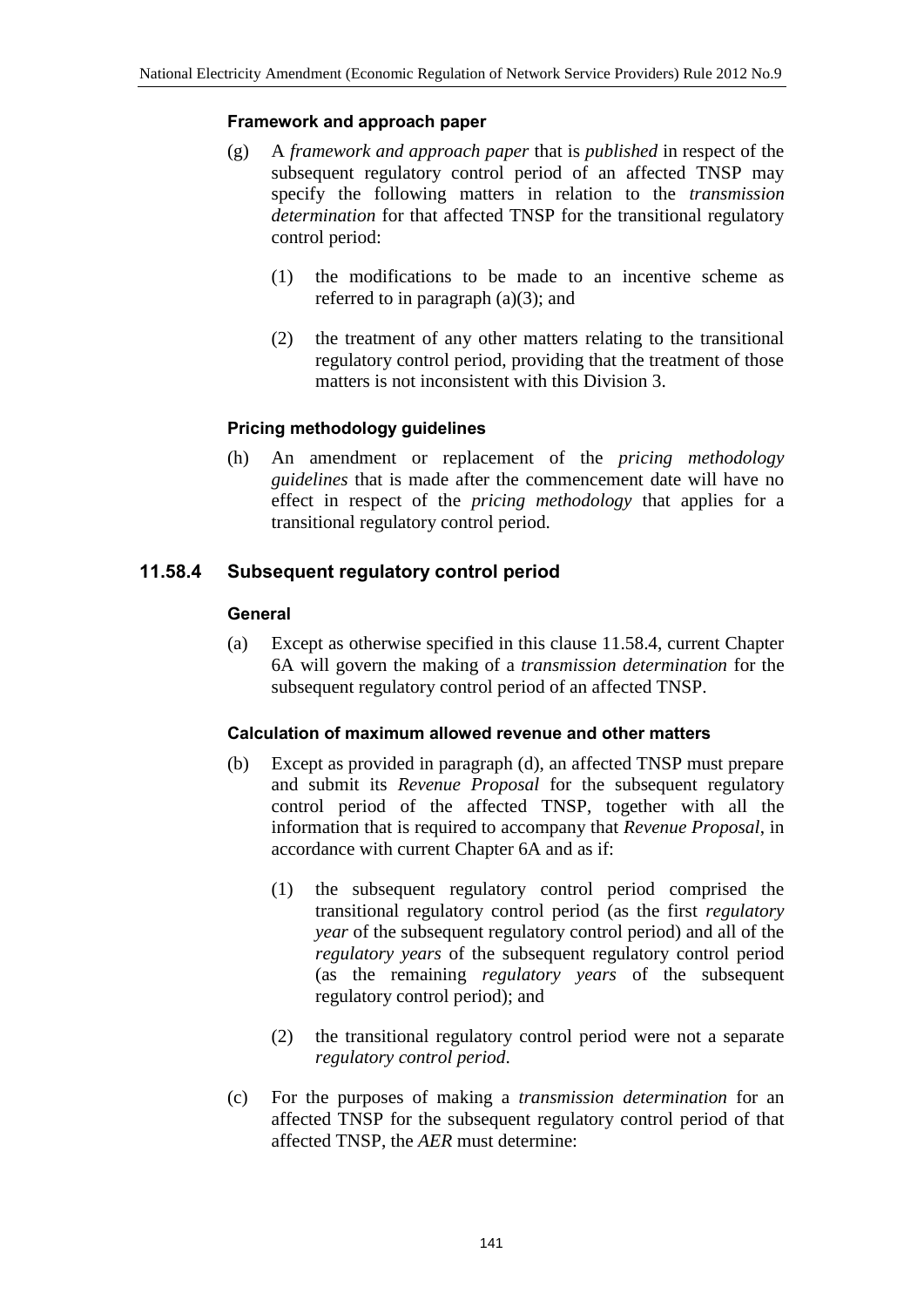#### Framework and approach paper

(g) A *framework and approach paper* that is *published* in respect of the subsequent regulatory control period of an affected TNSP may specify the following matters in relation to the *transmission determination* for that affected TNSP for the transitional regulatory control period:

  (1) the modifications to be made to an incentive scheme as referred to in paragraph (a)(3); and

  (2) the treatment of any other matters relating to the transitional regulatory control period, providing that the treatment of those matters is not inconsistent with this Division 3.

#### Pricing methodology guidelines

(h) An amendment or replacement of the *pricing methodology guidelines* that is made after the commencement date will have no effect in respect of the *pricing methodology* that applies for a transitional regulatory control period.

### 11.58.4 Subsequent regulatory control period

#### General

(a) Except as otherwise specified in this clause 11.58.4, current Chapter 6A will govern the making of a *transmission determination* for the subsequent regulatory control period of an affected TNSP.

#### Calculation of maximum allowed revenue and other matters

(b) Except as provided in paragraph (d), an affected TNSP must prepare and submit its *Revenue Proposal* for the subsequent regulatory control period of the affected TNSP, together with all the information that is required to accompany that *Revenue Proposal*, in accordance with current Chapter 6A and as if:

  (1) the subsequent regulatory control period comprised the transitional regulatory control period (as the first *regulatory year* of the subsequent regulatory control period) and all of the *regulatory years* of the subsequent regulatory control period (as the remaining *regulatory years* of the subsequent regulatory control period); and

  (2) the transitional regulatory control period were not a separate *regulatory control period*.

(c) For the purposes of making a *transmission determination* for an affected TNSP for the subsequent regulatory control period of that affected TNSP, the *AER* must determine: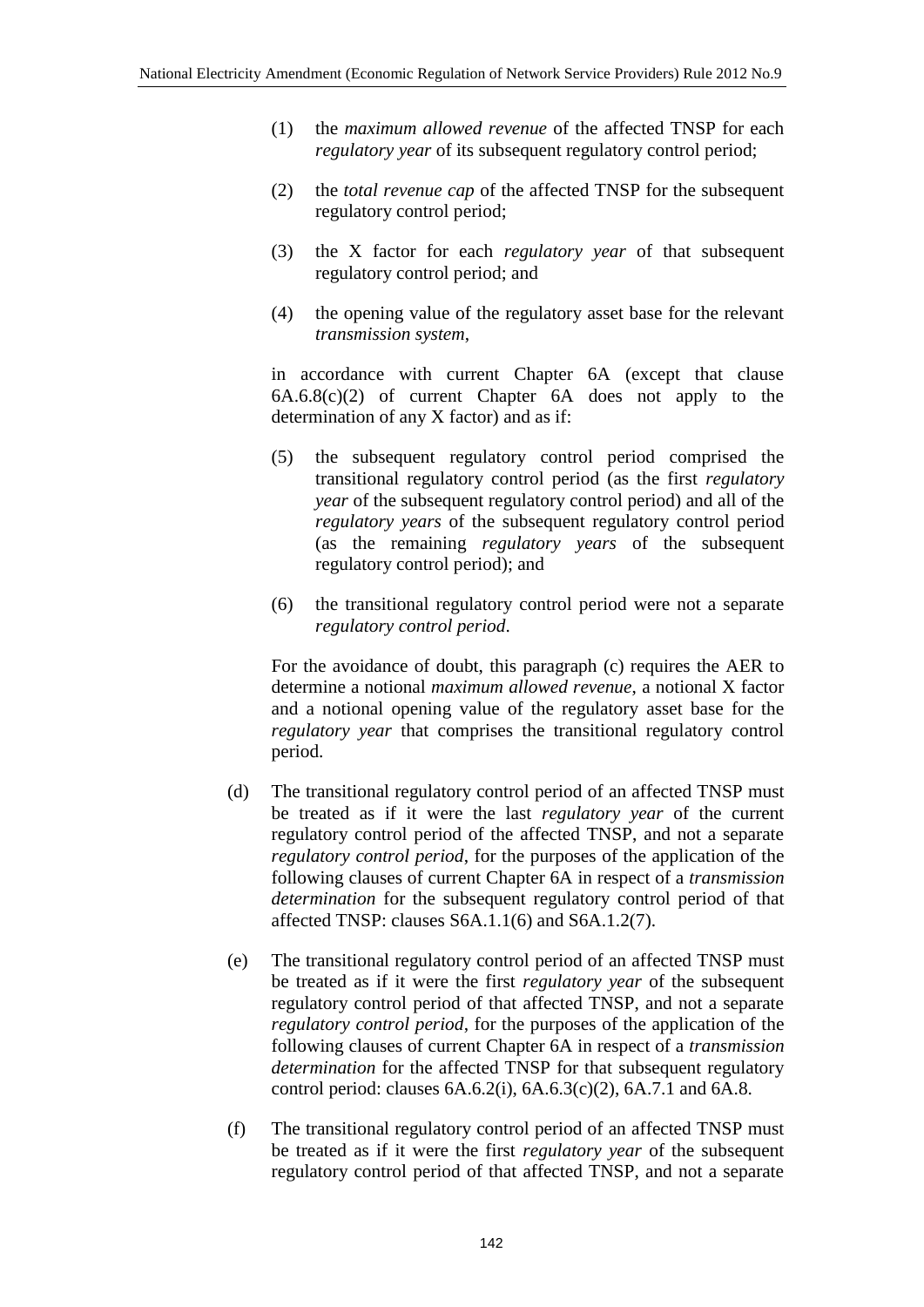(1) the *maximum allowed revenue* of the affected TNSP for each *regulatory year* of its subsequent regulatory control period;

(2) the *total revenue cap* of the affected TNSP for the subsequent regulatory control period;

(3) the X factor for each *regulatory year* of that subsequent regulatory control period; and

(4) the opening value of the regulatory asset base for the relevant *transmission system*,

in accordance with current Chapter 6A (except that clause 6A.6.8(c)(2) of current Chapter 6A does not apply to the determination of any X factor) and as if:

(5) the subsequent regulatory control period comprised the transitional regulatory control period (as the first *regulatory year* of the subsequent regulatory control period) and all of the *regulatory years* of the subsequent regulatory control period (as the remaining *regulatory years* of the subsequent regulatory control period); and

(6) the transitional regulatory control period were not a separate *regulatory control period*.

For the avoidance of doubt, this paragraph (c) requires the AER to determine a notional *maximum allowed revenue*, a notional X factor and a notional opening value of the regulatory asset base for the *regulatory year* that comprises the transitional regulatory control period.

(d) The transitional regulatory control period of an affected TNSP must be treated as if it were the last *regulatory year* of the current regulatory control period of the affected TNSP, and not a separate *regulatory control period*, for the purposes of the application of the following clauses of current Chapter 6A in respect of a *transmission determination* for the subsequent regulatory control period of that affected TNSP: clauses S6A.1.1(6) and S6A.1.2(7).

(e) The transitional regulatory control period of an affected TNSP must be treated as if it were the first *regulatory year* of the subsequent regulatory control period of that affected TNSP, and not a separate *regulatory control period*, for the purposes of the application of the following clauses of current Chapter 6A in respect of a *transmission determination* for the affected TNSP for that subsequent regulatory control period: clauses 6A.6.2(i), 6A.6.3(c)(2), 6A.7.1 and 6A.8.

(f) The transitional regulatory control period of an affected TNSP must be treated as if it were the first *regulatory year* of the subsequent regulatory control period of that affected TNSP, and not a separate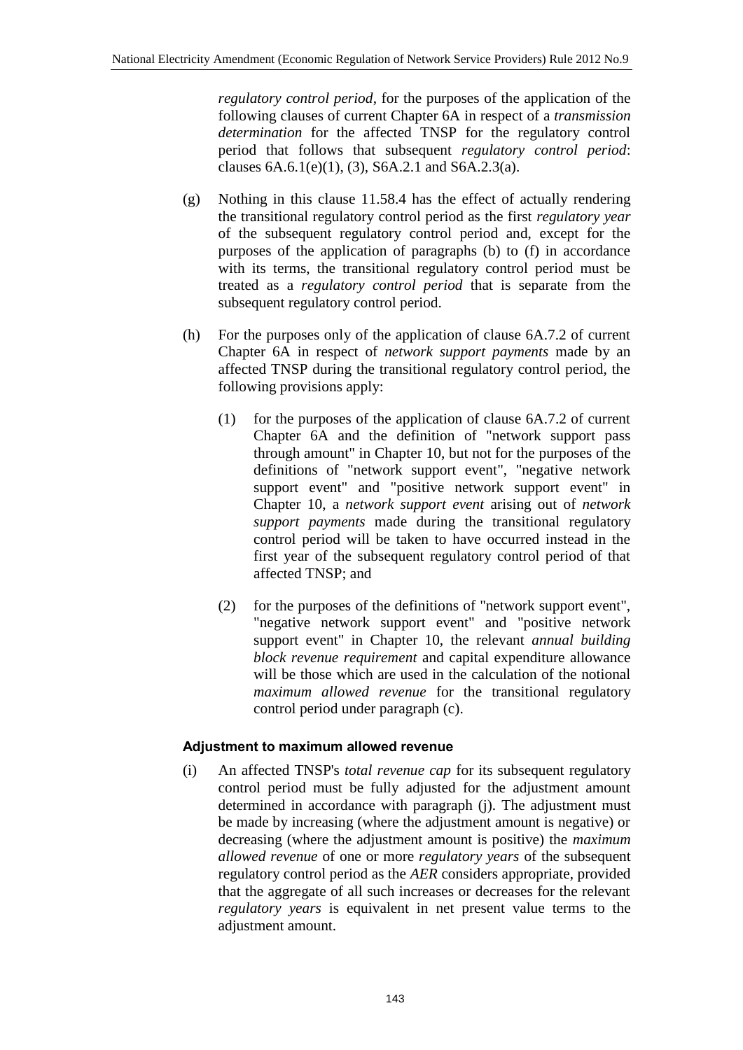*regulatory control period*, for the purposes of the application of the following clauses of current Chapter 6A in respect of a *transmission determination* for the affected TNSP for the regulatory control period that follows that subsequent *regulatory control period*: clauses 6A.6.1(e)(1), (3), S6A.2.1 and S6A.2.3(a).

(g) Nothing in this clause 11.58.4 has the effect of actually rendering the transitional regulatory control period as the first *regulatory year* of the subsequent regulatory control period and, except for the purposes of the application of paragraphs (b) to (f) in accordance with its terms, the transitional regulatory control period must be treated as a *regulatory control period* that is separate from the subsequent regulatory control period.

(h) For the purposes only of the application of clause 6A.7.2 of current Chapter 6A in respect of *network support payments* made by an affected TNSP during the transitional regulatory control period, the following provisions apply:

  (1) for the purposes of the application of clause 6A.7.2 of current Chapter 6A and the definition of "network support pass through amount" in Chapter 10, but not for the purposes of the definitions of "network support event", "negative network support event" and "positive network support event" in Chapter 10, a *network support event* arising out of *network support payments* made during the transitional regulatory control period will be taken to have occurred instead in the first year of the subsequent regulatory control period of that affected TNSP; and

  (2) for the purposes of the definitions of "network support event", "negative network support event" and "positive network support event" in Chapter 10, the relevant *annual building block revenue requirement* and capital expenditure allowance will be those which are used in the calculation of the notional *maximum allowed revenue* for the transitional regulatory control period under paragraph (c).

#### Adjustment to maximum allowed revenue

(i) An affected TNSP's *total revenue cap* for its subsequent regulatory control period must be fully adjusted for the adjustment amount determined in accordance with paragraph (j). The adjustment must be made by increasing (where the adjustment amount is negative) or decreasing (where the adjustment amount is positive) the *maximum allowed revenue* of one or more *regulatory years* of the subsequent regulatory control period as the *AER* considers appropriate, provided that the aggregate of all such increases or decreases for the relevant *regulatory years* is equivalent in net present value terms to the adjustment amount.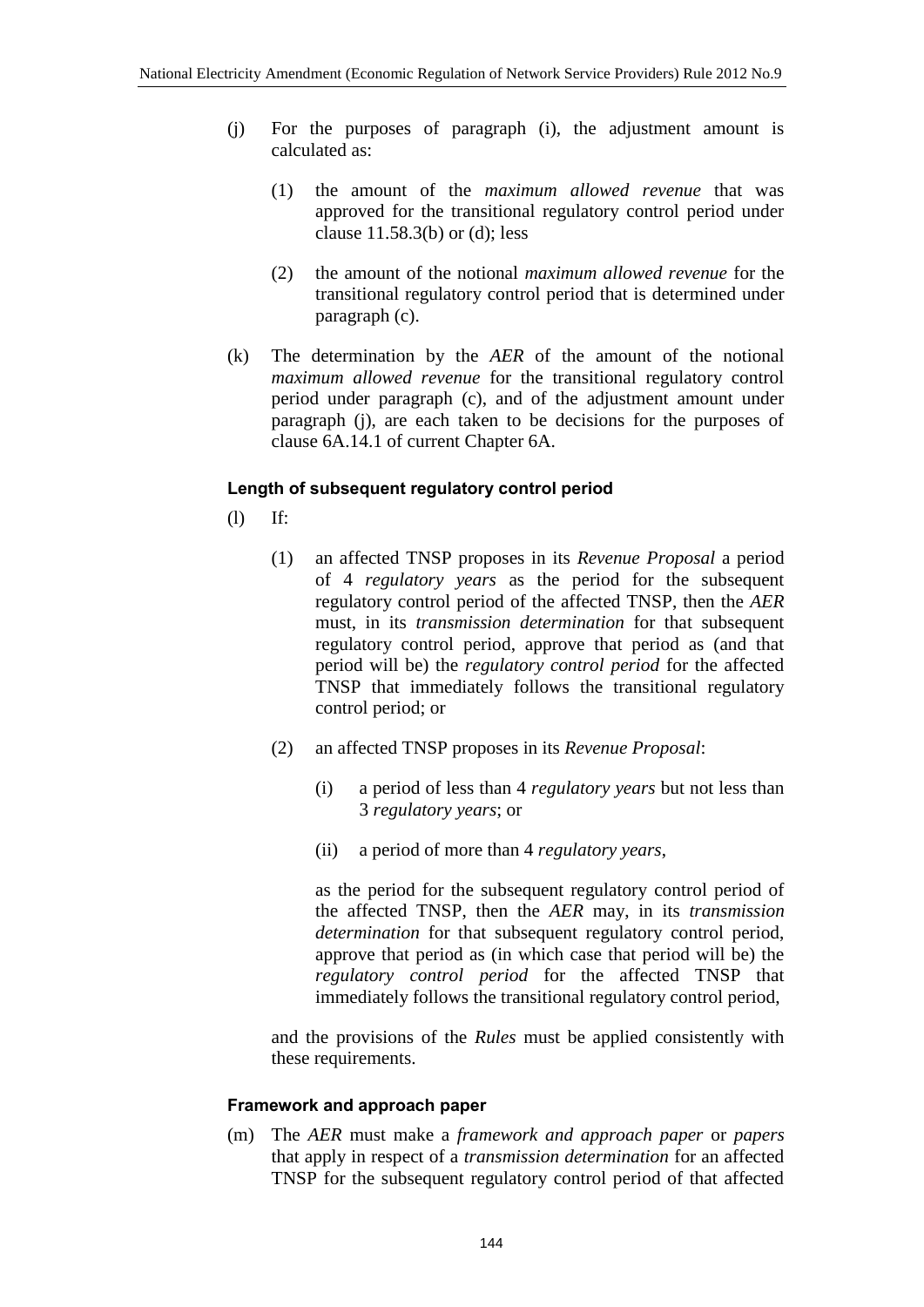(j) For the purposes of paragraph (i), the adjustment amount is calculated as:

(1) the amount of the *maximum allowed revenue* that was approved for the transitional regulatory control period under clause 11.58.3(b) or (d); less

(2) the amount of the notional *maximum allowed revenue* for the transitional regulatory control period that is determined under paragraph (c).

(k) The determination by the *AER* of the amount of the notional *maximum allowed revenue* for the transitional regulatory control period under paragraph (c), and of the adjustment amount under paragraph (j), are each taken to be decisions for the purposes of clause 6A.14.1 of current Chapter 6A.

#### Length of subsequent regulatory control period

(l) If:

(1) an affected TNSP proposes in its *Revenue Proposal* a period of 4 *regulatory years* as the period for the subsequent regulatory control period of the affected TNSP, then the *AER* must, in its *transmission determination* for that subsequent regulatory control period, approve that period as (and that period will be) the *regulatory control period* for the affected TNSP that immediately follows the transitional regulatory control period; or

(2) an affected TNSP proposes in its *Revenue Proposal*:

(i) a period of less than 4 *regulatory years* but not less than 3 *regulatory years*; or

(ii) a period of more than 4 *regulatory years*,

as the period for the subsequent regulatory control period of the affected TNSP, then the *AER* may, in its *transmission determination* for that subsequent regulatory control period, approve that period as (in which case that period will be) the *regulatory control period* for the affected TNSP that immediately follows the transitional regulatory control period,

and the provisions of the *Rules* must be applied consistently with these requirements.

#### Framework and approach paper

(m) The *AER* must make a *framework and approach paper* or *papers* that apply in respect of a *transmission determination* for an affected TNSP for the subsequent regulatory control period of that affected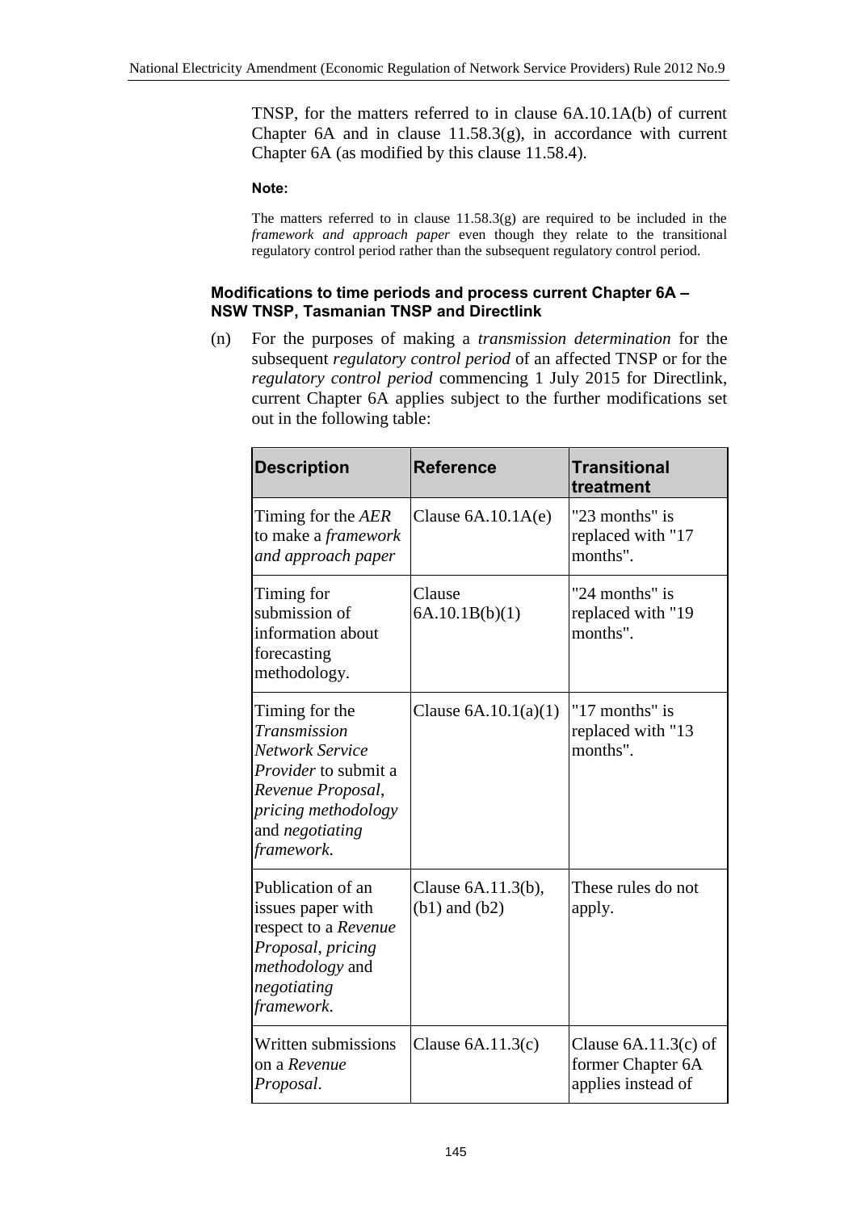TNSP, for the matters referred to in clause 6A.10.1A(b) of current Chapter 6A and in clause 11.58.3(g), in accordance with current Chapter 6A (as modified by this clause 11.58.4).

**Note:**

The matters referred to in clause 11.58.3(g) are required to be included in the *framework and approach paper* even though they relate to the transitional regulatory control period rather than the subsequent regulatory control period.

#### Modifications to time periods and process current Chapter 6A – NSW TNSP, Tasmanian TNSP and Directlink

(n) For the purposes of making a *transmission determination* for the subsequent *regulatory control period* of an affected TNSP or for the *regulatory control period* commencing 1 July 2015 for Directlink, current Chapter 6A applies subject to the further modifications set out in the following table:

| Description | Reference | Transitional treatment |
|---|---|---|
| Timing for the *AER* to make a *framework and approach paper* | Clause 6A.10.1A(e) | "23 months" is replaced with "17 months". |
| Timing for submission of information about forecasting methodology. | Clause 6A.10.1B(b)(1) | "24 months" is replaced with "19 months". |
| Timing for the *Transmission Network Service Provider* to submit a *Revenue Proposal*, *pricing methodology* and *negotiating framework*. | Clause 6A.10.1(a)(1) | "17 months" is replaced with "13 months". |
| Publication of an issues paper with respect to a *Revenue Proposal*, *pricing methodology* and *negotiating framework*. | Clause 6A.11.3(b), (b1) and (b2) | These rules do not apply. |
| Written submissions on a *Revenue Proposal*. | Clause 6A.11.3(c) | Clause 6A.11.3(c) of former Chapter 6A applies instead of |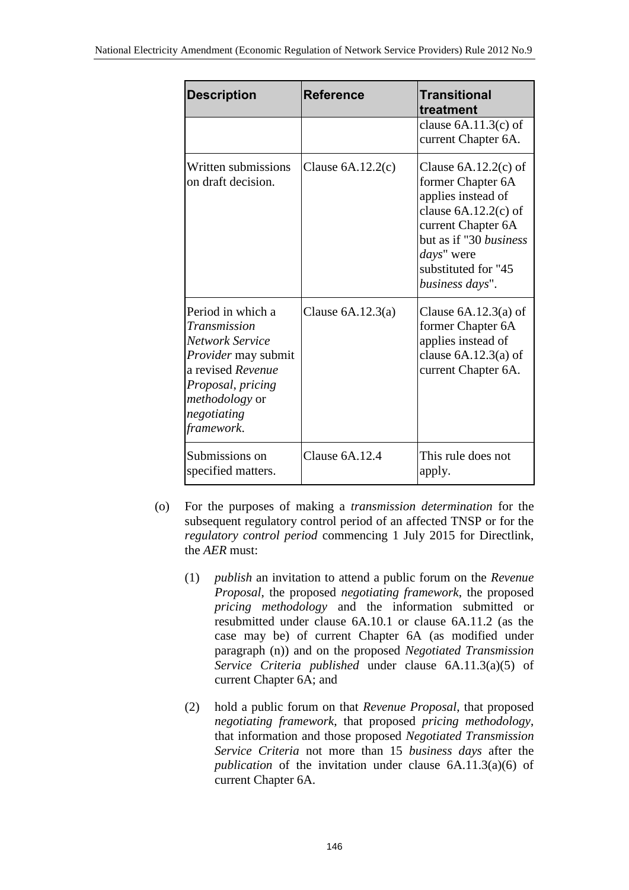| Description | Reference | Transitional treatment |
|---|---|---|
| | | clause 6A.11.3(c) of current Chapter 6A. |
| Written submissions on draft decision. | Clause 6A.12.2(c) | Clause 6A.12.2(c) of former Chapter 6A applies instead of clause 6A.12.2(c) of current Chapter 6A but as if "30 *business days*" were substituted for "45 *business days*". |
| Period in which a *Transmission Network Service Provider* may submit a revised *Revenue Proposal*, *pricing methodology* or *negotiating framework*. | Clause 6A.12.3(a) | Clause 6A.12.3(a) of former Chapter 6A applies instead of clause 6A.12.3(a) of current Chapter 6A. |
| Submissions on specified matters. | Clause 6A.12.4 | This rule does not apply. |

(o) For the purposes of making a *transmission determination* for the subsequent regulatory control period of an affected TNSP or for the *regulatory control period* commencing 1 July 2015 for Directlink, the *AER* must:

(1) *publish* an invitation to attend a public forum on the *Revenue Proposal*, the proposed *negotiating framework*, the proposed *pricing methodology* and the information submitted or resubmitted under clause 6A.10.1 or clause 6A.11.2 (as the case may be) of current Chapter 6A (as modified under paragraph (n)) and on the proposed *Negotiated Transmission Service Criteria published* under clause 6A.11.3(a)(5) of current Chapter 6A; and

(2) hold a public forum on that *Revenue Proposal*, that proposed *negotiating framework*, that proposed *pricing methodology*, that information and those proposed *Negotiated Transmission Service Criteria* not more than 15 *business days* after the *publication* of the invitation under clause 6A.11.3(a)(6) of current Chapter 6A.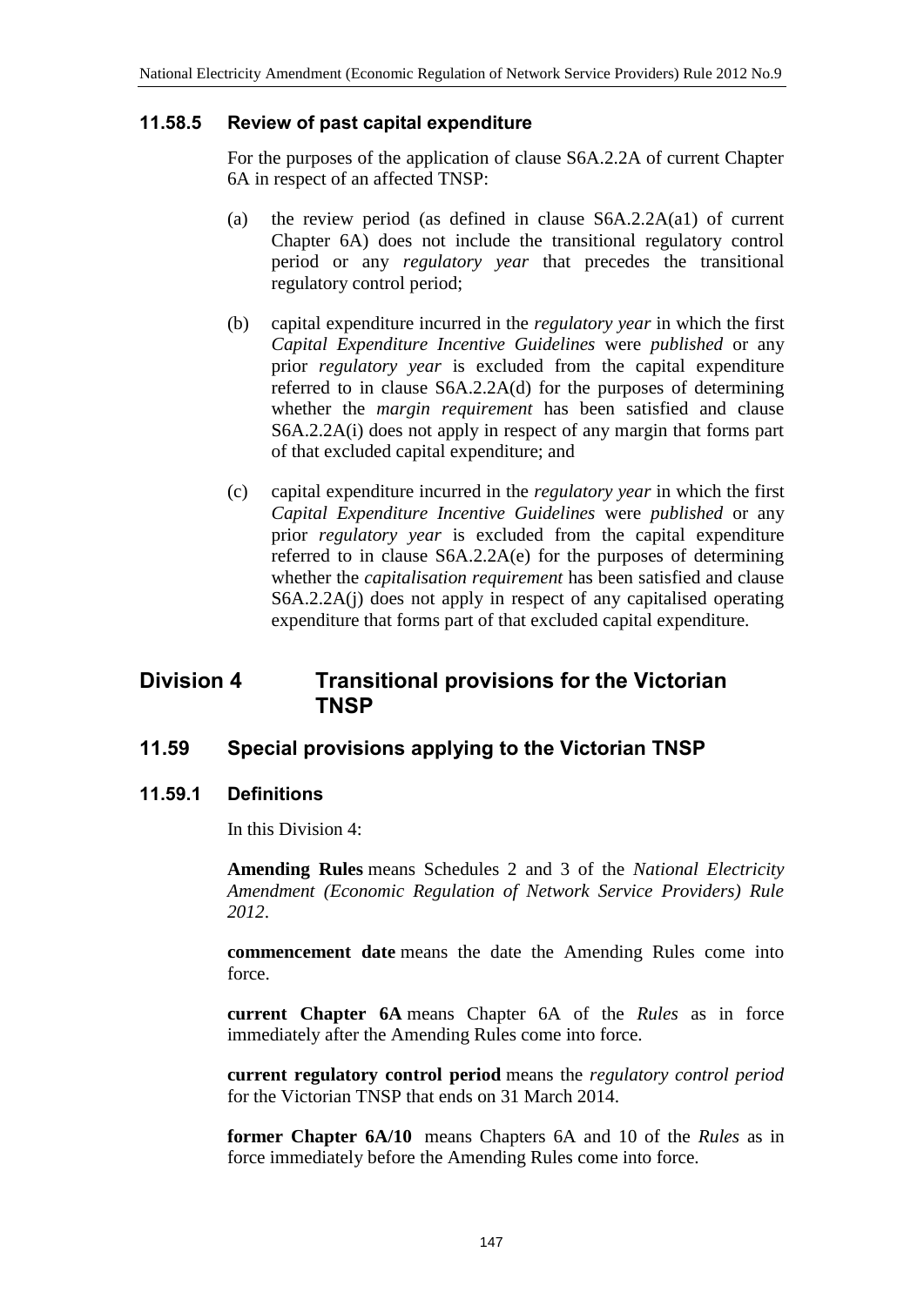### 11.58.5 Review of past capital expenditure

For the purposes of the application of clause S6A.2.2A of current Chapter 6A in respect of an affected TNSP:

(a) the review period (as defined in clause S6A.2.2A(a1) of current Chapter 6A) does not include the transitional regulatory control period or any *regulatory year* that precedes the transitional regulatory control period;

(b) capital expenditure incurred in the *regulatory year* in which the first *Capital Expenditure Incentive Guidelines* were *published* or any prior *regulatory year* is excluded from the capital expenditure referred to in clause S6A.2.2A(d) for the purposes of determining whether the *margin requirement* has been satisfied and clause S6A.2.2A(i) does not apply in respect of any margin that forms part of that excluded capital expenditure; and

(c) capital expenditure incurred in the *regulatory year* in which the first *Capital Expenditure Incentive Guidelines* were *published* or any prior *regulatory year* is excluded from the capital expenditure referred to in clause S6A.2.2A(e) for the purposes of determining whether the *capitalisation requirement* has been satisfied and clause S6A.2.2A(j) does not apply in respect of any capitalised operating expenditure that forms part of that excluded capital expenditure.

## Division 4 Transitional provisions for the Victorian TNSP

## 11.59 Special provisions applying to the Victorian TNSP

### 11.59.1 Definitions

In this Division 4:

**Amending Rules** means Schedules 2 and 3 of the *National Electricity Amendment (Economic Regulation of Network Service Providers) Rule 2012*.

**commencement date** means the date the Amending Rules come into force.

**current Chapter 6A** means Chapter 6A of the *Rules* as in force immediately after the Amending Rules come into force.

**current regulatory control period** means the *regulatory control period* for the Victorian TNSP that ends on 31 March 2014.

**former Chapter 6A/10** means Chapters 6A and 10 of the *Rules* as in force immediately before the Amending Rules come into force.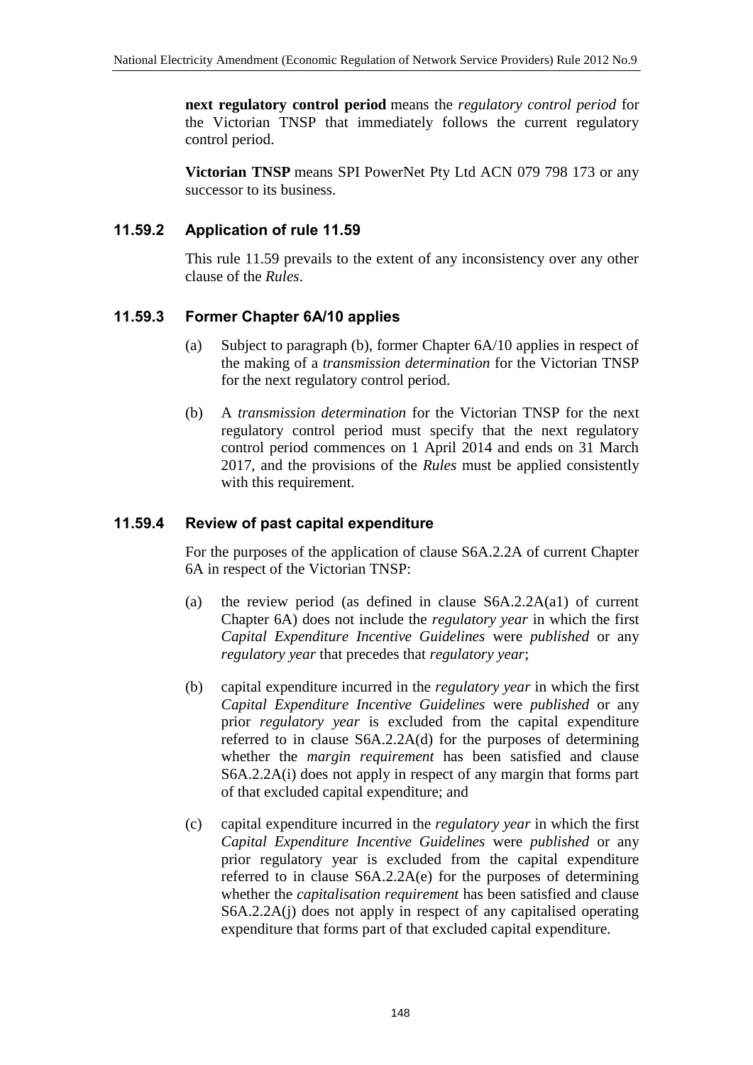**next regulatory control period** means the *regulatory control period* for the Victorian TNSP that immediately follows the current regulatory control period.

**Victorian TNSP** means SPI PowerNet Pty Ltd ACN 079 798 173 or any successor to its business.

### 11.59.2 Application of rule 11.59

This rule 11.59 prevails to the extent of any inconsistency over any other clause of the *Rules*.

### 11.59.3 Former Chapter 6A/10 applies

(a) Subject to paragraph (b), former Chapter 6A/10 applies in respect of the making of a *transmission determination* for the Victorian TNSP for the next regulatory control period.

(b) A *transmission determination* for the Victorian TNSP for the next regulatory control period must specify that the next regulatory control period commences on 1 April 2014 and ends on 31 March 2017, and the provisions of the *Rules* must be applied consistently with this requirement.

### 11.59.4 Review of past capital expenditure

For the purposes of the application of clause S6A.2.2A of current Chapter 6A in respect of the Victorian TNSP:

(a) the review period (as defined in clause S6A.2.2A(a1) of current Chapter 6A) does not include the *regulatory year* in which the first *Capital Expenditure Incentive Guidelines* were *published* or any *regulatory year* that precedes that *regulatory year*;

(b) capital expenditure incurred in the *regulatory year* in which the first *Capital Expenditure Incentive Guidelines* were *published* or any prior *regulatory year* is excluded from the capital expenditure referred to in clause S6A.2.2A(d) for the purposes of determining whether the *margin requirement* has been satisfied and clause S6A.2.2A(i) does not apply in respect of any margin that forms part of that excluded capital expenditure; and

(c) capital expenditure incurred in the *regulatory year* in which the first *Capital Expenditure Incentive Guidelines* were *published* or any prior regulatory year is excluded from the capital expenditure referred to in clause S6A.2.2A(e) for the purposes of determining whether the *capitalisation requirement* has been satisfied and clause S6A.2.2A(j) does not apply in respect of any capitalised operating expenditure that forms part of that excluded capital expenditure.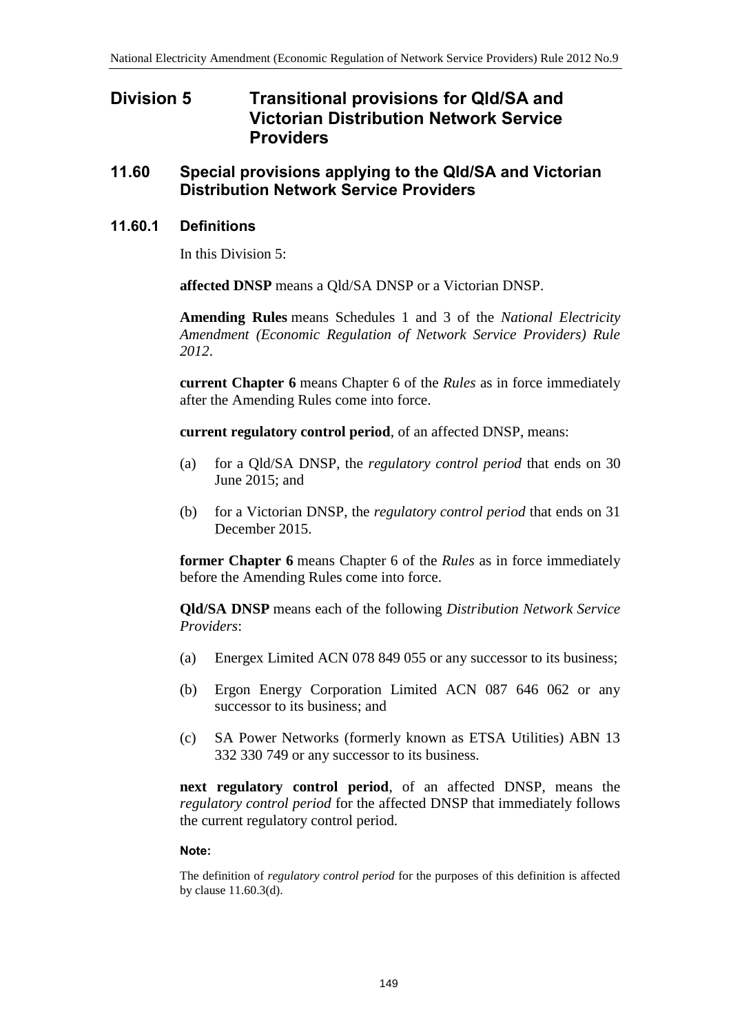# Division 5 Transitional provisions for Qld/SA and Victorian Distribution Network Service Providers

## 11.60 Special provisions applying to the Qld/SA and Victorian Distribution Network Service Providers

### 11.60.1 Definitions

In this Division 5:

**affected DNSP** means a Qld/SA DNSP or a Victorian DNSP.

**Amending Rules** means Schedules 1 and 3 of the *National Electricity Amendment (Economic Regulation of Network Service Providers) Rule 2012*.

**current Chapter 6** means Chapter 6 of the *Rules* as in force immediately after the Amending Rules come into force.

**current regulatory control period**, of an affected DNSP, means:

(a) for a Qld/SA DNSP, the *regulatory control period* that ends on 30 June 2015; and

(b) for a Victorian DNSP, the *regulatory control period* that ends on 31 December 2015.

**former Chapter 6** means Chapter 6 of the *Rules* as in force immediately before the Amending Rules come into force.

**Qld/SA DNSP** means each of the following *Distribution Network Service Providers*:

(a) Energex Limited ACN 078 849 055 or any successor to its business;

(b) Ergon Energy Corporation Limited ACN 087 646 062 or any successor to its business; and

(c) SA Power Networks (formerly known as ETSA Utilities) ABN 13 332 330 749 or any successor to its business.

**next regulatory control period**, of an affected DNSP, means the *regulatory control period* for the affected DNSP that immediately follows the current regulatory control period.

**Note:**

The definition of *regulatory control period* for the purposes of this definition is affected by clause 11.60.3(d).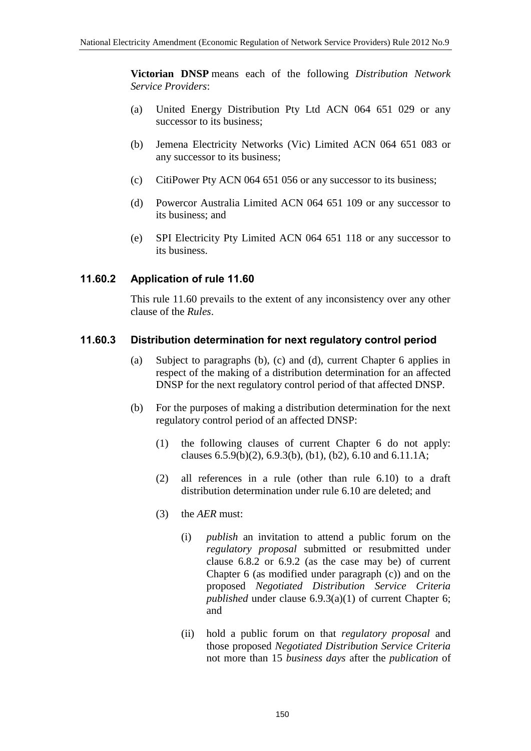**Victorian DNSP** means each of the following *Distribution Network Service Providers*:

(a) United Energy Distribution Pty Ltd ACN 064 651 029 or any successor to its business;

(b) Jemena Electricity Networks (Vic) Limited ACN 064 651 083 or any successor to its business;

(c) CitiPower Pty ACN 064 651 056 or any successor to its business;

(d) Powercor Australia Limited ACN 064 651 109 or any successor to its business; and

(e) SPI Electricity Pty Limited ACN 064 651 118 or any successor to its business.

### 11.60.2 Application of rule 11.60

This rule 11.60 prevails to the extent of any inconsistency over any other clause of the *Rules*.

### 11.60.3 Distribution determination for next regulatory control period

(a) Subject to paragraphs (b), (c) and (d), current Chapter 6 applies in respect of the making of a distribution determination for an affected DNSP for the next regulatory control period of that affected DNSP.

(b) For the purposes of making a distribution determination for the next regulatory control period of an affected DNSP:

  (1) the following clauses of current Chapter 6 do not apply: clauses 6.5.9(b)(2), 6.9.3(b), (b1), (b2), 6.10 and 6.11.1A;

  (2) all references in a rule (other than rule 6.10) to a draft distribution determination under rule 6.10 are deleted; and

  (3) the *AER* must:

    (i) *publish* an invitation to attend a public forum on the *regulatory proposal* submitted or resubmitted under clause 6.8.2 or 6.9.2 (as the case may be) of current Chapter 6 (as modified under paragraph (c)) and on the proposed *Negotiated Distribution Service Criteria published* under clause 6.9.3(a)(1) of current Chapter 6; and

    (ii) hold a public forum on that *regulatory proposal* and those proposed *Negotiated Distribution Service Criteria* not more than 15 *business days* after the *publication* of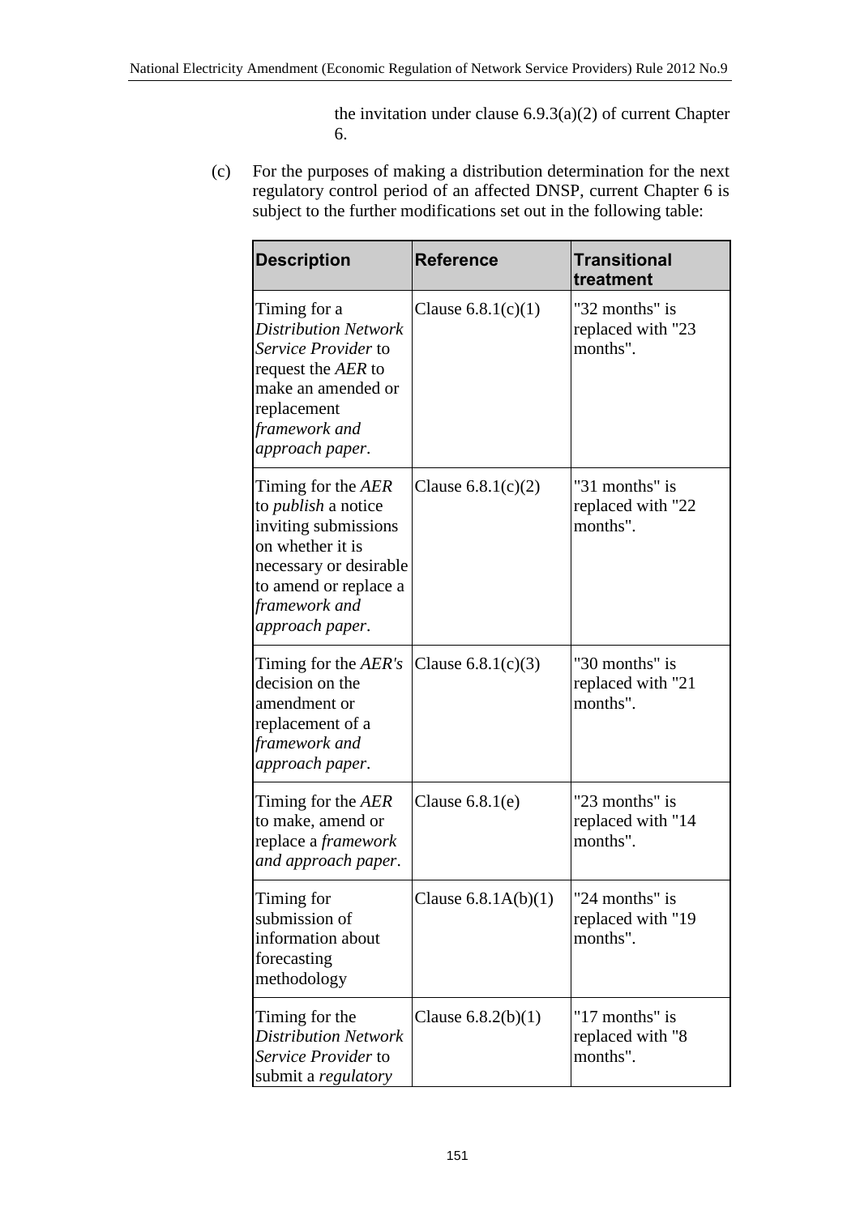the invitation under clause 6.9.3(a)(2) of current Chapter 6.

(c) For the purposes of making a distribution determination for the next regulatory control period of an affected DNSP, current Chapter 6 is subject to the further modifications set out in the following table:

| Description | Reference | Transitional treatment |
|---|---|---|
| Timing for a *Distribution Network Service Provider* to request the *AER* to make an amended or replacement *framework and approach paper*. | Clause 6.8.1(c)(1) | "32 months" is replaced with "23 months". |
| Timing for the *AER* to *publish* a notice inviting submissions on whether it is necessary or desirable to amend or replace a *framework and approach paper*. | Clause 6.8.1(c)(2) | "31 months" is replaced with "22 months". |
| Timing for the *AER's* decision on the amendment or replacement of a *framework and approach paper*. | Clause 6.8.1(c)(3) | "30 months" is replaced with "21 months". |
| Timing for the *AER* to make, amend or replace a *framework and approach paper*. | Clause 6.8.1(e) | "23 months" is replaced with "14 months". |
| Timing for submission of information about forecasting methodology | Clause 6.8.1A(b)(1) | "24 months" is replaced with "19 months". |
| Timing for the *Distribution Network Service Provider* to submit a *regulatory* | Clause 6.8.2(b)(1) | "17 months" is replaced with "8 months". |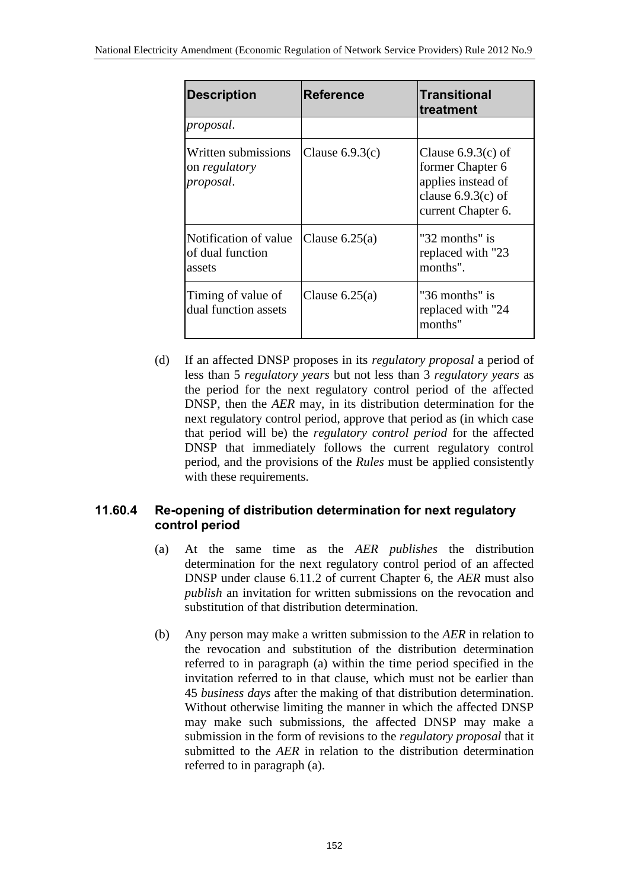| Description | Reference | Transitional treatment |
|---|---|---|
| *proposal*. | | |
| Written submissions on *regulatory proposal*. | Clause 6.9.3(c) | Clause 6.9.3(c) of former Chapter 6 applies instead of clause 6.9.3(c) of current Chapter 6. |
| Notification of value of dual function assets | Clause 6.25(a) | "32 months" is replaced with "23 months". |
| Timing of value of dual function assets | Clause 6.25(a) | "36 months" is replaced with "24 months" |

(d) If an affected DNSP proposes in its *regulatory proposal* a period of less than 5 *regulatory years* but not less than 3 *regulatory years* as the period for the next regulatory control period of the affected DNSP, then the *AER* may, in its distribution determination for the next regulatory control period, approve that period as (in which case that period will be) the *regulatory control period* for the affected DNSP that immediately follows the current regulatory control period, and the provisions of the *Rules* must be applied consistently with these requirements.

### 11.60.4 Re-opening of distribution determination for next regulatory control period

(a) At the same time as the *AER publishes* the distribution determination for the next regulatory control period of an affected DNSP under clause 6.11.2 of current Chapter 6, the *AER* must also *publish* an invitation for written submissions on the revocation and substitution of that distribution determination.

(b) Any person may make a written submission to the *AER* in relation to the revocation and substitution of the distribution determination referred to in paragraph (a) within the time period specified in the invitation referred to in that clause, which must not be earlier than 45 *business days* after the making of that distribution determination. Without otherwise limiting the manner in which the affected DNSP may make such submissions, the affected DNSP may make a submission in the form of revisions to the *regulatory proposal* that it submitted to the *AER* in relation to the distribution determination referred to in paragraph (a).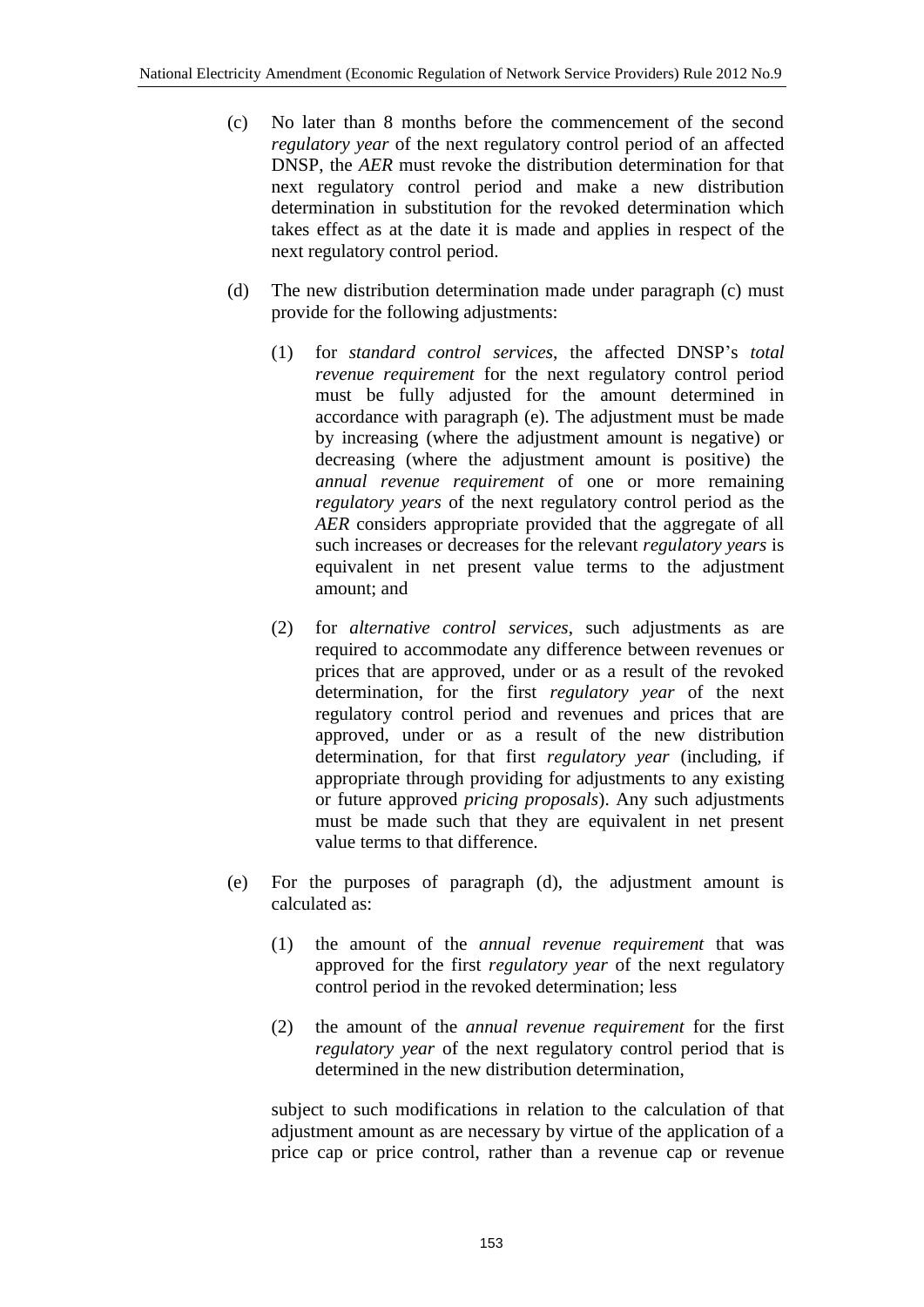(c) No later than 8 months before the commencement of the second *regulatory year* of the next regulatory control period of an affected DNSP, the *AER* must revoke the distribution determination for that next regulatory control period and make a new distribution determination in substitution for the revoked determination which takes effect as at the date it is made and applies in respect of the next regulatory control period.

(d) The new distribution determination made under paragraph (c) must provide for the following adjustments:

(1) for *standard control services*, the affected DNSP's *total revenue requirement* for the next regulatory control period must be fully adjusted for the amount determined in accordance with paragraph (e). The adjustment must be made by increasing (where the adjustment amount is negative) or decreasing (where the adjustment amount is positive) the *annual revenue requirement* of one or more remaining *regulatory years* of the next regulatory control period as the *AER* considers appropriate provided that the aggregate of all such increases or decreases for the relevant *regulatory years* is equivalent in net present value terms to the adjustment amount; and

(2) for *alternative control services*, such adjustments as are required to accommodate any difference between revenues or prices that are approved, under or as a result of the revoked determination, for the first *regulatory year* of the next regulatory control period and revenues and prices that are approved, under or as a result of the new distribution determination, for that first *regulatory year* (including, if appropriate through providing for adjustments to any existing or future approved *pricing proposals*). Any such adjustments must be made such that they are equivalent in net present value terms to that difference.

(e) For the purposes of paragraph (d), the adjustment amount is calculated as:

(1) the amount of the *annual revenue requirement* that was approved for the first *regulatory year* of the next regulatory control period in the revoked determination; less

(2) the amount of the *annual revenue requirement* for the first *regulatory year* of the next regulatory control period that is determined in the new distribution determination,

subject to such modifications in relation to the calculation of that adjustment amount as are necessary by virtue of the application of a price cap or price control, rather than a revenue cap or revenue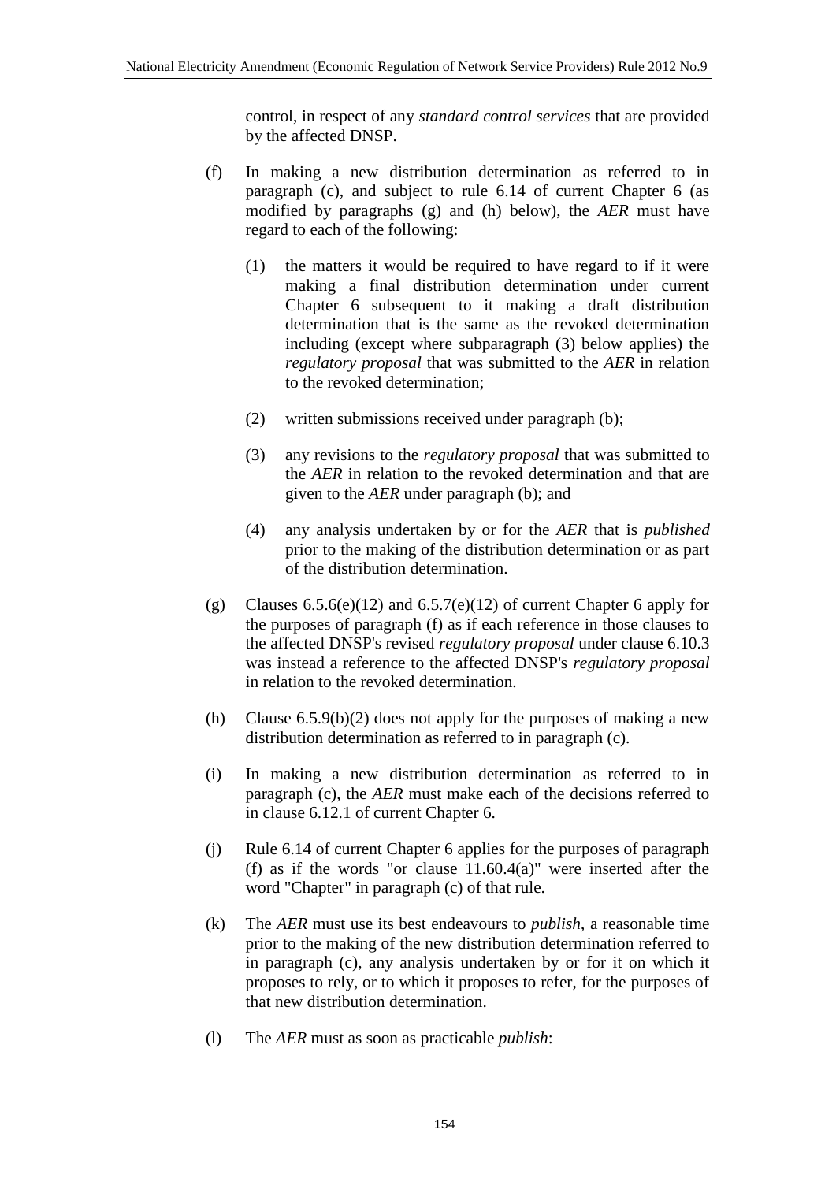control, in respect of any *standard control services* that are provided by the affected DNSP.

(f) In making a new distribution determination as referred to in paragraph (c), and subject to rule 6.14 of current Chapter 6 (as modified by paragraphs (g) and (h) below), the *AER* must have regard to each of the following:

(1) the matters it would be required to have regard to if it were making a final distribution determination under current Chapter 6 subsequent to it making a draft distribution determination that is the same as the revoked determination including (except where subparagraph (3) below applies) the *regulatory proposal* that was submitted to the *AER* in relation to the revoked determination;

(2) written submissions received under paragraph (b);

(3) any revisions to the *regulatory proposal* that was submitted to the *AER* in relation to the revoked determination and that are given to the *AER* under paragraph (b); and

(4) any analysis undertaken by or for the *AER* that is *published* prior to the making of the distribution determination or as part of the distribution determination.

(g) Clauses 6.5.6(e)(12) and 6.5.7(e)(12) of current Chapter 6 apply for the purposes of paragraph (f) as if each reference in those clauses to the affected DNSP's revised *regulatory proposal* under clause 6.10.3 was instead a reference to the affected DNSP's *regulatory proposal* in relation to the revoked determination.

(h) Clause 6.5.9(b)(2) does not apply for the purposes of making a new distribution determination as referred to in paragraph (c).

(i) In making a new distribution determination as referred to in paragraph (c), the *AER* must make each of the decisions referred to in clause 6.12.1 of current Chapter 6.

(j) Rule 6.14 of current Chapter 6 applies for the purposes of paragraph (f) as if the words "or clause 11.60.4(a)" were inserted after the word "Chapter" in paragraph (c) of that rule.

(k) The *AER* must use its best endeavours to *publish*, a reasonable time prior to the making of the new distribution determination referred to in paragraph (c), any analysis undertaken by or for it on which it proposes to rely, or to which it proposes to refer, for the purposes of that new distribution determination.

(l) The *AER* must as soon as practicable *publish*: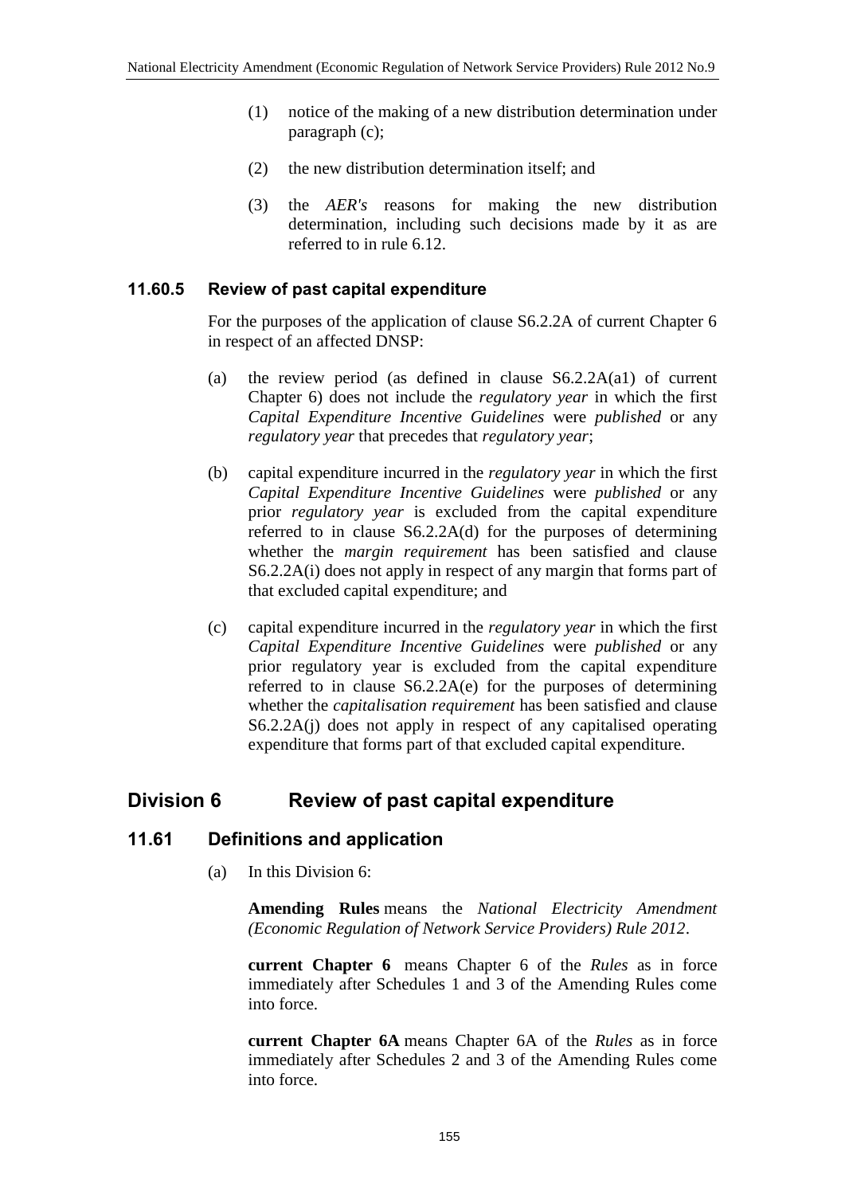(1) notice of the making of a new distribution determination under paragraph (c);

(2) the new distribution determination itself; and

(3) the *AER's* reasons for making the new distribution determination, including such decisions made by it as are referred to in rule 6.12.

### 11.60.5 Review of past capital expenditure

For the purposes of the application of clause S6.2.2A of current Chapter 6 in respect of an affected DNSP:

(a) the review period (as defined in clause S6.2.2A(a1) of current Chapter 6) does not include the *regulatory year* in which the first *Capital Expenditure Incentive Guidelines* were *published* or any *regulatory year* that precedes that *regulatory year*;

(b) capital expenditure incurred in the *regulatory year* in which the first *Capital Expenditure Incentive Guidelines* were *published* or any prior *regulatory year* is excluded from the capital expenditure referred to in clause S6.2.2A(d) for the purposes of determining whether the *margin requirement* has been satisfied and clause S6.2.2A(i) does not apply in respect of any margin that forms part of that excluded capital expenditure; and

(c) capital expenditure incurred in the *regulatory year* in which the first *Capital Expenditure Incentive Guidelines* were *published* or any prior regulatory year is excluded from the capital expenditure referred to in clause S6.2.2A(e) for the purposes of determining whether the *capitalisation requirement* has been satisfied and clause S6.2.2A(j) does not apply in respect of any capitalised operating expenditure that forms part of that excluded capital expenditure.

## Division 6 Review of past capital expenditure

### 11.61 Definitions and application

(a) In this Division 6:

**Amending Rules** means the *National Electricity Amendment (Economic Regulation of Network Service Providers) Rule 2012*.

**current Chapter 6** means Chapter 6 of the *Rules* as in force immediately after Schedules 1 and 3 of the Amending Rules come into force.

**current Chapter 6A** means Chapter 6A of the *Rules* as in force immediately after Schedules 2 and 3 of the Amending Rules come into force.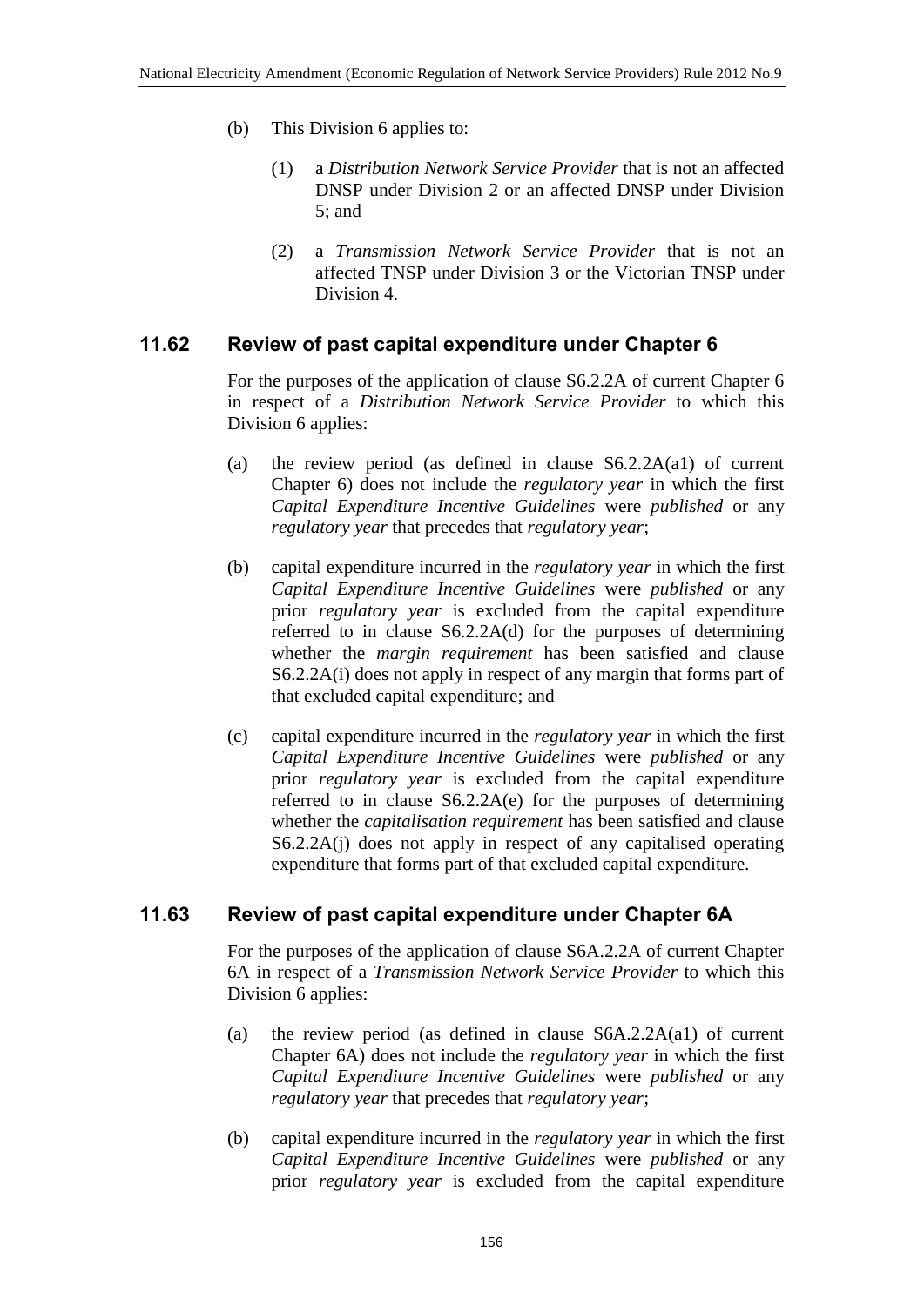(b) This Division 6 applies to:

  (1) a *Distribution Network Service Provider* that is not an affected DNSP under Division 2 or an affected DNSP under Division 5; and

  (2) a *Transmission Network Service Provider* that is not an affected TNSP under Division 3 or the Victorian TNSP under Division 4.

## 11.62 Review of past capital expenditure under Chapter 6

For the purposes of the application of clause S6.2.2A of current Chapter 6 in respect of a *Distribution Network Service Provider* to which this Division 6 applies:

(a) the review period (as defined in clause S6.2.2A(a1) of current Chapter 6) does not include the *regulatory year* in which the first *Capital Expenditure Incentive Guidelines* were *published* or any *regulatory year* that precedes that *regulatory year*;

(b) capital expenditure incurred in the *regulatory year* in which the first *Capital Expenditure Incentive Guidelines* were *published* or any prior *regulatory year* is excluded from the capital expenditure referred to in clause S6.2.2A(d) for the purposes of determining whether the *margin requirement* has been satisfied and clause S6.2.2A(i) does not apply in respect of any margin that forms part of that excluded capital expenditure; and

(c) capital expenditure incurred in the *regulatory year* in which the first *Capital Expenditure Incentive Guidelines* were *published* or any prior *regulatory year* is excluded from the capital expenditure referred to in clause S6.2.2A(e) for the purposes of determining whether the *capitalisation requirement* has been satisfied and clause S6.2.2A(j) does not apply in respect of any capitalised operating expenditure that forms part of that excluded capital expenditure.

## 11.63 Review of past capital expenditure under Chapter 6A

For the purposes of the application of clause S6A.2.2A of current Chapter 6A in respect of a *Transmission Network Service Provider* to which this Division 6 applies:

(a) the review period (as defined in clause S6A.2.2A(a1) of current Chapter 6A) does not include the *regulatory year* in which the first *Capital Expenditure Incentive Guidelines* were *published* or any *regulatory year* that precedes that *regulatory year*;

(b) capital expenditure incurred in the *regulatory year* in which the first *Capital Expenditure Incentive Guidelines* were *published* or any prior *regulatory year* is excluded from the capital expenditure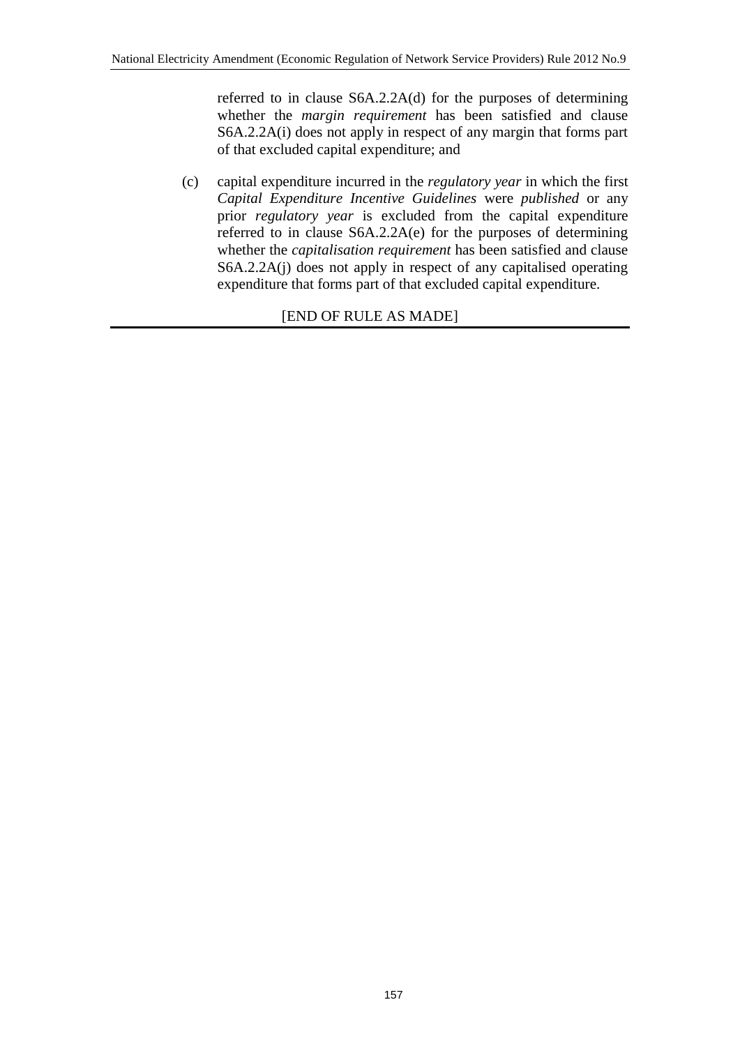referred to in clause S6A.2.2A(d) for the purposes of determining whether the *margin requirement* has been satisfied and clause S6A.2.2A(i) does not apply in respect of any margin that forms part of that excluded capital expenditure; and

(c) capital expenditure incurred in the *regulatory year* in which the first *Capital Expenditure Incentive Guidelines* were *published* or any prior *regulatory year* is excluded from the capital expenditure referred to in clause S6A.2.2A(e) for the purposes of determining whether the *capitalisation requirement* has been satisfied and clause S6A.2.2A(j) does not apply in respect of any capitalised operating expenditure that forms part of that excluded capital expenditure.

[END OF RULE AS MADE]